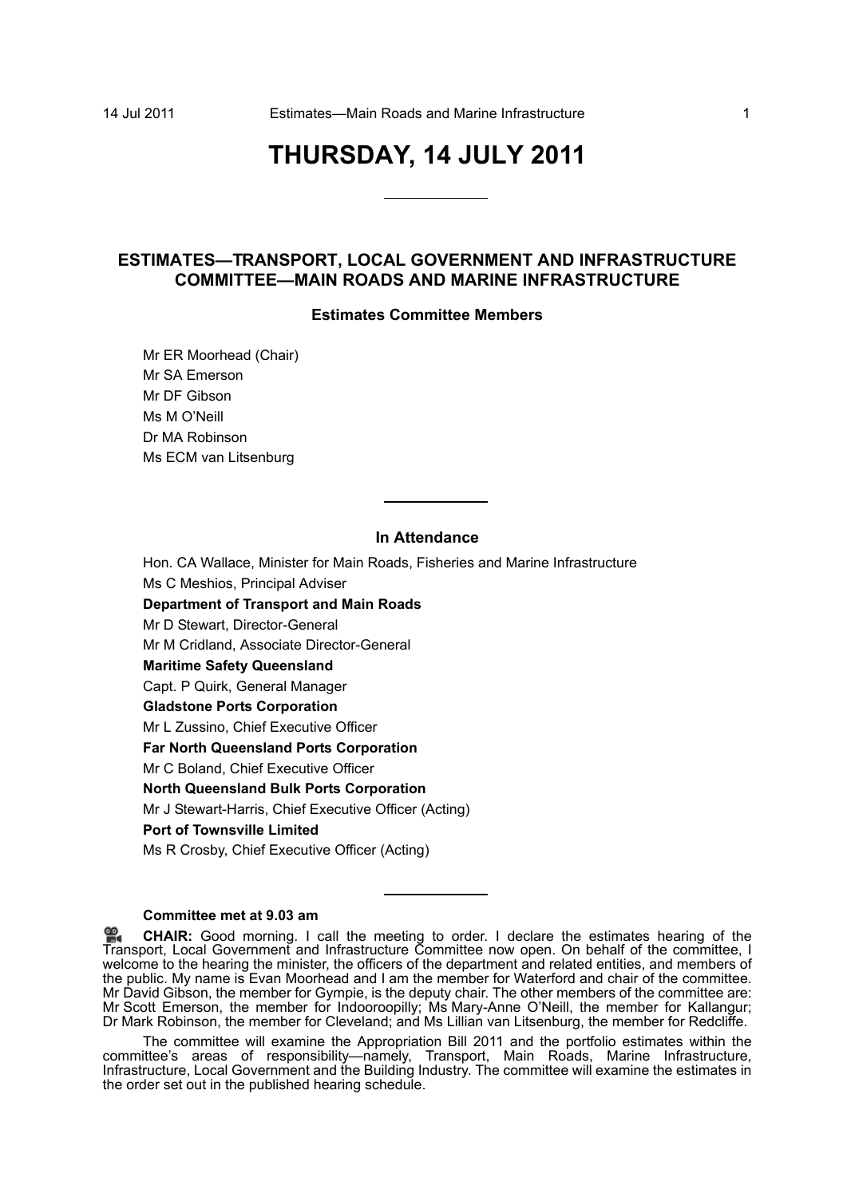# THURSDAY, 14 JULY 2011

## ESTIMATES—TRANSPORT, LOCAL GOVERNMENT AND INFRASTRUCTURE COMMITTEE—MAIN ROADS AND MARINE INFRASTRUCTURE

### Estimates Committee Members

Mr ER Moorhead (Chair)
Mr SA Emerson
Mr DF Gibson
Ms M O'Neill
Dr MA Robinson
Ms ECM van Litsenburg

### In Attendance

Hon. CA Wallace, Minister for Main Roads, Fisheries and Marine Infrastructure
Ms C Meshios, Principal Adviser

**Department of Transport and Main Roads**
Mr D Stewart, Director-General
Mr M Cridland, Associate Director-General

**Maritime Safety Queensland**
Capt. P Quirk, General Manager

**Gladstone Ports Corporation**
Mr L Zussino, Chief Executive Officer

**Far North Queensland Ports Corporation**
Mr C Boland, Chief Executive Officer

**North Queensland Bulk Ports Corporation**
Mr J Stewart-Harris, Chief Executive Officer (Acting)

**Port of Townsville Limited**
Ms R Crosby, Chief Executive Officer (Acting)

**Committee met at 9.03 am**

**CHAIR:** Good morning. I call the meeting to order. I declare the estimates hearing of the Transport, Local Government and Infrastructure Committee now open. On behalf of the committee, I welcome to the hearing the minister, the officers of the department and related entities, and members of the public. My name is Evan Moorhead and I am the member for Waterford and chair of the committee. Mr David Gibson, the member for Gympie, is the deputy chair. The other members of the committee are: Mr Scott Emerson, the member for Indooroopilly; Ms Mary-Anne O'Neill, the member for Kallangur; Dr Mark Robinson, the member for Cleveland; and Ms Lillian van Litsenburg, the member for Redcliffe.

The committee will examine the Appropriation Bill 2011 and the portfolio estimates within the committee's areas of responsibility—namely, Transport, Main Roads, Marine Infrastructure, Infrastructure, Local Government and the Building Industry. The committee will examine the estimates in the order set out in the published hearing schedule.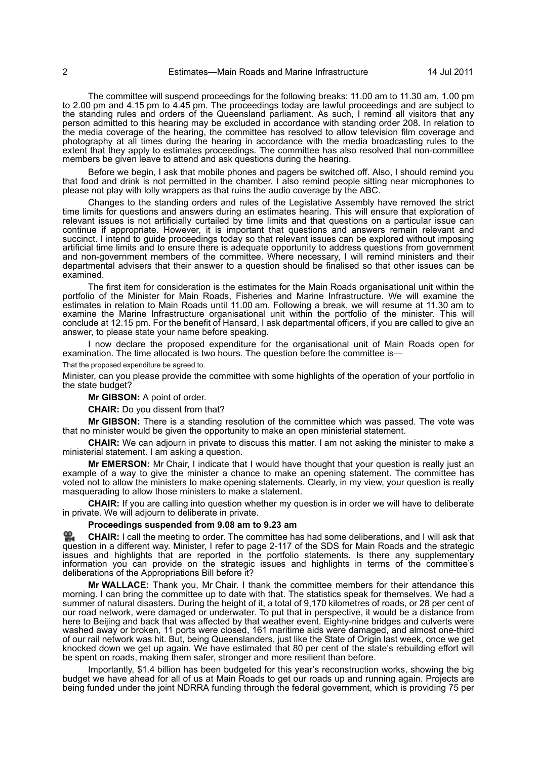The committee will suspend proceedings for the following breaks: 11.00 am to 11.30 am, 1.00 pm to 2.00 pm and 4.15 pm to 4.45 pm. The proceedings today are lawful proceedings and are subject to the standing rules and orders of the Queensland parliament. As such, I remind all visitors that any person admitted to this hearing may be excluded in accordance with standing order 208. In relation to the media coverage of the hearing, the committee has resolved to allow television film coverage and photography at all times during the hearing in accordance with the media broadcasting rules to the extent that they apply to estimates proceedings. The committee has also resolved that non-committee members be given leave to attend and ask questions during the hearing.

Before we begin, I ask that mobile phones and pagers be switched off. Also, I should remind you that food and drink is not permitted in the chamber. I also remind people sitting near microphones to please not play with lolly wrappers as that ruins the audio coverage by the ABC.

Changes to the standing orders and rules of the Legislative Assembly have removed the strict time limits for questions and answers during an estimates hearing. This will ensure that exploration of relevant issues is not artificially curtailed by time limits and that questions on a particular issue can continue if appropriate. However, it is important that questions and answers remain relevant and succinct. I intend to guide proceedings today so that relevant issues can be explored without imposing artificial time limits and to ensure there is adequate opportunity to address questions from government and non-government members of the committee. Where necessary, I will remind ministers and their departmental advisers that their answer to a question should be finalised so that other issues can be examined.

The first item for consideration is the estimates for the Main Roads organisational unit within the portfolio of the Minister for Main Roads, Fisheries and Marine Infrastructure. We will examine the estimates in relation to Main Roads until 11.00 am. Following a break, we will resume at 11.30 am to examine the Marine Infrastructure organisational unit within the portfolio of the minister. This will conclude at 12.15 pm. For the benefit of Hansard, I ask departmental officers, if you are called to give an answer, to please state your name before speaking.

I now declare the proposed expenditure for the organisational unit of Main Roads open for examination. The time allocated is two hours. The question before the committee is—

That the proposed expenditure be agreed to.

Minister, can you please provide the committee with some highlights of the operation of your portfolio in the state budget?

**Mr GIBSON:** A point of order.

**CHAIR:** Do you dissent from that?

**Mr GIBSON:** There is a standing resolution of the committee which was passed. The vote was that no minister would be given the opportunity to make an open ministerial statement.

**CHAIR:** We can adjourn in private to discuss this matter. I am not asking the minister to make a ministerial statement. I am asking a question.

**Mr EMERSON:** Mr Chair, I indicate that I would have thought that your question is really just an example of a way to give the minister a chance to make an opening statement. The committee has voted not to allow the ministers to make opening statements. Clearly, in my view, your question is really masquerading to allow those ministers to make a statement.

**CHAIR:** If you are calling into question whether my question is in order we will have to deliberate in private. We will adjourn to deliberate in private.

**Proceedings suspended from 9.08 am to 9.23 am**

**CHAIR:** I call the meeting to order. The committee has had some deliberations, and I will ask that question in a different way. Minister, I refer to page 2-117 of the SDS for Main Roads and the strategic issues and highlights that are reported in the portfolio statements. Is there any supplementary information you can provide on the strategic issues and highlights in terms of the committee's deliberations of the Appropriations Bill before it?

**Mr WALLACE:** Thank you, Mr Chair. I thank the committee members for their attendance this morning. I can bring the committee up to date with that. The statistics speak for themselves. We had a summer of natural disasters. During the height of it, a total of 9,170 kilometres of roads, or 28 per cent of our road network, were damaged or underwater. To put that in perspective, it would be a distance from here to Beijing and back that was affected by that weather event. Eighty-nine bridges and culverts were washed away or broken, 11 ports were closed, 161 maritime aids were damaged, and almost one-third of our rail network was hit. But, being Queenslanders, just like the State of Origin last week, once we get knocked down we get up again. We have estimated that 80 per cent of the state's rebuilding effort will be spent on roads, making them safer, stronger and more resilient than before.

Importantly, $1.4 billion has been budgeted for this year's reconstruction works, showing the big budget we have ahead for all of us at Main Roads to get our roads up and running again. Projects are being funded under the joint NDRRA funding through the federal government, which is providing 75 per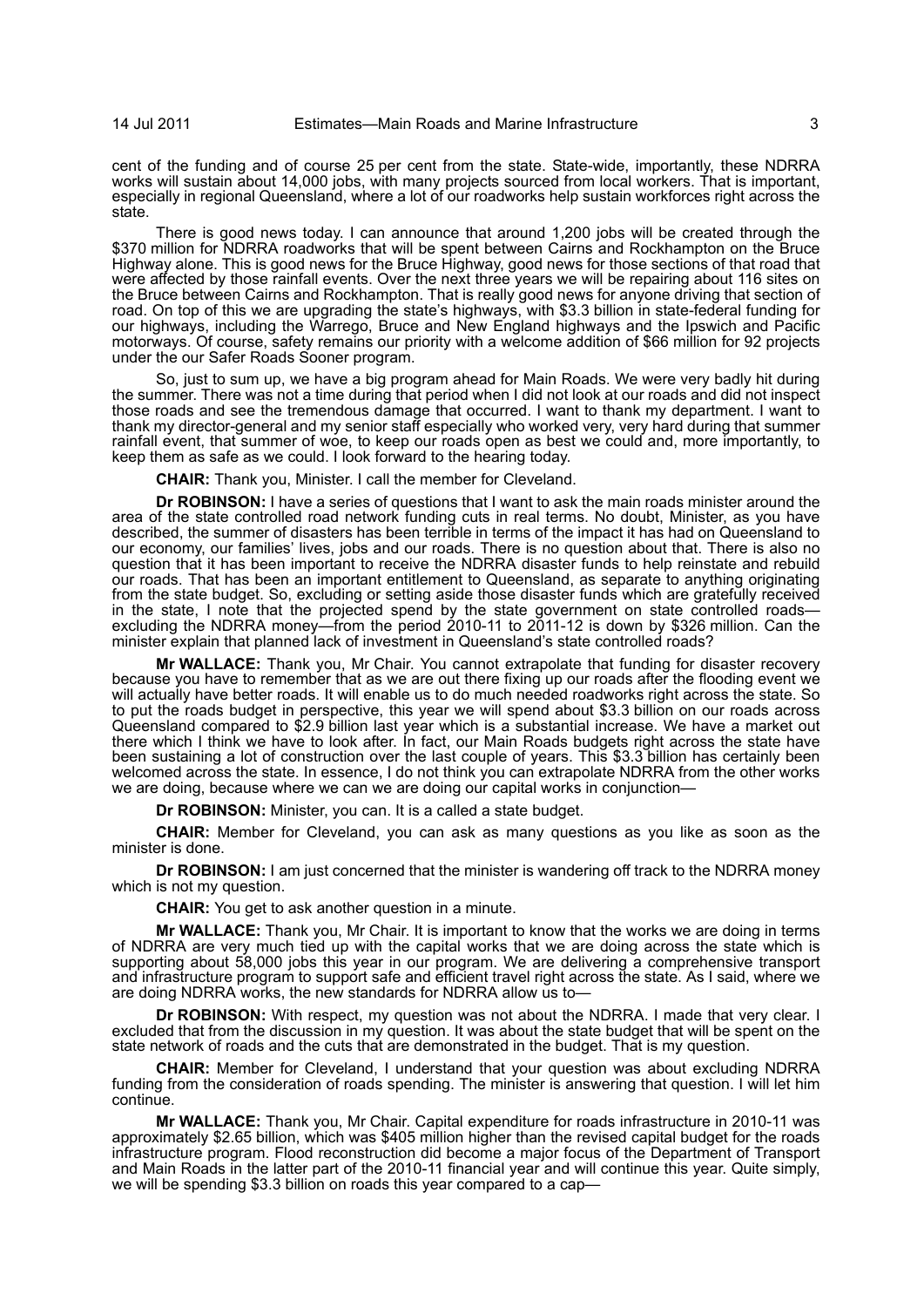cent of the funding and of course 25 per cent from the state. State-wide, importantly, these NDRRA works will sustain about 14,000 jobs, with many projects sourced from local workers. That is important, especially in regional Queensland, where a lot of our roadworks help sustain workforces right across the state.

There is good news today. I can announce that around 1,200 jobs will be created through the $370 million for NDRRA roadworks that will be spent between Cairns and Rockhampton on the Bruce Highway alone. This is good news for the Bruce Highway, good news for those sections of that road that were affected by those rainfall events. Over the next three years we will be repairing about 116 sites on the Bruce between Cairns and Rockhampton. That is really good news for anyone driving that section of road. On top of this we are upgrading the state's highways, with $3.3 billion in state-federal funding for our highways, including the Warrego, Bruce and New England highways and the Ipswich and Pacific motorways. Of course, safety remains our priority with a welcome addition of $66 million for 92 projects under the our Safer Roads Sooner program.

So, just to sum up, we have a big program ahead for Main Roads. We were very badly hit during the summer. There was not a time during that period when I did not look at our roads and did not inspect those roads and see the tremendous damage that occurred. I want to thank my department. I want to thank my director-general and my senior staff especially who worked very, very hard during that summer rainfall event, that summer of woe, to keep our roads open as best we could and, more importantly, to keep them as safe as we could. I look forward to the hearing today.

**CHAIR:** Thank you, Minister. I call the member for Cleveland.

**Dr ROBINSON:** I have a series of questions that I want to ask the main roads minister around the area of the state controlled road network funding cuts in real terms. No doubt, Minister, as you have described, the summer of disasters has been terrible in terms of the impact it has had on Queensland to our economy, our families' lives, jobs and our roads. There is no question about that. There is also no question that it has been important to receive the NDRRA disaster funds to help reinstate and rebuild our roads. That has been an important entitlement to Queensland, as separate to anything originating from the state budget. So, excluding or setting aside those disaster funds which are gratefully received in the state, I note that the projected spend by the state government on state controlled roads—excluding the NDRRA money—from the period 2010-11 to 2011-12 is down by $326 million. Can the minister explain that planned lack of investment in Queensland's state controlled roads?

**Mr WALLACE:** Thank you, Mr Chair. You cannot extrapolate that funding for disaster recovery because you have to remember that as we are out there fixing up our roads after the flooding event we will actually have better roads. It will enable us to do much needed roadworks right across the state. So to put the roads budget in perspective, this year we will spend about $3.3 billion on our roads across Queensland compared to $2.9 billion last year which is a substantial increase. We have a market out there which I think we have to look after. In fact, our Main Roads budgets right across the state have been sustaining a lot of construction over the last couple of years. This $3.3 billion has certainly been welcomed across the state. In essence, I do not think you can extrapolate NDRRA from the other works we are doing, because where we can we are doing our capital works in conjunction—

**Dr ROBINSON:** Minister, you can. It is a called a state budget.

**CHAIR:** Member for Cleveland, you can ask as many questions as you like as soon as the minister is done.

**Dr ROBINSON:** I am just concerned that the minister is wandering off track to the NDRRA money which is not my question.

**CHAIR:** You get to ask another question in a minute.

**Mr WALLACE:** Thank you, Mr Chair. It is important to know that the works we are doing in terms of NDRRA are very much tied up with the capital works that we are doing across the state which is supporting about 58,000 jobs this year in our program. We are delivering a comprehensive transport and infrastructure program to support safe and efficient travel right across the state. As I said, where we are doing NDRRA works, the new standards for NDRRA allow us to—

**Dr ROBINSON:** With respect, my question was not about the NDRRA. I made that very clear. I excluded that from the discussion in my question. It was about the state budget that will be spent on the state network of roads and the cuts that are demonstrated in the budget. That is my question.

**CHAIR:** Member for Cleveland, I understand that your question was about excluding NDRRA funding from the consideration of roads spending. The minister is answering that question. I will let him continue.

**Mr WALLACE:** Thank you, Mr Chair. Capital expenditure for roads infrastructure in 2010-11 was approximately $2.65 billion, which was $405 million higher than the revised capital budget for the roads infrastructure program. Flood reconstruction did become a major focus of the Department of Transport and Main Roads in the latter part of the 2010-11 financial year and will continue this year. Quite simply, we will be spending $3.3 billion on roads this year compared to a cap—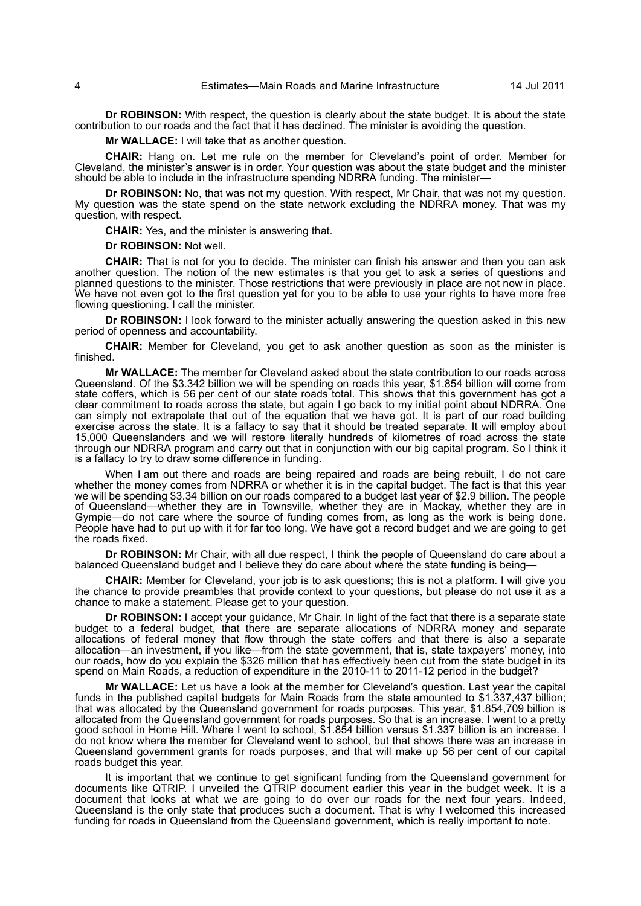**Dr ROBINSON:** With respect, the question is clearly about the state budget. It is about the state contribution to our roads and the fact that it has declined. The minister is avoiding the question.

**Mr WALLACE:** I will take that as another question.

**CHAIR:** Hang on. Let me rule on the member for Cleveland's point of order. Member for Cleveland, the minister's answer is in order. Your question was about the state budget and the minister should be able to include in the infrastructure spending NDRRA funding. The minister—

**Dr ROBINSON:** No, that was not my question. With respect, Mr Chair, that was not my question. My question was the state spend on the state network excluding the NDRRA money. That was my question, with respect.

**CHAIR:** Yes, and the minister is answering that.

**Dr ROBINSON:** Not well.

**CHAIR:** That is not for you to decide. The minister can finish his answer and then you can ask another question. The notion of the new estimates is that you get to ask a series of questions and planned questions to the minister. Those restrictions that were previously in place are not now in place. We have not even got to the first question yet for you to be able to use your rights to have more free flowing questioning. I call the minister.

**Dr ROBINSON:** I look forward to the minister actually answering the question asked in this new period of openness and accountability.

**CHAIR:** Member for Cleveland, you get to ask another question as soon as the minister is finished.

**Mr WALLACE:** The member for Cleveland asked about the state contribution to our roads across Queensland. Of the $3.342 billion we will be spending on roads this year, $1.854 billion will come from state coffers, which is 56 per cent of our state roads total. This shows that this government has got a clear commitment to roads across the state, but again I go back to my initial point about NDRRA. One can simply not extrapolate that out of the equation that we have got. It is part of our road building exercise across the state. It is a fallacy to say that it should be treated separate. It will employ about 15,000 Queenslanders and we will restore literally hundreds of kilometres of road across the state through our NDRRA program and carry out that in conjunction with our big capital program. So I think it is a fallacy to try to draw some difference in funding.

When I am out there and roads are being repaired and roads are being rebuilt, I do not care whether the money comes from NDRRA or whether it is in the capital budget. The fact is that this year we will be spending $3.34 billion on our roads compared to a budget last year of $2.9 billion. The people of Queensland—whether they are in Townsville, whether they are in Mackay, whether they are in Gympie—do not care where the source of funding comes from, as long as the work is being done. People have had to put up with it for far too long. We have got a record budget and we are going to get the roads fixed.

**Dr ROBINSON:** Mr Chair, with all due respect, I think the people of Queensland do care about a balanced Queensland budget and I believe they do care about where the state funding is being—

**CHAIR:** Member for Cleveland, your job is to ask questions; this is not a platform. I will give you the chance to provide preambles that provide context to your questions, but please do not use it as a chance to make a statement. Please get to your question.

**Dr ROBINSON:** I accept your guidance, Mr Chair. In light of the fact that there is a separate state budget to a federal budget, that there are separate allocations of NDRRA money and separate allocations of federal money that flow through the state coffers and that there is also a separate allocation—an investment, if you like—from the state government, that is, state taxpayers' money, into our roads, how do you explain the $326 million that has effectively been cut from the state budget in its spend on Main Roads, a reduction of expenditure in the 2010-11 to 2011-12 period in the budget?

**Mr WALLACE:** Let us have a look at the member for Cleveland's question. Last year the capital funds in the published capital budgets for Main Roads from the state amounted to $1.337,437 billion; that was allocated by the Queensland government for roads purposes. This year, $1.854,709 billion is allocated from the Queensland government for roads purposes. So that is an increase. I went to a pretty good school in Home Hill. Where I went to school, $1.854 billion versus $1.337 billion is an increase. I do not know where the member for Cleveland went to school, but that shows there was an increase in Queensland government grants for roads purposes, and that will make up 56 per cent of our capital roads budget this year.

It is important that we continue to get significant funding from the Queensland government for documents like QTRIP. I unveiled the QTRIP document earlier this year in the budget week. It is a document that looks at what we are going to do over our roads for the next four years. Indeed, Queensland is the only state that produces such a document. That is why I welcomed this increased funding for roads in Queensland from the Queensland government, which is really important to note.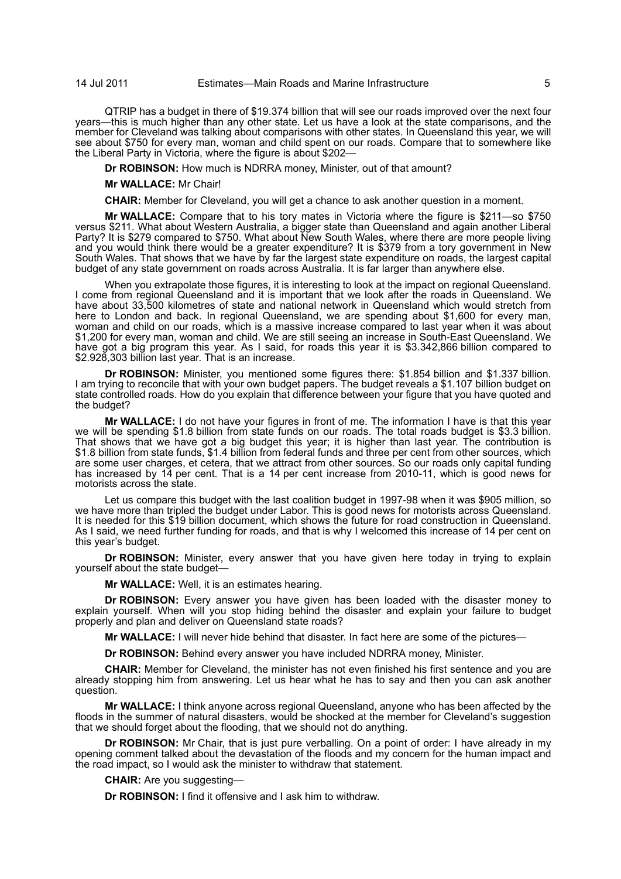QTRIP has a budget in there of $19.374 billion that will see our roads improved over the next four years—this is much higher than any other state. Let us have a look at the state comparisons, and the member for Cleveland was talking about comparisons with other states. In Queensland this year, we will see about $750 for every man, woman and child spent on our roads. Compare that to somewhere like the Liberal Party in Victoria, where the figure is about $202—

**Dr ROBINSON:** How much is NDRRA money, Minister, out of that amount?

**Mr WALLACE:** Mr Chair!

**CHAIR:** Member for Cleveland, you will get a chance to ask another question in a moment.

**Mr WALLACE:** Compare that to his tory mates in Victoria where the figure is $211—so $750 versus $211. What about Western Australia, a bigger state than Queensland and again another Liberal Party? It is $279 compared to $750. What about New South Wales, where there are more people living and you would think there would be a greater expenditure? It is $379 from a tory government in New South Wales. That shows that we have by far the largest state expenditure on roads, the largest capital budget of any state government on roads across Australia. It is far larger than anywhere else.

When you extrapolate those figures, it is interesting to look at the impact on regional Queensland. I come from regional Queensland and it is important that we look after the roads in Queensland. We have about 33,500 kilometres of state and national network in Queensland which would stretch from here to London and back. In regional Queensland, we are spending about $1,600 for every man, woman and child on our roads, which is a massive increase compared to last year when it was about $1,200 for every man, woman and child. We are still seeing an increase in South-East Queensland. We have got a big program this year. As I said, for roads this year it is $3.342,866 billion compared to $2.928,303 billion last year. That is an increase.

**Dr ROBINSON:** Minister, you mentioned some figures there: $1.854 billion and $1.337 billion. I am trying to reconcile that with your own budget papers. The budget reveals a $1.107 billion budget on state controlled roads. How do you explain that difference between your figure that you have quoted and the budget?

**Mr WALLACE:** I do not have your figures in front of me. The information I have is that this year we will be spending $1.8 billion from state funds on our roads. The total roads budget is $3.3 billion. That shows that we have got a big budget this year; it is higher than last year. The contribution is $1.8 billion from state funds, $1.4 billion from federal funds and three per cent from other sources, which are some user charges, et cetera, that we attract from other sources. So our roads only capital funding has increased by 14 per cent. That is a 14 per cent increase from 2010-11, which is good news for motorists across the state.

Let us compare this budget with the last coalition budget in 1997-98 when it was $905 million, so we have more than tripled the budget under Labor. This is good news for motorists across Queensland. It is needed for this $19 billion document, which shows the future for road construction in Queensland. As I said, we need further funding for roads, and that is why I welcomed this increase of 14 per cent on this year's budget.

**Dr ROBINSON:** Minister, every answer that you have given here today in trying to explain yourself about the state budget—

**Mr WALLACE:** Well, it is an estimates hearing.

**Dr ROBINSON:** Every answer you have given has been loaded with the disaster money to explain yourself. When will you stop hiding behind the disaster and explain your failure to budget properly and plan and deliver on Queensland state roads?

**Mr WALLACE:** I will never hide behind that disaster. In fact here are some of the pictures—

**Dr ROBINSON:** Behind every answer you have included NDRRA money, Minister.

**CHAIR:** Member for Cleveland, the minister has not even finished his first sentence and you are already stopping him from answering. Let us hear what he has to say and then you can ask another question.

**Mr WALLACE:** I think anyone across regional Queensland, anyone who has been affected by the floods in the summer of natural disasters, would be shocked at the member for Cleveland's suggestion that we should forget about the flooding, that we should not do anything.

**Dr ROBINSON:** Mr Chair, that is just pure verballing. On a point of order: I have already in my opening comment talked about the devastation of the floods and my concern for the human impact and the road impact, so I would ask the minister to withdraw that statement.

**CHAIR:** Are you suggesting—

**Dr ROBINSON:** I find it offensive and I ask him to withdraw.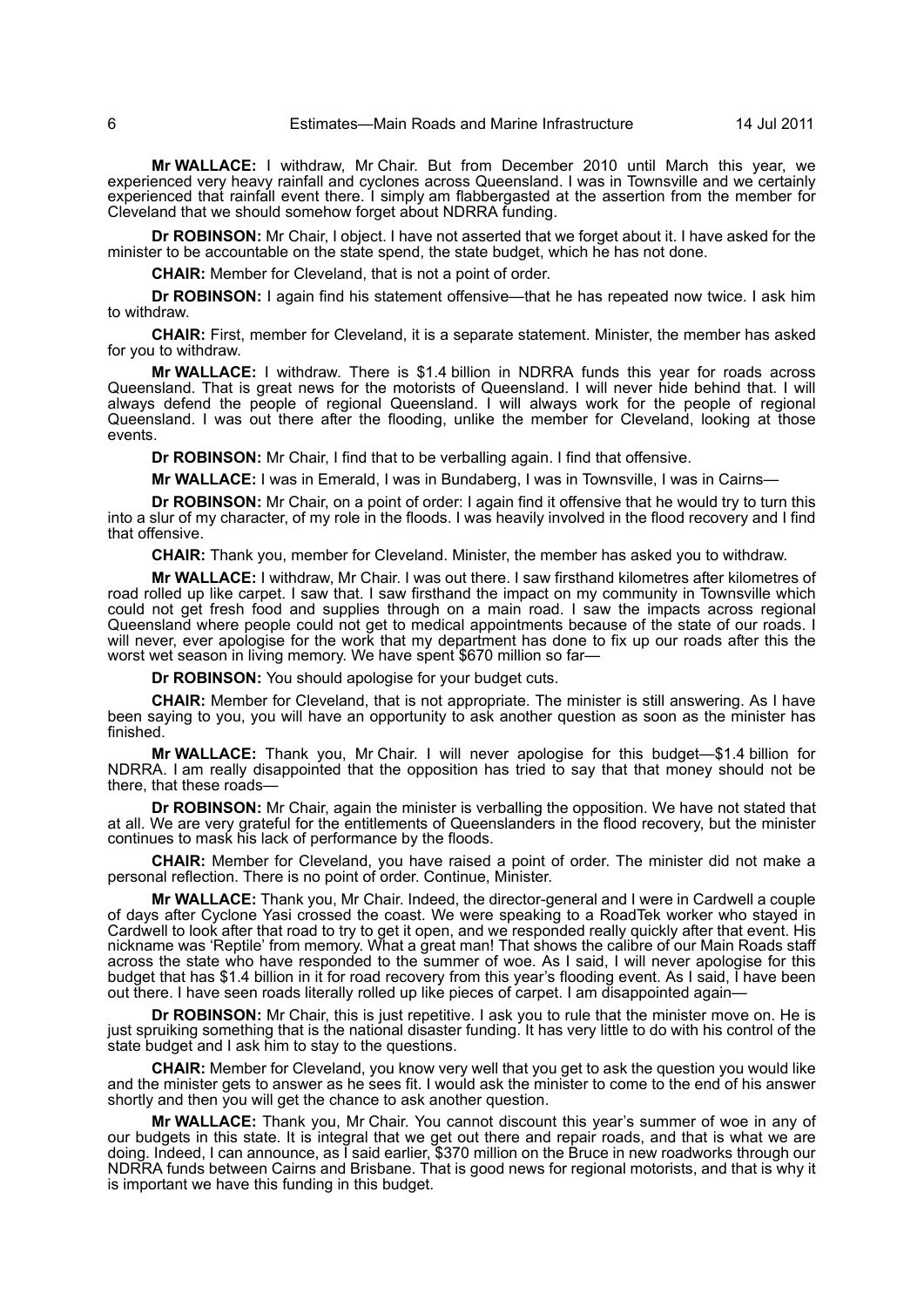**Mr WALLACE:** I withdraw, Mr Chair. But from December 2010 until March this year, we experienced very heavy rainfall and cyclones across Queensland. I was in Townsville and we certainly experienced that rainfall event there. I simply am flabbergasted at the assertion from the member for Cleveland that we should somehow forget about NDRRA funding.

**Dr ROBINSON:** Mr Chair, I object. I have not asserted that we forget about it. I have asked for the minister to be accountable on the state spend, the state budget, which he has not done.

**CHAIR:** Member for Cleveland, that is not a point of order.

**Dr ROBINSON:** I again find his statement offensive—that he has repeated now twice. I ask him to withdraw.

**CHAIR:** First, member for Cleveland, it is a separate statement. Minister, the member has asked for you to withdraw.

**Mr WALLACE:** I withdraw. There is $1.4 billion in NDRRA funds this year for roads across Queensland. That is great news for the motorists of Queensland. I will never hide behind that. I will always defend the people of regional Queensland. I will always work for the people of regional Queensland. I was out there after the flooding, unlike the member for Cleveland, looking at those events.

**Dr ROBINSON:** Mr Chair, I find that to be verballing again. I find that offensive.

**Mr WALLACE:** I was in Emerald, I was in Bundaberg, I was in Townsville, I was in Cairns—

**Dr ROBINSON:** Mr Chair, on a point of order: I again find it offensive that he would try to turn this into a slur of my character, of my role in the floods. I was heavily involved in the flood recovery and I find that offensive.

**CHAIR:** Thank you, member for Cleveland. Minister, the member has asked you to withdraw.

**Mr WALLACE:** I withdraw, Mr Chair. I was out there. I saw firsthand kilometres after kilometres of road rolled up like carpet. I saw that. I saw firsthand the impact on my community in Townsville which could not get fresh food and supplies through on a main road. I saw the impacts across regional Queensland where people could not get to medical appointments because of the state of our roads. I will never, ever apologise for the work that my department has done to fix up our roads after this the worst wet season in living memory. We have spent $670 million so far—

**Dr ROBINSON:** You should apologise for your budget cuts.

**CHAIR:** Member for Cleveland, that is not appropriate. The minister is still answering. As I have been saying to you, you will have an opportunity to ask another question as soon as the minister has finished.

**Mr WALLACE:** Thank you, Mr Chair. I will never apologise for this budget—$1.4 billion for NDRRA. I am really disappointed that the opposition has tried to say that that money should not be there, that these roads—

**Dr ROBINSON:** Mr Chair, again the minister is verballing the opposition. We have not stated that at all. We are very grateful for the entitlements of Queenslanders in the flood recovery, but the minister continues to mask his lack of performance by the floods.

**CHAIR:** Member for Cleveland, you have raised a point of order. The minister did not make a personal reflection. There is no point of order. Continue, Minister.

**Mr WALLACE:** Thank you, Mr Chair. Indeed, the director-general and I were in Cardwell a couple of days after Cyclone Yasi crossed the coast. We were speaking to a RoadTek worker who stayed in Cardwell to look after that road to try to get it open, and we responded really quickly after that event. His nickname was 'Reptile' from memory. What a great man! That shows the calibre of our Main Roads staff across the state who have responded to the summer of woe. As I said, I will never apologise for this budget that has $1.4 billion in it for road recovery from this year's flooding event. As I said, I have been out there. I have seen roads literally rolled up like pieces of carpet. I am disappointed again—

**Dr ROBINSON:** Mr Chair, this is just repetitive. I ask you to rule that the minister move on. He is just spruiking something that is the national disaster funding. It has very little to do with his control of the state budget and I ask him to stay to the questions.

**CHAIR:** Member for Cleveland, you know very well that you get to ask the question you would like and the minister gets to answer as he sees fit. I would ask the minister to come to the end of his answer shortly and then you will get the chance to ask another question.

**Mr WALLACE:** Thank you, Mr Chair. You cannot discount this year's summer of woe in any of our budgets in this state. It is integral that we get out there and repair roads, and that is what we are doing. Indeed, I can announce, as I said earlier, $370 million on the Bruce in new roadworks through our NDRRA funds between Cairns and Brisbane. That is good news for regional motorists, and that is why it is important we have this funding in this budget.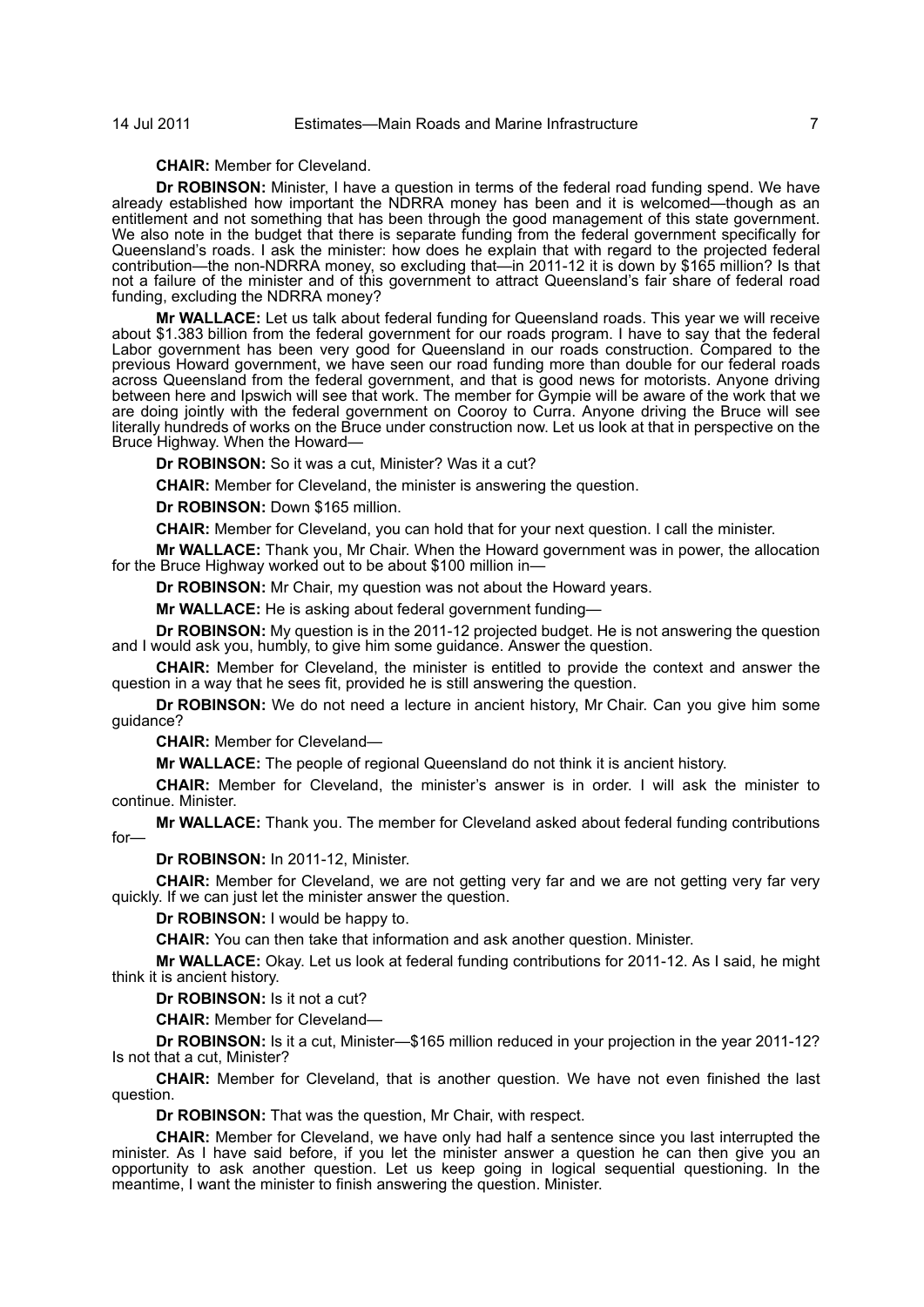**CHAIR:** Member for Cleveland.

**Dr ROBINSON:** Minister, I have a question in terms of the federal road funding spend. We have already established how important the NDRRA money has been and it is welcomed—though as an entitlement and not something that has been through the good management of this state government. We also note in the budget that there is separate funding from the federal government specifically for Queensland's roads. I ask the minister: how does he explain that with regard to the projected federal contribution—the non-NDRRA money, so excluding that—in 2011-12 it is down by $165 million? Is that not a failure of the minister and of this government to attract Queensland's fair share of federal road funding, excluding the NDRRA money?

**Mr WALLACE:** Let us talk about federal funding for Queensland roads. This year we will receive about $1.383 billion from the federal government for our roads program. I have to say that the federal Labor government has been very good for Queensland in our roads construction. Compared to the previous Howard government, we have seen our road funding more than double for our federal roads across Queensland from the federal government, and that is good news for motorists. Anyone driving between here and Ipswich will see that work. The member for Gympie will be aware of the work that we are doing jointly with the federal government on Cooroy to Curra. Anyone driving the Bruce will see literally hundreds of works on the Bruce under construction now. Let us look at that in perspective on the Bruce Highway. When the Howard—

**Dr ROBINSON:** So it was a cut, Minister? Was it a cut?

**CHAIR:** Member for Cleveland, the minister is answering the question.

**Dr ROBINSON:** Down $165 million.

**CHAIR:** Member for Cleveland, you can hold that for your next question. I call the minister.

**Mr WALLACE:** Thank you, Mr Chair. When the Howard government was in power, the allocation for the Bruce Highway worked out to be about $100 million in—

**Dr ROBINSON:** Mr Chair, my question was not about the Howard years.

**Mr WALLACE:** He is asking about federal government funding—

**Dr ROBINSON:** My question is in the 2011-12 projected budget. He is not answering the question and I would ask you, humbly, to give him some guidance. Answer the question.

**CHAIR:** Member for Cleveland, the minister is entitled to provide the context and answer the question in a way that he sees fit, provided he is still answering the question.

**Dr ROBINSON:** We do not need a lecture in ancient history, Mr Chair. Can you give him some guidance?

**CHAIR:** Member for Cleveland—

**Mr WALLACE:** The people of regional Queensland do not think it is ancient history.

**CHAIR:** Member for Cleveland, the minister's answer is in order. I will ask the minister to continue. Minister.

**Mr WALLACE:** Thank you. The member for Cleveland asked about federal funding contributions for—

**Dr ROBINSON:** In 2011-12, Minister.

**CHAIR:** Member for Cleveland, we are not getting very far and we are not getting very far very quickly. If we can just let the minister answer the question.

**Dr ROBINSON:** I would be happy to.

**CHAIR:** You can then take that information and ask another question. Minister.

**Mr WALLACE:** Okay. Let us look at federal funding contributions for 2011-12. As I said, he might think it is ancient history.

**Dr ROBINSON:** Is it not a cut?

**CHAIR:** Member for Cleveland—

**Dr ROBINSON:** Is it a cut, Minister—$165 million reduced in your projection in the year 2011-12? Is not that a cut, Minister?

**CHAIR:** Member for Cleveland, that is another question. We have not even finished the last question.

**Dr ROBINSON:** That was the question, Mr Chair, with respect.

**CHAIR:** Member for Cleveland, we have only had half a sentence since you last interrupted the minister. As I have said before, if you let the minister answer a question he can then give you an opportunity to ask another question. Let us keep going in logical sequential questioning. In the meantime, I want the minister to finish answering the question. Minister.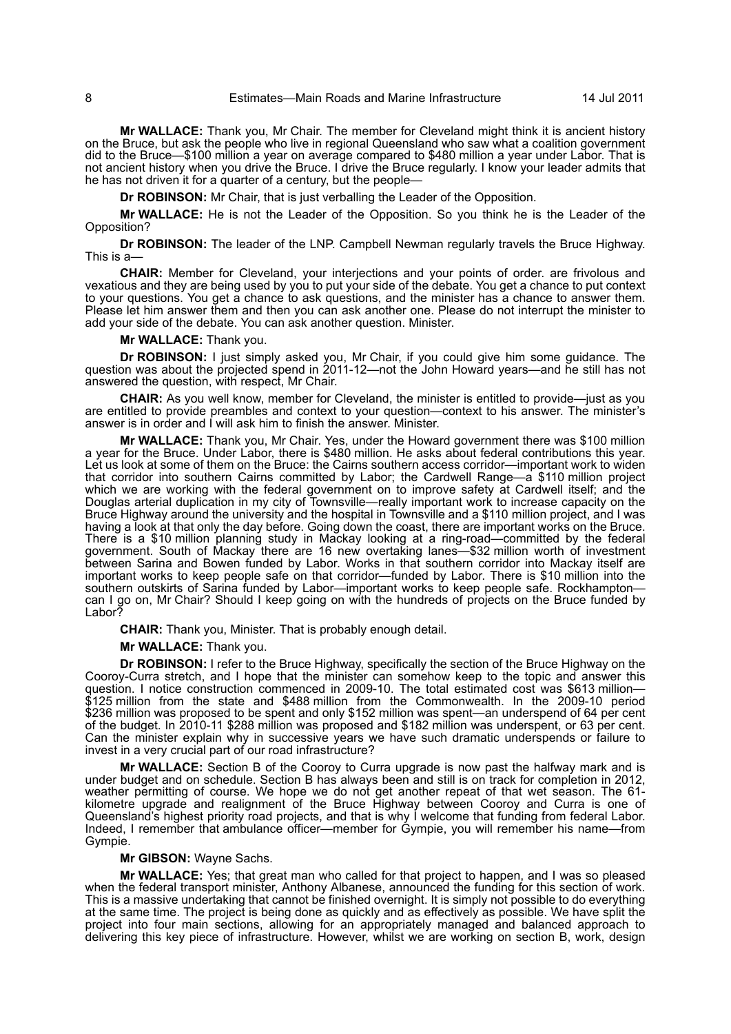**Mr WALLACE:** Thank you, Mr Chair. The member for Cleveland might think it is ancient history on the Bruce, but ask the people who live in regional Queensland who saw what a coalition government did to the Bruce—$100 million a year on average compared to $480 million a year under Labor. That is not ancient history when you drive the Bruce. I drive the Bruce regularly. I know your leader admits that he has not driven it for a quarter of a century, but the people—

**Dr ROBINSON:** Mr Chair, that is just verballing the Leader of the Opposition.

**Mr WALLACE:** He is not the Leader of the Opposition. So you think he is the Leader of the Opposition?

**Dr ROBINSON:** The leader of the LNP. Campbell Newman regularly travels the Bruce Highway. This is a—

**CHAIR:** Member for Cleveland, your interjections and your points of order. are frivolous and vexatious and they are being used by you to put your side of the debate. You get a chance to put context to your questions. You get a chance to ask questions, and the minister has a chance to answer them. Please let him answer them and then you can ask another one. Please do not interrupt the minister to add your side of the debate. You can ask another question. Minister.

**Mr WALLACE:** Thank you.

**Dr ROBINSON:** I just simply asked you, Mr Chair, if you could give him some guidance. The question was about the projected spend in 2011-12—not the John Howard years—and he still has not answered the question, with respect, Mr Chair.

**CHAIR:** As you well know, member for Cleveland, the minister is entitled to provide—just as you are entitled to provide preambles and context to your question—context to his answer. The minister's answer is in order and I will ask him to finish the answer. Minister.

**Mr WALLACE:** Thank you, Mr Chair. Yes, under the Howard government there was $100 million a year for the Bruce. Under Labor, there is $480 million. He asks about federal contributions this year. Let us look at some of them on the Bruce: the Cairns southern access corridor—important work to widen that corridor into southern Cairns committed by Labor; the Cardwell Range—a $110 million project which we are working with the federal government on to improve safety at Cardwell itself; and the Douglas arterial duplication in my city of Townsville—really important work to increase capacity on the Bruce Highway around the university and the hospital in Townsville and a $110 million project, and I was having a look at that only the day before. Going down the coast, there are important works on the Bruce. There is a $10 million planning study in Mackay looking at a ring-road—committed by the federal government. South of Mackay there are 16 new overtaking lanes—$32 million worth of investment between Sarina and Bowen funded by Labor. Works in that southern corridor into Mackay itself are important works to keep people safe on that corridor—funded by Labor. There is $10 million into the southern outskirts of Sarina funded by Labor—important works to keep people safe. Rockhampton—can I go on, Mr Chair? Should I keep going on with the hundreds of projects on the Bruce funded by Labor?

**CHAIR:** Thank you, Minister. That is probably enough detail.

**Mr WALLACE:** Thank you.

**Dr ROBINSON:** I refer to the Bruce Highway, specifically the section of the Bruce Highway on the Cooroy-Curra stretch, and I hope that the minister can somehow keep to the topic and answer this question. I notice construction commenced in 2009-10. The total estimated cost was $613 million—$125 million from the state and $488 million from the Commonwealth. In the 2009-10 period $236 million was proposed to be spent and only $152 million was spent—an underspend of 64 per cent of the budget. In 2010-11 $288 million was proposed and $182 million was underspent, or 63 per cent. Can the minister explain why in successive years we have such dramatic underspends or failure to invest in a very crucial part of our road infrastructure?

**Mr WALLACE:** Section B of the Cooroy to Curra upgrade is now past the halfway mark and is under budget and on schedule. Section B has always been and still is on track for completion in 2012, weather permitting of course. We hope we do not get another repeat of that wet season. The 61-kilometre upgrade and realignment of the Bruce Highway between Cooroy and Curra is one of Queensland's highest priority road projects, and that is why I welcome that funding from federal Labor. Indeed, I remember that ambulance officer—member for Gympie, you will remember his name—from Gympie.

**Mr GIBSON:** Wayne Sachs.

**Mr WALLACE:** Yes; that great man who called for that project to happen, and I was so pleased when the federal transport minister, Anthony Albanese, announced the funding for this section of work. This is a massive undertaking that cannot be finished overnight. It is simply not possible to do everything at the same time. The project is being done as quickly and as effectively as possible. We have split the project into four main sections, allowing for an appropriately managed and balanced approach to delivering this key piece of infrastructure. However, whilst we are working on section B, work, design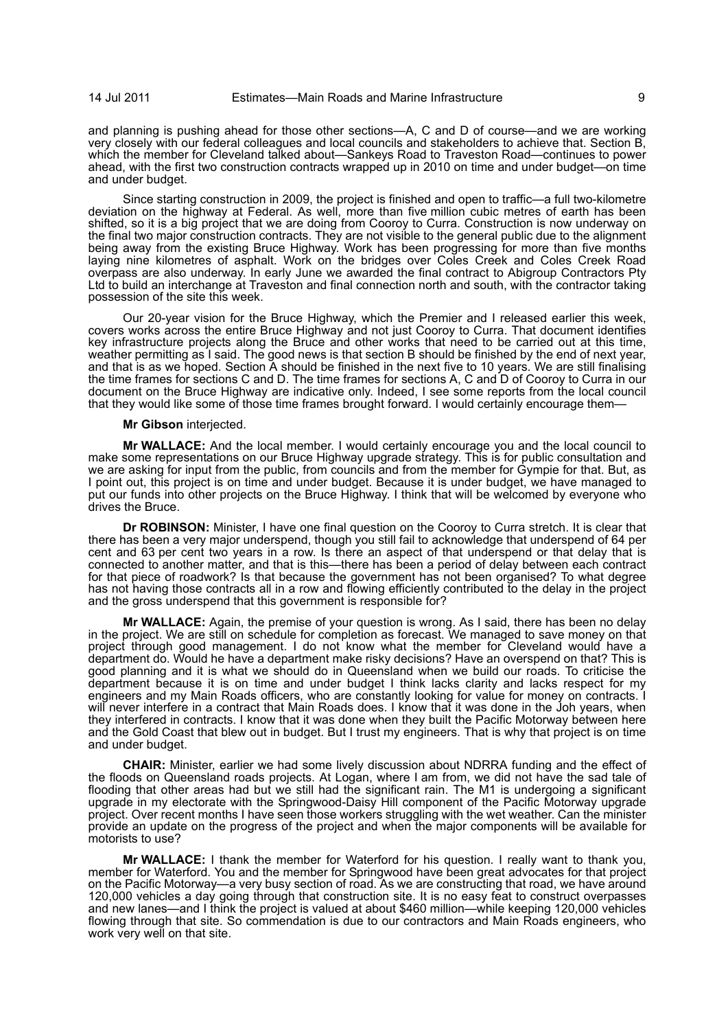and planning is pushing ahead for those other sections—A, C and D of course—and we are working very closely with our federal colleagues and local councils and stakeholders to achieve that. Section B, which the member for Cleveland talked about—Sankeys Road to Traveston Road—continues to power ahead, with the first two construction contracts wrapped up in 2010 on time and under budget—on time and under budget.

Since starting construction in 2009, the project is finished and open to traffic—a full two-kilometre deviation on the highway at Federal. As well, more than five million cubic metres of earth has been shifted, so it is a big project that we are doing from Cooroy to Curra. Construction is now underway on the final two major construction contracts. They are not visible to the general public due to the alignment being away from the existing Bruce Highway. Work has been progressing for more than five months laying nine kilometres of asphalt. Work on the bridges over Coles Creek and Coles Creek Road overpass are also underway. In early June we awarded the final contract to Abigroup Contractors Pty Ltd to build an interchange at Traveston and final connection north and south, with the contractor taking possession of the site this week.

Our 20-year vision for the Bruce Highway, which the Premier and I released earlier this week, covers works across the entire Bruce Highway and not just Cooroy to Curra. That document identifies key infrastructure projects along the Bruce and other works that need to be carried out at this time, weather permitting as I said. The good news is that section B should be finished by the end of next year, and that is as we hoped. Section A should be finished in the next five to 10 years. We are still finalising the time frames for sections C and D. The time frames for sections A, C and D of Cooroy to Curra in our document on the Bruce Highway are indicative only. Indeed, I see some reports from the local council that they would like some of those time frames brought forward. I would certainly encourage them—

**Mr Gibson** interjected.

**Mr WALLACE:** And the local member. I would certainly encourage you and the local council to make some representations on our Bruce Highway upgrade strategy. This is for public consultation and we are asking for input from the public, from councils and from the member for Gympie for that. But, as I point out, this project is on time and under budget. Because it is under budget, we have managed to put our funds into other projects on the Bruce Highway. I think that will be welcomed by everyone who drives the Bruce.

**Dr ROBINSON:** Minister, I have one final question on the Cooroy to Curra stretch. It is clear that there has been a very major underspend, though you still fail to acknowledge that underspend of 64 per cent and 63 per cent two years in a row. Is there an aspect of that underspend or that delay that is connected to another matter, and that is this—there has been a period of delay between each contract for that piece of roadwork? Is that because the government has not been organised? To what degree has not having those contracts all in a row and flowing efficiently contributed to the delay in the project and the gross underspend that this government is responsible for?

**Mr WALLACE:** Again, the premise of your question is wrong. As I said, there has been no delay in the project. We are still on schedule for completion as forecast. We managed to save money on that project through good management. I do not know what the member for Cleveland would have a department do. Would he have a department make risky decisions? Have an overspend on that? This is good planning and it is what we should do in Queensland when we build our roads. To criticise the department because it is on time and under budget I think lacks clarity and lacks respect for my engineers and my Main Roads officers, who are constantly looking for value for money on contracts. I will never interfere in a contract that Main Roads does. I know that it was done in the Joh years, when they interfered in contracts. I know that it was done when they built the Pacific Motorway between here and the Gold Coast that blew out in budget. But I trust my engineers. That is why that project is on time and under budget.

**CHAIR:** Minister, earlier we had some lively discussion about NDRRA funding and the effect of the floods on Queensland roads projects. At Logan, where I am from, we did not have the sad tale of flooding that other areas had but we still had the significant rain. The M1 is undergoing a significant upgrade in my electorate with the Springwood-Daisy Hill component of the Pacific Motorway upgrade project. Over recent months I have seen those workers struggling with the wet weather. Can the minister provide an update on the progress of the project and when the major components will be available for motorists to use?

**Mr WALLACE:** I thank the member for Waterford for his question. I really want to thank you, member for Waterford. You and the member for Springwood have been great advocates for that project on the Pacific Motorway—a very busy section of road. As we are constructing that road, we have around 120,000 vehicles a day going through that construction site. It is no easy feat to construct overpasses and new lanes—and I think the project is valued at about $460 million—while keeping 120,000 vehicles flowing through that site. So commendation is due to our contractors and Main Roads engineers, who work very well on that site.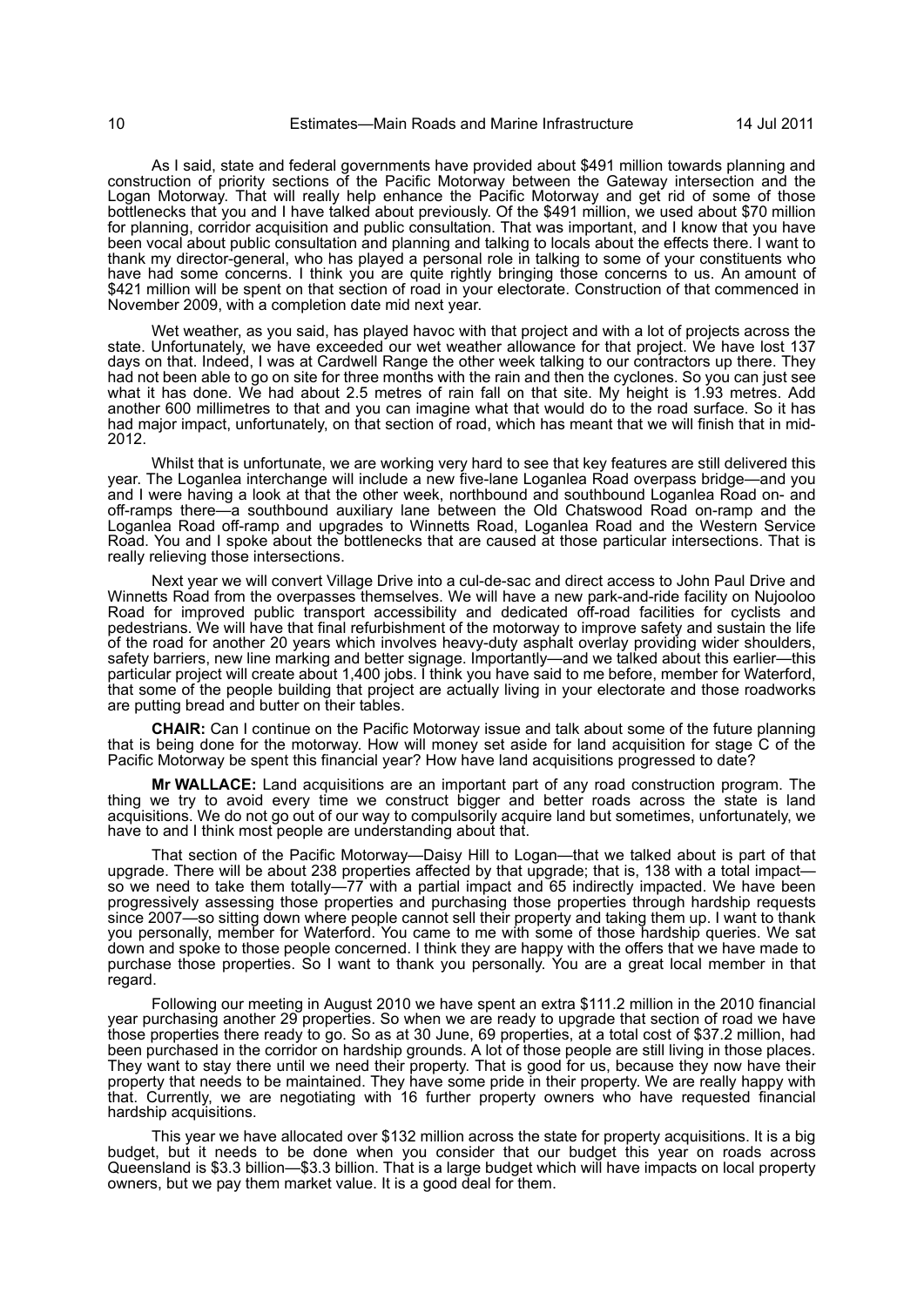As I said, state and federal governments have provided about $491 million towards planning and construction of priority sections of the Pacific Motorway between the Gateway intersection and the Logan Motorway. That will really help enhance the Pacific Motorway and get rid of some of those bottlenecks that you and I have talked about previously. Of the $491 million, we used about $70 million for planning, corridor acquisition and public consultation. That was important, and I know that you have been vocal about public consultation and planning and talking to locals about the effects there. I want to thank my director-general, who has played a personal role in talking to some of your constituents who have had some concerns. I think you are quite rightly bringing those concerns to us. An amount of $421 million will be spent on that section of road in your electorate. Construction of that commenced in November 2009, with a completion date mid next year.

Wet weather, as you said, has played havoc with that project and with a lot of projects across the state. Unfortunately, we have exceeded our wet weather allowance for that project. We have lost 137 days on that. Indeed, I was at Cardwell Range the other week talking to our contractors up there. They had not been able to go on site for three months with the rain and then the cyclones. So you can just see what it has done. We had about 2.5 metres of rain fall on that site. My height is 1.93 metres. Add another 600 millimetres to that and you can imagine what that would do to the road surface. So it has had major impact, unfortunately, on that section of road, which has meant that we will finish that in mid-2012.

Whilst that is unfortunate, we are working very hard to see that key features are still delivered this year. The Loganlea interchange will include a new five-lane Loganlea Road overpass bridge—and you and I were having a look at that the other week, northbound and southbound Loganlea Road on- and off-ramps there—a southbound auxiliary lane between the Old Chatswood Road on-ramp and the Loganlea Road off-ramp and upgrades to Winnetts Road, Loganlea Road and the Western Service Road. You and I spoke about the bottlenecks that are caused at those particular intersections. That is really relieving those intersections.

Next year we will convert Village Drive into a cul-de-sac and direct access to John Paul Drive and Winnetts Road from the overpasses themselves. We will have a new park-and-ride facility on Nujooloo Road for improved public transport accessibility and dedicated off-road facilities for cyclists and pedestrians. We will have that final refurbishment of the motorway to improve safety and sustain the life of the road for another 20 years which involves heavy-duty asphalt overlay providing wider shoulders, safety barriers, new line marking and better signage. Importantly—and we talked about this earlier—this particular project will create about 1,400 jobs. I think you have said to me before, member for Waterford, that some of the people building that project are actually living in your electorate and those roadworks are putting bread and butter on their tables.

**CHAIR:** Can I continue on the Pacific Motorway issue and talk about some of the future planning that is being done for the motorway. How will money set aside for land acquisition for stage C of the Pacific Motorway be spent this financial year? How have land acquisitions progressed to date?

**Mr WALLACE:** Land acquisitions are an important part of any road construction program. The thing we try to avoid every time we construct bigger and better roads across the state is land acquisitions. We do not go out of our way to compulsorily acquire land but sometimes, unfortunately, we have to and I think most people are understanding about that.

That section of the Pacific Motorway—Daisy Hill to Logan—that we talked about is part of that upgrade. There will be about 238 properties affected by that upgrade; that is, 138 with a total impact—so we need to take them totally—77 with a partial impact and 65 indirectly impacted. We have been progressively assessing those properties and purchasing those properties through hardship requests since 2007—so sitting down where people cannot sell their property and taking them up. I want to thank you personally, member for Waterford. You came to me with some of those hardship queries. We sat down and spoke to those people concerned. I think they are happy with the offers that we have made to purchase those properties. So I want to thank you personally. You are a great local member in that regard.

Following our meeting in August 2010 we have spent an extra $111.2 million in the 2010 financial year purchasing another 29 properties. So when we are ready to upgrade that section of road we have those properties there ready to go. So as at 30 June, 69 properties, at a total cost of $37.2 million, had been purchased in the corridor on hardship grounds. A lot of those people are still living in those places. They want to stay there until we need their property. That is good for us, because they now have their property that needs to be maintained. They have some pride in their property. We are really happy with that. Currently, we are negotiating with 16 further property owners who have requested financial hardship acquisitions.

This year we have allocated over $132 million across the state for property acquisitions. It is a big budget, but it needs to be done when you consider that our budget this year on roads across Queensland is $3.3 billion—$3.3 billion. That is a large budget which will have impacts on local property owners, but we pay them market value. It is a good deal for them.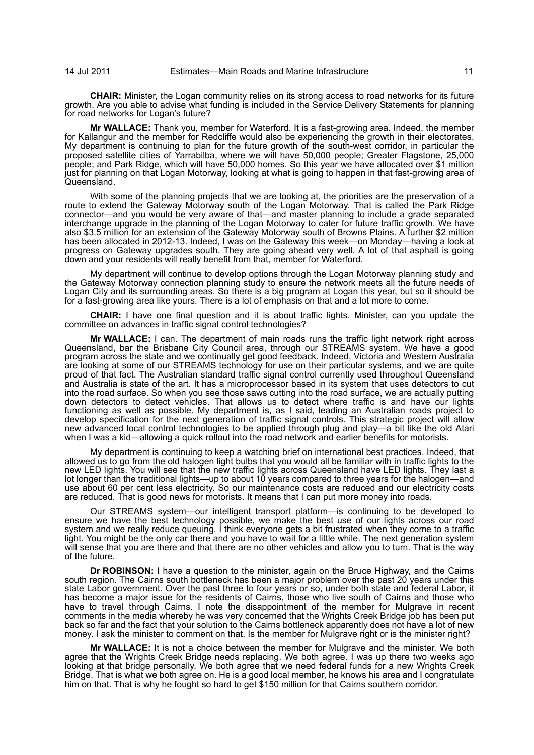**CHAIR:** Minister, the Logan community relies on its strong access to road networks for its future growth. Are you able to advise what funding is included in the Service Delivery Statements for planning for road networks for Logan's future?

**Mr WALLACE:** Thank you, member for Waterford. It is a fast-growing area. Indeed, the member for Kallangur and the member for Redcliffe would also be experiencing the growth in their electorates. My department is continuing to plan for the future growth of the south-west corridor, in particular the proposed satellite cities of Yarrabilba, where we will have 50,000 people; Greater Flagstone, 25,000 people; and Park Ridge, which will have 50,000 homes. So this year we have allocated over $1 million just for planning on that Logan Motorway, looking at what is going to happen in that fast-growing area of Queensland.

With some of the planning projects that we are looking at, the priorities are the preservation of a route to extend the Gateway Motorway south of the Logan Motorway. That is called the Park Ridge connector—and you would be very aware of that—and master planning to include a grade separated interchange upgrade in the planning of the Logan Motorway to cater for future traffic growth. We have also $3.5 million for an extension of the Gateway Motorway south of Browns Plains. A further $2 million has been allocated in 2012-13. Indeed, I was on the Gateway this week—on Monday—having a look at progress on Gateway upgrades south. They are going ahead very well. A lot of that asphalt is going down and your residents will really benefit from that, member for Waterford.

My department will continue to develop options through the Logan Motorway planning study and the Gateway Motorway connection planning study to ensure the network meets all the future needs of Logan City and its surrounding areas. So there is a big program at Logan this year, but so it should be for a fast-growing area like yours. There is a lot of emphasis on that and a lot more to come.

**CHAIR:** I have one final question and it is about traffic lights. Minister, can you update the committee on advances in traffic signal control technologies?

**Mr WALLACE:** I can. The department of main roads runs the traffic light network right across Queensland, bar the Brisbane City Council area, through our STREAMS system. We have a good program across the state and we continually get good feedback. Indeed, Victoria and Western Australia are looking at some of our STREAMS technology for use on their particular systems, and we are quite proud of that fact. The Australian standard traffic signal control currently used throughout Queensland and Australia is state of the art. It has a microprocessor based in its system that uses detectors to cut into the road surface. So when you see those saws cutting into the road surface, we are actually putting down detectors to detect vehicles. That allows us to detect where traffic is and have our lights functioning as well as possible. My department is, as I said, leading an Australian roads project to develop specification for the next generation of traffic signal controls. This strategic project will allow new advanced local control technologies to be applied through plug and play—a bit like the old Atari when I was a kid—allowing a quick rollout into the road network and earlier benefits for motorists.

My department is continuing to keep a watching brief on international best practices. Indeed, that allowed us to go from the old halogen light bulbs that you would all be familiar with in traffic lights to the new LED lights. You will see that the new traffic lights across Queensland have LED lights. They last a lot longer than the traditional lights—up to about 10 years compared to three years for the halogen—and use about 60 per cent less electricity. So our maintenance costs are reduced and our electricity costs are reduced. That is good news for motorists. It means that I can put more money into roads.

Our STREAMS system—our intelligent transport platform—is continuing to be developed to ensure we have the best technology possible, we make the best use of our lights across our road system and we really reduce queuing. I think everyone gets a bit frustrated when they come to a traffic light. You might be the only car there and you have to wait for a little while. The next generation system will sense that you are there and that there are no other vehicles and allow you to turn. That is the way of the future.

**Dr ROBINSON:** I have a question to the minister, again on the Bruce Highway, and the Cairns south region. The Cairns south bottleneck has been a major problem over the past 20 years under this state Labor government. Over the past three to four years or so, under both state and federal Labor, it has become a major issue for the residents of Cairns, those who live south of Cairns and those who have to travel through Cairns. I note the disappointment of the member for Mulgrave in recent comments in the media whereby he was very concerned that the Wrights Creek Bridge job has been put back so far and the fact that your solution to the Cairns bottleneck apparently does not have a lot of new money. I ask the minister to comment on that. Is the member for Mulgrave right or is the minister right?

**Mr WALLACE:** It is not a choice between the member for Mulgrave and the minister. We both agree that the Wrights Creek Bridge needs replacing. We both agree. I was up there two weeks ago looking at that bridge personally. We both agree that we need federal funds for a new Wrights Creek Bridge. That is what we both agree on. He is a good local member, he knows his area and I congratulate him on that. That is why he fought so hard to get $150 million for that Cairns southern corridor.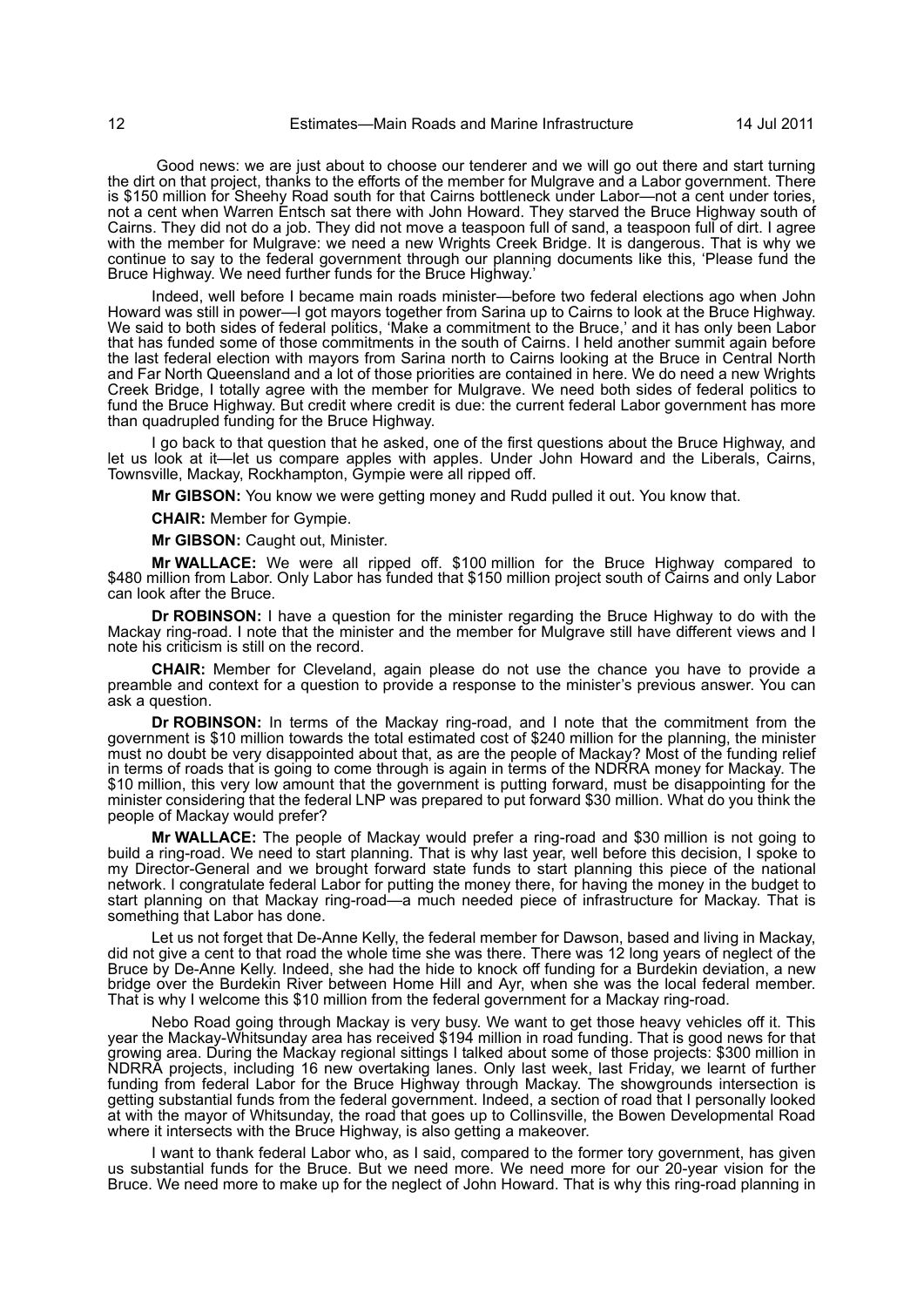Good news: we are just about to choose our tenderer and we will go out there and start turning the dirt on that project, thanks to the efforts of the member for Mulgrave and a Labor government. There is $150 million for Sheehy Road south for that Cairns bottleneck under Labor—not a cent under tories, not a cent when Warren Entsch sat there with John Howard. They starved the Bruce Highway south of Cairns. They did not do a job. They did not move a teaspoon full of sand, a teaspoon full of dirt. I agree with the member for Mulgrave: we need a new Wrights Creek Bridge. It is dangerous. That is why we continue to say to the federal government through our planning documents like this, 'Please fund the Bruce Highway. We need further funds for the Bruce Highway.'

Indeed, well before I became main roads minister—before two federal elections ago when John Howard was still in power—I got mayors together from Sarina up to Cairns to look at the Bruce Highway. We said to both sides of federal politics, 'Make a commitment to the Bruce,' and it has only been Labor that has funded some of those commitments in the south of Cairns. I held another summit again before the last federal election with mayors from Sarina north to Cairns looking at the Bruce in Central North and Far North Queensland and a lot of those priorities are contained in here. We do need a new Wrights Creek Bridge, I totally agree with the member for Mulgrave. We need both sides of federal politics to fund the Bruce Highway. But credit where credit is due: the current federal Labor government has more than quadrupled funding for the Bruce Highway.

I go back to that question that he asked, one of the first questions about the Bruce Highway, and let us look at it—let us compare apples with apples. Under John Howard and the Liberals, Cairns, Townsville, Mackay, Rockhampton, Gympie were all ripped off.

**Mr GIBSON:** You know we were getting money and Rudd pulled it out. You know that.

**CHAIR:** Member for Gympie.

**Mr GIBSON:** Caught out, Minister.

**Mr WALLACE:** We were all ripped off. $100 million for the Bruce Highway compared to $480 million from Labor. Only Labor has funded that $150 million project south of Cairns and only Labor can look after the Bruce.

**Dr ROBINSON:** I have a question for the minister regarding the Bruce Highway to do with the Mackay ring-road. I note that the minister and the member for Mulgrave still have different views and I note his criticism is still on the record.

**CHAIR:** Member for Cleveland, again please do not use the chance you have to provide a preamble and context for a question to provide a response to the minister's previous answer. You can ask a question.

**Dr ROBINSON:** In terms of the Mackay ring-road, and I note that the commitment from the government is $10 million towards the total estimated cost of $240 million for the planning, the minister must no doubt be very disappointed about that, as are the people of Mackay? Most of the funding relief in terms of roads that is going to come through is again in terms of the NDRRA money for Mackay. The $10 million, this very low amount that the government is putting forward, must be disappointing for the minister considering that the federal LNP was prepared to put forward $30 million. What do you think the people of Mackay would prefer?

**Mr WALLACE:** The people of Mackay would prefer a ring-road and $30 million is not going to build a ring-road. We need to start planning. That is why last year, well before this decision, I spoke to my Director-General and we brought forward state funds to start planning this piece of the national network. I congratulate federal Labor for putting the money there, for having the money in the budget to start planning on that Mackay ring-road—a much needed piece of infrastructure for Mackay. That is something that Labor has done.

Let us not forget that De-Anne Kelly, the federal member for Dawson, based and living in Mackay, did not give a cent to that road the whole time she was there. There was 12 long years of neglect of the Bruce by De-Anne Kelly. Indeed, she had the hide to knock off funding for a Burdekin deviation, a new bridge over the Burdekin River between Home Hill and Ayr, when she was the local federal member. That is why I welcome this $10 million from the federal government for a Mackay ring-road.

Nebo Road going through Mackay is very busy. We want to get those heavy vehicles off it. This year the Mackay-Whitsunday area has received $194 million in road funding. That is good news for that growing area. During the Mackay regional sittings I talked about some of those projects: $300 million in NDRRA projects, including 16 new overtaking lanes. Only last week, last Friday, we learnt of further funding from federal Labor for the Bruce Highway through Mackay. The showgrounds intersection is getting substantial funds from the federal government. Indeed, a section of road that I personally looked at with the mayor of Whitsunday, the road that goes up to Collinsville, the Bowen Developmental Road where it intersects with the Bruce Highway, is also getting a makeover.

I want to thank federal Labor who, as I said, compared to the former tory government, has given us substantial funds for the Bruce. But we need more. We need more for our 20-year vision for the Bruce. We need more to make up for the neglect of John Howard. That is why this ring-road planning in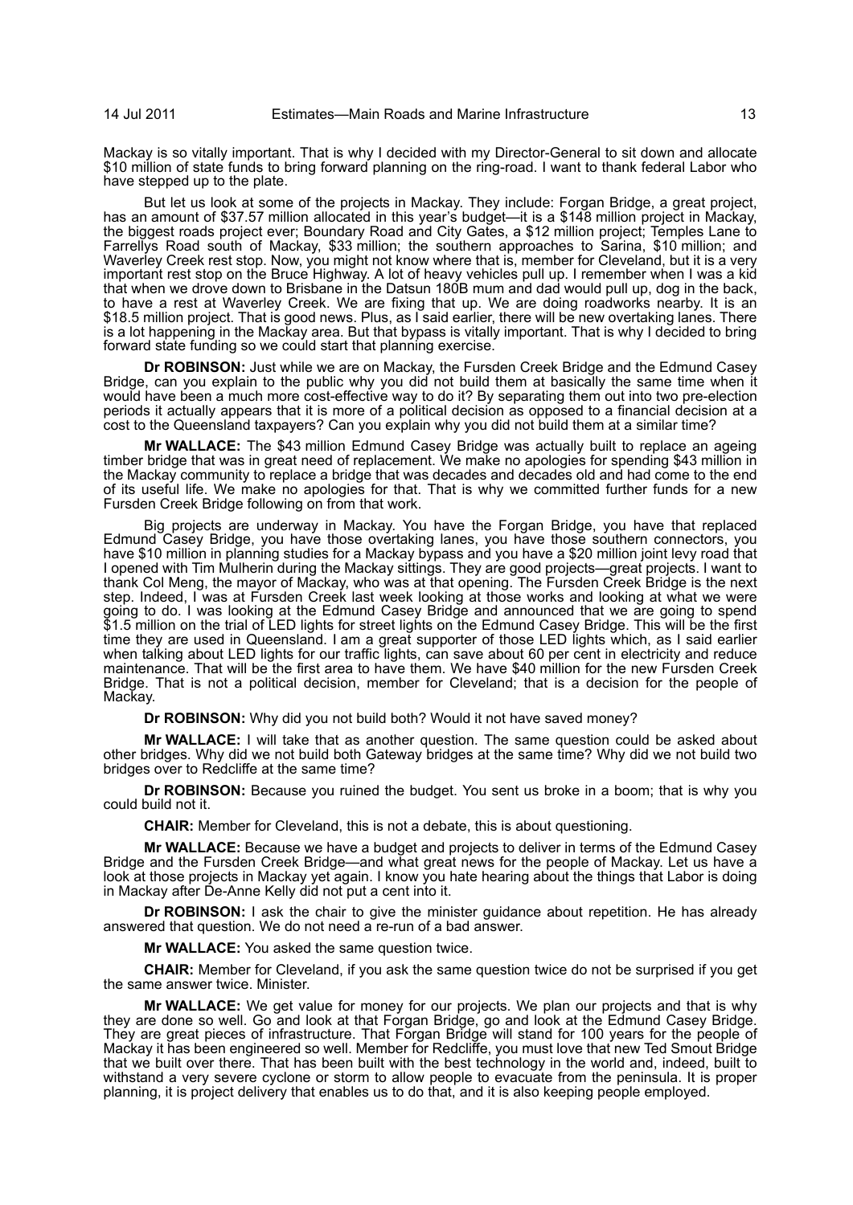Mackay is so vitally important. That is why I decided with my Director-General to sit down and allocate $10 million of state funds to bring forward planning on the ring-road. I want to thank federal Labor who have stepped up to the plate.

But let us look at some of the projects in Mackay. They include: Forgan Bridge, a great project, has an amount of $37.57 million allocated in this year's budget—it is a $148 million project in Mackay, the biggest roads project ever; Boundary Road and City Gates, a $12 million project; Temples Lane to Farrellys Road south of Mackay, $33 million; the southern approaches to Sarina, $10 million; and Waverley Creek rest stop. Now, you might not know where that is, member for Cleveland, but it is a very important rest stop on the Bruce Highway. A lot of heavy vehicles pull up. I remember when I was a kid that when we drove down to Brisbane in the Datsun 180B mum and dad would pull up, dog in the back, to have a rest at Waverley Creek. We are fixing that up. We are doing roadworks nearby. It is an $18.5 million project. That is good news. Plus, as I said earlier, there will be new overtaking lanes. There is a lot happening in the Mackay area. But that bypass is vitally important. That is why I decided to bring forward state funding so we could start that planning exercise.

**Dr ROBINSON:** Just while we are on Mackay, the Fursden Creek Bridge and the Edmund Casey Bridge, can you explain to the public why you did not build them at basically the same time when it would have been a much more cost-effective way to do it? By separating them out into two pre-election periods it actually appears that it is more of a political decision as opposed to a financial decision at a cost to the Queensland taxpayers? Can you explain why you did not build them at a similar time?

**Mr WALLACE:** The $43 million Edmund Casey Bridge was actually built to replace an ageing timber bridge that was in great need of replacement. We make no apologies for spending $43 million in the Mackay community to replace a bridge that was decades and decades old and had come to the end of its useful life. We make no apologies for that. That is why we committed further funds for a new Fursden Creek Bridge following on from that work.

Big projects are underway in Mackay. You have the Forgan Bridge, you have that replaced Edmund Casey Bridge, you have those overtaking lanes, you have those southern connectors, you have $10 million in planning studies for a Mackay bypass and you have a $20 million joint levy road that I opened with Tim Mulherin during the Mackay sittings. They are good projects—great projects. I want to thank Col Meng, the mayor of Mackay, who was at that opening. The Fursden Creek Bridge is the next step. Indeed, I was at Fursden Creek last week looking at those works and looking at what we were going to do. I was looking at the Edmund Casey Bridge and announced that we are going to spend $1.5 million on the trial of LED lights for street lights on the Edmund Casey Bridge. This will be the first time they are used in Queensland. I am a great supporter of those LED lights which, as I said earlier when talking about LED lights for our traffic lights, can save about 60 per cent in electricity and reduce maintenance. That will be the first area to have them. We have $40 million for the new Fursden Creek Bridge. That is not a political decision, member for Cleveland; that is a decision for the people of Mackay.

**Dr ROBINSON:** Why did you not build both? Would it not have saved money?

**Mr WALLACE:** I will take that as another question. The same question could be asked about other bridges. Why did we not build both Gateway bridges at the same time? Why did we not build two bridges over to Redcliffe at the same time?

**Dr ROBINSON:** Because you ruined the budget. You sent us broke in a boom; that is why you could build not it.

**CHAIR:** Member for Cleveland, this is not a debate, this is about questioning.

**Mr WALLACE:** Because we have a budget and projects to deliver in terms of the Edmund Casey Bridge and the Fursden Creek Bridge—and what great news for the people of Mackay. Let us have a look at those projects in Mackay yet again. I know you hate hearing about the things that Labor is doing in Mackay after De-Anne Kelly did not put a cent into it.

**Dr ROBINSON:** I ask the chair to give the minister guidance about repetition. He has already answered that question. We do not need a re-run of a bad answer.

**Mr WALLACE:** You asked the same question twice.

**CHAIR:** Member for Cleveland, if you ask the same question twice do not be surprised if you get the same answer twice. Minister.

**Mr WALLACE:** We get value for money for our projects. We plan our projects and that is why they are done so well. Go and look at that Forgan Bridge, go and look at the Edmund Casey Bridge. They are great pieces of infrastructure. That Forgan Bridge will stand for 100 years for the people of Mackay it has been engineered so well. Member for Redcliffe, you must love that new Ted Smout Bridge that we built over there. That has been built with the best technology in the world and, indeed, built to withstand a very severe cyclone or storm to allow people to evacuate from the peninsula. It is proper planning, it is project delivery that enables us to do that, and it is also keeping people employed.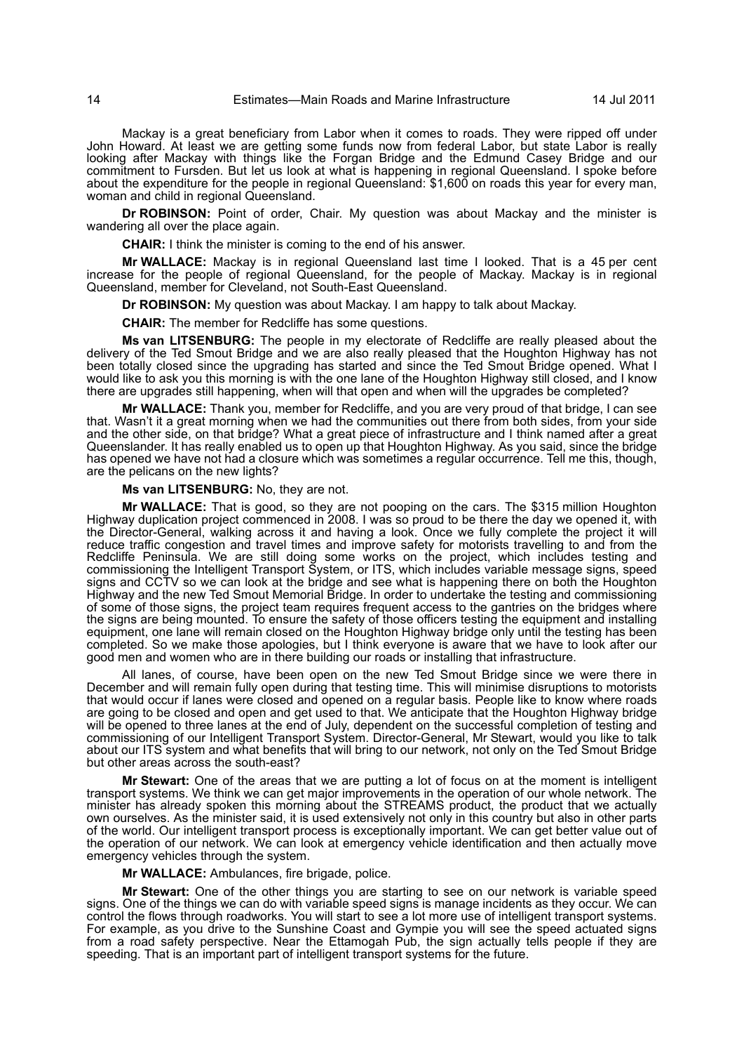Mackay is a great beneficiary from Labor when it comes to roads. They were ripped off under John Howard. At least we are getting some funds now from federal Labor, but state Labor is really looking after Mackay with things like the Forgan Bridge and the Edmund Casey Bridge and our commitment to Fursden. But let us look at what is happening in regional Queensland. I spoke before about the expenditure for the people in regional Queensland: $1,600 on roads this year for every man, woman and child in regional Queensland.

**Dr ROBINSON:** Point of order, Chair. My question was about Mackay and the minister is wandering all over the place again.

**CHAIR:** I think the minister is coming to the end of his answer.

**Mr WALLACE:** Mackay is in regional Queensland last time I looked. That is a 45 per cent increase for the people of regional Queensland, for the people of Mackay. Mackay is in regional Queensland, member for Cleveland, not South-East Queensland.

**Dr ROBINSON:** My question was about Mackay. I am happy to talk about Mackay.

**CHAIR:** The member for Redcliffe has some questions.

**Ms van LITSENBURG:** The people in my electorate of Redcliffe are really pleased about the delivery of the Ted Smout Bridge and we are also really pleased that the Houghton Highway has not been totally closed since the upgrading has started and since the Ted Smout Bridge opened. What I would like to ask you this morning is with the one lane of the Houghton Highway still closed, and I know there are upgrades still happening, when will that open and when will the upgrades be completed?

**Mr WALLACE:** Thank you, member for Redcliffe, and you are very proud of that bridge, I can see that. Wasn't it a great morning when we had the communities out there from both sides, from your side and the other side, on that bridge? What a great piece of infrastructure and I think named after a great Queenslander. It has really enabled us to open up that Houghton Highway. As you said, since the bridge has opened we have not had a closure which was sometimes a regular occurrence. Tell me this, though, are the pelicans on the new lights?

**Ms van LITSENBURG:** No, they are not.

**Mr WALLACE:** That is good, so they are not pooping on the cars. The $315 million Houghton Highway duplication project commenced in 2008. I was so proud to be there the day we opened it, with the Director-General, walking across it and having a look. Once we fully complete the project it will reduce traffic congestion and travel times and improve safety for motorists travelling to and from the Redcliffe Peninsula. We are still doing some works on the project, which includes testing and commissioning the Intelligent Transport System, or ITS, which includes variable message signs, speed signs and CCTV so we can look at the bridge and see what is happening there on both the Houghton Highway and the new Ted Smout Memorial Bridge. In order to undertake the testing and commissioning of some of those signs, the project team requires frequent access to the gantries on the bridges where the signs are being mounted. To ensure the safety of those officers testing the equipment and installing equipment, one lane will remain closed on the Houghton Highway bridge only until the testing has been completed. So we make those apologies, but I think everyone is aware that we have to look after our good men and women who are in there building our roads or installing that infrastructure.

All lanes, of course, have been open on the new Ted Smout Bridge since we were there in December and will remain fully open during that testing time. This will minimise disruptions to motorists that would occur if lanes were closed and opened on a regular basis. People like to know where roads are going to be closed and open and get used to that. We anticipate that the Houghton Highway bridge will be opened to three lanes at the end of July, dependent on the successful completion of testing and commissioning of our Intelligent Transport System. Director-General, Mr Stewart, would you like to talk about our ITS system and what benefits that will bring to our network, not only on the Ted Smout Bridge but other areas across the south-east?

**Mr Stewart:** One of the areas that we are putting a lot of focus on at the moment is intelligent transport systems. We think we can get major improvements in the operation of our whole network. The minister has already spoken this morning about the STREAMS product, the product that we actually own ourselves. As the minister said, it is used extensively not only in this country but also in other parts of the world. Our intelligent transport process is exceptionally important. We can get better value out of the operation of our network. We can look at emergency vehicle identification and then actually move emergency vehicles through the system.

**Mr WALLACE:** Ambulances, fire brigade, police.

**Mr Stewart:** One of the other things you are starting to see on our network is variable speed signs. One of the things we can do with variable speed signs is manage incidents as they occur. We can control the flows through roadworks. You will start to see a lot more use of intelligent transport systems. For example, as you drive to the Sunshine Coast and Gympie you will see the speed actuated signs from a road safety perspective. Near the Ettamogah Pub, the sign actually tells people if they are speeding. That is an important part of intelligent transport systems for the future.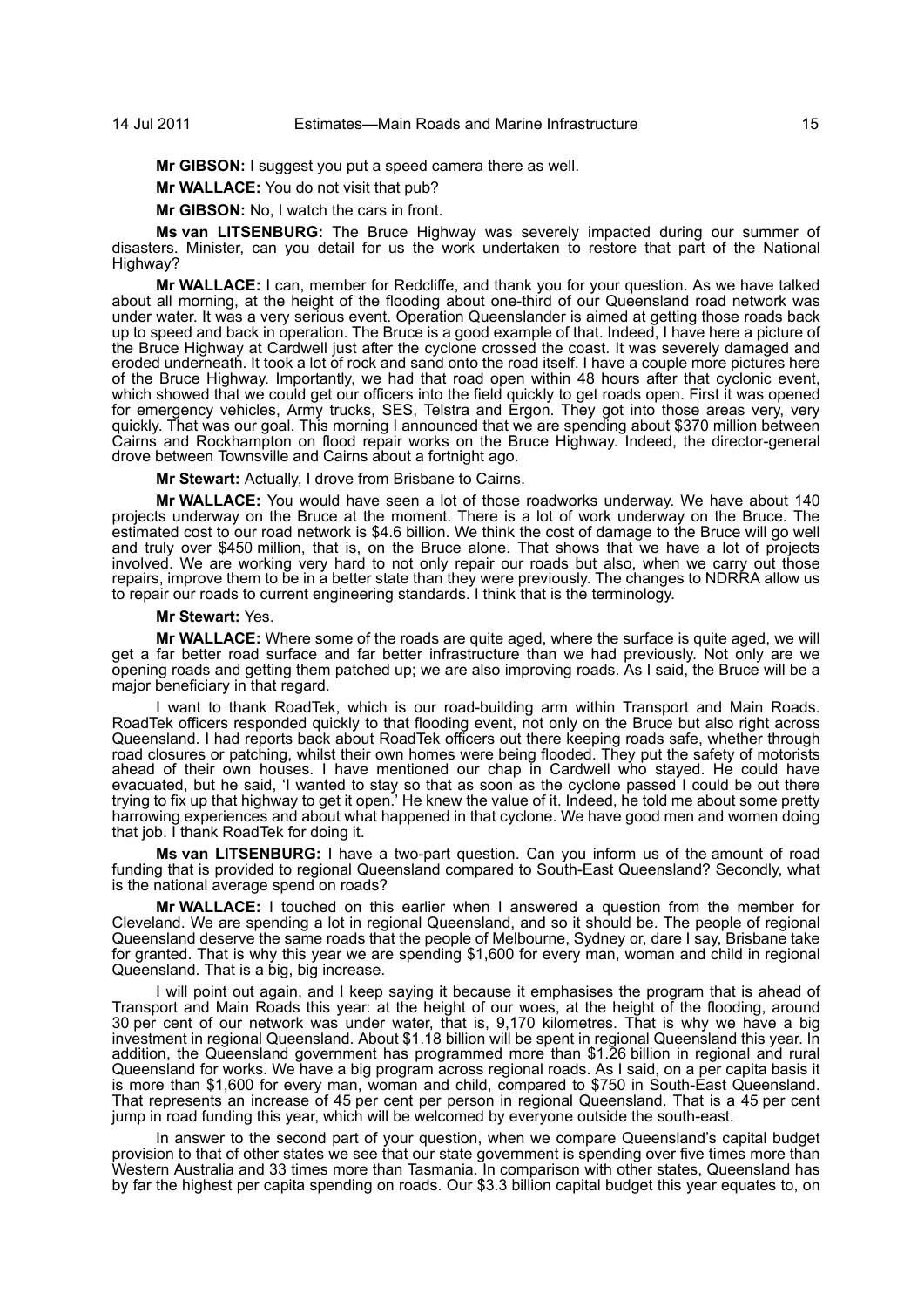**Mr GIBSON:** I suggest you put a speed camera there as well.

**Mr WALLACE:** You do not visit that pub?

**Mr GIBSON:** No, I watch the cars in front.

**Ms van LITSENBURG:** The Bruce Highway was severely impacted during our summer of disasters. Minister, can you detail for us the work undertaken to restore that part of the National Highway?

**Mr WALLACE:** I can, member for Redcliffe, and thank you for your question. As we have talked about all morning, at the height of the flooding about one-third of our Queensland road network was under water. It was a very serious event. Operation Queenslander is aimed at getting those roads back up to speed and back in operation. The Bruce is a good example of that. Indeed, I have here a picture of the Bruce Highway at Cardwell just after the cyclone crossed the coast. It was severely damaged and eroded underneath. It took a lot of rock and sand onto the road itself. I have a couple more pictures here of the Bruce Highway. Importantly, we had that road open within 48 hours after that cyclonic event, which showed that we could get our officers into the field quickly to get roads open. First it was opened for emergency vehicles, Army trucks, SES, Telstra and Ergon. They got into those areas very, very quickly. That was our goal. This morning I announced that we are spending about $370 million between Cairns and Rockhampton on flood repair works on the Bruce Highway. Indeed, the director-general drove between Townsville and Cairns about a fortnight ago.

**Mr Stewart:** Actually, I drove from Brisbane to Cairns.

**Mr WALLACE:** You would have seen a lot of those roadworks underway. We have about 140 projects underway on the Bruce at the moment. There is a lot of work underway on the Bruce. The estimated cost to our road network is $4.6 billion. We think the cost of damage to the Bruce will go well and truly over $450 million, that is, on the Bruce alone. That shows that we have a lot of projects involved. We are working very hard to not only repair our roads but also, when we carry out those repairs, improve them to be in a better state than they were previously. The changes to NDRRA allow us to repair our roads to current engineering standards. I think that is the terminology.

**Mr Stewart:** Yes.

**Mr WALLACE:** Where some of the roads are quite aged, where the surface is quite aged, we will get a far better road surface and far better infrastructure than we had previously. Not only are we opening roads and getting them patched up; we are also improving roads. As I said, the Bruce will be a major beneficiary in that regard.

I want to thank RoadTek, which is our road-building arm within Transport and Main Roads. RoadTek officers responded quickly to that flooding event, not only on the Bruce but also right across Queensland. I had reports back about RoadTek officers out there keeping roads safe, whether through road closures or patching, whilst their own homes were being flooded. They put the safety of motorists ahead of their own houses. I have mentioned our chap in Cardwell who stayed. He could have evacuated, but he said, 'I wanted to stay so that as soon as the cyclone passed I could be out there trying to fix up that highway to get it open.' He knew the value of it. Indeed, he told me about some pretty harrowing experiences and about what happened in that cyclone. We have good men and women doing that job. I thank RoadTek for doing it.

**Ms van LITSENBURG:** I have a two-part question. Can you inform us of the amount of road funding that is provided to regional Queensland compared to South-East Queensland? Secondly, what is the national average spend on roads?

**Mr WALLACE:** I touched on this earlier when I answered a question from the member for Cleveland. We are spending a lot in regional Queensland, and so it should be. The people of regional Queensland deserve the same roads that the people of Melbourne, Sydney or, dare I say, Brisbane take for granted. That is why this year we are spending $1,600 for every man, woman and child in regional Queensland. That is a big, big increase.

I will point out again, and I keep saying it because it emphasises the program that is ahead of Transport and Main Roads this year: at the height of our woes, at the height of the flooding, around 30 per cent of our network was under water, that is, 9,170 kilometres. That is why we have a big investment in regional Queensland. About $1.18 billion will be spent in regional Queensland this year. In addition, the Queensland government has programmed more than $1.26 billion in regional and rural Queensland for works. We have a big program across regional roads. As I said, on a per capita basis it is more than $1,600 for every man, woman and child, compared to $750 in South-East Queensland. That represents an increase of 45 per cent per person in regional Queensland. That is a 45 per cent jump in road funding this year, which will be welcomed by everyone outside the south-east.

In answer to the second part of your question, when we compare Queensland's capital budget provision to that of other states we see that our state government is spending over five times more than Western Australia and 33 times more than Tasmania. In comparison with other states, Queensland has by far the highest per capita spending on roads. Our $3.3 billion capital budget this year equates to, on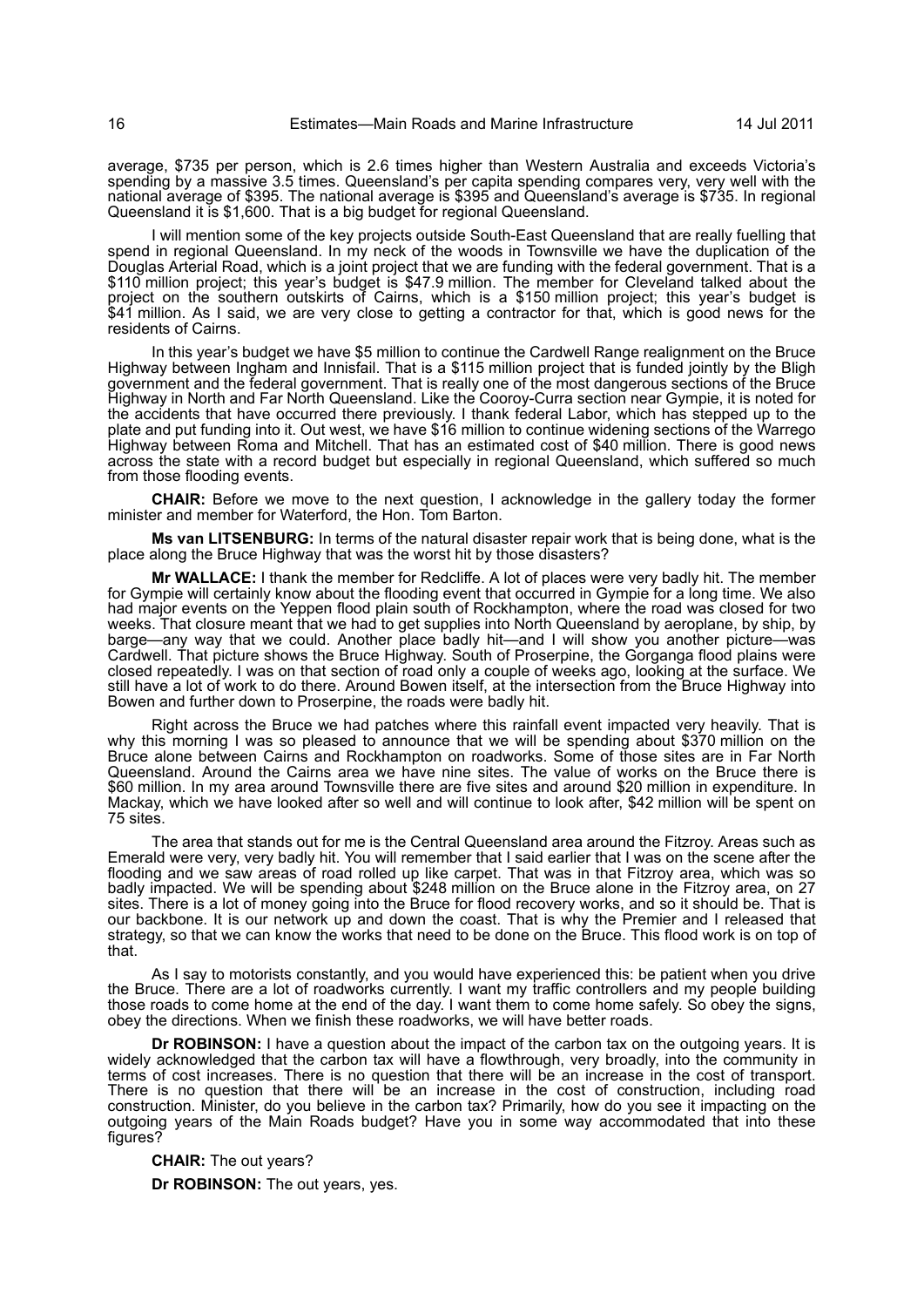average, $735 per person, which is 2.6 times higher than Western Australia and exceeds Victoria's spending by a massive 3.5 times. Queensland's per capita spending compares very, very well with the national average of $395. The national average is $395 and Queensland's average is $735. In regional Queensland it is $1,600. That is a big budget for regional Queensland.

I will mention some of the key projects outside South-East Queensland that are really fuelling that spend in regional Queensland. In my neck of the woods in Townsville we have the duplication of the Douglas Arterial Road, which is a joint project that we are funding with the federal government. That is a $110 million project; this year's budget is $47.9 million. The member for Cleveland talked about the project on the southern outskirts of Cairns, which is a $150 million project; this year's budget is $41 million. As I said, we are very close to getting a contractor for that, which is good news for the residents of Cairns.

In this year's budget we have $5 million to continue the Cardwell Range realignment on the Bruce Highway between Ingham and Innisfail. That is a $115 million project that is funded jointly by the Bligh government and the federal government. That is really one of the most dangerous sections of the Bruce Highway in North and Far North Queensland. Like the Cooroy-Curra section near Gympie, it is noted for the accidents that have occurred there previously. I thank federal Labor, which has stepped up to the plate and put funding into it. Out west, we have $16 million to continue widening sections of the Warrego Highway between Roma and Mitchell. That has an estimated cost of $40 million. There is good news across the state with a record budget but especially in regional Queensland, which suffered so much from those flooding events.

**CHAIR:** Before we move to the next question, I acknowledge in the gallery today the former minister and member for Waterford, the Hon. Tom Barton.

**Ms van LITSENBURG:** In terms of the natural disaster repair work that is being done, what is the place along the Bruce Highway that was the worst hit by those disasters?

**Mr WALLACE:** I thank the member for Redcliffe. A lot of places were very badly hit. The member for Gympie will certainly know about the flooding event that occurred in Gympie for a long time. We also had major events on the Yeppen flood plain south of Rockhampton, where the road was closed for two weeks. That closure meant that we had to get supplies into North Queensland by aeroplane, by ship, by barge—any way that we could. Another place badly hit—and I will show you another picture—was Cardwell. That picture shows the Bruce Highway. South of Proserpine, the Gorganga flood plains were closed repeatedly. I was on that section of road only a couple of weeks ago, looking at the surface. We still have a lot of work to do there. Around Bowen itself, at the intersection from the Bruce Highway into Bowen and further down to Proserpine, the roads were badly hit.

Right across the Bruce we had patches where this rainfall event impacted very heavily. That is why this morning I was so pleased to announce that we will be spending about $370 million on the Bruce alone between Cairns and Rockhampton on roadworks. Some of those sites are in Far North Queensland. Around the Cairns area we have nine sites. The value of works on the Bruce there is $60 million. In my area around Townsville there are five sites and around $20 million in expenditure. In Mackay, which we have looked after so well and will continue to look after, $42 million will be spent on 75 sites.

The area that stands out for me is the Central Queensland area around the Fitzroy. Areas such as Emerald were very, very badly hit. You will remember that I said earlier that I was on the scene after the flooding and we saw areas of road rolled up like carpet. That was in that Fitzroy area, which was so badly impacted. We will be spending about $248 million on the Bruce alone in the Fitzroy area, on 27 sites. There is a lot of money going into the Bruce for flood recovery works, and so it should be. That is our backbone. It is our network up and down the coast. That is why the Premier and I released that strategy, so that we can know the works that need to be done on the Bruce. This flood work is on top of that.

As I say to motorists constantly, and you would have experienced this: be patient when you drive the Bruce. There are a lot of roadworks currently. I want my traffic controllers and my people building those roads to come home at the end of the day. I want them to come home safely. So obey the signs, obey the directions. When we finish these roadworks, we will have better roads.

**Dr ROBINSON:** I have a question about the impact of the carbon tax on the outgoing years. It is widely acknowledged that the carbon tax will have a flowthrough, very broadly, into the community in terms of cost increases. There is no question that there will be an increase in the cost of transport. There is no question that there will be an increase in the cost of construction, including road construction. Minister, do you believe in the carbon tax? Primarily, how do you see it impacting on the outgoing years of the Main Roads budget? Have you in some way accommodated that into these figures?

**CHAIR:** The out years?

**Dr ROBINSON:** The out years, yes.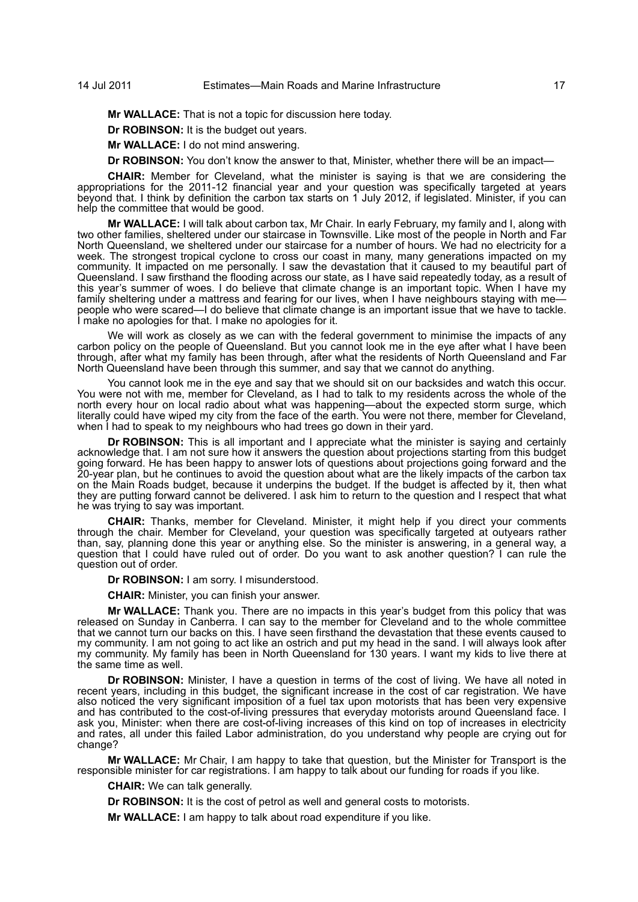**Mr WALLACE:** That is not a topic for discussion here today.

**Dr ROBINSON:** It is the budget out years.

**Mr WALLACE:** I do not mind answering.

**Dr ROBINSON:** You don't know the answer to that, Minister, whether there will be an impact—

**CHAIR:** Member for Cleveland, what the minister is saying is that we are considering the appropriations for the 2011-12 financial year and your question was specifically targeted at years beyond that. I think by definition the carbon tax starts on 1 July 2012, if legislated. Minister, if you can help the committee that would be good.

**Mr WALLACE:** I will talk about carbon tax, Mr Chair. In early February, my family and I, along with two other families, sheltered under our staircase in Townsville. Like most of the people in North and Far North Queensland, we sheltered under our staircase for a number of hours. We had no electricity for a week. The strongest tropical cyclone to cross our coast in many, many generations impacted on my community. It impacted on me personally. I saw the devastation that it caused to my beautiful part of Queensland. I saw firsthand the flooding across our state, as I have said repeatedly today, as a result of this year's summer of woes. I do believe that climate change is an important topic. When I have my family sheltering under a mattress and fearing for our lives, when I have neighbours staying with me—people who were scared—I do believe that climate change is an important issue that we have to tackle. I make no apologies for that. I make no apologies for it.

We will work as closely as we can with the federal government to minimise the impacts of any carbon policy on the people of Queensland. But you cannot look me in the eye after what I have been through, after what my family has been through, after what the residents of North Queensland and Far North Queensland have been through this summer, and say that we cannot do anything.

You cannot look me in the eye and say that we should sit on our backsides and watch this occur. You were not with me, member for Cleveland, as I had to talk to my residents across the whole of the north every hour on local radio about what was happening—about the expected storm surge, which literally could have wiped my city from the face of the earth. You were not there, member for Cleveland, when I had to speak to my neighbours who had trees go down in their yard.

**Dr ROBINSON:** This is all important and I appreciate what the minister is saying and certainly acknowledge that. I am not sure how it answers the question about projections starting from this budget going forward. He has been happy to answer lots of questions about projections going forward and the 20-year plan, but he continues to avoid the question about what are the likely impacts of the carbon tax on the Main Roads budget, because it underpins the budget. If the budget is affected by it, then what they are putting forward cannot be delivered. I ask him to return to the question and I respect that what he was trying to say was important.

**CHAIR:** Thanks, member for Cleveland. Minister, it might help if you direct your comments through the chair. Member for Cleveland, your question was specifically targeted at outyears rather than, say, planning done this year or anything else. So the minister is answering, in a general way, a question that I could have ruled out of order. Do you want to ask another question? I can rule the question out of order.

**Dr ROBINSON:** I am sorry. I misunderstood.

**CHAIR:** Minister, you can finish your answer.

**Mr WALLACE:** Thank you. There are no impacts in this year's budget from this policy that was released on Sunday in Canberra. I can say to the member for Cleveland and to the whole committee that we cannot turn our backs on this. I have seen firsthand the devastation that these events caused to my community. I am not going to act like an ostrich and put my head in the sand. I will always look after my community. My family has been in North Queensland for 130 years. I want my kids to live there at the same time as well.

**Dr ROBINSON:** Minister, I have a question in terms of the cost of living. We have all noted in recent years, including in this budget, the significant increase in the cost of car registration. We have also noticed the very significant imposition of a fuel tax upon motorists that has been very expensive and has contributed to the cost-of-living pressures that everyday motorists around Queensland face. I ask you, Minister: when there are cost-of-living increases of this kind on top of increases in electricity and rates, all under this failed Labor administration, do you understand why people are crying out for change?

**Mr WALLACE:** Mr Chair, I am happy to take that question, but the Minister for Transport is the responsible minister for car registrations. I am happy to talk about our funding for roads if you like.

**CHAIR:** We can talk generally.

**Dr ROBINSON:** It is the cost of petrol as well and general costs to motorists.

**Mr WALLACE:** I am happy to talk about road expenditure if you like.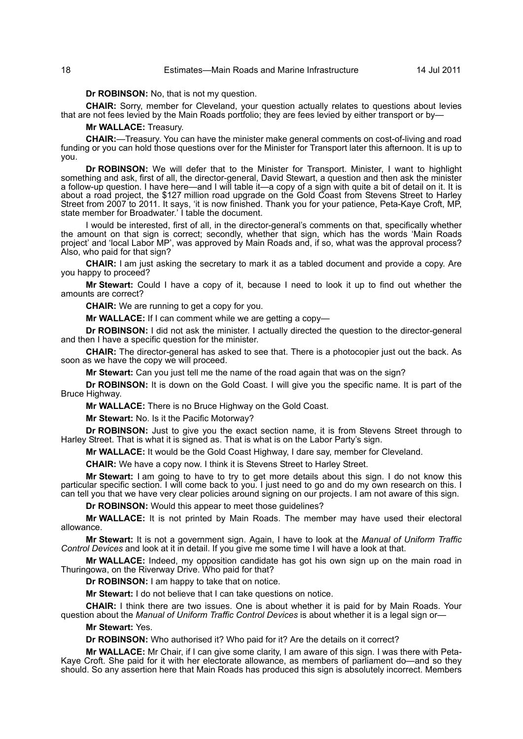**Dr ROBINSON:** No, that is not my question.

**CHAIR:** Sorry, member for Cleveland, your question actually relates to questions about levies that are not fees levied by the Main Roads portfolio; they are fees levied by either transport or by—

**Mr WALLACE:** Treasury.

**CHAIR:**—Treasury. You can have the minister make general comments on cost-of-living and road funding or you can hold those questions over for the Minister for Transport later this afternoon. It is up to you.

**Dr ROBINSON:** We will defer that to the Minister for Transport. Minister, I want to highlight something and ask, first of all, the director-general, David Stewart, a question and then ask the minister a follow-up question. I have here—and I will table it—a copy of a sign with quite a bit of detail on it. It is about a road project, the $127 million road upgrade on the Gold Coast from Stevens Street to Harley Street from 2007 to 2011. It says, 'it is now finished. Thank you for your patience, Peta-Kaye Croft, MP, state member for Broadwater.' I table the document.

I would be interested, first of all, in the director-general's comments on that, specifically whether the amount on that sign is correct; secondly, whether that sign, which has the words 'Main Roads project' and 'local Labor MP', was approved by Main Roads and, if so, what was the approval process? Also, who paid for that sign?

**CHAIR:** I am just asking the secretary to mark it as a tabled document and provide a copy. Are you happy to proceed?

**Mr Stewart:** Could I have a copy of it, because I need to look it up to find out whether the amounts are correct?

**CHAIR:** We are running to get a copy for you.

**Mr WALLACE:** If I can comment while we are getting a copy—

**Dr ROBINSON:** I did not ask the minister. I actually directed the question to the director-general and then I have a specific question for the minister.

**CHAIR:** The director-general has asked to see that. There is a photocopier just out the back. As soon as we have the copy we will proceed.

**Mr Stewart:** Can you just tell me the name of the road again that was on the sign?

**Dr ROBINSON:** It is down on the Gold Coast. I will give you the specific name. It is part of the Bruce Highway.

**Mr WALLACE:** There is no Bruce Highway on the Gold Coast.

**Mr Stewart:** No. Is it the Pacific Motorway?

**Dr ROBINSON:** Just to give you the exact section name, it is from Stevens Street through to Harley Street. That is what it is signed as. That is what is on the Labor Party's sign.

**Mr WALLACE:** It would be the Gold Coast Highway, I dare say, member for Cleveland.

**CHAIR:** We have a copy now. I think it is Stevens Street to Harley Street.

**Mr Stewart:** I am going to have to try to get more details about this sign. I do not know this particular specific section. I will come back to you. I just need to go and do my own research on this. I can tell you that we have very clear policies around signing on our projects. I am not aware of this sign.

**Dr ROBINSON:** Would this appear to meet those guidelines?

**Mr WALLACE:** It is not printed by Main Roads. The member may have used their electoral allowance.

**Mr Stewart:** It is not a government sign. Again, I have to look at the *Manual of Uniform Traffic Control Devices* and look at it in detail. If you give me some time I will have a look at that.

**Mr WALLACE:** Indeed, my opposition candidate has got his own sign up on the main road in Thuringowa, on the Riverway Drive. Who paid for that?

**Dr ROBINSON:** I am happy to take that on notice.

**Mr Stewart:** I do not believe that I can take questions on notice.

**CHAIR:** I think there are two issues. One is about whether it is paid for by Main Roads. Your question about the *Manual of Uniform Traffic Control Devices* is about whether it is a legal sign or—

**Mr Stewart:** Yes.

**Dr ROBINSON:** Who authorised it? Who paid for it? Are the details on it correct?

**Mr WALLACE:** Mr Chair, if I can give some clarity, I am aware of this sign. I was there with Peta-Kaye Croft. She paid for it with her electorate allowance, as members of parliament do—and so they should. So any assertion here that Main Roads has produced this sign is absolutely incorrect. Members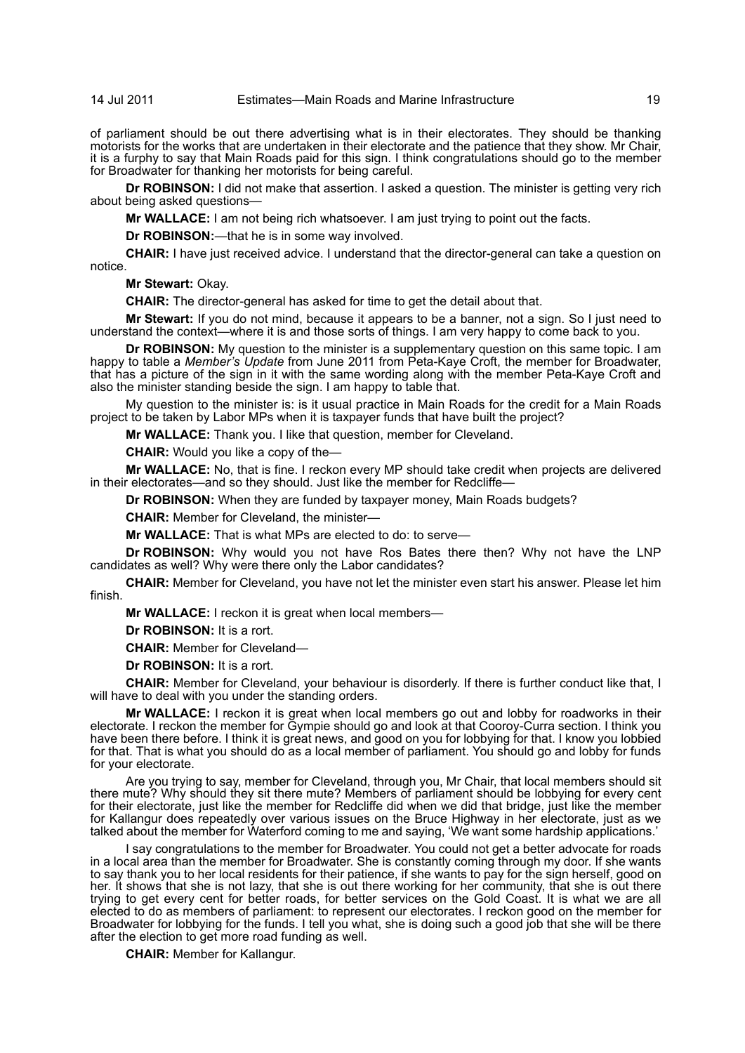of parliament should be out there advertising what is in their electorates. They should be thanking motorists for the works that are undertaken in their electorate and the patience that they show. Mr Chair, it is a furphy to say that Main Roads paid for this sign. I think congratulations should go to the member for Broadwater for thanking her motorists for being careful.

**Dr ROBINSON:** I did not make that assertion. I asked a question. The minister is getting very rich about being asked questions—

**Mr WALLACE:** I am not being rich whatsoever. I am just trying to point out the facts.

**Dr ROBINSON:**—that he is in some way involved.

**CHAIR:** I have just received advice. I understand that the director-general can take a question on notice.

**Mr Stewart:** Okay.

**CHAIR:** The director-general has asked for time to get the detail about that.

**Mr Stewart:** If you do not mind, because it appears to be a banner, not a sign. So I just need to understand the context—where it is and those sorts of things. I am very happy to come back to you.

**Dr ROBINSON:** My question to the minister is a supplementary question on this same topic. I am happy to table a *Member's Update* from June 2011 from Peta-Kaye Croft, the member for Broadwater, that has a picture of the sign in it with the same wording along with the member Peta-Kaye Croft and also the minister standing beside the sign. I am happy to table that.

My question to the minister is: is it usual practice in Main Roads for the credit for a Main Roads project to be taken by Labor MPs when it is taxpayer funds that have built the project?

**Mr WALLACE:** Thank you. I like that question, member for Cleveland.

**CHAIR:** Would you like a copy of the—

**Mr WALLACE:** No, that is fine. I reckon every MP should take credit when projects are delivered in their electorates—and so they should. Just like the member for Redcliffe—

**Dr ROBINSON:** When they are funded by taxpayer money, Main Roads budgets?

**CHAIR:** Member for Cleveland, the minister—

**Mr WALLACE:** That is what MPs are elected to do: to serve—

**Dr ROBINSON:** Why would you not have Ros Bates there then? Why not have the LNP candidates as well? Why were there only the Labor candidates?

**CHAIR:** Member for Cleveland, you have not let the minister even start his answer. Please let him finish.

**Mr WALLACE:** I reckon it is great when local members—

**Dr ROBINSON:** It is a rort.

**CHAIR:** Member for Cleveland—

**Dr ROBINSON:** It is a rort.

**CHAIR:** Member for Cleveland, your behaviour is disorderly. If there is further conduct like that, I will have to deal with you under the standing orders.

**Mr WALLACE:** I reckon it is great when local members go out and lobby for roadworks in their electorate. I reckon the member for Gympie should go and look at that Cooroy-Curra section. I think you have been there before. I think it is great news, and good on you for lobbying for that. I know you lobbied for that. That is what you should do as a local member of parliament. You should go and lobby for funds for your electorate.

Are you trying to say, member for Cleveland, through you, Mr Chair, that local members should sit there mute? Why should they sit there mute? Members of parliament should be lobbying for every cent for their electorate, just like the member for Redcliffe did when we did that bridge, just like the member for Kallangur does repeatedly over various issues on the Bruce Highway in her electorate, just as we talked about the member for Waterford coming to me and saying, 'We want some hardship applications.'

I say congratulations to the member for Broadwater. You could not get a better advocate for roads in a local area than the member for Broadwater. She is constantly coming through my door. If she wants to say thank you to her local residents for their patience, if she wants to pay for the sign herself, good on her. It shows that she is not lazy, that she is out there working for her community, that she is out there trying to get every cent for better roads, for better services on the Gold Coast. It is what we are all elected to do as members of parliament: to represent our electorates. I reckon good on the member for Broadwater for lobbying for the funds. I tell you what, she is doing such a good job that she will be there after the election to get more road funding as well.

**CHAIR:** Member for Kallangur.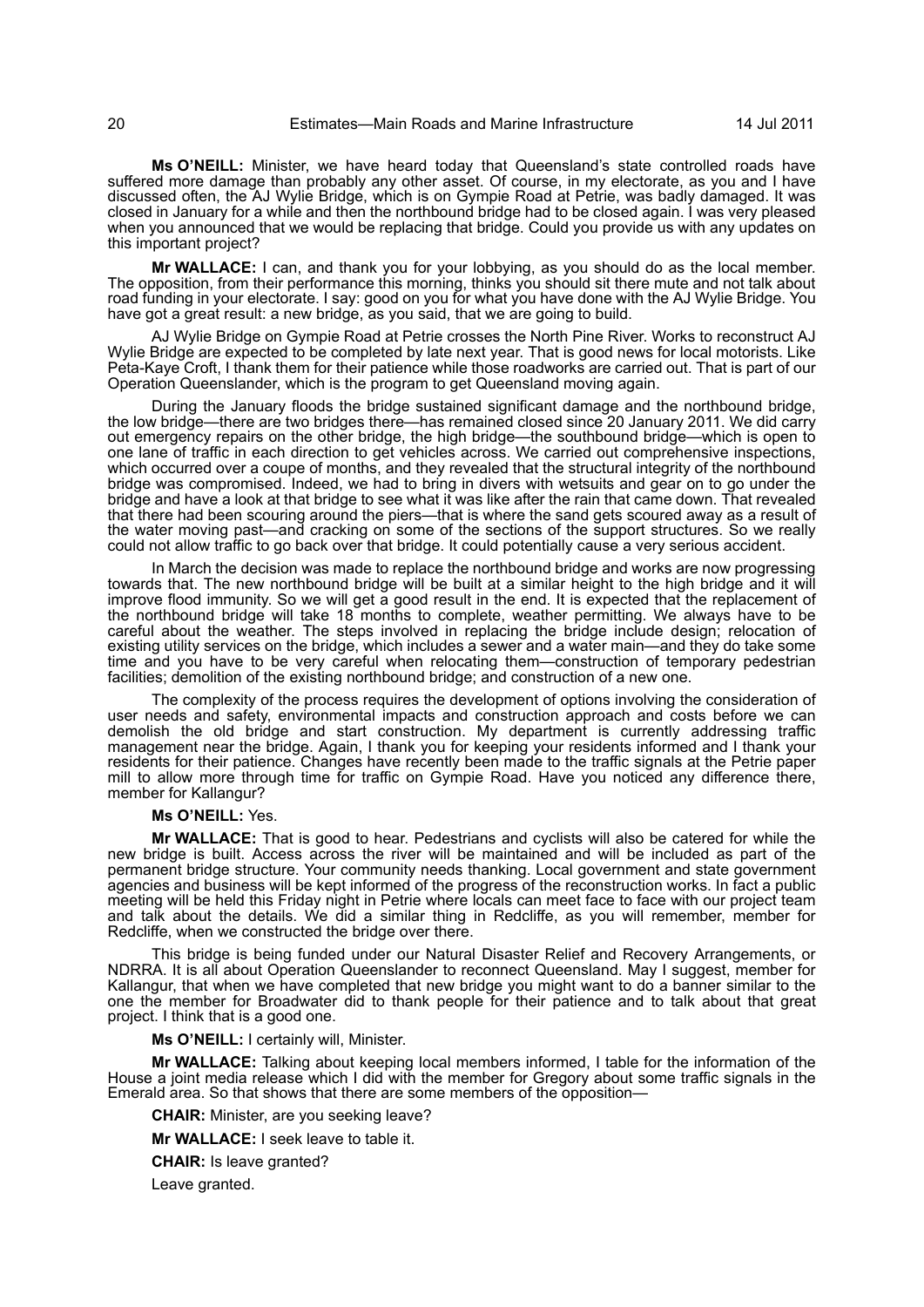**Ms O'NEILL:** Minister, we have heard today that Queensland's state controlled roads have suffered more damage than probably any other asset. Of course, in my electorate, as you and I have discussed often, the AJ Wylie Bridge, which is on Gympie Road at Petrie, was badly damaged. It was closed in January for a while and then the northbound bridge had to be closed again. I was very pleased when you announced that we would be replacing that bridge. Could you provide us with any updates on this important project?

**Mr WALLACE:** I can, and thank you for your lobbying, as you should do as the local member. The opposition, from their performance this morning, thinks you should sit there mute and not talk about road funding in your electorate. I say: good on you for what you have done with the AJ Wylie Bridge. You have got a great result: a new bridge, as you said, that we are going to build.

AJ Wylie Bridge on Gympie Road at Petrie crosses the North Pine River. Works to reconstruct AJ Wylie Bridge are expected to be completed by late next year. That is good news for local motorists. Like Peta-Kaye Croft, I thank them for their patience while those roadworks are carried out. That is part of our Operation Queenslander, which is the program to get Queensland moving again.

During the January floods the bridge sustained significant damage and the northbound bridge, the low bridge—there are two bridges there—has remained closed since 20 January 2011. We did carry out emergency repairs on the other bridge, the high bridge—the southbound bridge—which is open to one lane of traffic in each direction to get vehicles across. We carried out comprehensive inspections, which occurred over a coupe of months, and they revealed that the structural integrity of the northbound bridge was compromised. Indeed, we had to bring in divers with wetsuits and gear on to go under the bridge and have a look at that bridge to see what it was like after the rain that came down. That revealed that there had been scouring around the piers—that is where the sand gets scoured away as a result of the water moving past—and cracking on some of the sections of the support structures. So we really could not allow traffic to go back over that bridge. It could potentially cause a very serious accident.

In March the decision was made to replace the northbound bridge and works are now progressing towards that. The new northbound bridge will be built at a similar height to the high bridge and it will improve flood immunity. So we will get a good result in the end. It is expected that the replacement of the northbound bridge will take 18 months to complete, weather permitting. We always have to be careful about the weather. The steps involved in replacing the bridge include design; relocation of existing utility services on the bridge, which includes a sewer and a water main—and they do take some time and you have to be very careful when relocating them—construction of temporary pedestrian facilities; demolition of the existing northbound bridge; and construction of a new one.

The complexity of the process requires the development of options involving the consideration of user needs and safety, environmental impacts and construction approach and costs before we can demolish the old bridge and start construction. My department is currently addressing traffic management near the bridge. Again, I thank you for keeping your residents informed and I thank your residents for their patience. Changes have recently been made to the traffic signals at the Petrie paper mill to allow more through time for traffic on Gympie Road. Have you noticed any difference there, member for Kallangur?

**Ms O'NEILL:** Yes.

**Mr WALLACE:** That is good to hear. Pedestrians and cyclists will also be catered for while the new bridge is built. Access across the river will be maintained and will be included as part of the permanent bridge structure. Your community needs thanking. Local government and state government agencies and business will be kept informed of the progress of the reconstruction works. In fact a public meeting will be held this Friday night in Petrie where locals can meet face to face with our project team and talk about the details. We did a similar thing in Redcliffe, as you will remember, member for Redcliffe, when we constructed the bridge over there.

This bridge is being funded under our Natural Disaster Relief and Recovery Arrangements, or NDRRA. It is all about Operation Queenslander to reconnect Queensland. May I suggest, member for Kallangur, that when we have completed that new bridge you might want to do a banner similar to the one the member for Broadwater did to thank people for their patience and to talk about that great project. I think that is a good one.

**Ms O'NEILL:** I certainly will, Minister.

**Mr WALLACE:** Talking about keeping local members informed, I table for the information of the House a joint media release which I did with the member for Gregory about some traffic signals in the Emerald area. So that shows that there are some members of the opposition—

**CHAIR:** Minister, are you seeking leave?

**Mr WALLACE:** I seek leave to table it.

**CHAIR:** Is leave granted?

Leave granted.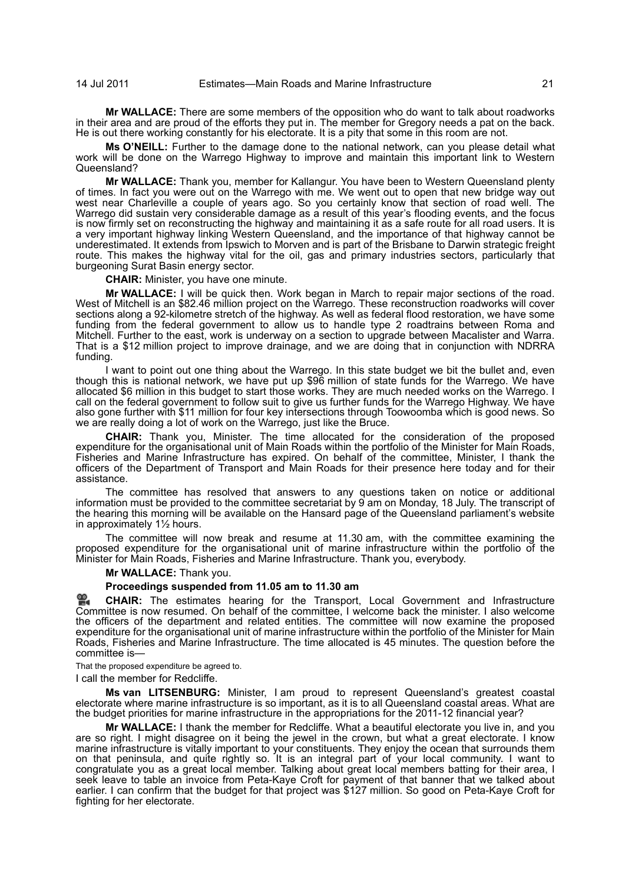**Mr WALLACE:** There are some members of the opposition who do want to talk about roadworks in their area and are proud of the efforts they put in. The member for Gregory needs a pat on the back. He is out there working constantly for his electorate. It is a pity that some in this room are not.

**Ms O'NEILL:** Further to the damage done to the national network, can you please detail what work will be done on the Warrego Highway to improve and maintain this important link to Western Queensland?

**Mr WALLACE:** Thank you, member for Kallangur. You have been to Western Queensland plenty of times. In fact you were out on the Warrego with me. We went out to open that new bridge way out west near Charleville a couple of years ago. So you certainly know that section of road well. The Warrego did sustain very considerable damage as a result of this year's flooding events, and the focus is now firmly set on reconstructing the highway and maintaining it as a safe route for all road users. It is a very important highway linking Western Queensland, and the importance of that highway cannot be underestimated. It extends from Ipswich to Morven and is part of the Brisbane to Darwin strategic freight route. This makes the highway vital for the oil, gas and primary industries sectors, particularly that burgeoning Surat Basin energy sector.

**CHAIR:** Minister, you have one minute.

**Mr WALLACE:** I will be quick then. Work began in March to repair major sections of the road. West of Mitchell is an $82.46 million project on the Warrego. These reconstruction roadworks will cover sections along a 92-kilometre stretch of the highway. As well as federal flood restoration, we have some funding from the federal government to allow us to handle type 2 roadtrains between Roma and Mitchell. Further to the east, work is underway on a section to upgrade between Macalister and Warra. That is a $12 million project to improve drainage, and we are doing that in conjunction with NDRRA funding.

I want to point out one thing about the Warrego. In this state budget we bit the bullet and, even though this is national network, we have put up $96 million of state funds for the Warrego. We have allocated $6 million in this budget to start those works. They are much needed works on the Warrego. I call on the federal government to follow suit to give us further funds for the Warrego Highway. We have also gone further with $11 million for four key intersections through Toowoomba which is good news. So we are really doing a lot of work on the Warrego, just like the Bruce.

**CHAIR:** Thank you, Minister. The time allocated for the consideration of the proposed expenditure for the organisational unit of Main Roads within the portfolio of the Minister for Main Roads, Fisheries and Marine Infrastructure has expired. On behalf of the committee, Minister, I thank the officers of the Department of Transport and Main Roads for their presence here today and for their assistance.

The committee has resolved that answers to any questions taken on notice or additional information must be provided to the committee secretariat by 9 am on Monday, 18 July. The transcript of the hearing this morning will be available on the Hansard page of the Queensland parliament's website in approximately 1½ hours.

The committee will now break and resume at 11.30 am, with the committee examining the proposed expenditure for the organisational unit of marine infrastructure within the portfolio of the Minister for Main Roads, Fisheries and Marine Infrastructure. Thank you, everybody.

**Mr WALLACE:** Thank you.

**Proceedings suspended from 11.05 am to 11.30 am**

**CHAIR:** The estimates hearing for the Transport, Local Government and Infrastructure Committee is now resumed. On behalf of the committee, I welcome back the minister. I also welcome the officers of the department and related entities. The committee will now examine the proposed expenditure for the organisational unit of marine infrastructure within the portfolio of the Minister for Main Roads, Fisheries and Marine Infrastructure. The time allocated is 45 minutes. The question before the committee is—

That the proposed expenditure be agreed to.

I call the member for Redcliffe.

**Ms van LITSENBURG:** Minister, I am proud to represent Queensland's greatest coastal electorate where marine infrastructure is so important, as it is to all Queensland coastal areas. What are the budget priorities for marine infrastructure in the appropriations for the 2011-12 financial year?

**Mr WALLACE:** I thank the member for Redcliffe. What a beautiful electorate you live in, and you are so right. I might disagree on it being the jewel in the crown, but what a great electorate. I know marine infrastructure is vitally important to your constituents. They enjoy the ocean that surrounds them on that peninsula, and quite rightly so. It is an integral part of your local community. I want to congratulate you as a great local member. Talking about great local members batting for their area, I seek leave to table an invoice from Peta-Kaye Croft for payment of that banner that we talked about earlier. I can confirm that the budget for that project was $127 million. So good on Peta-Kaye Croft for fighting for her electorate.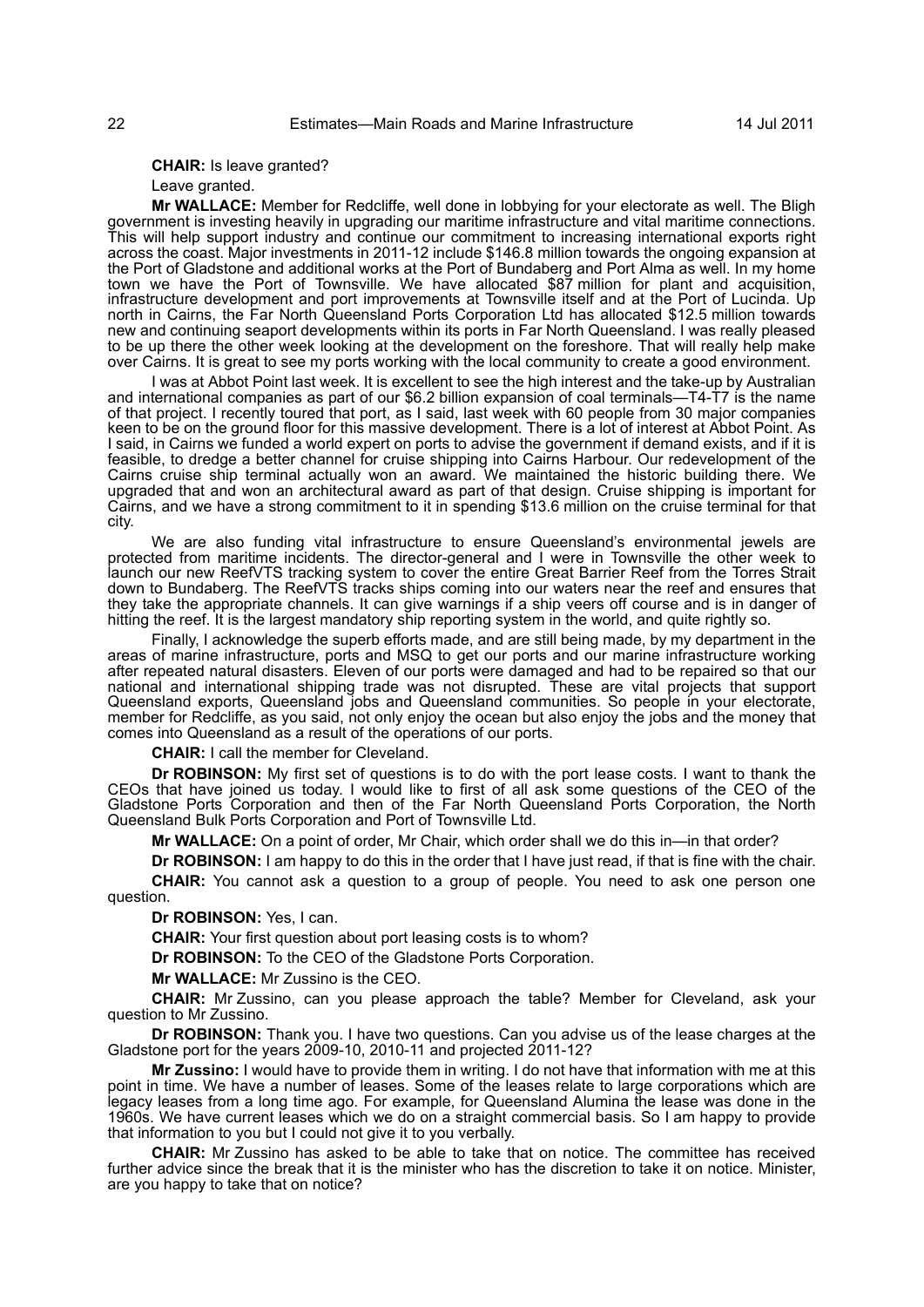**CHAIR:** Is leave granted?

Leave granted.

**Mr WALLACE:** Member for Redcliffe, well done in lobbying for your electorate as well. The Bligh government is investing heavily in upgrading our maritime infrastructure and vital maritime connections. This will help support industry and continue our commitment to increasing international exports right across the coast. Major investments in 2011-12 include $146.8 million towards the ongoing expansion at the Port of Gladstone and additional works at the Port of Bundaberg and Port Alma as well. In my home town we have the Port of Townsville. We have allocated $87 million for plant and acquisition, infrastructure development and port improvements at Townsville itself and at the Port of Lucinda. Up north in Cairns, the Far North Queensland Ports Corporation Ltd has allocated $12.5 million towards new and continuing seaport developments within its ports in Far North Queensland. I was really pleased to be up there the other week looking at the development on the foreshore. That will really help make over Cairns. It is great to see my ports working with the local community to create a good environment.

I was at Abbot Point last week. It is excellent to see the high interest and the take-up by Australian and international companies as part of our $6.2 billion expansion of coal terminals—T4-T7 is the name of that project. I recently toured that port, as I said, last week with 60 people from 30 major companies keen to be on the ground floor for this massive development. There is a lot of interest at Abbot Point. As I said, in Cairns we funded a world expert on ports to advise the government if demand exists, and if it is feasible, to dredge a better channel for cruise shipping into Cairns Harbour. Our redevelopment of the Cairns cruise ship terminal actually won an award. We maintained the historic building there. We upgraded that and won an architectural award as part of that design. Cruise shipping is important for Cairns, and we have a strong commitment to it in spending $13.6 million on the cruise terminal for that city.

We are also funding vital infrastructure to ensure Queensland's environmental jewels are protected from maritime incidents. The director-general and I were in Townsville the other week to launch our new ReefVTS tracking system to cover the entire Great Barrier Reef from the Torres Strait down to Bundaberg. The ReefVTS tracks ships coming into our waters near the reef and ensures that they take the appropriate channels. It can give warnings if a ship veers off course and is in danger of hitting the reef. It is the largest mandatory ship reporting system in the world, and quite rightly so.

Finally, I acknowledge the superb efforts made, and are still being made, by my department in the areas of marine infrastructure, ports and MSQ to get our ports and our marine infrastructure working after repeated natural disasters. Eleven of our ports were damaged and had to be repaired so that our national and international shipping trade was not disrupted. These are vital projects that support Queensland exports, Queensland jobs and Queensland communities. So people in your electorate, member for Redcliffe, as you said, not only enjoy the ocean but also enjoy the jobs and the money that comes into Queensland as a result of the operations of our ports.

**CHAIR:** I call the member for Cleveland.

**Dr ROBINSON:** My first set of questions is to do with the port lease costs. I want to thank the CEOs that have joined us today. I would like to first of all ask some questions of the CEO of the Gladstone Ports Corporation and then of the Far North Queensland Ports Corporation, the North Queensland Bulk Ports Corporation and Port of Townsville Ltd.

**Mr WALLACE:** On a point of order, Mr Chair, which order shall we do this in—in that order?

**Dr ROBINSON:** I am happy to do this in the order that I have just read, if that is fine with the chair.

**CHAIR:** You cannot ask a question to a group of people. You need to ask one person one question.

**Dr ROBINSON:** Yes, I can.

**CHAIR:** Your first question about port leasing costs is to whom?

**Dr ROBINSON:** To the CEO of the Gladstone Ports Corporation.

**Mr WALLACE:** Mr Zussino is the CEO.

**CHAIR:** Mr Zussino, can you please approach the table? Member for Cleveland, ask your question to Mr Zussino.

**Dr ROBINSON:** Thank you. I have two questions. Can you advise us of the lease charges at the Gladstone port for the years 2009-10, 2010-11 and projected 2011-12?

**Mr Zussino:** I would have to provide them in writing. I do not have that information with me at this point in time. We have a number of leases. Some of the leases relate to large corporations which are legacy leases from a long time ago. For example, for Queensland Alumina the lease was done in the 1960s. We have current leases which we do on a straight commercial basis. So I am happy to provide that information to you but I could not give it to you verbally.

**CHAIR:** Mr Zussino has asked to be able to take that on notice. The committee has received further advice since the break that it is the minister who has the discretion to take it on notice. Minister, are you happy to take that on notice?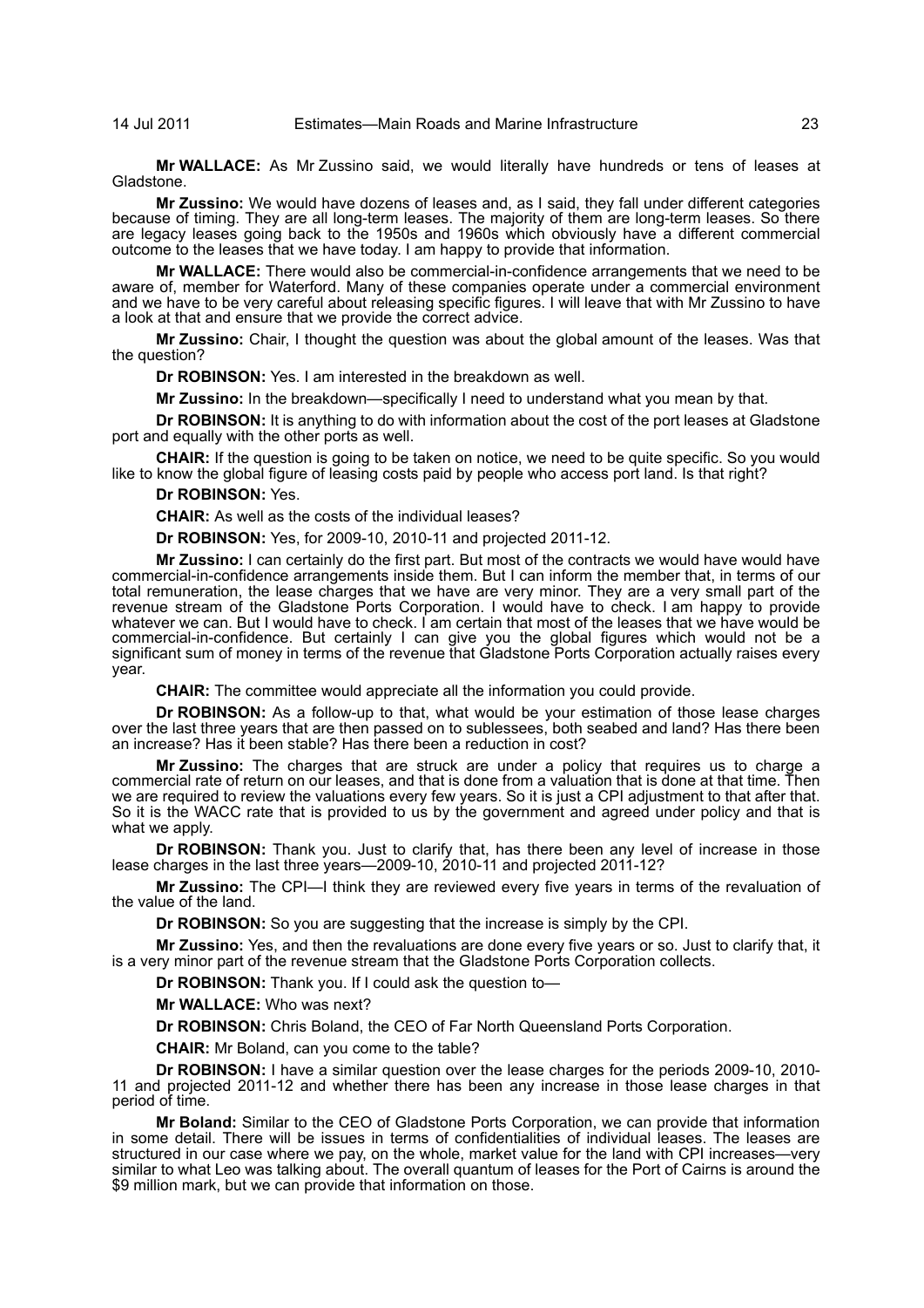**Mr WALLACE:** As Mr Zussino said, we would literally have hundreds or tens of leases at Gladstone.

**Mr Zussino:** We would have dozens of leases and, as I said, they fall under different categories because of timing. They are all long-term leases. The majority of them are long-term leases. So there are legacy leases going back to the 1950s and 1960s which obviously have a different commercial outcome to the leases that we have today. I am happy to provide that information.

**Mr WALLACE:** There would also be commercial-in-confidence arrangements that we need to be aware of, member for Waterford. Many of these companies operate under a commercial environment and we have to be very careful about releasing specific figures. I will leave that with Mr Zussino to have a look at that and ensure that we provide the correct advice.

**Mr Zussino:** Chair, I thought the question was about the global amount of the leases. Was that the question?

**Dr ROBINSON:** Yes. I am interested in the breakdown as well.

**Mr Zussino:** In the breakdown—specifically I need to understand what you mean by that.

**Dr ROBINSON:** It is anything to do with information about the cost of the port leases at Gladstone port and equally with the other ports as well.

**CHAIR:** If the question is going to be taken on notice, we need to be quite specific. So you would like to know the global figure of leasing costs paid by people who access port land. Is that right?

**Dr ROBINSON:** Yes.

**CHAIR:** As well as the costs of the individual leases?

**Dr ROBINSON:** Yes, for 2009-10, 2010-11 and projected 2011-12.

**Mr Zussino:** I can certainly do the first part. But most of the contracts we would have would have commercial-in-confidence arrangements inside them. But I can inform the member that, in terms of our total remuneration, the lease charges that we have are very minor. They are a very small part of the revenue stream of the Gladstone Ports Corporation. I would have to check. I am happy to provide whatever we can. But I would have to check. I am certain that most of the leases that we have would be commercial-in-confidence. But certainly I can give you the global figures which would not be a significant sum of money in terms of the revenue that Gladstone Ports Corporation actually raises every year.

**CHAIR:** The committee would appreciate all the information you could provide.

**Dr ROBINSON:** As a follow-up to that, what would be your estimation of those lease charges over the last three years that are then passed on to sublessees, both seabed and land? Has there been an increase? Has it been stable? Has there been a reduction in cost?

**Mr Zussino:** The charges that are struck are under a policy that requires us to charge a commercial rate of return on our leases, and that is done from a valuation that is done at that time. Then we are required to review the valuations every few years. So it is just a CPI adjustment to that after that. So it is the WACC rate that is provided to us by the government and agreed under policy and that is what we apply.

**Dr ROBINSON:** Thank you. Just to clarify that, has there been any level of increase in those lease charges in the last three years—2009-10, 2010-11 and projected 2011-12?

**Mr Zussino:** The CPI—I think they are reviewed every five years in terms of the revaluation of the value of the land.

**Dr ROBINSON:** So you are suggesting that the increase is simply by the CPI.

**Mr Zussino:** Yes, and then the revaluations are done every five years or so. Just to clarify that, it is a very minor part of the revenue stream that the Gladstone Ports Corporation collects.

**Dr ROBINSON:** Thank you. If I could ask the question to—

**Mr WALLACE:** Who was next?

**Dr ROBINSON:** Chris Boland, the CEO of Far North Queensland Ports Corporation.

**CHAIR:** Mr Boland, can you come to the table?

**Dr ROBINSON:** I have a similar question over the lease charges for the periods 2009-10, 2010-11 and projected 2011-12 and whether there has been any increase in those lease charges in that period of time.

**Mr Boland:** Similar to the CEO of Gladstone Ports Corporation, we can provide that information in some detail. There will be issues in terms of confidentialities of individual leases. The leases are structured in our case where we pay, on the whole, market value for the land with CPI increases—very similar to what Leo was talking about. The overall quantum of leases for the Port of Cairns is around the $9 million mark, but we can provide that information on those.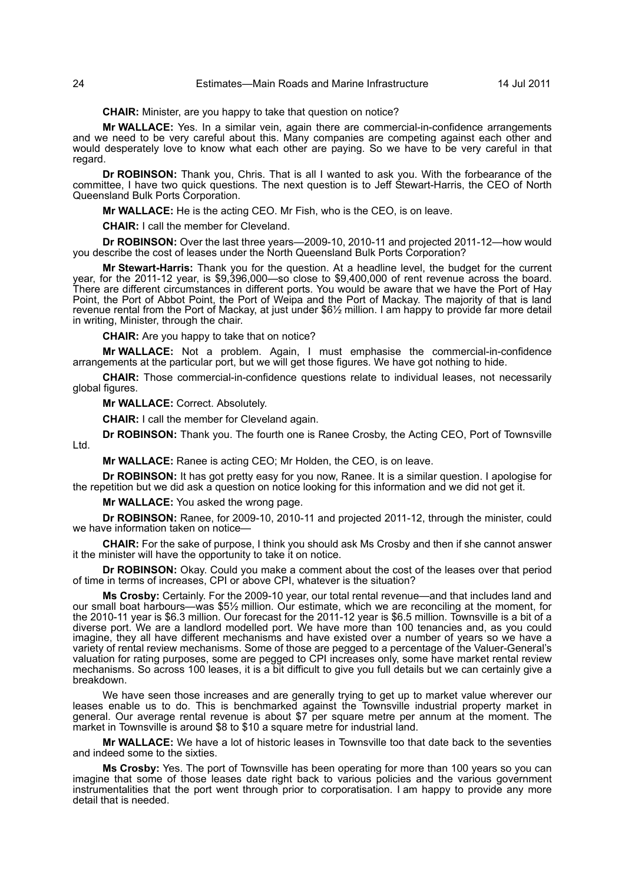**CHAIR:** Minister, are you happy to take that question on notice?

**Mr WALLACE:** Yes. In a similar vein, again there are commercial-in-confidence arrangements and we need to be very careful about this. Many companies are competing against each other and would desperately love to know what each other are paying. So we have to be very careful in that regard.

**Dr ROBINSON:** Thank you, Chris. That is all I wanted to ask you. With the forbearance of the committee, I have two quick questions. The next question is to Jeff Stewart-Harris, the CEO of North Queensland Bulk Ports Corporation.

**Mr WALLACE:** He is the acting CEO. Mr Fish, who is the CEO, is on leave.

**CHAIR:** I call the member for Cleveland.

**Dr ROBINSON:** Over the last three years—2009-10, 2010-11 and projected 2011-12—how would you describe the cost of leases under the North Queensland Bulk Ports Corporation?

**Mr Stewart-Harris:** Thank you for the question. At a headline level, the budget for the current year, for the 2011-12 year, is $9,396,000—so close to $9,400,000 of rent revenue across the board. There are different circumstances in different ports. You would be aware that we have the Port of Hay Point, the Port of Abbot Point, the Port of Weipa and the Port of Mackay. The majority of that is land revenue rental from the Port of Mackay, at just under $6½ million. I am happy to provide far more detail in writing, Minister, through the chair.

**CHAIR:** Are you happy to take that on notice?

**Mr WALLACE:** Not a problem. Again, I must emphasise the commercial-in-confidence arrangements at the particular port, but we will get those figures. We have got nothing to hide.

**CHAIR:** Those commercial-in-confidence questions relate to individual leases, not necessarily global figures.

**Mr WALLACE:** Correct. Absolutely.

**CHAIR:** I call the member for Cleveland again.

**Dr ROBINSON:** Thank you. The fourth one is Ranee Crosby, the Acting CEO, Port of Townsville Ltd.

**Mr WALLACE:** Ranee is acting CEO; Mr Holden, the CEO, is on leave.

**Dr ROBINSON:** It has got pretty easy for you now, Ranee. It is a similar question. I apologise for the repetition but we did ask a question on notice looking for this information and we did not get it.

**Mr WALLACE:** You asked the wrong page.

**Dr ROBINSON:** Ranee, for 2009-10, 2010-11 and projected 2011-12, through the minister, could we have information taken on notice—

**CHAIR:** For the sake of purpose, I think you should ask Ms Crosby and then if she cannot answer it the minister will have the opportunity to take it on notice.

**Dr ROBINSON:** Okay. Could you make a comment about the cost of the leases over that period of time in terms of increases, CPI or above CPI, whatever is the situation?

**Ms Crosby:** Certainly. For the 2009-10 year, our total rental revenue—and that includes land and our small boat harbours—was $5½ million. Our estimate, which we are reconciling at the moment, for the 2010-11 year is $6.3 million. Our forecast for the 2011-12 year is $6.5 million. Townsville is a bit of a diverse port. We are a landlord modelled port. We have more than 100 tenancies and, as you could imagine, they all have different mechanisms and have existed over a number of years so we have a variety of rental review mechanisms. Some of those are pegged to a percentage of the Valuer-General's valuation for rating purposes, some are pegged to CPI increases only, some have market rental review mechanisms. So across 100 leases, it is a bit difficult to give you full details but we can certainly give a breakdown.

We have seen those increases and are generally trying to get up to market value wherever our leases enable us to do. This is benchmarked against the Townsville industrial property market in general. Our average rental revenue is about $7 per square metre per annum at the moment. The market in Townsville is around $8 to $10 a square metre for industrial land.

**Mr WALLACE:** We have a lot of historic leases in Townsville too that date back to the seventies and indeed some to the sixties.

**Ms Crosby:** Yes. The port of Townsville has been operating for more than 100 years so you can imagine that some of those leases date right back to various policies and the various government instrumentalities that the port went through prior to corporatisation. I am happy to provide any more detail that is needed.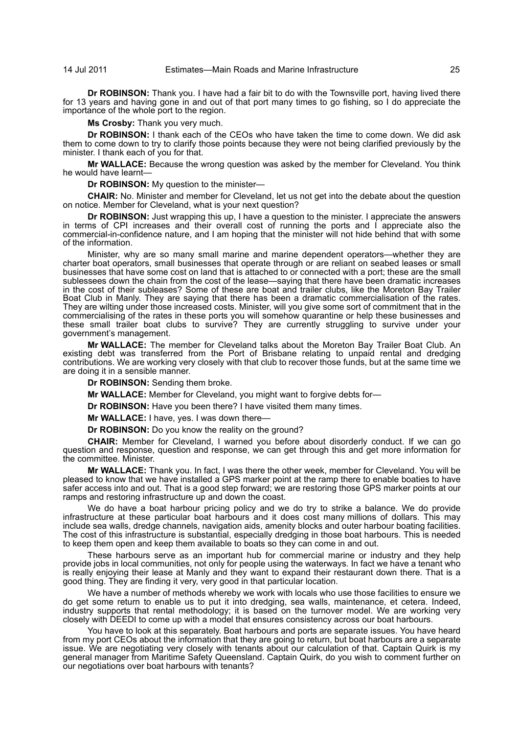**Dr ROBINSON:** Thank you. I have had a fair bit to do with the Townsville port, having lived there for 13 years and having gone in and out of that port many times to go fishing, so I do appreciate the importance of the whole port to the region.

**Ms Crosby:** Thank you very much.

**Dr ROBINSON:** I thank each of the CEOs who have taken the time to come down. We did ask them to come down to try to clarify those points because they were not being clarified previously by the minister. I thank each of you for that.

**Mr WALLACE:** Because the wrong question was asked by the member for Cleveland. You think he would have learnt—

**Dr ROBINSON:** My question to the minister—

**CHAIR:** No. Minister and member for Cleveland, let us not get into the debate about the question on notice. Member for Cleveland, what is your next question?

**Dr ROBINSON:** Just wrapping this up, I have a question to the minister. I appreciate the answers in terms of CPI increases and their overall cost of running the ports and I appreciate also the commercial-in-confidence nature, and I am hoping that the minister will not hide behind that with some of the information.

Minister, why are so many small marine and marine dependent operators—whether they are charter boat operators, small businesses that operate through or are reliant on seabed leases or small businesses that have some cost on land that is attached to or connected with a port; these are the small sublessees down the chain from the cost of the lease—saying that there have been dramatic increases in the cost of their subleases? Some of these are boat and trailer clubs, like the Moreton Bay Trailer Boat Club in Manly. They are saying that there has been a dramatic commercialisation of the rates. They are wilting under those increased costs. Minister, will you give some sort of commitment that in the commercialising of the rates in these ports you will somehow quarantine or help these businesses and these small trailer boat clubs to survive? They are currently struggling to survive under your government's management.

**Mr WALLACE:** The member for Cleveland talks about the Moreton Bay Trailer Boat Club. An existing debt was transferred from the Port of Brisbane relating to unpaid rental and dredging contributions. We are working very closely with that club to recover those funds, but at the same time we are doing it in a sensible manner.

**Dr ROBINSON:** Sending them broke.

**Mr WALLACE:** Member for Cleveland, you might want to forgive debts for—

**Dr ROBINSON:** Have you been there? I have visited them many times.

**Mr WALLACE:** I have, yes. I was down there—

**Dr ROBINSON:** Do you know the reality on the ground?

**CHAIR:** Member for Cleveland, I warned you before about disorderly conduct. If we can go question and response, question and response, we can get through this and get more information for the committee. Minister.

**Mr WALLACE:** Thank you. In fact, I was there the other week, member for Cleveland. You will be pleased to know that we have installed a GPS marker point at the ramp there to enable boaties to have safer access into and out. That is a good step forward; we are restoring those GPS marker points at our ramps and restoring infrastructure up and down the coast.

We do have a boat harbour pricing policy and we do try to strike a balance. We do provide infrastructure at these particular boat harbours and it does cost many millions of dollars. This may include sea walls, dredge channels, navigation aids, amenity blocks and outer harbour boating facilities. The cost of this infrastructure is substantial, especially dredging in those boat harbours. This is needed to keep them open and keep them available to boats so they can come in and out.

These harbours serve as an important hub for commercial marine or industry and they help provide jobs in local communities, not only for people using the waterways. In fact we have a tenant who is really enjoying their lease at Manly and they want to expand their restaurant down there. That is a good thing. They are finding it very, very good in that particular location.

We have a number of methods whereby we work with locals who use those facilities to ensure we do get some return to enable us to put it into dredging, sea walls, maintenance, et cetera. Indeed, industry supports that rental methodology; it is based on the turnover model. We are working very closely with DEEDI to come up with a model that ensures consistency across our boat harbours.

You have to look at this separately. Boat harbours and ports are separate issues. You have heard from my port CEOs about the information that they are going to return, but boat harbours are a separate issue. We are negotiating very closely with tenants about our calculation of that. Captain Quirk is my general manager from Maritime Safety Queensland. Captain Quirk, do you wish to comment further on our negotiations over boat harbours with tenants?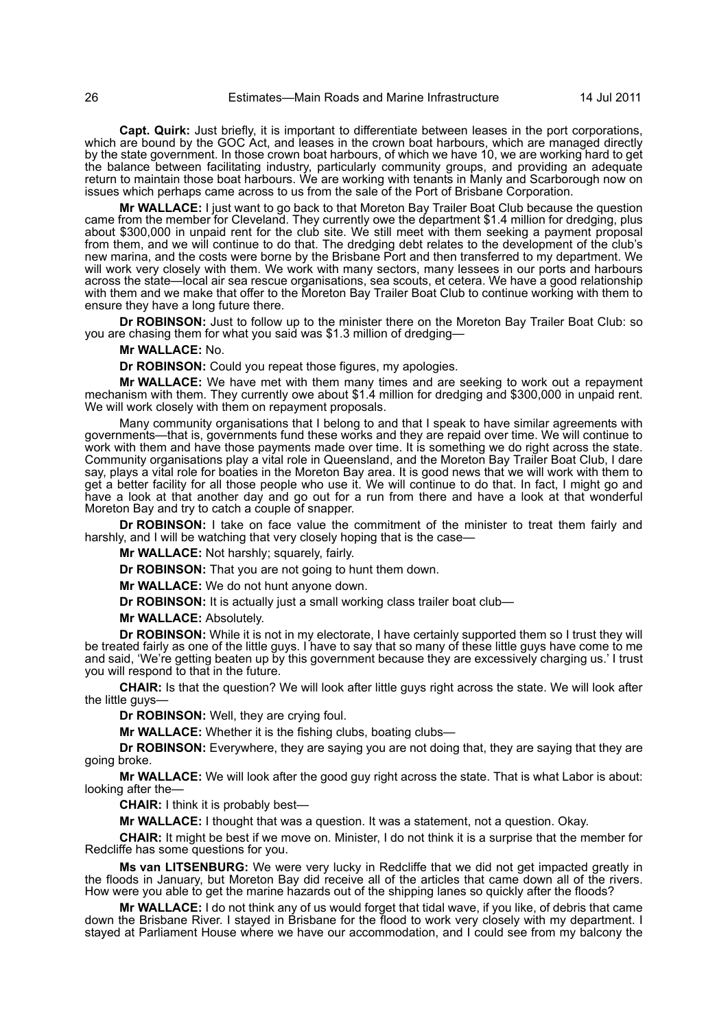**Capt. Quirk:** Just briefly, it is important to differentiate between leases in the port corporations, which are bound by the GOC Act, and leases in the crown boat harbours, which are managed directly by the state government. In those crown boat harbours, of which we have 10, we are working hard to get the balance between facilitating industry, particularly community groups, and providing an adequate return to maintain those boat harbours. We are working with tenants in Manly and Scarborough now on issues which perhaps came across to us from the sale of the Port of Brisbane Corporation.

**Mr WALLACE:** I just want to go back to that Moreton Bay Trailer Boat Club because the question came from the member for Cleveland. They currently owe the department $1.4 million for dredging, plus about $300,000 in unpaid rent for the club site. We still meet with them seeking a payment proposal from them, and we will continue to do that. The dredging debt relates to the development of the club's new marina, and the costs were borne by the Brisbane Port and then transferred to my department. We will work very closely with them. We work with many sectors, many lessees in our ports and harbours across the state—local air sea rescue organisations, sea scouts, et cetera. We have a good relationship with them and we make that offer to the Moreton Bay Trailer Boat Club to continue working with them to ensure they have a long future there.

**Dr ROBINSON:** Just to follow up to the minister there on the Moreton Bay Trailer Boat Club: so you are chasing them for what you said was $1.3 million of dredging—

**Mr WALLACE:** No.

**Dr ROBINSON:** Could you repeat those figures, my apologies.

**Mr WALLACE:** We have met with them many times and are seeking to work out a repayment mechanism with them. They currently owe about $1.4 million for dredging and $300,000 in unpaid rent. We will work closely with them on repayment proposals.

Many community organisations that I belong to and that I speak to have similar agreements with governments—that is, governments fund these works and they are repaid over time. We will continue to work with them and have those payments made over time. It is something we do right across the state. Community organisations play a vital role in Queensland, and the Moreton Bay Trailer Boat Club, I dare say, plays a vital role for boaties in the Moreton Bay area. It is good news that we will work with them to get a better facility for all those people who use it. We will continue to do that. In fact, I might go and have a look at that another day and go out for a run from there and have a look at that wonderful Moreton Bay and try to catch a couple of snapper.

**Dr ROBINSON:** I take on face value the commitment of the minister to treat them fairly and harshly, and I will be watching that very closely hoping that is the case—

**Mr WALLACE:** Not harshly; squarely, fairly.

**Dr ROBINSON:** That you are not going to hunt them down.

**Mr WALLACE:** We do not hunt anyone down.

**Dr ROBINSON:** It is actually just a small working class trailer boat club—

**Mr WALLACE:** Absolutely.

**Dr ROBINSON:** While it is not in my electorate, I have certainly supported them so I trust they will be treated fairly as one of the little guys. I have to say that so many of these little guys have come to me and said, 'We're getting beaten up by this government because they are excessively charging us.' I trust you will respond to that in the future.

**CHAIR:** Is that the question? We will look after little guys right across the state. We will look after the little guys—

**Dr ROBINSON:** Well, they are crying foul.

**Mr WALLACE:** Whether it is the fishing clubs, boating clubs—

**Dr ROBINSON:** Everywhere, they are saying you are not doing that, they are saying that they are going broke.

**Mr WALLACE:** We will look after the good guy right across the state. That is what Labor is about: looking after the—

**CHAIR:** I think it is probably best—

**Mr WALLACE:** I thought that was a question. It was a statement, not a question. Okay.

**CHAIR:** It might be best if we move on. Minister, I do not think it is a surprise that the member for Redcliffe has some questions for you.

**Ms van LITSENBURG:** We were very lucky in Redcliffe that we did not get impacted greatly in the floods in January, but Moreton Bay did receive all of the articles that came down all of the rivers. How were you able to get the marine hazards out of the shipping lanes so quickly after the floods?

**Mr WALLACE:** I do not think any of us would forget that tidal wave, if you like, of debris that came down the Brisbane River. I stayed in Brisbane for the flood to work very closely with my department. I stayed at Parliament House where we have our accommodation, and I could see from my balcony the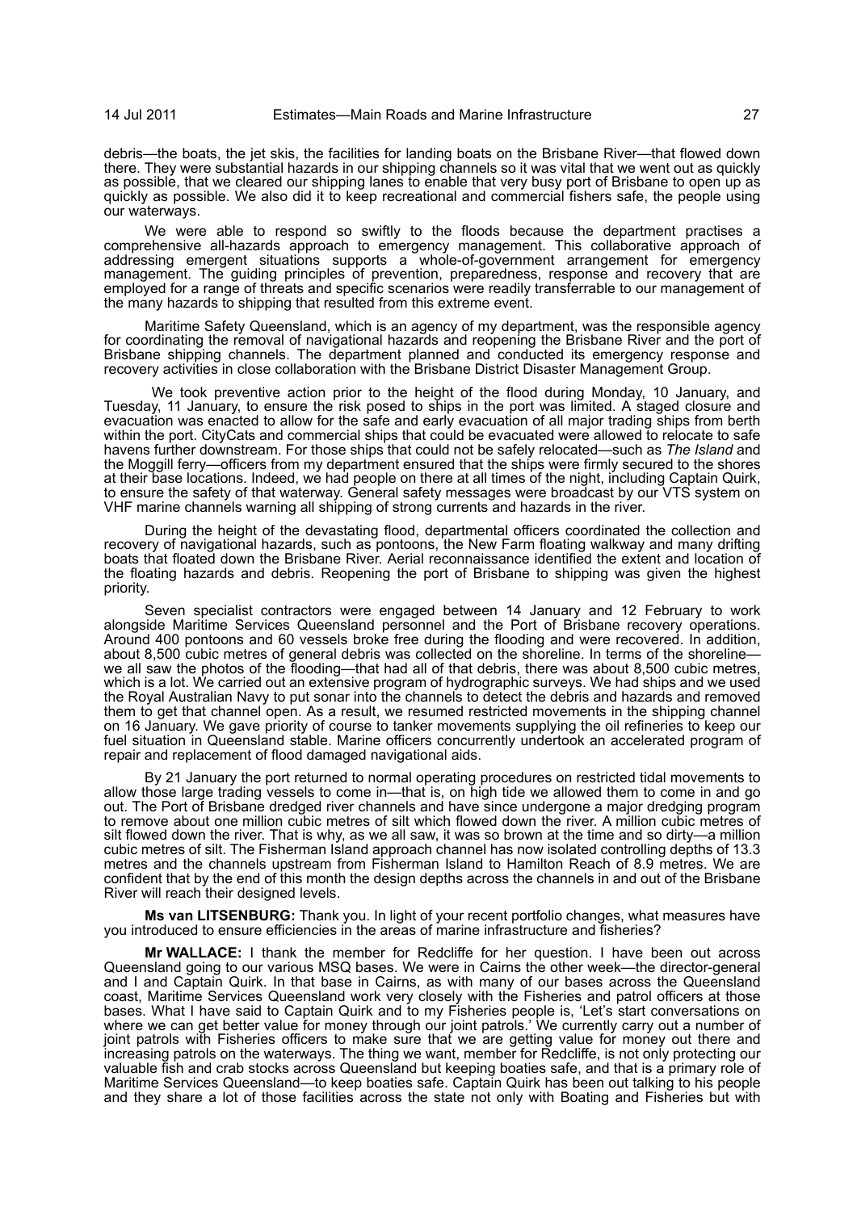debris—the boats, the jet skis, the facilities for landing boats on the Brisbane River—that flowed down there. They were substantial hazards in our shipping channels so it was vital that we went out as quickly as possible, that we cleared our shipping lanes to enable that very busy port of Brisbane to open up as quickly as possible. We also did it to keep recreational and commercial fishers safe, the people using our waterways.

We were able to respond so swiftly to the floods because the department practises a comprehensive all-hazards approach to emergency management. This collaborative approach of addressing emergent situations supports a whole-of-government arrangement for emergency management. The guiding principles of prevention, preparedness, response and recovery that are employed for a range of threats and specific scenarios were readily transferrable to our management of the many hazards to shipping that resulted from this extreme event.

Maritime Safety Queensland, which is an agency of my department, was the responsible agency for coordinating the removal of navigational hazards and reopening the Brisbane River and the port of Brisbane shipping channels. The department planned and conducted its emergency response and recovery activities in close collaboration with the Brisbane District Disaster Management Group.

We took preventive action prior to the height of the flood during Monday, 10 January, and Tuesday, 11 January, to ensure the risk posed to ships in the port was limited. A staged closure and evacuation was enacted to allow for the safe and early evacuation of all major trading ships from berth within the port. CityCats and commercial ships that could be evacuated were allowed to relocate to safe havens further downstream. For those ships that could not be safely relocated—such as *The Island* and the Moggill ferry—officers from my department ensured that the ships were firmly secured to the shores at their base locations. Indeed, we had people on there at all times of the night, including Captain Quirk, to ensure the safety of that waterway. General safety messages were broadcast by our VTS system on VHF marine channels warning all shipping of strong currents and hazards in the river.

During the height of the devastating flood, departmental officers coordinated the collection and recovery of navigational hazards, such as pontoons, the New Farm floating walkway and many drifting boats that floated down the Brisbane River. Aerial reconnaissance identified the extent and location of the floating hazards and debris. Reopening the port of Brisbane to shipping was given the highest priority.

Seven specialist contractors were engaged between 14 January and 12 February to work alongside Maritime Services Queensland personnel and the Port of Brisbane recovery operations. Around 400 pontoons and 60 vessels broke free during the flooding and were recovered. In addition, about 8,500 cubic metres of general debris was collected on the shoreline. In terms of the shoreline—we all saw the photos of the flooding—that had all of that debris, there was about 8,500 cubic metres, which is a lot. We carried out an extensive program of hydrographic surveys. We had ships and we used the Royal Australian Navy to put sonar into the channels to detect the debris and hazards and removed them to get that channel open. As a result, we resumed restricted movements in the shipping channel on 16 January. We gave priority of course to tanker movements supplying the oil refineries to keep our fuel situation in Queensland stable. Marine officers concurrently undertook an accelerated program of repair and replacement of flood damaged navigational aids.

By 21 January the port returned to normal operating procedures on restricted tidal movements to allow those large trading vessels to come in—that is, on high tide we allowed them to come in and go out. The Port of Brisbane dredged river channels and have since undergone a major dredging program to remove about one million cubic metres of silt which flowed down the river. A million cubic metres of silt flowed down the river. That is why, as we all saw, it was so brown at the time and so dirty—a million cubic metres of silt. The Fisherman Island approach channel has now isolated controlling depths of 13.3 metres and the channels upstream from Fisherman Island to Hamilton Reach of 8.9 metres. We are confident that by the end of this month the design depths across the channels in and out of the Brisbane River will reach their designed levels.

**Ms van LITSENBURG:** Thank you. In light of your recent portfolio changes, what measures have you introduced to ensure efficiencies in the areas of marine infrastructure and fisheries?

**Mr WALLACE:** I thank the member for Redcliffe for her question. I have been out across Queensland going to our various MSQ bases. We were in Cairns the other week—the director-general and I and Captain Quirk. In that base in Cairns, as with many of our bases across the Queensland coast, Maritime Services Queensland work very closely with the Fisheries and patrol officers at those bases. What I have said to Captain Quirk and to my Fisheries people is, 'Let's start conversations on where we can get better value for money through our joint patrols.' We currently carry out a number of joint patrols with Fisheries officers to make sure that we are getting value for money out there and increasing patrols on the waterways. The thing we want, member for Redcliffe, is not only protecting our valuable fish and crab stocks across Queensland but keeping boaties safe, and that is a primary role of Maritime Services Queensland—to keep boaties safe. Captain Quirk has been out talking to his people and they share a lot of those facilities across the state not only with Boating and Fisheries but with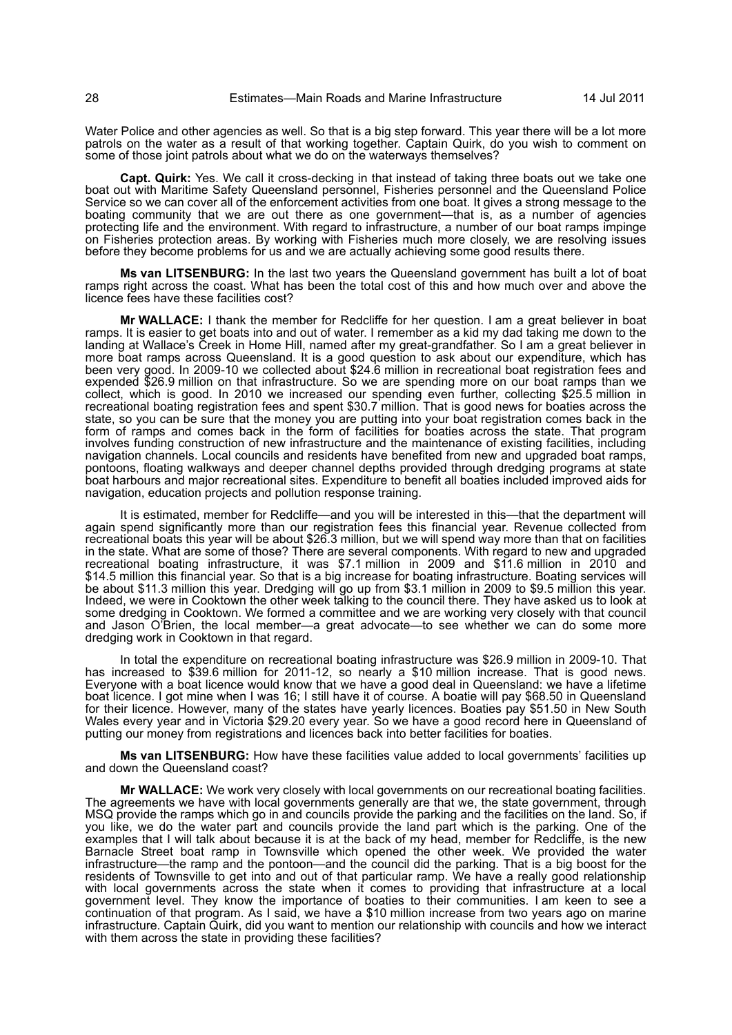Water Police and other agencies as well. So that is a big step forward. This year there will be a lot more patrols on the water as a result of that working together. Captain Quirk, do you wish to comment on some of those joint patrols about what we do on the waterways themselves?

**Capt. Quirk:** Yes. We call it cross-decking in that instead of taking three boats out we take one boat out with Maritime Safety Queensland personnel, Fisheries personnel and the Queensland Police Service so we can cover all of the enforcement activities from one boat. It gives a strong message to the boating community that we are out there as one government—that is, as a number of agencies protecting life and the environment. With regard to infrastructure, a number of our boat ramps impinge on Fisheries protection areas. By working with Fisheries much more closely, we are resolving issues before they become problems for us and we are actually achieving some good results there.

**Ms van LITSENBURG:** In the last two years the Queensland government has built a lot of boat ramps right across the coast. What has been the total cost of this and how much over and above the licence fees have these facilities cost?

**Mr WALLACE:** I thank the member for Redcliffe for her question. I am a great believer in boat ramps. It is easier to get boats into and out of water. I remember as a kid my dad taking me down to the landing at Wallace's Creek in Home Hill, named after my great-grandfather. So I am a great believer in more boat ramps across Queensland. It is a good question to ask about our expenditure, which has been very good. In 2009-10 we collected about $24.6 million in recreational boat registration fees and expended $26.9 million on that infrastructure. So we are spending more on our boat ramps than we collect, which is good. In 2010 we increased our spending even further, collecting $25.5 million in recreational boating registration fees and spent $30.7 million. That is good news for boaties across the state, so you can be sure that the money you are putting into your boat registration comes back in the form of ramps and comes back in the form of facilities for boaties across the state. That program involves funding construction of new infrastructure and the maintenance of existing facilities, including navigation channels. Local councils and residents have benefited from new and upgraded boat ramps, pontoons, floating walkways and deeper channel depths provided through dredging programs at state boat harbours and major recreational sites. Expenditure to benefit all boaties included improved aids for navigation, education projects and pollution response training.

It is estimated, member for Redcliffe—and you will be interested in this—that the department will again spend significantly more than our registration fees this financial year. Revenue collected from recreational boats this year will be about $26.3 million, but we will spend way more than that on facilities in the state. What are some of those? There are several components. With regard to new and upgraded recreational boating infrastructure, it was $7.1 million in 2009 and $11.6 million in 2010 and $14.5 million this financial year. So that is a big increase for boating infrastructure. Boating services will be about $11.3 million this year. Dredging will go up from $3.1 million in 2009 to $9.5 million this year. Indeed, we were in Cooktown the other week talking to the council there. They have asked us to look at some dredging in Cooktown. We formed a committee and we are working very closely with that council and Jason O'Brien, the local member—a great advocate—to see whether we can do some more dredging work in Cooktown in that regard.

In total the expenditure on recreational boating infrastructure was $26.9 million in 2009-10. That has increased to $39.6 million for 2011-12, so nearly a $10 million increase. That is good news. Everyone with a boat licence would know that we have a good deal in Queensland: we have a lifetime boat licence. I got mine when I was 16; I still have it of course. A boatie will pay $68.50 in Queensland for their licence. However, many of the states have yearly licences. Boaties pay $51.50 in New South Wales every year and in Victoria $29.20 every year. So we have a good record here in Queensland of putting our money from registrations and licences back into better facilities for boaties.

**Ms van LITSENBURG:** How have these facilities value added to local governments' facilities up and down the Queensland coast?

**Mr WALLACE:** We work very closely with local governments on our recreational boating facilities. The agreements we have with local governments generally are that we, the state government, through MSQ provide the ramps which go in and councils provide the parking and the facilities on the land. So, if you like, we do the water part and councils provide the land part which is the parking. One of the examples that I will talk about because it is at the back of my head, member for Redcliffe, is the new Barnacle Street boat ramp in Townsville which opened the other week. We provided the water infrastructure—the ramp and the pontoon—and the council did the parking. That is a big boost for the residents of Townsville to get into and out of that particular ramp. We have a really good relationship with local governments across the state when it comes to providing that infrastructure at a local government level. They know the importance of boaties to their communities. I am keen to see a continuation of that program. As I said, we have a $10 million increase from two years ago on marine infrastructure. Captain Quirk, did you want to mention our relationship with councils and how we interact with them across the state in providing these facilities?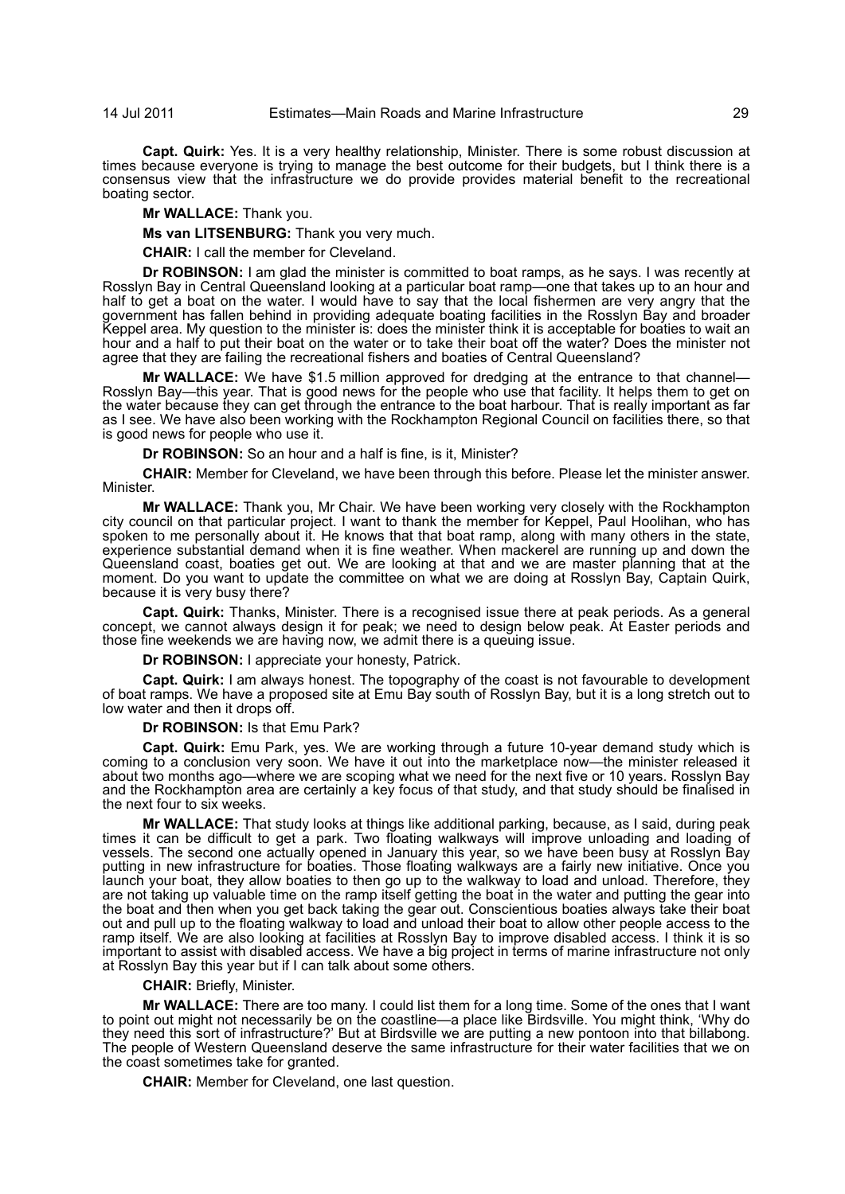**Capt. Quirk:** Yes. It is a very healthy relationship, Minister. There is some robust discussion at times because everyone is trying to manage the best outcome for their budgets, but I think there is a consensus view that the infrastructure we do provide provides material benefit to the recreational boating sector.

**Mr WALLACE:** Thank you.

**Ms van LITSENBURG:** Thank you very much.

**CHAIR:** I call the member for Cleveland.

**Dr ROBINSON:** I am glad the minister is committed to boat ramps, as he says. I was recently at Rosslyn Bay in Central Queensland looking at a particular boat ramp—one that takes up to an hour and half to get a boat on the water. I would have to say that the local fishermen are very angry that the government has fallen behind in providing adequate boating facilities in the Rosslyn Bay and broader Keppel area. My question to the minister is: does the minister think it is acceptable for boaties to wait an hour and a half to put their boat on the water or to take their boat off the water? Does the minister not agree that they are failing the recreational fishers and boaties of Central Queensland?

**Mr WALLACE:** We have $1.5 million approved for dredging at the entrance to that channel—Rosslyn Bay—this year. That is good news for the people who use that facility. It helps them to get on the water because they can get through the entrance to the boat harbour. That is really important as far as I see. We have also been working with the Rockhampton Regional Council on facilities there, so that is good news for people who use it.

**Dr ROBINSON:** So an hour and a half is fine, is it, Minister?

**CHAIR:** Member for Cleveland, we have been through this before. Please let the minister answer. Minister.

**Mr WALLACE:** Thank you, Mr Chair. We have been working very closely with the Rockhampton city council on that particular project. I want to thank the member for Keppel, Paul Hoolihan, who has spoken to me personally about it. He knows that that boat ramp, along with many others in the state, experience substantial demand when it is fine weather. When mackerel are running up and down the Queensland coast, boaties get out. We are looking at that and we are master planning that at the moment. Do you want to update the committee on what we are doing at Rosslyn Bay, Captain Quirk, because it is very busy there?

**Capt. Quirk:** Thanks, Minister. There is a recognised issue there at peak periods. As a general concept, we cannot always design it for peak; we need to design below peak. At Easter periods and those fine weekends we are having now, we admit there is a queuing issue.

**Dr ROBINSON:** I appreciate your honesty, Patrick.

**Capt. Quirk:** I am always honest. The topography of the coast is not favourable to development of boat ramps. We have a proposed site at Emu Bay south of Rosslyn Bay, but it is a long stretch out to low water and then it drops off.

**Dr ROBINSON:** Is that Emu Park?

**Capt. Quirk:** Emu Park, yes. We are working through a future 10-year demand study which is coming to a conclusion very soon. We have it out into the marketplace now—the minister released it about two months ago—where we are scoping what we need for the next five or 10 years. Rosslyn Bay and the Rockhampton area are certainly a key focus of that study, and that study should be finalised in the next four to six weeks.

**Mr WALLACE:** That study looks at things like additional parking, because, as I said, during peak times it can be difficult to get a park. Two floating walkways will improve unloading and loading of vessels. The second one actually opened in January this year, so we have been busy at Rosslyn Bay putting in new infrastructure for boaties. Those floating walkways are a fairly new initiative. Once you launch your boat, they allow boaties to then go up to the walkway to load and unload. Therefore, they are not taking up valuable time on the ramp itself getting the boat in the water and putting the gear into the boat and then when you get back taking the gear out. Conscientious boaties always take their boat out and pull up to the floating walkway to load and unload their boat to allow other people access to the ramp itself. We are also looking at facilities at Rosslyn Bay to improve disabled access. I think it is so important to assist with disabled access. We have a big project in terms of marine infrastructure not only at Rosslyn Bay this year but if I can talk about some others.

**CHAIR:** Briefly, Minister.

**Mr WALLACE:** There are too many. I could list them for a long time. Some of the ones that I want to point out might not necessarily be on the coastline—a place like Birdsville. You might think, 'Why do they need this sort of infrastructure?' But at Birdsville we are putting a new pontoon into that billabong. The people of Western Queensland deserve the same infrastructure for their water facilities that we on the coast sometimes take for granted.

**CHAIR:** Member for Cleveland, one last question.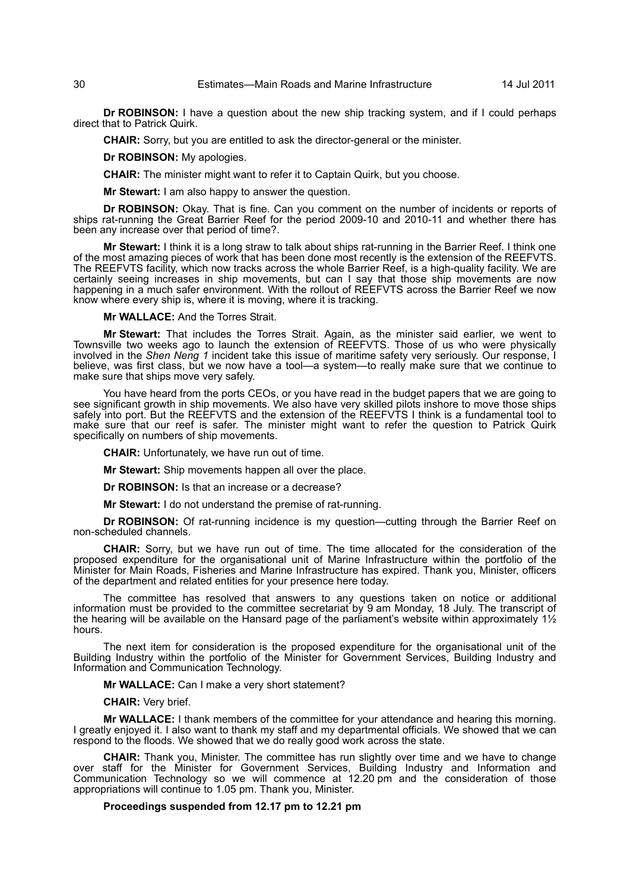**Dr ROBINSON:** I have a question about the new ship tracking system, and if I could perhaps direct that to Patrick Quirk.

**CHAIR:** Sorry, but you are entitled to ask the director-general or the minister.

**Dr ROBINSON:** My apologies.

**CHAIR:** The minister might want to refer it to Captain Quirk, but you choose.

**Mr Stewart:** I am also happy to answer the question.

**Dr ROBINSON:** Okay. That is fine. Can you comment on the number of incidents or reports of ships rat-running the Great Barrier Reef for the period 2009-10 and 2010-11 and whether there has been any increase over that period of time?.

**Mr Stewart:** I think it is a long straw to talk about ships rat-running in the Barrier Reef. I think one of the most amazing pieces of work that has been done most recently is the extension of the REEFVTS. The REEFVTS facility, which now tracks across the whole Barrier Reef, is a high-quality facility. We are certainly seeing increases in ship movements, but can I say that those ship movements are now happening in a much safer environment. With the rollout of REEFVTS across the Barrier Reef we now know where every ship is, where it is moving, where it is tracking.

**Mr WALLACE:** And the Torres Strait.

**Mr Stewart:** That includes the Torres Strait. Again, as the minister said earlier, we went to Townsville two weeks ago to launch the extension of REEFVTS. Those of us who were physically involved in the *Shen Neng 1* incident take this issue of maritime safety very seriously. Our response, I believe, was first class, but we now have a tool—a system—to really make sure that we continue to make sure that ships move very safely.

You have heard from the ports CEOs, or you have read in the budget papers that we are going to see significant growth in ship movements. We also have very skilled pilots inshore to move those ships safely into port. But the REEFVTS and the extension of the REEFVTS I think is a fundamental tool to make sure that our reef is safer. The minister might want to refer the question to Patrick Quirk specifically on numbers of ship movements.

**CHAIR:** Unfortunately, we have run out of time.

**Mr Stewart:** Ship movements happen all over the place.

**Dr ROBINSON:** Is that an increase or a decrease?

**Mr Stewart:** I do not understand the premise of rat-running.

**Dr ROBINSON:** Of rat-running incidence is my question—cutting through the Barrier Reef on non-scheduled channels.

**CHAIR:** Sorry, but we have run out of time. The time allocated for the consideration of the proposed expenditure for the organisational unit of Marine Infrastructure within the portfolio of the Minister for Main Roads, Fisheries and Marine Infrastructure has expired. Thank you, Minister, officers of the department and related entities for your presence here today.

The committee has resolved that answers to any questions taken on notice or additional information must be provided to the committee secretariat by 9 am Monday, 18 July. The transcript of the hearing will be available on the Hansard page of the parliament's website within approximately 1½ hours.

The next item for consideration is the proposed expenditure for the organisational unit of the Building Industry within the portfolio of the Minister for Government Services, Building Industry and Information and Communication Technology.

**Mr WALLACE:** Can I make a very short statement?

**CHAIR:** Very brief.

**Mr WALLACE:** I thank members of the committee for your attendance and hearing this morning. I greatly enjoyed it. I also want to thank my staff and my departmental officials. We showed that we can respond to the floods. We showed that we do really good work across the state.

**CHAIR:** Thank you, Minister. The committee has run slightly over time and we have to change over staff for the Minister for Government Services, Building Industry and Information and Communication Technology so we will commence at 12.20 pm and the consideration of those appropriations will continue to 1.05 pm. Thank you, Minister.

**Proceedings suspended from 12.17 pm to 12.21 pm**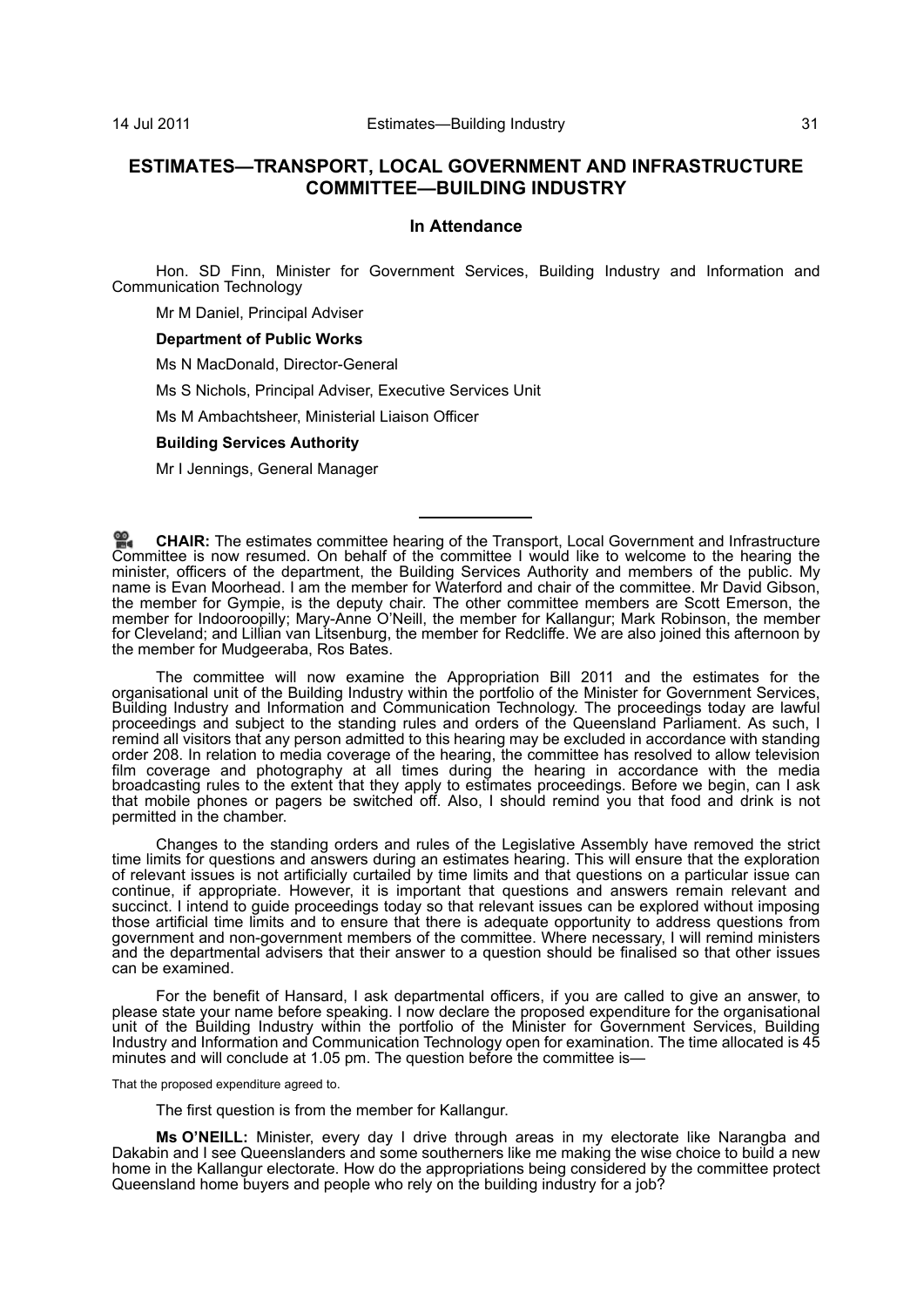# ESTIMATES—TRANSPORT, LOCAL GOVERNMENT AND INFRASTRUCTURE COMMITTEE—BUILDING INDUSTRY

## In Attendance

Hon. SD Finn, Minister for Government Services, Building Industry and Information and Communication Technology

Mr M Daniel, Principal Adviser

**Department of Public Works**

Ms N MacDonald, Director-General

Ms S Nichols, Principal Adviser, Executive Services Unit

Ms M Ambachtsheer, Ministerial Liaison Officer

**Building Services Authority**

Mr I Jennings, General Manager

---

**CHAIR:** The estimates committee hearing of the Transport, Local Government and Infrastructure Committee is now resumed. On behalf of the committee I would like to welcome to the hearing the minister, officers of the department, the Building Services Authority and members of the public. My name is Evan Moorhead. I am the member for Waterford and chair of the committee. Mr David Gibson, the member for Gympie, is the deputy chair. The other committee members are Scott Emerson, the member for Indooroopilly; Mary-Anne O'Neill, the member for Kallangur; Mark Robinson, the member for Cleveland; and Lillian van Litsenburg, the member for Redcliffe. We are also joined this afternoon by the member for Mudgeeraba, Ros Bates.

The committee will now examine the Appropriation Bill 2011 and the estimates for the organisational unit of the Building Industry within the portfolio of the Minister for Government Services, Building Industry and Information and Communication Technology. The proceedings today are lawful proceedings and subject to the standing rules and orders of the Queensland Parliament. As such, I remind all visitors that any person admitted to this hearing may be excluded in accordance with standing order 208. In relation to media coverage of the hearing, the committee has resolved to allow television film coverage and photography at all times during the hearing in accordance with the media broadcasting rules to the extent that they apply to estimates proceedings. Before we begin, can I ask that mobile phones or pagers be switched off. Also, I should remind you that food and drink is not permitted in the chamber.

Changes to the standing orders and rules of the Legislative Assembly have removed the strict time limits for questions and answers during an estimates hearing. This will ensure that the exploration of relevant issues is not artificially curtailed by time limits and that questions on a particular issue can continue, if appropriate. However, it is important that questions and answers remain relevant and succinct. I intend to guide proceedings today so that relevant issues can be explored without imposing those artificial time limits and to ensure that there is adequate opportunity to address questions from government and non-government members of the committee. Where necessary, I will remind ministers and the departmental advisers that their answer to a question should be finalised so that other issues can be examined.

For the benefit of Hansard, I ask departmental officers, if you are called to give an answer, to please state your name before speaking. I now declare the proposed expenditure for the organisational unit of the Building Industry within the portfolio of the Minister for Government Services, Building Industry and Information and Communication Technology open for examination. The time allocated is 45 minutes and will conclude at 1.05 pm. The question before the committee is—

That the proposed expenditure agreed to.

The first question is from the member for Kallangur.

**Ms O'NEILL:** Minister, every day I drive through areas in my electorate like Narangba and Dakabin and I see Queenslanders and some southerners like me making the wise choice to build a new home in the Kallangur electorate. How do the appropriations being considered by the committee protect Queensland home buyers and people who rely on the building industry for a job?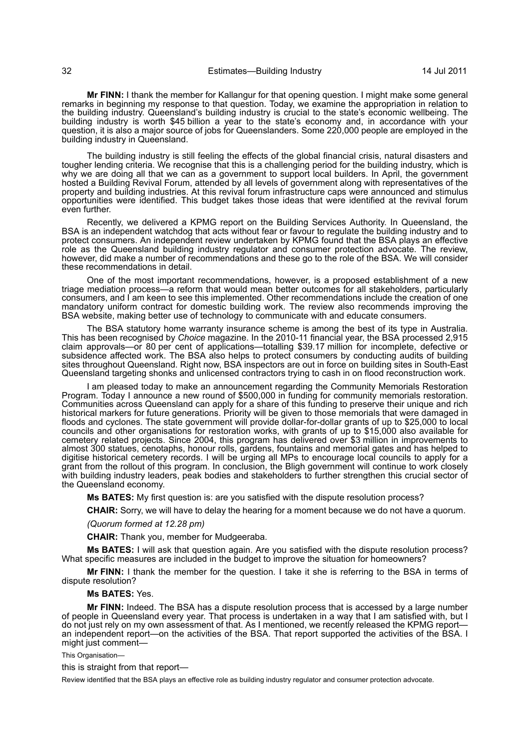**Mr FINN:** I thank the member for Kallangur for that opening question. I might make some general remarks in beginning my response to that question. Today, we examine the appropriation in relation to the building industry. Queensland's building industry is crucial to the state's economic wellbeing. The building industry is worth $45 billion a year to the state's economy and, in accordance with your question, it is also a major source of jobs for Queenslanders. Some 220,000 people are employed in the building industry in Queensland.

The building industry is still feeling the effects of the global financial crisis, natural disasters and tougher lending criteria. We recognise that this is a challenging period for the building industry, which is why we are doing all that we can as a government to support local builders. In April, the government hosted a Building Revival Forum, attended by all levels of government along with representatives of the property and building industries. At this revival forum infrastructure caps were announced and stimulus opportunities were identified. This budget takes those ideas that were identified at the revival forum even further.

Recently, we delivered a KPMG report on the Building Services Authority. In Queensland, the BSA is an independent watchdog that acts without fear or favour to regulate the building industry and to protect consumers. An independent review undertaken by KPMG found that the BSA plays an effective role as the Queensland building industry regulator and consumer protection advocate. The review, however, did make a number of recommendations and these go to the role of the BSA. We will consider these recommendations in detail.

One of the most important recommendations, however, is a proposed establishment of a new triage mediation process—a reform that would mean better outcomes for all stakeholders, particularly consumers, and I am keen to see this implemented. Other recommendations include the creation of one mandatory uniform contract for domestic building work. The review also recommends improving the BSA website, making better use of technology to communicate with and educate consumers.

The BSA statutory home warranty insurance scheme is among the best of its type in Australia. This has been recognised by *Choice* magazine. In the 2010-11 financial year, the BSA processed 2,915 claim approvals—or 80 per cent of applications—totalling $39.17 million for incomplete, defective or subsidence affected work. The BSA also helps to protect consumers by conducting audits of building sites throughout Queensland. Right now, BSA inspectors are out in force on building sites in South-East Queensland targeting shonks and unlicensed contractors trying to cash in on flood reconstruction work.

I am pleased today to make an announcement regarding the Community Memorials Restoration Program. Today I announce a new round of $500,000 in funding for community memorials restoration. Communities across Queensland can apply for a share of this funding to preserve their unique and rich historical markers for future generations. Priority will be given to those memorials that were damaged in floods and cyclones. The state government will provide dollar-for-dollar grants of up to $25,000 to local councils and other organisations for restoration works, with grants of up to $15,000 also available for cemetery related projects. Since 2004, this program has delivered over $3 million in improvements to almost 300 statues, cenotaphs, honour rolls, gardens, fountains and memorial gates and has helped to digitise historical cemetery records. I will be urging all MPs to encourage local councils to apply for a grant from the rollout of this program. In conclusion, the Bligh government will continue to work closely with building industry leaders, peak bodies and stakeholders to further strengthen this crucial sector of the Queensland economy.

**Ms BATES:** My first question is: are you satisfied with the dispute resolution process?

**CHAIR:** Sorry, we will have to delay the hearing for a moment because we do not have a quorum.

*(Quorum formed at 12.28 pm)*

**CHAIR:** Thank you, member for Mudgeeraba.

**Ms BATES:** I will ask that question again. Are you satisfied with the dispute resolution process? What specific measures are included in the budget to improve the situation for homeowners?

**Mr FINN:** I thank the member for the question. I take it she is referring to the BSA in terms of dispute resolution?

**Ms BATES:** Yes.

**Mr FINN:** Indeed. The BSA has a dispute resolution process that is accessed by a large number of people in Queensland every year. That process is undertaken in a way that I am satisfied with, but I do not just rely on my own assessment of that. As I mentioned, we recently released the KPMG report—an independent report—on the activities of the BSA. That report supported the activities of the BSA. I might just comment—

This Organisation—

this is straight from that report—

Review identified that the BSA plays an effective role as building industry regulator and consumer protection advocate.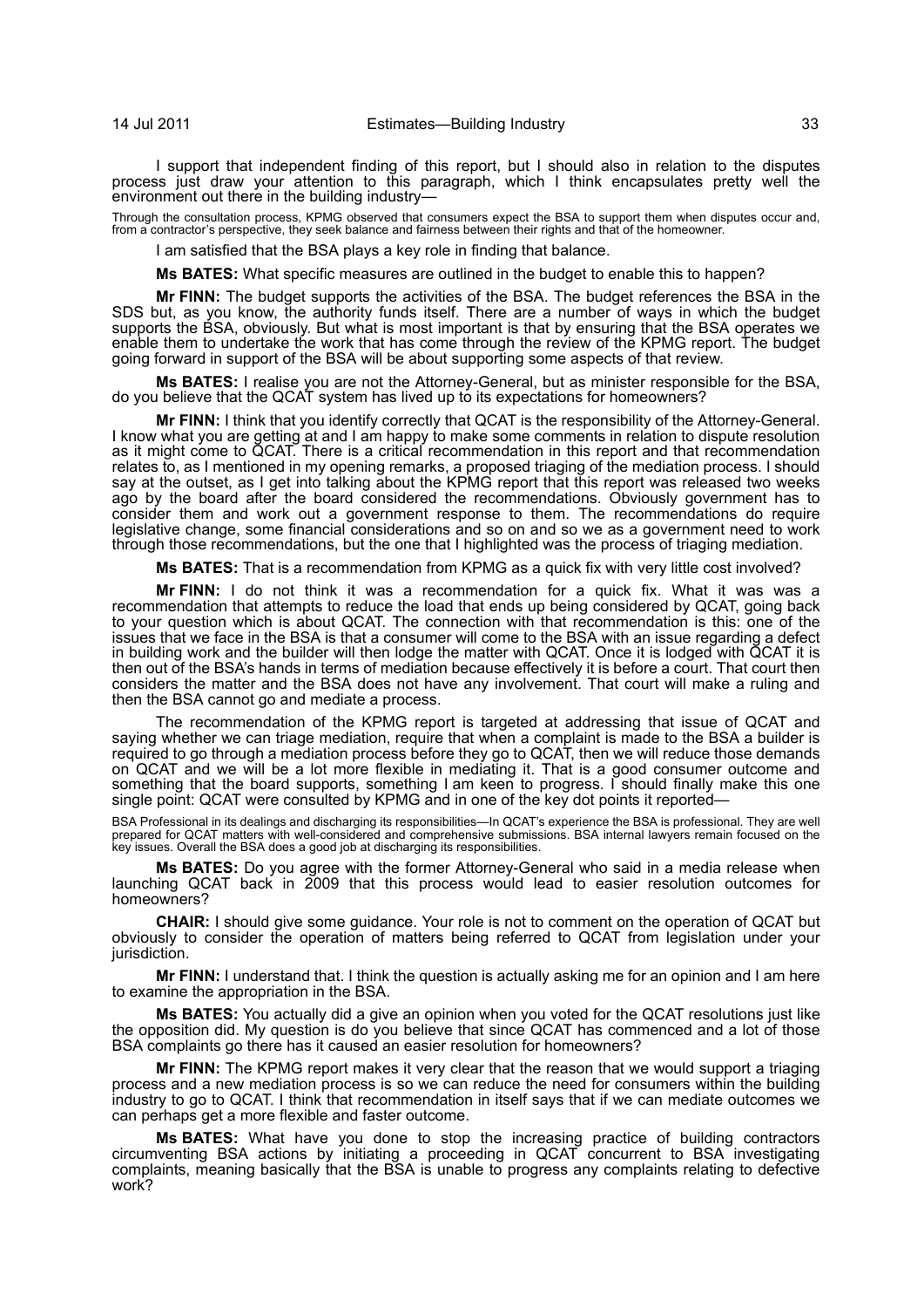I support that independent finding of this report, but I should also in relation to the disputes process just draw your attention to this paragraph, which I think encapsulates pretty well the environment out there in the building industry—

> Through the consultation process, KPMG observed that consumers expect the BSA to support them when disputes occur and, from a contractor's perspective, they seek balance and fairness between their rights and that of the homeowner.

I am satisfied that the BSA plays a key role in finding that balance.

**Ms BATES:** What specific measures are outlined in the budget to enable this to happen?

**Mr FINN:** The budget supports the activities of the BSA. The budget references the BSA in the SDS but, as you know, the authority funds itself. There are a number of ways in which the budget supports the BSA, obviously. But what is most important is that by ensuring that the BSA operates we enable them to undertake the work that has come through the review of the KPMG report. The budget going forward in support of the BSA will be about supporting some aspects of that review.

**Ms BATES:** I realise you are not the Attorney-General, but as minister responsible for the BSA, do you believe that the QCAT system has lived up to its expectations for homeowners?

**Mr FINN:** I think that you identify correctly that QCAT is the responsibility of the Attorney-General. I know what you are getting at and I am happy to make some comments in relation to dispute resolution as it might come to QCAT. There is a critical recommendation in this report and that recommendation relates to, as I mentioned in my opening remarks, a proposed triaging of the mediation process. I should say at the outset, as I get into talking about the KPMG report that this report was released two weeks ago by the board after the board considered the recommendations. Obviously government has to consider them and work out a government response to them. The recommendations do require legislative change, some financial considerations and so on and so we as a government need to work through those recommendations, but the one that I highlighted was the process of triaging mediation.

**Ms BATES:** That is a recommendation from KPMG as a quick fix with very little cost involved?

**Mr FINN:** I do not think it was a recommendation for a quick fix. What it was was a recommendation that attempts to reduce the load that ends up being considered by QCAT, going back to your question which is about QCAT. The connection with that recommendation is this: one of the issues that we face in the BSA is that a consumer will come to the BSA with an issue regarding a defect in building work and the builder will then lodge the matter with QCAT. Once it is lodged with QCAT it is then out of the BSA's hands in terms of mediation because effectively it is before a court. That court then considers the matter and the BSA does not have any involvement. That court will make a ruling and then the BSA cannot go and mediate a process.

The recommendation of the KPMG report is targeted at addressing that issue of QCAT and saying whether we can triage mediation, require that when a complaint is made to the BSA a builder is required to go through a mediation process before they go to QCAT, then we will reduce those demands on QCAT and we will be a lot more flexible in mediating it. That is a good consumer outcome and something that the board supports, something I am keen to progress. I should finally make this one single point: QCAT were consulted by KPMG and in one of the key dot points it reported—

> BSA Professional in its dealings and discharging its responsibilities—In QCAT's experience the BSA is professional. They are well prepared for QCAT matters with well-considered and comprehensive submissions. BSA internal lawyers remain focused on the key issues. Overall the BSA does a good job at discharging its responsibilities.

**Ms BATES:** Do you agree with the former Attorney-General who said in a media release when launching QCAT back in 2009 that this process would lead to easier resolution outcomes for homeowners?

**CHAIR:** I should give some guidance. Your role is not to comment on the operation of QCAT but obviously to consider the operation of matters being referred to QCAT from legislation under your jurisdiction.

**Mr FINN:** I understand that. I think the question is actually asking me for an opinion and I am here to examine the appropriation in the BSA.

**Ms BATES:** You actually did a give an opinion when you voted for the QCAT resolutions just like the opposition did. My question is do you believe that since QCAT has commenced and a lot of those BSA complaints go there has it caused an easier resolution for homeowners?

**Mr FINN:** The KPMG report makes it very clear that the reason that we would support a triaging process and a new mediation process is so we can reduce the need for consumers within the building industry to go to QCAT. I think that recommendation in itself says that if we can mediate outcomes we can perhaps get a more flexible and faster outcome.

**Ms BATES:** What have you done to stop the increasing practice of building contractors circumventing BSA actions by initiating a proceeding in QCAT concurrent to BSA investigating complaints, meaning basically that the BSA is unable to progress any complaints relating to defective work?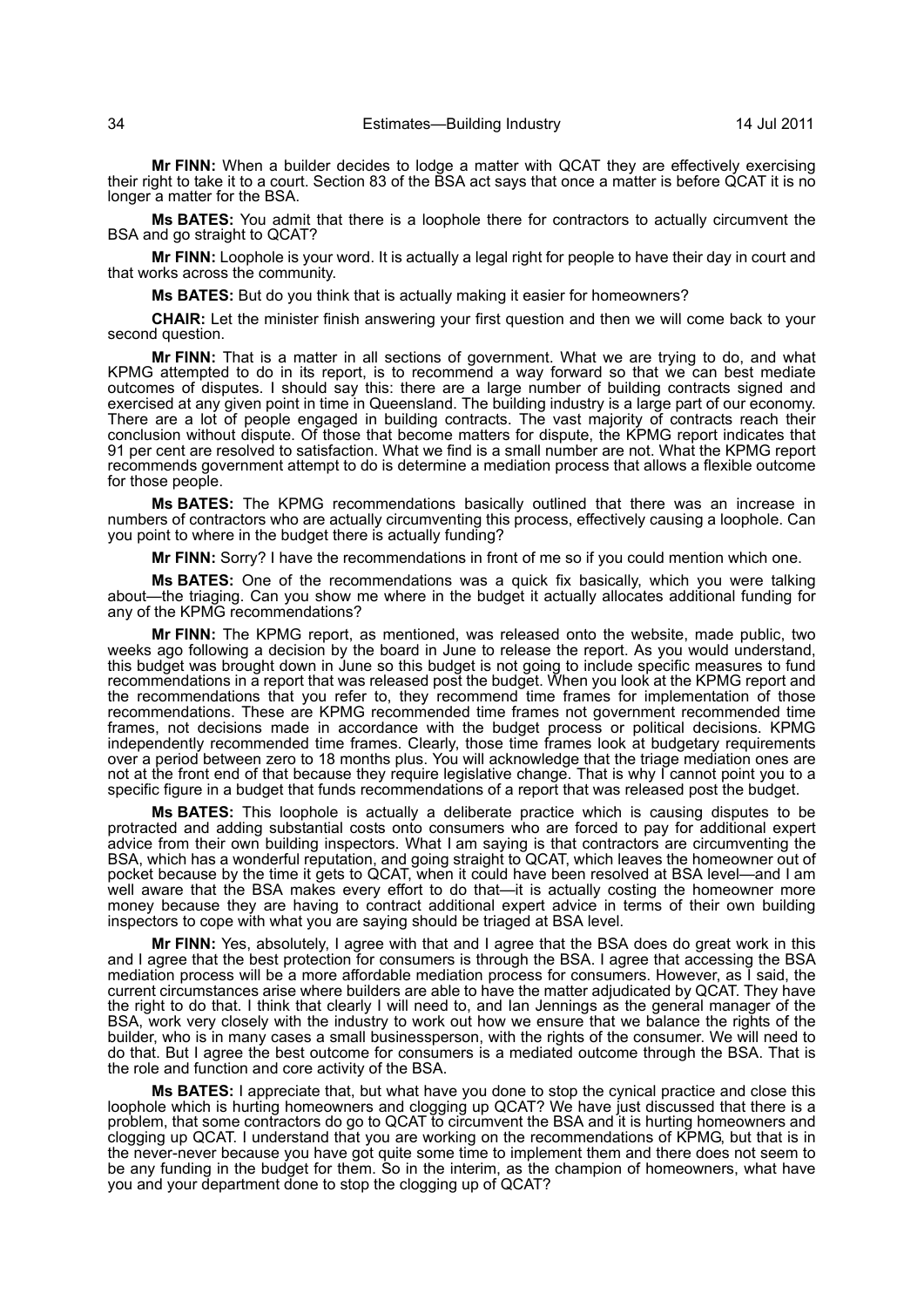**Mr FINN:** When a builder decides to lodge a matter with QCAT they are effectively exercising their right to take it to a court. Section 83 of the BSA act says that once a matter is before QCAT it is no longer a matter for the BSA.

**Ms BATES:** You admit that there is a loophole there for contractors to actually circumvent the BSA and go straight to QCAT?

**Mr FINN:** Loophole is your word. It is actually a legal right for people to have their day in court and that works across the community.

**Ms BATES:** But do you think that is actually making it easier for homeowners?

**CHAIR:** Let the minister finish answering your first question and then we will come back to your second question.

**Mr FINN:** That is a matter in all sections of government. What we are trying to do, and what KPMG attempted to do in its report, is to recommend a way forward so that we can best mediate outcomes of disputes. I should say this: there are a large number of building contracts signed and exercised at any given point in time in Queensland. The building industry is a large part of our economy. There are a lot of people engaged in building contracts. The vast majority of contracts reach their conclusion without dispute. Of those that become matters for dispute, the KPMG report indicates that 91 per cent are resolved to satisfaction. What we find is a small number are not. What the KPMG report recommends government attempt to do is determine a mediation process that allows a flexible outcome for those people.

**Ms BATES:** The KPMG recommendations basically outlined that there was an increase in numbers of contractors who are actually circumventing this process, effectively causing a loophole. Can you point to where in the budget there is actually funding?

**Mr FINN:** Sorry? I have the recommendations in front of me so if you could mention which one.

**Ms BATES:** One of the recommendations was a quick fix basically, which you were talking about—the triaging. Can you show me where in the budget it actually allocates additional funding for any of the KPMG recommendations?

**Mr FINN:** The KPMG report, as mentioned, was released onto the website, made public, two weeks ago following a decision by the board in June to release the report. As you would understand, this budget was brought down in June so this budget is not going to include specific measures to fund recommendations in a report that was released post the budget. When you look at the KPMG report and the recommendations that you refer to, they recommend time frames for implementation of those recommendations. These are KPMG recommended time frames not government recommended time frames, not decisions made in accordance with the budget process or political decisions. KPMG independently recommended time frames. Clearly, those time frames look at budgetary requirements over a period between zero to 18 months plus. You will acknowledge that the triage mediation ones are not at the front end of that because they require legislative change. That is why I cannot point you to a specific figure in a budget that funds recommendations of a report that was released post the budget.

**Ms BATES:** This loophole is actually a deliberate practice which is causing disputes to be protracted and adding substantial costs onto consumers who are forced to pay for additional expert advice from their own building inspectors. What I am saying is that contractors are circumventing the BSA, which has a wonderful reputation, and going straight to QCAT, which leaves the homeowner out of pocket because by the time it gets to QCAT, when it could have been resolved at BSA level—and I am well aware that the BSA makes every effort to do that—it is actually costing the homeowner more money because they are having to contract additional expert advice in terms of their own building inspectors to cope with what you are saying should be triaged at BSA level.

**Mr FINN:** Yes, absolutely, I agree with that and I agree that the BSA does do great work in this and I agree that the best protection for consumers is through the BSA. I agree that accessing the BSA mediation process will be a more affordable mediation process for consumers. However, as I said, the current circumstances arise where builders are able to have the matter adjudicated by QCAT. They have the right to do that. I think that clearly I will need to, and Ian Jennings as the general manager of the BSA, work very closely with the industry to work out how we ensure that we balance the rights of the builder, who is in many cases a small businessperson, with the rights of the consumer. We will need to do that. But I agree the best outcome for consumers is a mediated outcome through the BSA. That is the role and function and core activity of the BSA.

**Ms BATES:** I appreciate that, but what have you done to stop the cynical practice and close this loophole which is hurting homeowners and clogging up QCAT? We have just discussed that there is a problem, that some contractors do go to QCAT to circumvent the BSA and it is hurting homeowners and clogging up QCAT. I understand that you are working on the recommendations of KPMG, but that is in the never-never because you have got quite some time to implement them and there does not seem to be any funding in the budget for them. So in the interim, as the champion of homeowners, what have you and your department done to stop the clogging up of QCAT?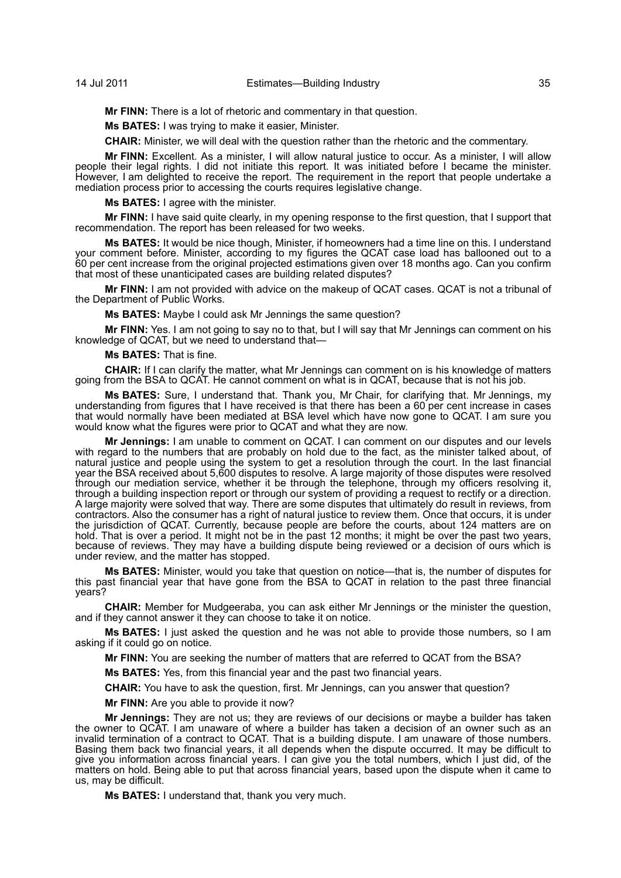**Mr FINN:** There is a lot of rhetoric and commentary in that question.

**Ms BATES:** I was trying to make it easier, Minister.

**CHAIR:** Minister, we will deal with the question rather than the rhetoric and the commentary.

**Mr FINN:** Excellent. As a minister, I will allow natural justice to occur. As a minister, I will allow people their legal rights. I did not initiate this report. It was initiated before I became the minister. However, I am delighted to receive the report. The requirement in the report that people undertake a mediation process prior to accessing the courts requires legislative change.

**Ms BATES:** I agree with the minister.

**Mr FINN:** I have said quite clearly, in my opening response to the first question, that I support that recommendation. The report has been released for two weeks.

**Ms BATES:** It would be nice though, Minister, if homeowners had a time line on this. I understand your comment before. Minister, according to my figures the QCAT case load has ballooned out to a 60 per cent increase from the original projected estimations given over 18 months ago. Can you confirm that most of these unanticipated cases are building related disputes?

**Mr FINN:** I am not provided with advice on the makeup of QCAT cases. QCAT is not a tribunal of the Department of Public Works.

**Ms BATES:** Maybe I could ask Mr Jennings the same question?

**Mr FINN:** Yes. I am not going to say no to that, but I will say that Mr Jennings can comment on his knowledge of QCAT, but we need to understand that—

**Ms BATES:** That is fine.

**CHAIR:** If I can clarify the matter, what Mr Jennings can comment on is his knowledge of matters going from the BSA to QCAT. He cannot comment on what is in QCAT, because that is not his job.

**Ms BATES:** Sure, I understand that. Thank you, Mr Chair, for clarifying that. Mr Jennings, my understanding from figures that I have received is that there has been a 60 per cent increase in cases that would normally have been mediated at BSA level which have now gone to QCAT. I am sure you would know what the figures were prior to QCAT and what they are now.

**Mr Jennings:** I am unable to comment on QCAT. I can comment on our disputes and our levels with regard to the numbers that are probably on hold due to the fact, as the minister talked about, of natural justice and people using the system to get a resolution through the court. In the last financial year the BSA received about 5,600 disputes to resolve. A large majority of those disputes were resolved through our mediation service, whether it be through the telephone, through my officers resolving it, through a building inspection report or through our system of providing a request to rectify or a direction. A large majority were solved that way. There are some disputes that ultimately do result in reviews, from contractors. Also the consumer has a right of natural justice to review them. Once that occurs, it is under the jurisdiction of QCAT. Currently, because people are before the courts, about 124 matters are on hold. That is over a period. It might not be in the past 12 months; it might be over the past two years, because of reviews. They may have a building dispute being reviewed or a decision of ours which is under review, and the matter has stopped.

**Ms BATES:** Minister, would you take that question on notice—that is, the number of disputes for this past financial year that have gone from the BSA to QCAT in relation to the past three financial years?

**CHAIR:** Member for Mudgeeraba, you can ask either Mr Jennings or the minister the question, and if they cannot answer it they can choose to take it on notice.

**Ms BATES:** I just asked the question and he was not able to provide those numbers, so I am asking if it could go on notice.

**Mr FINN:** You are seeking the number of matters that are referred to QCAT from the BSA?

**Ms BATES:** Yes, from this financial year and the past two financial years.

**CHAIR:** You have to ask the question, first. Mr Jennings, can you answer that question?

**Mr FINN:** Are you able to provide it now?

**Mr Jennings:** They are not us; they are reviews of our decisions or maybe a builder has taken the owner to QCAT. I am unaware of where a builder has taken a decision of an owner such as an invalid termination of a contract to QCAT. That is a building dispute. I am unaware of those numbers. Basing them back two financial years, it all depends when the dispute occurred. It may be difficult to give you information across financial years. I can give you the total numbers, which I just did, of the matters on hold. Being able to put that across financial years, based upon the dispute when it came to us, may be difficult.

**Ms BATES:** I understand that, thank you very much.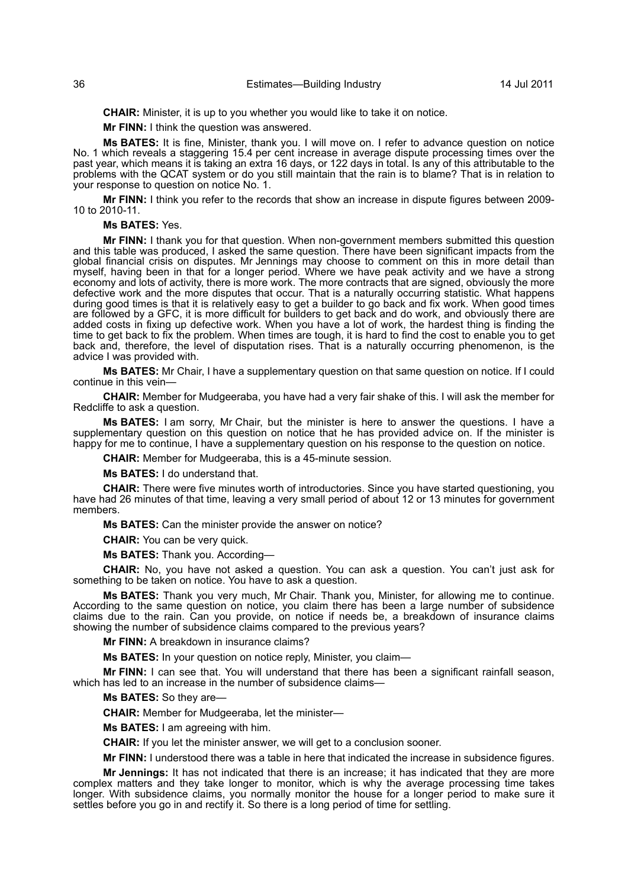**CHAIR:** Minister, it is up to you whether you would like to take it on notice.

**Mr FINN:** I think the question was answered.

**Ms BATES:** It is fine, Minister, thank you. I will move on. I refer to advance question on notice No. 1 which reveals a staggering 15.4 per cent increase in average dispute processing times over the past year, which means it is taking an extra 16 days, or 122 days in total. Is any of this attributable to the problems with the QCAT system or do you still maintain that the rain is to blame? That is in relation to your response to question on notice No. 1.

**Mr FINN:** I think you refer to the records that show an increase in dispute figures between 2009-10 to 2010-11.

**Ms BATES:** Yes.

**Mr FINN:** I thank you for that question. When non-government members submitted this question and this table was produced, I asked the same question. There have been significant impacts from the global financial crisis on disputes. Mr Jennings may choose to comment on this in more detail than myself, having been in that for a longer period. Where we have peak activity and we have a strong economy and lots of activity, there is more work. The more contracts that are signed, obviously the more defective work and the more disputes that occur. That is a naturally occurring statistic. What happens during good times is that it is relatively easy to get a builder to go back and fix work. When good times are followed by a GFC, it is more difficult for builders to get back and do work, and obviously there are added costs in fixing up defective work. When you have a lot of work, the hardest thing is finding the time to get back to fix the problem. When times are tough, it is hard to find the cost to enable you to get back and, therefore, the level of disputation rises. That is a naturally occurring phenomenon, is the advice I was provided with.

**Ms BATES:** Mr Chair, I have a supplementary question on that same question on notice. If I could continue in this vein—

**CHAIR:** Member for Mudgeeraba, you have had a very fair shake of this. I will ask the member for Redcliffe to ask a question.

**Ms BATES:** I am sorry, Mr Chair, but the minister is here to answer the questions. I have a supplementary question on this question on notice that he has provided advice on. If the minister is happy for me to continue, I have a supplementary question on his response to the question on notice.

**CHAIR:** Member for Mudgeeraba, this is a 45-minute session.

**Ms BATES:** I do understand that.

**CHAIR:** There were five minutes worth of introductories. Since you have started questioning, you have had 26 minutes of that time, leaving a very small period of about 12 or 13 minutes for government members.

**Ms BATES:** Can the minister provide the answer on notice?

**CHAIR:** You can be very quick.

**Ms BATES:** Thank you. According—

**CHAIR:** No, you have not asked a question. You can ask a question. You can't just ask for something to be taken on notice. You have to ask a question.

**Ms BATES:** Thank you very much, Mr Chair. Thank you, Minister, for allowing me to continue. According to the same question on notice, you claim there has been a large number of subsidence claims due to the rain. Can you provide, on notice if needs be, a breakdown of insurance claims showing the number of subsidence claims compared to the previous years?

**Mr FINN:** A breakdown in insurance claims?

**Ms BATES:** In your question on notice reply, Minister, you claim—

**Mr FINN:** I can see that. You will understand that there has been a significant rainfall season, which has led to an increase in the number of subsidence claims—

**Ms BATES:** So they are—

**CHAIR:** Member for Mudgeeraba, let the minister—

**Ms BATES:** I am agreeing with him.

**CHAIR:** If you let the minister answer, we will get to a conclusion sooner.

**Mr FINN:** I understood there was a table in here that indicated the increase in subsidence figures.

**Mr Jennings:** It has not indicated that there is an increase; it has indicated that they are more complex matters and they take longer to monitor, which is why the average processing time takes longer. With subsidence claims, you normally monitor the house for a longer period to make sure it settles before you go in and rectify it. So there is a long period of time for settling.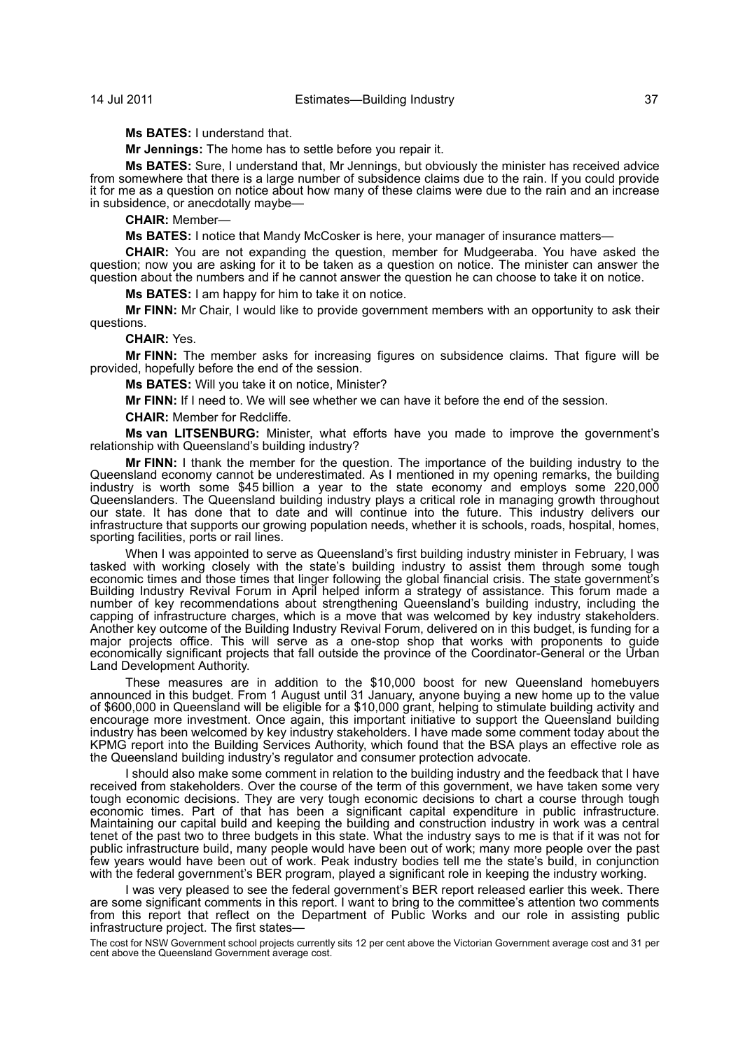**Ms BATES:** I understand that.

**Mr Jennings:** The home has to settle before you repair it.

**Ms BATES:** Sure, I understand that, Mr Jennings, but obviously the minister has received advice from somewhere that there is a large number of subsidence claims due to the rain. If you could provide it for me as a question on notice about how many of these claims were due to the rain and an increase in subsidence, or anecdotally maybe—

**CHAIR:** Member—

**Ms BATES:** I notice that Mandy McCosker is here, your manager of insurance matters—

**CHAIR:** You are not expanding the question, member for Mudgeeraba. You have asked the question; now you are asking for it to be taken as a question on notice. The minister can answer the question about the numbers and if he cannot answer the question he can choose to take it on notice.

**Ms BATES:** I am happy for him to take it on notice.

**Mr FINN:** Mr Chair, I would like to provide government members with an opportunity to ask their questions.

**CHAIR:** Yes.

**Mr FINN:** The member asks for increasing figures on subsidence claims. That figure will be provided, hopefully before the end of the session.

**Ms BATES:** Will you take it on notice, Minister?

**Mr FINN:** If I need to. We will see whether we can have it before the end of the session.

**CHAIR:** Member for Redcliffe.

**Ms van LITSENBURG:** Minister, what efforts have you made to improve the government's relationship with Queensland's building industry?

**Mr FINN:** I thank the member for the question. The importance of the building industry to the Queensland economy cannot be underestimated. As I mentioned in my opening remarks, the building industry is worth some $45 billion a year to the state economy and employs some 220,000 Queenslanders. The Queensland building industry plays a critical role in managing growth throughout our state. It has done that to date and will continue into the future. This industry delivers our infrastructure that supports our growing population needs, whether it is schools, roads, hospital, homes, sporting facilities, ports or rail lines.

When I was appointed to serve as Queensland's first building industry minister in February, I was tasked with working closely with the state's building industry to assist them through some tough economic times and those times that linger following the global financial crisis. The state government's Building Industry Revival Forum in April helped inform a strategy of assistance. This forum made a number of key recommendations about strengthening Queensland's building industry, including the capping of infrastructure charges, which is a move that was welcomed by key industry stakeholders. Another key outcome of the Building Industry Revival Forum, delivered on in this budget, is funding for a major projects office. This will serve as a one-stop shop that works with proponents to guide economically significant projects that fall outside the province of the Coordinator-General or the Urban Land Development Authority.

These measures are in addition to the $10,000 boost for new Queensland homebuyers announced in this budget. From 1 August until 31 January, anyone buying a new home up to the value of $600,000 in Queensland will be eligible for a $10,000 grant, helping to stimulate building activity and encourage more investment. Once again, this important initiative to support the Queensland building industry has been welcomed by key industry stakeholders. I have made some comment today about the KPMG report into the Building Services Authority, which found that the BSA plays an effective role as the Queensland building industry's regulator and consumer protection advocate.

I should also make some comment in relation to the building industry and the feedback that I have received from stakeholders. Over the course of the term of this government, we have taken some very tough economic decisions. They are very tough economic decisions to chart a course through tough economic times. Part of that has been a significant capital expenditure in public infrastructure. Maintaining our capital build and keeping the building and construction industry in work was a central tenet of the past two to three budgets in this state. What the industry says to me is that if it was not for public infrastructure build, many people would have been out of work; many more people over the past few years would have been out of work. Peak industry bodies tell me the state's build, in conjunction with the federal government's BER program, played a significant role in keeping the industry working.

I was very pleased to see the federal government's BER report released earlier this week. There are some significant comments in this report. I want to bring to the committee's attention two comments from this report that reflect on the Department of Public Works and our role in assisting public infrastructure project. The first states—

The cost for NSW Government school projects currently sits 12 per cent above the Victorian Government average cost and 31 per cent above the Queensland Government average cost.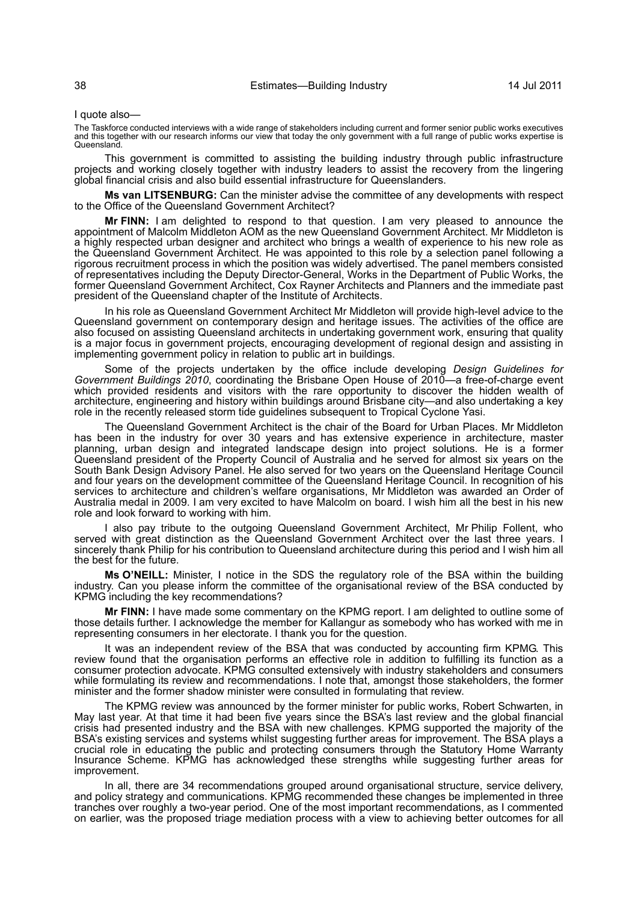I quote also—

The Taskforce conducted interviews with a wide range of stakeholders including current and former senior public works executives and this together with our research informs our view that today the only government with a full range of public works expertise is Queensland.

This government is committed to assisting the building industry through public infrastructure projects and working closely together with industry leaders to assist the recovery from the lingering global financial crisis and also build essential infrastructure for Queenslanders.

**Ms van LITSENBURG:** Can the minister advise the committee of any developments with respect to the Office of the Queensland Government Architect?

**Mr FINN:** I am delighted to respond to that question. I am very pleased to announce the appointment of Malcolm Middleton AOM as the new Queensland Government Architect. Mr Middleton is a highly respected urban designer and architect who brings a wealth of experience to his new role as the Queensland Government Architect. He was appointed to this role by a selection panel following a rigorous recruitment process in which the position was widely advertised. The panel members consisted of representatives including the Deputy Director-General, Works in the Department of Public Works, the former Queensland Government Architect, Cox Rayner Architects and Planners and the immediate past president of the Queensland chapter of the Institute of Architects.

In his role as Queensland Government Architect Mr Middleton will provide high-level advice to the Queensland government on contemporary design and heritage issues. The activities of the office are also focused on assisting Queensland architects in undertaking government work, ensuring that quality is a major focus in government projects, encouraging development of regional design and assisting in implementing government policy in relation to public art in buildings.

Some of the projects undertaken by the office include developing *Design Guidelines for Government Buildings 2010*, coordinating the Brisbane Open House of 2010—a free-of-charge event which provided residents and visitors with the rare opportunity to discover the hidden wealth of architecture, engineering and history within buildings around Brisbane city—and also undertaking a key role in the recently released storm tide guidelines subsequent to Tropical Cyclone Yasi.

The Queensland Government Architect is the chair of the Board for Urban Places. Mr Middleton has been in the industry for over 30 years and has extensive experience in architecture, master planning, urban design and integrated landscape design into project solutions. He is a former Queensland president of the Property Council of Australia and he served for almost six years on the South Bank Design Advisory Panel. He also served for two years on the Queensland Heritage Council and four years on the development committee of the Queensland Heritage Council. In recognition of his services to architecture and children's welfare organisations, Mr Middleton was awarded an Order of Australia medal in 2009. I am very excited to have Malcolm on board. I wish him all the best in his new role and look forward to working with him.

I also pay tribute to the outgoing Queensland Government Architect, Mr Philip Follent, who served with great distinction as the Queensland Government Architect over the last three years. I sincerely thank Philip for his contribution to Queensland architecture during this period and I wish him all the best for the future.

**Ms O'NEILL:** Minister, I notice in the SDS the regulatory role of the BSA within the building industry. Can you please inform the committee of the organisational review of the BSA conducted by KPMG including the key recommendations?

**Mr FINN:** I have made some commentary on the KPMG report. I am delighted to outline some of those details further. I acknowledge the member for Kallangur as somebody who has worked with me in representing consumers in her electorate. I thank you for the question.

It was an independent review of the BSA that was conducted by accounting firm KPMG. This review found that the organisation performs an effective role in addition to fulfilling its function as a consumer protection advocate. KPMG consulted extensively with industry stakeholders and consumers while formulating its review and recommendations. I note that, amongst those stakeholders, the former minister and the former shadow minister were consulted in formulating that review.

The KPMG review was announced by the former minister for public works, Robert Schwarten, in May last year. At that time it had been five years since the BSA's last review and the global financial crisis had presented industry and the BSA with new challenges. KPMG supported the majority of the BSA's existing services and systems whilst suggesting further areas for improvement. The BSA plays a crucial role in educating the public and protecting consumers through the Statutory Home Warranty Insurance Scheme. KPMG has acknowledged these strengths while suggesting further areas for improvement.

In all, there are 34 recommendations grouped around organisational structure, service delivery, and policy strategy and communications. KPMG recommended these changes be implemented in three tranches over roughly a two-year period. One of the most important recommendations, as I commented on earlier, was the proposed triage mediation process with a view to achieving better outcomes for all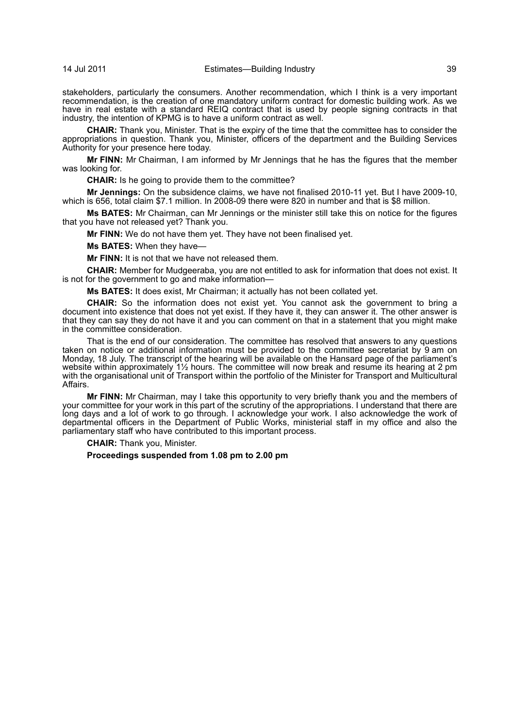stakeholders, particularly the consumers. Another recommendation, which I think is a very important recommendation, is the creation of one mandatory uniform contract for domestic building work. As we have in real estate with a standard REIQ contract that is used by people signing contracts in that industry, the intention of KPMG is to have a uniform contract as well.

**CHAIR:** Thank you, Minister. That is the expiry of the time that the committee has to consider the appropriations in question. Thank you, Minister, officers of the department and the Building Services Authority for your presence here today.

**Mr FINN:** Mr Chairman, I am informed by Mr Jennings that he has the figures that the member was looking for.

**CHAIR:** Is he going to provide them to the committee?

**Mr Jennings:** On the subsidence claims, we have not finalised 2010-11 yet. But I have 2009-10, which is 656, total claim $7.1 million. In 2008-09 there were 820 in number and that is $8 million.

**Ms BATES:** Mr Chairman, can Mr Jennings or the minister still take this on notice for the figures that you have not released yet? Thank you.

**Mr FINN:** We do not have them yet. They have not been finalised yet.

**Ms BATES:** When they have—

**Mr FINN:** It is not that we have not released them.

**CHAIR:** Member for Mudgeeraba, you are not entitled to ask for information that does not exist. It is not for the government to go and make information—

**Ms BATES:** It does exist, Mr Chairman; it actually has not been collated yet.

**CHAIR:** So the information does not exist yet. You cannot ask the government to bring a document into existence that does not yet exist. If they have it, they can answer it. The other answer is that they can say they do not have it and you can comment on that in a statement that you might make in the committee consideration.

That is the end of our consideration. The committee has resolved that answers to any questions taken on notice or additional information must be provided to the committee secretariat by 9 am on Monday, 18 July. The transcript of the hearing will be available on the Hansard page of the parliament's website within approximately 1½ hours. The committee will now break and resume its hearing at 2 pm with the organisational unit of Transport within the portfolio of the Minister for Transport and Multicultural Affairs.

**Mr FINN:** Mr Chairman, may I take this opportunity to very briefly thank you and the members of your committee for your work in this part of the scrutiny of the appropriations. I understand that there are long days and a lot of work to go through. I acknowledge your work. I also acknowledge the work of departmental officers in the Department of Public Works, ministerial staff in my office and also the parliamentary staff who have contributed to this important process.

**CHAIR:** Thank you, Minister.

**Proceedings suspended from 1.08 pm to 2.00 pm**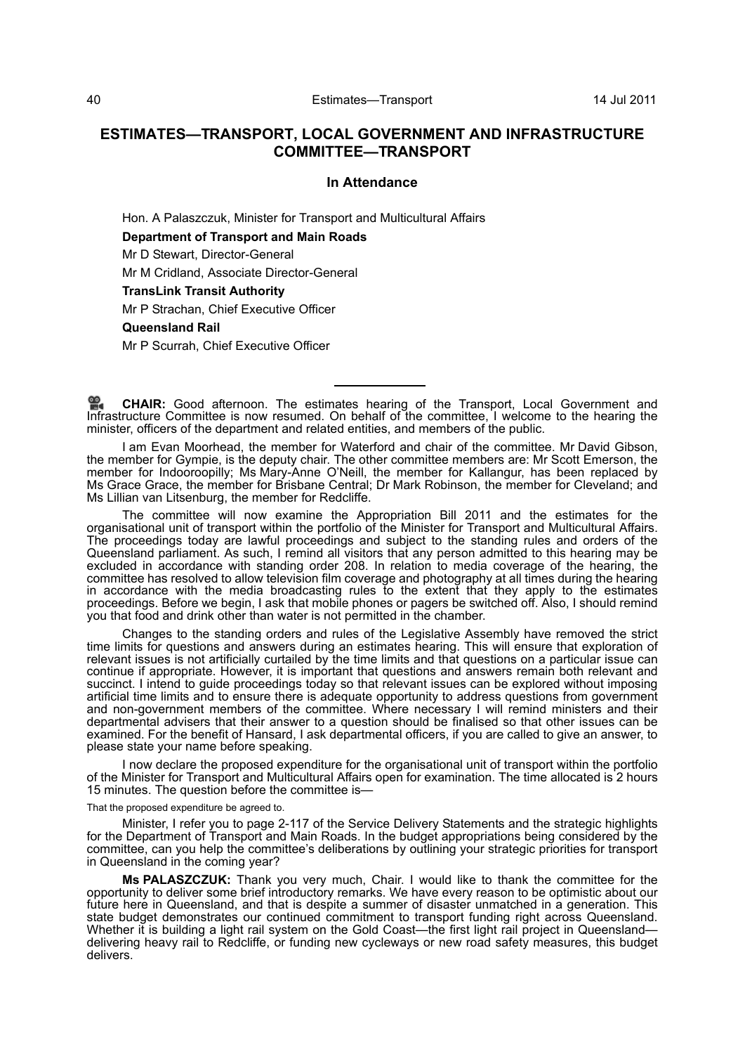## ESTIMATES—TRANSPORT, LOCAL GOVERNMENT AND INFRASTRUCTURE COMMITTEE—TRANSPORT

### In Attendance

Hon. A Palaszczuk, Minister for Transport and Multicultural Affairs

**Department of Transport and Main Roads**

Mr D Stewart, Director-General

Mr M Cridland, Associate Director-General

**TransLink Transit Authority**

Mr P Strachan, Chief Executive Officer

**Queensland Rail**

Mr P Scurrah, Chief Executive Officer

---

**CHAIR:** Good afternoon. The estimates hearing of the Transport, Local Government and Infrastructure Committee is now resumed. On behalf of the committee, I welcome to the hearing the minister, officers of the department and related entities, and members of the public.

I am Evan Moorhead, the member for Waterford and chair of the committee. Mr David Gibson, the member for Gympie, is the deputy chair. The other committee members are: Mr Scott Emerson, the member for Indooroopilly; Ms Mary-Anne O'Neill, the member for Kallangur, has been replaced by Ms Grace Grace, the member for Brisbane Central; Dr Mark Robinson, the member for Cleveland; and Ms Lillian van Litsenburg, the member for Redcliffe.

The committee will now examine the Appropriation Bill 2011 and the estimates for the organisational unit of transport within the portfolio of the Minister for Transport and Multicultural Affairs. The proceedings today are lawful proceedings and subject to the standing rules and orders of the Queensland parliament. As such, I remind all visitors that any person admitted to this hearing may be excluded in accordance with standing order 208. In relation to media coverage of the hearing, the committee has resolved to allow television film coverage and photography at all times during the hearing in accordance with the media broadcasting rules to the extent that they apply to the estimates proceedings. Before we begin, I ask that mobile phones or pagers be switched off. Also, I should remind you that food and drink other than water is not permitted in the chamber.

Changes to the standing orders and rules of the Legislative Assembly have removed the strict time limits for questions and answers during an estimates hearing. This will ensure that exploration of relevant issues is not artificially curtailed by the time limits and that questions on a particular issue can continue if appropriate. However, it is important that questions and answers remain both relevant and succinct. I intend to guide proceedings today so that relevant issues can be explored without imposing artificial time limits and to ensure there is adequate opportunity to address questions from government and non-government members of the committee. Where necessary I will remind ministers and their departmental advisers that their answer to a question should be finalised so that other issues can be examined. For the benefit of Hansard, I ask departmental officers, if you are called to give an answer, to please state your name before speaking.

I now declare the proposed expenditure for the organisational unit of transport within the portfolio of the Minister for Transport and Multicultural Affairs open for examination. The time allocated is 2 hours 15 minutes. The question before the committee is—

That the proposed expenditure be agreed to.

Minister, I refer you to page 2-117 of the Service Delivery Statements and the strategic highlights for the Department of Transport and Main Roads. In the budget appropriations being considered by the committee, can you help the committee's deliberations by outlining your strategic priorities for transport in Queensland in the coming year?

**Ms PALASZCZUK:** Thank you very much, Chair. I would like to thank the committee for the opportunity to deliver some brief introductory remarks. We have every reason to be optimistic about our future here in Queensland, and that is despite a summer of disaster unmatched in a generation. This state budget demonstrates our continued commitment to transport funding right across Queensland. Whether it is building a light rail system on the Gold Coast—the first light rail project in Queensland—delivering heavy rail to Redcliffe, or funding new cycleways or new road safety measures, this budget delivers.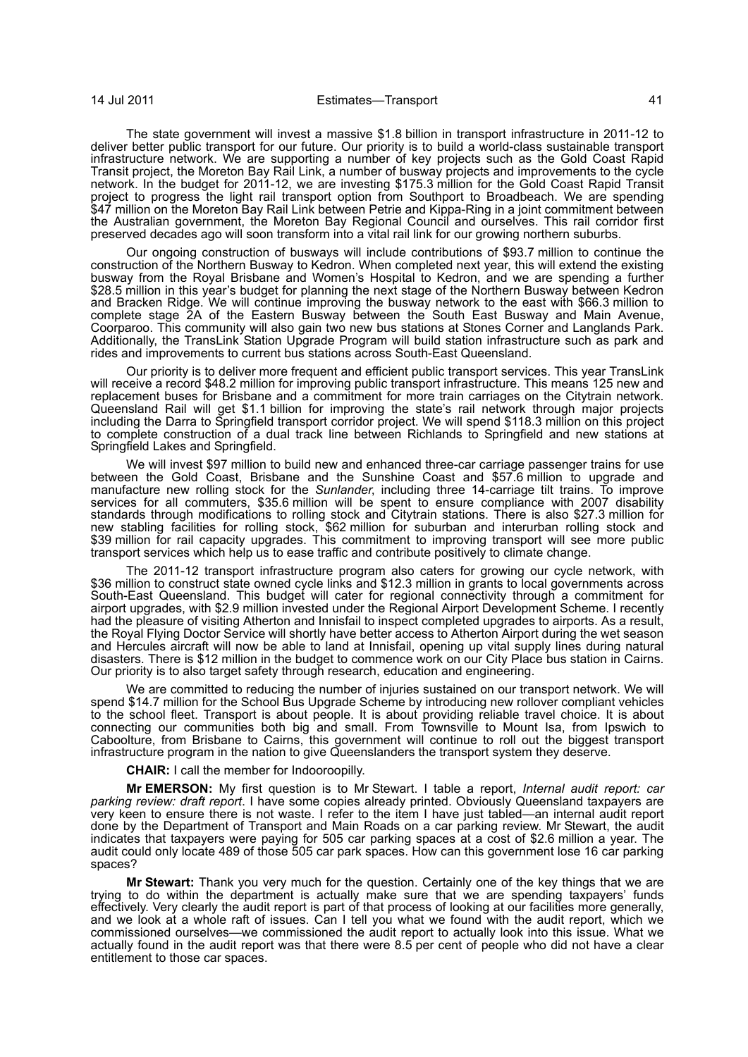The state government will invest a massive $1.8 billion in transport infrastructure in 2011-12 to deliver better public transport for our future. Our priority is to build a world-class sustainable transport infrastructure network. We are supporting a number of key projects such as the Gold Coast Rapid Transit project, the Moreton Bay Rail Link, a number of busway projects and improvements to the cycle network. In the budget for 2011-12, we are investing $175.3 million for the Gold Coast Rapid Transit project to progress the light rail transport option from Southport to Broadbeach. We are spending $47 million on the Moreton Bay Rail Link between Petrie and Kippa-Ring in a joint commitment between the Australian government, the Moreton Bay Regional Council and ourselves. This rail corridor first preserved decades ago will soon transform into a vital rail link for our growing northern suburbs.

Our ongoing construction of busways will include contributions of $93.7 million to continue the construction of the Northern Busway to Kedron. When completed next year, this will extend the existing busway from the Royal Brisbane and Women's Hospital to Kedron, and we are spending a further $28.5 million in this year's budget for planning the next stage of the Northern Busway between Kedron and Bracken Ridge. We will continue improving the busway network to the east with $66.3 million to complete stage 2A of the Eastern Busway between the South East Busway and Main Avenue, Coorparoo. This community will also gain two new bus stations at Stones Corner and Langlands Park. Additionally, the TransLink Station Upgrade Program will build station infrastructure such as park and rides and improvements to current bus stations across South-East Queensland.

Our priority is to deliver more frequent and efficient public transport services. This year TransLink will receive a record $48.2 million for improving public transport infrastructure. This means 125 new and replacement buses for Brisbane and a commitment for more train carriages on the Citytrain network. Queensland Rail will get $1.1 billion for improving the state's rail network through major projects including the Darra to Springfield transport corridor project. We will spend $118.3 million on this project to complete construction of a dual track line between Richlands to Springfield and new stations at Springfield Lakes and Springfield.

We will invest $97 million to build new and enhanced three-car carriage passenger trains for use between the Gold Coast, Brisbane and the Sunshine Coast and $57.6 million to upgrade and manufacture new rolling stock for the *Sunlander*, including three 14-carriage tilt trains. To improve services for all commuters, $35.6 million will be spent to ensure compliance with 2007 disability standards through modifications to rolling stock and Citytrain stations. There is also $27.3 million for new stabling facilities for rolling stock, $62 million for suburban and interurban rolling stock and $39 million for rail capacity upgrades. This commitment to improving transport will see more public transport services which help us to ease traffic and contribute positively to climate change.

The 2011-12 transport infrastructure program also caters for growing our cycle network, with $36 million to construct state owned cycle links and $12.3 million in grants to local governments across South-East Queensland. This budget will cater for regional connectivity through a commitment for airport upgrades, with $2.9 million invested under the Regional Airport Development Scheme. I recently had the pleasure of visiting Atherton and Innisfail to inspect completed upgrades to airports. As a result, the Royal Flying Doctor Service will shortly have better access to Atherton Airport during the wet season and Hercules aircraft will now be able to land at Innisfail, opening up vital supply lines during natural disasters. There is $12 million in the budget to commence work on our City Place bus station in Cairns. Our priority is to also target safety through research, education and engineering.

We are committed to reducing the number of injuries sustained on our transport network. We will spend $14.7 million for the School Bus Upgrade Scheme by introducing new rollover compliant vehicles to the school fleet. Transport is about people. It is about providing reliable travel choice. It is about connecting our communities both big and small. From Townsville to Mount Isa, from Ipswich to Caboolture, from Brisbane to Cairns, this government will continue to roll out the biggest transport infrastructure program in the nation to give Queenslanders the transport system they deserve.

**CHAIR:** I call the member for Indooroopilly.

**Mr EMERSON:** My first question is to Mr Stewart. I table a report, *Internal audit report: car parking review: draft report*. I have some copies already printed. Obviously Queensland taxpayers are very keen to ensure there is not waste. I refer to the item I have just tabled—an internal audit report done by the Department of Transport and Main Roads on a car parking review. Mr Stewart, the audit indicates that taxpayers were paying for 505 car parking spaces at a cost of $2.6 million a year. The audit could only locate 489 of those 505 car park spaces. How can this government lose 16 car parking spaces?

**Mr Stewart:** Thank you very much for the question. Certainly one of the key things that we are trying to do within the department is actually make sure that we are spending taxpayers' funds effectively. Very clearly the audit report is part of that process of looking at our facilities more generally, and we look at a whole raft of issues. Can I tell you what we found with the audit report, which we commissioned ourselves—we commissioned the audit report to actually look into this issue. What we actually found in the audit report was that there were 8.5 per cent of people who did not have a clear entitlement to those car spaces.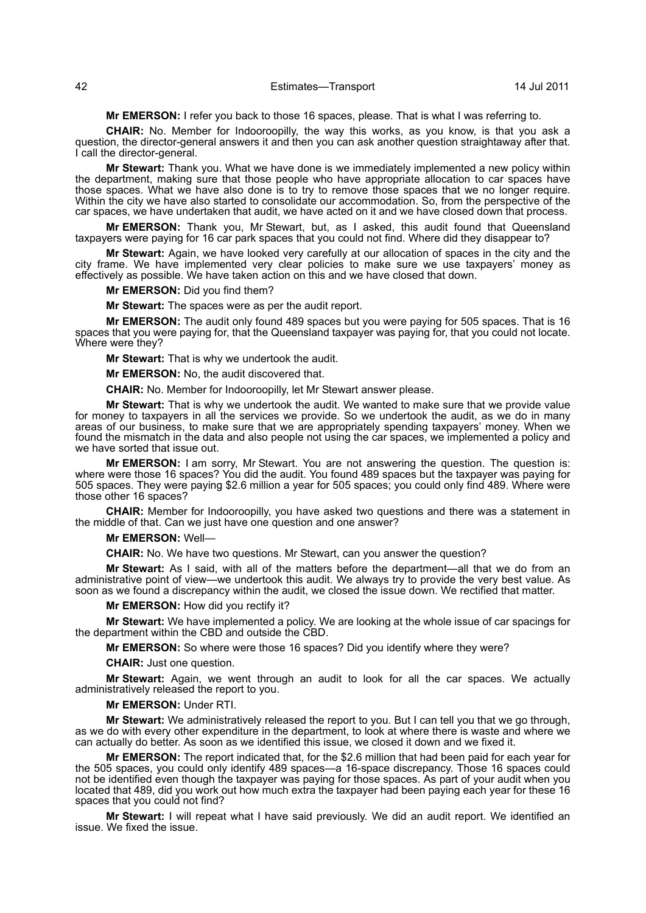**Mr EMERSON:** I refer you back to those 16 spaces, please. That is what I was referring to.

**CHAIR:** No. Member for Indooroopilly, the way this works, as you know, is that you ask a question, the director-general answers it and then you can ask another question straightaway after that. I call the director-general.

**Mr Stewart:** Thank you. What we have done is we immediately implemented a new policy within the department, making sure that those people who have appropriate allocation to car spaces have those spaces. What we have also done is to try to remove those spaces that we no longer require. Within the city we have also started to consolidate our accommodation. So, from the perspective of the car spaces, we have undertaken that audit, we have acted on it and we have closed down that process.

**Mr EMERSON:** Thank you, Mr Stewart, but, as I asked, this audit found that Queensland taxpayers were paying for 16 car park spaces that you could not find. Where did they disappear to?

**Mr Stewart:** Again, we have looked very carefully at our allocation of spaces in the city and the city frame. We have implemented very clear policies to make sure we use taxpayers' money as effectively as possible. We have taken action on this and we have closed that down.

**Mr EMERSON:** Did you find them?

**Mr Stewart:** The spaces were as per the audit report.

**Mr EMERSON:** The audit only found 489 spaces but you were paying for 505 spaces. That is 16 spaces that you were paying for, that the Queensland taxpayer was paying for, that you could not locate. Where were they?

**Mr Stewart:** That is why we undertook the audit.

**Mr EMERSON:** No, the audit discovered that.

**CHAIR:** No. Member for Indooroopilly, let Mr Stewart answer please.

**Mr Stewart:** That is why we undertook the audit. We wanted to make sure that we provide value for money to taxpayers in all the services we provide. So we undertook the audit, as we do in many areas of our business, to make sure that we are appropriately spending taxpayers' money. When we found the mismatch in the data and also people not using the car spaces, we implemented a policy and we have sorted that issue out.

**Mr EMERSON:** I am sorry, Mr Stewart. You are not answering the question. The question is: where were those 16 spaces? You did the audit. You found 489 spaces but the taxpayer was paying for 505 spaces. They were paying $2.6 million a year for 505 spaces; you could only find 489. Where were those other 16 spaces?

**CHAIR:** Member for Indooroopilly, you have asked two questions and there was a statement in the middle of that. Can we just have one question and one answer?

**Mr EMERSON:** Well—

**CHAIR:** No. We have two questions. Mr Stewart, can you answer the question?

**Mr Stewart:** As I said, with all of the matters before the department—all that we do from an administrative point of view—we undertook this audit. We always try to provide the very best value. As soon as we found a discrepancy within the audit, we closed the issue down. We rectified that matter.

**Mr EMERSON:** How did you rectify it?

**Mr Stewart:** We have implemented a policy. We are looking at the whole issue of car spacings for the department within the CBD and outside the CBD.

**Mr EMERSON:** So where were those 16 spaces? Did you identify where they were?

**CHAIR:** Just one question.

**Mr Stewart:** Again, we went through an audit to look for all the car spaces. We actually administratively released the report to you.

**Mr EMERSON:** Under RTI.

**Mr Stewart:** We administratively released the report to you. But I can tell you that we go through, as we do with every other expenditure in the department, to look at where there is waste and where we can actually do better. As soon as we identified this issue, we closed it down and we fixed it.

**Mr EMERSON:** The report indicated that, for the $2.6 million that had been paid for each year for the 505 spaces, you could only identify 489 spaces—a 16-space discrepancy. Those 16 spaces could not be identified even though the taxpayer was paying for those spaces. As part of your audit when you located that 489, did you work out how much extra the taxpayer had been paying each year for these 16 spaces that you could not find?

**Mr Stewart:** I will repeat what I have said previously. We did an audit report. We identified an issue. We fixed the issue.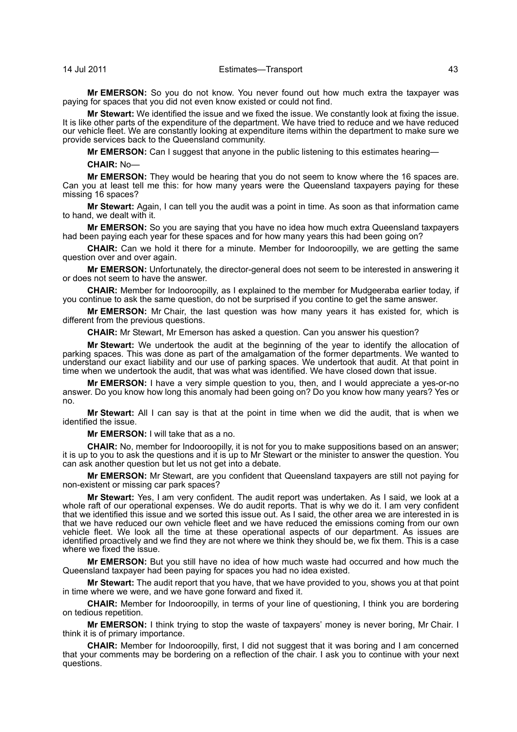**Mr EMERSON:** So you do not know. You never found out how much extra the taxpayer was paying for spaces that you did not even know existed or could not find.

**Mr Stewart:** We identified the issue and we fixed the issue. We constantly look at fixing the issue. It is like other parts of the expenditure of the department. We have tried to reduce and we have reduced our vehicle fleet. We are constantly looking at expenditure items within the department to make sure we provide services back to the Queensland community.

**Mr EMERSON:** Can I suggest that anyone in the public listening to this estimates hearing—

**CHAIR:** No—

**Mr EMERSON:** They would be hearing that you do not seem to know where the 16 spaces are. Can you at least tell me this: for how many years were the Queensland taxpayers paying for these missing 16 spaces?

**Mr Stewart:** Again, I can tell you the audit was a point in time. As soon as that information came to hand, we dealt with it.

**Mr EMERSON:** So you are saying that you have no idea how much extra Queensland taxpayers had been paying each year for these spaces and for how many years this had been going on?

**CHAIR:** Can we hold it there for a minute. Member for Indooroopilly, we are getting the same question over and over again.

**Mr EMERSON:** Unfortunately, the director-general does not seem to be interested in answering it or does not seem to have the answer.

**CHAIR:** Member for Indooroopilly, as I explained to the member for Mudgeeraba earlier today, if you continue to ask the same question, do not be surprised if you contine to get the same answer.

**Mr EMERSON:** Mr Chair, the last question was how many years it has existed for, which is different from the previous questions.

**CHAIR:** Mr Stewart, Mr Emerson has asked a question. Can you answer his question?

**Mr Stewart:** We undertook the audit at the beginning of the year to identify the allocation of parking spaces. This was done as part of the amalgamation of the former departments. We wanted to understand our exact liability and our use of parking spaces. We undertook that audit. At that point in time when we undertook the audit, that was what was identified. We have closed down that issue.

**Mr EMERSON:** I have a very simple question to you, then, and I would appreciate a yes-or-no answer. Do you know how long this anomaly had been going on? Do you know how many years? Yes or no.

**Mr Stewart:** All I can say is that at the point in time when we did the audit, that is when we identified the issue.

**Mr EMERSON:** I will take that as a no.

**CHAIR:** No, member for Indooroopilly, it is not for you to make suppositions based on an answer; it is up to you to ask the questions and it is up to Mr Stewart or the minister to answer the question. You can ask another question but let us not get into a debate.

**Mr EMERSON:** Mr Stewart, are you confident that Queensland taxpayers are still not paying for non-existent or missing car park spaces?

**Mr Stewart:** Yes, I am very confident. The audit report was undertaken. As I said, we look at a whole raft of our operational expenses. We do audit reports. That is why we do it. I am very confident that we identified this issue and we sorted this issue out. As I said, the other area we are interested in is that we have reduced our own vehicle fleet and we have reduced the emissions coming from our own vehicle fleet. We look all the time at these operational aspects of our department. As issues are identified proactively and we find they are not where we think they should be, we fix them. This is a case where we fixed the issue.

**Mr EMERSON:** But you still have no idea of how much waste had occurred and how much the Queensland taxpayer had been paying for spaces you had no idea existed.

**Mr Stewart:** The audit report that you have, that we have provided to you, shows you at that point in time where we were, and we have gone forward and fixed it.

**CHAIR:** Member for Indooroopilly, in terms of your line of questioning, I think you are bordering on tedious repetition.

**Mr EMERSON:** I think trying to stop the waste of taxpayers' money is never boring, Mr Chair. I think it is of primary importance.

**CHAIR:** Member for Indooroopilly, first, I did not suggest that it was boring and I am concerned that your comments may be bordering on a reflection of the chair. I ask you to continue with your next questions.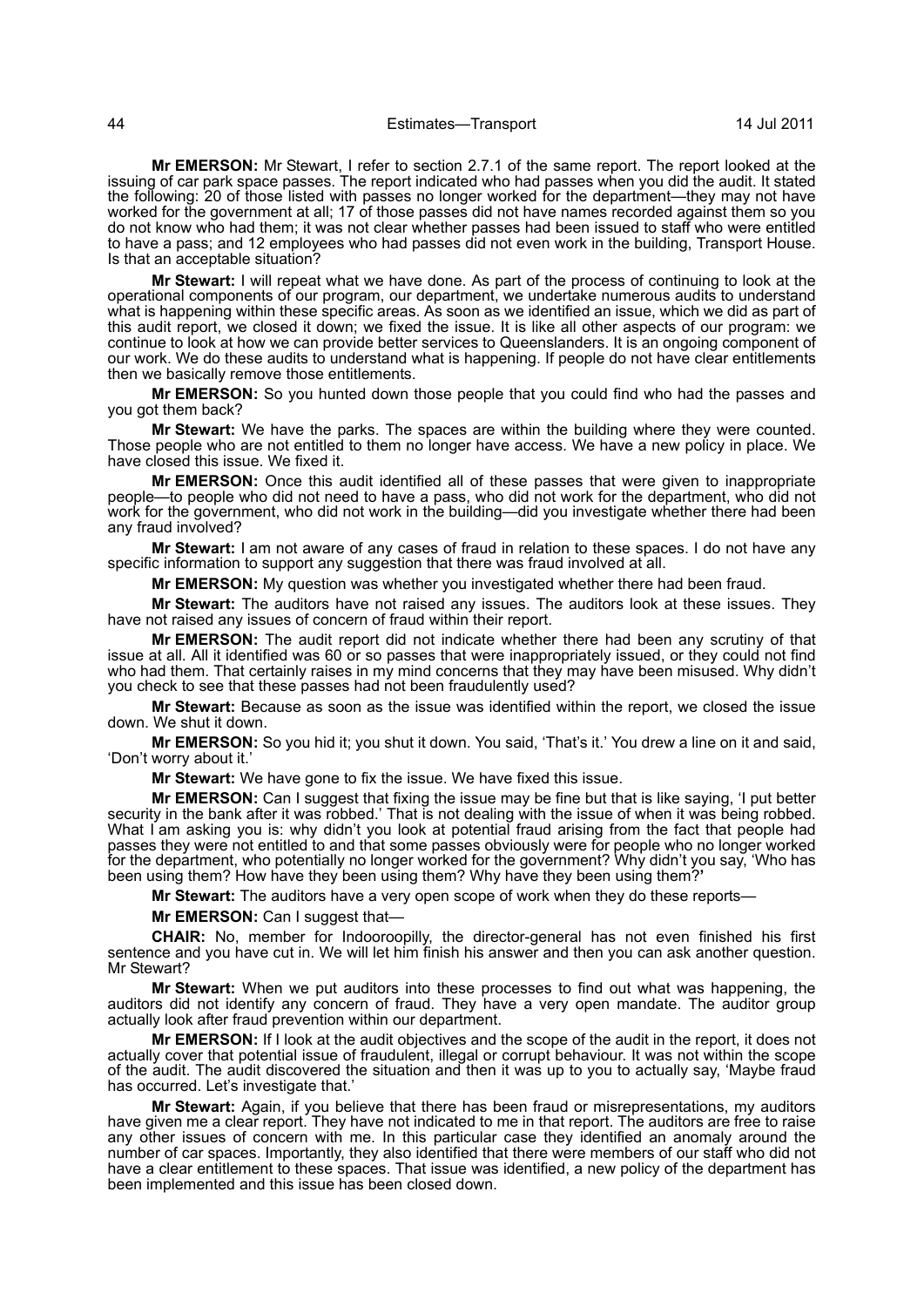**Mr EMERSON:** Mr Stewart, I refer to section 2.7.1 of the same report. The report looked at the issuing of car park space passes. The report indicated who had passes when you did the audit. It stated the following: 20 of those listed with passes no longer worked for the department—they may not have worked for the government at all; 17 of those passes did not have names recorded against them so you do not know who had them; it was not clear whether passes had been issued to staff who were entitled to have a pass; and 12 employees who had passes did not even work in the building, Transport House. Is that an acceptable situation?

**Mr Stewart:** I will repeat what we have done. As part of the process of continuing to look at the operational components of our program, our department, we undertake numerous audits to understand what is happening within these specific areas. As soon as we identified an issue, which we did as part of this audit report, we closed it down; we fixed the issue. It is like all other aspects of our program: we continue to look at how we can provide better services to Queenslanders. It is an ongoing component of our work. We do these audits to understand what is happening. If people do not have clear entitlements then we basically remove those entitlements.

**Mr EMERSON:** So you hunted down those people that you could find who had the passes and you got them back?

**Mr Stewart:** We have the parks. The spaces are within the building where they were counted. Those people who are not entitled to them no longer have access. We have a new policy in place. We have closed this issue. We fixed it.

**Mr EMERSON:** Once this audit identified all of these passes that were given to inappropriate people—to people who did not need to have a pass, who did not work for the department, who did not work for the government, who did not work in the building—did you investigate whether there had been any fraud involved?

**Mr Stewart:** I am not aware of any cases of fraud in relation to these spaces. I do not have any specific information to support any suggestion that there was fraud involved at all.

**Mr EMERSON:** My question was whether you investigated whether there had been fraud.

**Mr Stewart:** The auditors have not raised any issues. The auditors look at these issues. They have not raised any issues of concern of fraud within their report.

**Mr EMERSON:** The audit report did not indicate whether there had been any scrutiny of that issue at all. All it identified was 60 or so passes that were inappropriately issued, or they could not find who had them. That certainly raises in my mind concerns that they may have been misused. Why didn't you check to see that these passes had not been fraudulently used?

**Mr Stewart:** Because as soon as the issue was identified within the report, we closed the issue down. We shut it down.

**Mr EMERSON:** So you hid it; you shut it down. You said, 'That's it.' You drew a line on it and said, 'Don't worry about it.'

**Mr Stewart:** We have gone to fix the issue. We have fixed this issue.

**Mr EMERSON:** Can I suggest that fixing the issue may be fine but that is like saying, 'I put better security in the bank after it was robbed.' That is not dealing with the issue of when it was being robbed. What I am asking you is: why didn't you look at potential fraud arising from the fact that people had passes they were not entitled to and that some passes obviously were for people who no longer worked for the department, who potentially no longer worked for the government? Why didn't you say, 'Who has been using them? How have they been using them? Why have they been using them?'

**Mr Stewart:** The auditors have a very open scope of work when they do these reports—

**Mr EMERSON:** Can I suggest that—

**CHAIR:** No, member for Indooroopilly, the director-general has not even finished his first sentence and you have cut in. We will let him finish his answer and then you can ask another question. Mr Stewart?

**Mr Stewart:** When we put auditors into these processes to find out what was happening, the auditors did not identify any concern of fraud. They have a very open mandate. The auditor group actually look after fraud prevention within our department.

**Mr EMERSON:** If I look at the audit objectives and the scope of the audit in the report, it does not actually cover that potential issue of fraudulent, illegal or corrupt behaviour. It was not within the scope of the audit. The audit discovered the situation and then it was up to you to actually say, 'Maybe fraud has occurred. Let's investigate that.'

**Mr Stewart:** Again, if you believe that there has been fraud or misrepresentations, my auditors have given me a clear report. They have not indicated to me in that report. The auditors are free to raise any other issues of concern with me. In this particular case they identified an anomaly around the number of car spaces. Importantly, they also identified that there were members of our staff who did not have a clear entitlement to these spaces. That issue was identified, a new policy of the department has been implemented and this issue has been closed down.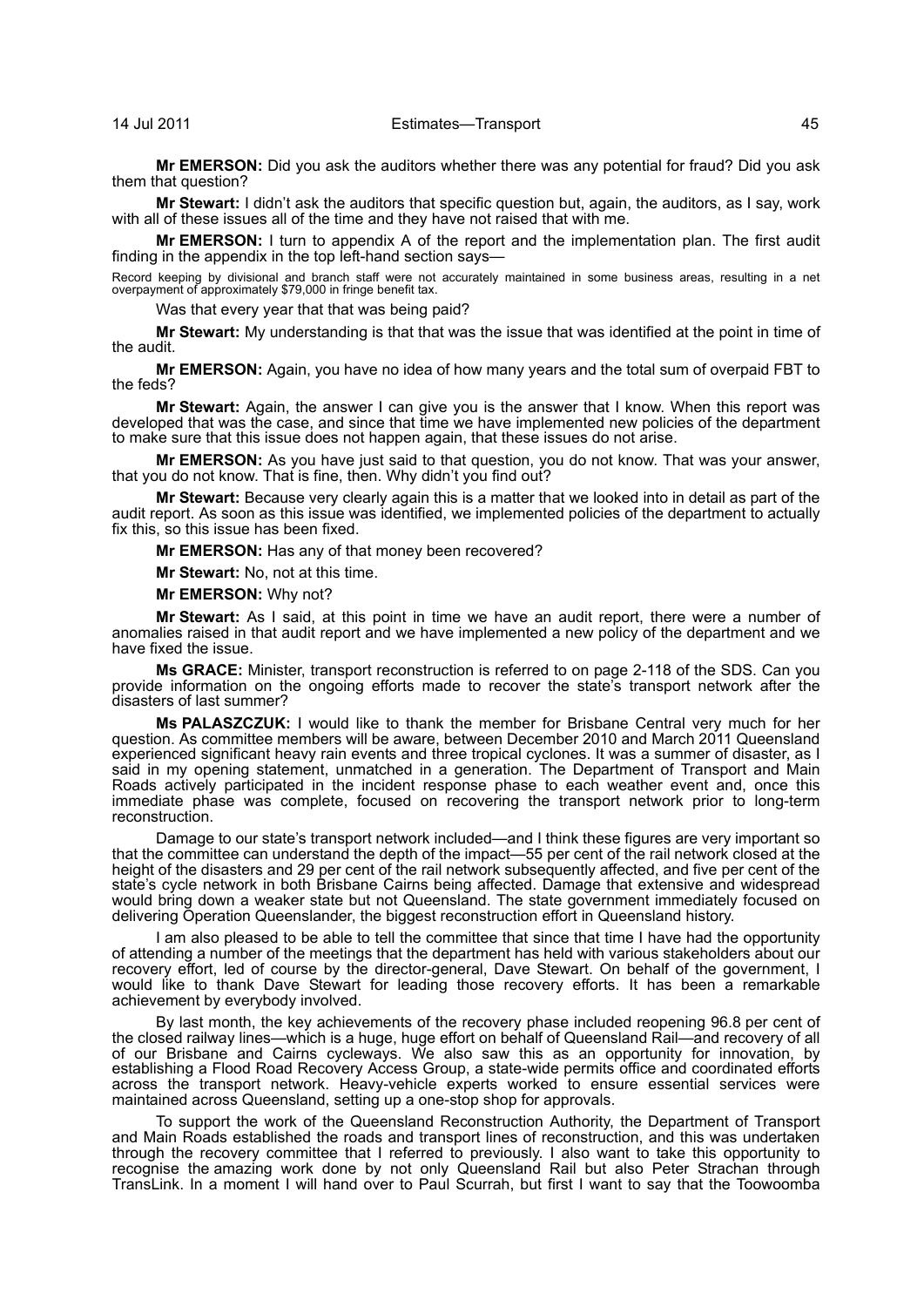**Mr EMERSON:** Did you ask the auditors whether there was any potential for fraud? Did you ask them that question?

**Mr Stewart:** I didn't ask the auditors that specific question but, again, the auditors, as I say, work with all of these issues all of the time and they have not raised that with me.

**Mr EMERSON:** I turn to appendix A of the report and the implementation plan. The first audit finding in the appendix in the top left-hand section says—

Record keeping by divisional and branch staff were not accurately maintained in some business areas, resulting in a net overpayment of approximately $79,000 in fringe benefit tax.

Was that every year that that was being paid?

**Mr Stewart:** My understanding is that that was the issue that was identified at the point in time of the audit.

**Mr EMERSON:** Again, you have no idea of how many years and the total sum of overpaid FBT to the feds?

**Mr Stewart:** Again, the answer I can give you is the answer that I know. When this report was developed that was the case, and since that time we have implemented new policies of the department to make sure that this issue does not happen again, that these issues do not arise.

**Mr EMERSON:** As you have just said to that question, you do not know. That was your answer, that you do not know. That is fine, then. Why didn't you find out?

**Mr Stewart:** Because very clearly again this is a matter that we looked into in detail as part of the audit report. As soon as this issue was identified, we implemented policies of the department to actually fix this, so this issue has been fixed.

**Mr EMERSON:** Has any of that money been recovered?

**Mr Stewart:** No, not at this time.

**Mr EMERSON:** Why not?

**Mr Stewart:** As I said, at this point in time we have an audit report, there were a number of anomalies raised in that audit report and we have implemented a new policy of the department and we have fixed the issue.

**Ms GRACE:** Minister, transport reconstruction is referred to on page 2-118 of the SDS. Can you provide information on the ongoing efforts made to recover the state's transport network after the disasters of last summer?

**Ms PALASZCZUK:** I would like to thank the member for Brisbane Central very much for her question. As committee members will be aware, between December 2010 and March 2011 Queensland experienced significant heavy rain events and three tropical cyclones. It was a summer of disaster, as I said in my opening statement, unmatched in a generation. The Department of Transport and Main Roads actively participated in the incident response phase to each weather event and, once this immediate phase was complete, focused on recovering the transport network prior to long-term reconstruction.

Damage to our state's transport network included—and I think these figures are very important so that the committee can understand the depth of the impact—55 per cent of the rail network closed at the height of the disasters and 29 per cent of the rail network subsequently affected, and five per cent of the state's cycle network in both Brisbane Cairns being affected. Damage that extensive and widespread would bring down a weaker state but not Queensland. The state government immediately focused on delivering Operation Queenslander, the biggest reconstruction effort in Queensland history.

I am also pleased to be able to tell the committee that since that time I have had the opportunity of attending a number of the meetings that the department has held with various stakeholders about our recovery effort, led of course by the director-general, Dave Stewart. On behalf of the government, I would like to thank Dave Stewart for leading those recovery efforts. It has been a remarkable achievement by everybody involved.

By last month, the key achievements of the recovery phase included reopening 96.8 per cent of the closed railway lines—which is a huge, huge effort on behalf of Queensland Rail—and recovery of all of our Brisbane and Cairns cycleways. We also saw this as an opportunity for innovation, by establishing a Flood Road Recovery Access Group, a state-wide permits office and coordinated efforts across the transport network. Heavy-vehicle experts worked to ensure essential services were maintained across Queensland, setting up a one-stop shop for approvals.

To support the work of the Queensland Reconstruction Authority, the Department of Transport and Main Roads established the roads and transport lines of reconstruction, and this was undertaken through the recovery committee that I referred to previously. I also want to take this opportunity to recognise the amazing work done by not only Queensland Rail but also Peter Strachan through TransLink. In a moment I will hand over to Paul Scurrah, but first I want to say that the Toowoomba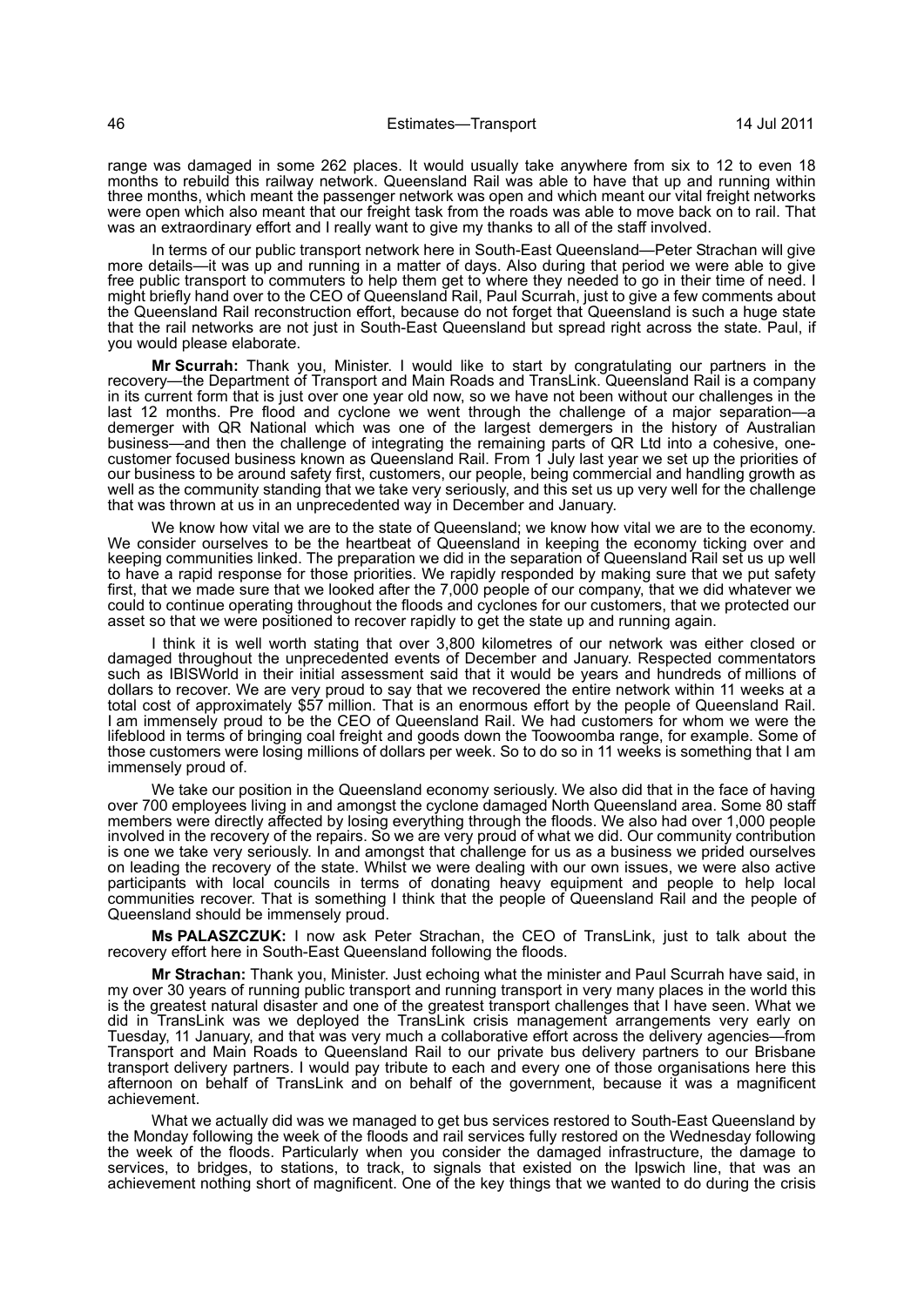range was damaged in some 262 places. It would usually take anywhere from six to 12 to even 18 months to rebuild this railway network. Queensland Rail was able to have that up and running within three months, which meant the passenger network was open and which meant our vital freight networks were open which also meant that our freight task from the roads was able to move back on to rail. That was an extraordinary effort and I really want to give my thanks to all of the staff involved.

In terms of our public transport network here in South-East Queensland—Peter Strachan will give more details—it was up and running in a matter of days. Also during that period we were able to give free public transport to commuters to help them get to where they needed to go in their time of need. I might briefly hand over to the CEO of Queensland Rail, Paul Scurrah, just to give a few comments about the Queensland Rail reconstruction effort, because do not forget that Queensland is such a huge state that the rail networks are not just in South-East Queensland but spread right across the state. Paul, if you would please elaborate.

**Mr Scurrah:** Thank you, Minister. I would like to start by congratulating our partners in the recovery—the Department of Transport and Main Roads and TransLink. Queensland Rail is a company in its current form that is just over one year old now, so we have not been without our challenges in the last 12 months. Pre flood and cyclone we went through the challenge of a major separation—a demerger with QR National which was one of the largest demergers in the history of Australian business—and then the challenge of integrating the remaining parts of QR Ltd into a cohesive, one-customer focused business known as Queensland Rail. From 1 July last year we set up the priorities of our business to be around safety first, customers, our people, being commercial and handling growth as well as the community standing that we take very seriously, and this set us up very well for the challenge that was thrown at us in an unprecedented way in December and January.

We know how vital we are to the state of Queensland; we know how vital we are to the economy. We consider ourselves to be the heartbeat of Queensland in keeping the economy ticking over and keeping communities linked. The preparation we did in the separation of Queensland Rail set us up well to have a rapid response for those priorities. We rapidly responded by making sure that we put safety first, that we made sure that we looked after the 7,000 people of our company, that we did whatever we could to continue operating throughout the floods and cyclones for our customers, that we protected our asset so that we were positioned to recover rapidly to get the state up and running again.

I think it is well worth stating that over 3,800 kilometres of our network was either closed or damaged throughout the unprecedented events of December and January. Respected commentators such as IBISWorld in their initial assessment said that it would be years and hundreds of millions of dollars to recover. We are very proud to say that we recovered the entire network within 11 weeks at a total cost of approximately $57 million. That is an enormous effort by the people of Queensland Rail. I am immensely proud to be the CEO of Queensland Rail. We had customers for whom we were the lifeblood in terms of bringing coal freight and goods down the Toowoomba range, for example. Some of those customers were losing millions of dollars per week. So to do so in 11 weeks is something that I am immensely proud of.

We take our position in the Queensland economy seriously. We also did that in the face of having over 700 employees living in and amongst the cyclone damaged North Queensland area. Some 80 staff members were directly affected by losing everything through the floods. We also had over 1,000 people involved in the recovery of the repairs. So we are very proud of what we did. Our community contribution is one we take very seriously. In and amongst that challenge for us as a business we prided ourselves on leading the recovery of the state. Whilst we were dealing with our own issues, we were also active participants with local councils in terms of donating heavy equipment and people to help local communities recover. That is something I think that the people of Queensland Rail and the people of Queensland should be immensely proud.

**Ms PALASZCZUK:** I now ask Peter Strachan, the CEO of TransLink, just to talk about the recovery effort here in South-East Queensland following the floods.

**Mr Strachan:** Thank you, Minister. Just echoing what the minister and Paul Scurrah have said, in my over 30 years of running public transport and running transport in very many places in the world this is the greatest natural disaster and one of the greatest transport challenges that I have seen. What we did in TransLink was we deployed the TransLink crisis management arrangements very early on Tuesday, 11 January, and that was very much a collaborative effort across the delivery agencies—from Transport and Main Roads to Queensland Rail to our private bus delivery partners to our Brisbane transport delivery partners. I would pay tribute to each and every one of those organisations here this afternoon on behalf of TransLink and on behalf of the government, because it was a magnificent achievement.

What we actually did was we managed to get bus services restored to South-East Queensland by the Monday following the week of the floods and rail services fully restored on the Wednesday following the week of the floods. Particularly when you consider the damaged infrastructure, the damage to services, to bridges, to stations, to track, to signals that existed on the Ipswich line, that was an achievement nothing short of magnificent. One of the key things that we wanted to do during the crisis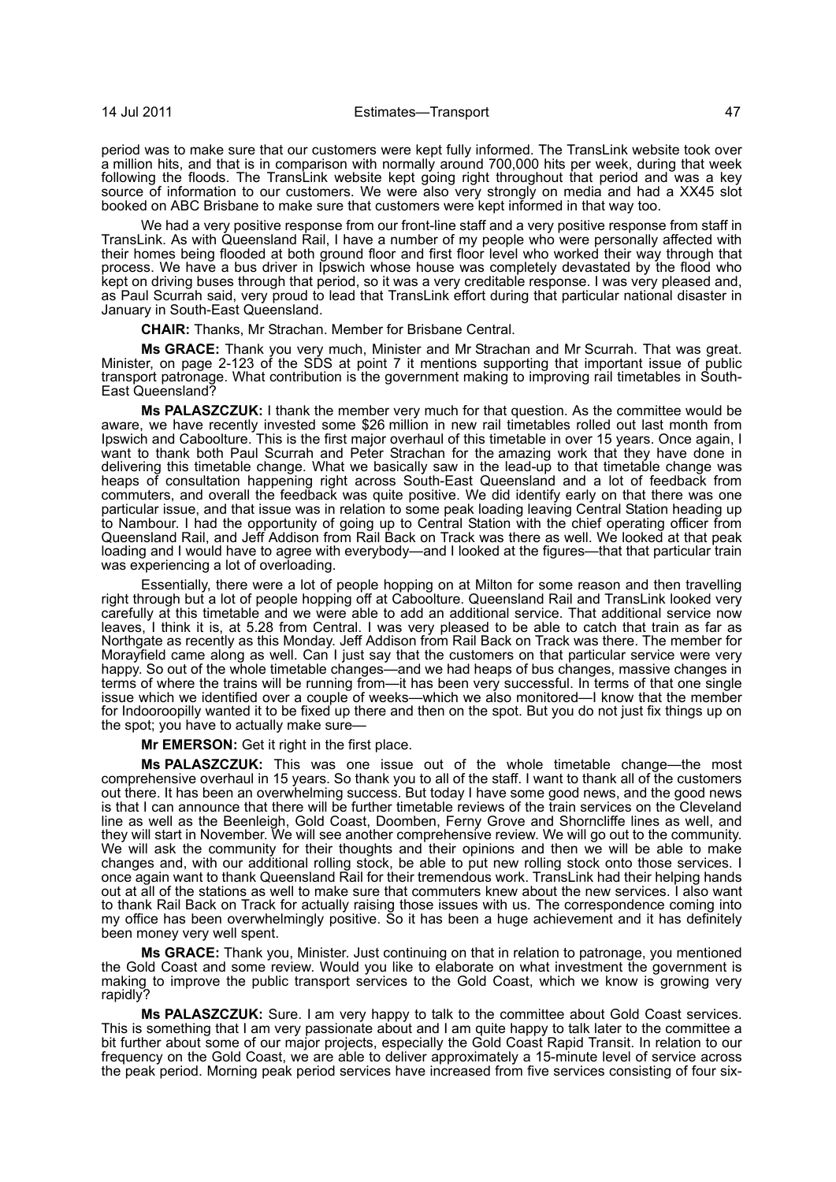period was to make sure that our customers were kept fully informed. The TransLink website took over a million hits, and that is in comparison with normally around 700,000 hits per week, during that week following the floods. The TransLink website kept going right throughout that period and was a key source of information to our customers. We were also very strongly on media and had a XX45 slot booked on ABC Brisbane to make sure that customers were kept informed in that way too.

We had a very positive response from our front-line staff and a very positive response from staff in TransLink. As with Queensland Rail, I have a number of my people who were personally affected with their homes being flooded at both ground floor and first floor level who worked their way through that process. We have a bus driver in Ipswich whose house was completely devastated by the flood who kept on driving buses through that period, so it was a very creditable response. I was very pleased and, as Paul Scurrah said, very proud to lead that TransLink effort during that particular national disaster in January in South-East Queensland.

**CHAIR:** Thanks, Mr Strachan. Member for Brisbane Central.

**Ms GRACE:** Thank you very much, Minister and Mr Strachan and Mr Scurrah. That was great. Minister, on page 2-123 of the SDS at point 7 it mentions supporting that important issue of public transport patronage. What contribution is the government making to improving rail timetables in South-East Queensland?

**Ms PALASZCZUK:** I thank the member very much for that question. As the committee would be aware, we have recently invested some $26 million in new rail timetables rolled out last month from Ipswich and Caboolture. This is the first major overhaul of this timetable in over 15 years. Once again, I want to thank both Paul Scurrah and Peter Strachan for the amazing work that they have done in delivering this timetable change. What we basically saw in the lead-up to that timetable change was heaps of consultation happening right across South-East Queensland and a lot of feedback from commuters, and overall the feedback was quite positive. We did identify early on that there was one particular issue, and that issue was in relation to some peak loading leaving Central Station heading up to Nambour. I had the opportunity of going up to Central Station with the chief operating officer from Queensland Rail, and Jeff Addison from Rail Back on Track was there as well. We looked at that peak loading and I would have to agree with everybody—and I looked at the figures—that that particular train was experiencing a lot of overloading.

Essentially, there were a lot of people hopping on at Milton for some reason and then travelling right through but a lot of people hopping off at Caboolture. Queensland Rail and TransLink looked very carefully at this timetable and we were able to add an additional service. That additional service now leaves, I think it is, at 5.28 from Central. I was very pleased to be able to catch that train as far as Northgate as recently as this Monday. Jeff Addison from Rail Back on Track was there. The member for Morayfield came along as well. Can I just say that the customers on that particular service were very happy. So out of the whole timetable changes—and we had heaps of bus changes, massive changes in terms of where the trains will be running from—it has been very successful. In terms of that one single issue which we identified over a couple of weeks—which we also monitored—I know that the member for Indooroopilly wanted it to be fixed up there and then on the spot. But you do not just fix things up on the spot; you have to actually make sure—

**Mr EMERSON:** Get it right in the first place.

**Ms PALASZCZUK:** This was one issue out of the whole timetable change—the most comprehensive overhaul in 15 years. So thank you to all of the staff. I want to thank all of the customers out there. It has been an overwhelming success. But today I have some good news, and the good news is that I can announce that there will be further timetable reviews of the train services on the Cleveland line as well as the Beenleigh, Gold Coast, Doomben, Ferny Grove and Shorncliffe lines as well, and they will start in November. We will see another comprehensive review. We will go out to the community. We will ask the community for their thoughts and their opinions and then we will be able to make changes and, with our additional rolling stock, be able to put new rolling stock onto those services. I once again want to thank Queensland Rail for their tremendous work. TransLink had their helping hands out at all of the stations as well to make sure that commuters knew about the new services. I also want to thank Rail Back on Track for actually raising those issues with us. The correspondence coming into my office has been overwhelmingly positive. So it has been a huge achievement and it has definitely been money very well spent.

**Ms GRACE:** Thank you, Minister. Just continuing on that in relation to patronage, you mentioned the Gold Coast and some review. Would you like to elaborate on what investment the government is making to improve the public transport services to the Gold Coast, which we know is growing very rapidly?

**Ms PALASZCZUK:** Sure. I am very happy to talk to the committee about Gold Coast services. This is something that I am very passionate about and I am quite happy to talk later to the committee a bit further about some of our major projects, especially the Gold Coast Rapid Transit. In relation to our frequency on the Gold Coast, we are able to deliver approximately a 15-minute level of service across the peak period. Morning peak period services have increased from five services consisting of four six-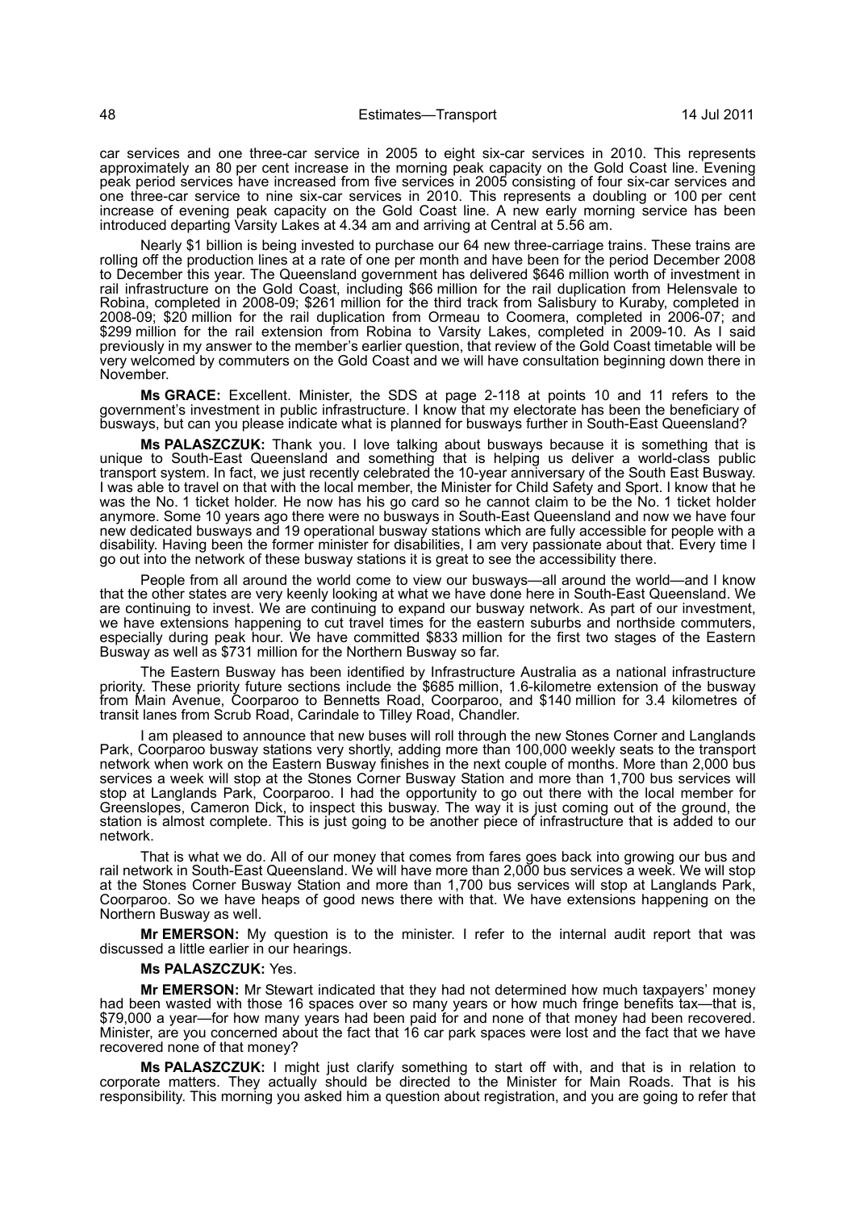car services and one three-car service in 2005 to eight six-car services in 2010. This represents approximately an 80 per cent increase in the morning peak capacity on the Gold Coast line. Evening peak period services have increased from five services in 2005 consisting of four six-car services and one three-car service to nine six-car services in 2010. This represents a doubling or 100 per cent increase of evening peak capacity on the Gold Coast line. A new early morning service has been introduced departing Varsity Lakes at 4.34 am and arriving at Central at 5.56 am.

Nearly $1 billion is being invested to purchase our 64 new three-carriage trains. These trains are rolling off the production lines at a rate of one per month and have been for the period December 2008 to December this year. The Queensland government has delivered $646 million worth of investment in rail infrastructure on the Gold Coast, including $66 million for the rail duplication from Helensvale to Robina, completed in 2008-09; $261 million for the third track from Salisbury to Kuraby, completed in 2008-09; $20 million for the rail duplication from Ormeau to Coomera, completed in 2006-07; and $299 million for the rail extension from Robina to Varsity Lakes, completed in 2009-10. As I said previously in my answer to the member's earlier question, that review of the Gold Coast timetable will be very welcomed by commuters on the Gold Coast and we will have consultation beginning down there in November.

**Ms GRACE:** Excellent. Minister, the SDS at page 2-118 at points 10 and 11 refers to the government's investment in public infrastructure. I know that my electorate has been the beneficiary of busways, but can you please indicate what is planned for busways further in South-East Queensland?

**Ms PALASZCZUK:** Thank you. I love talking about busways because it is something that is unique to South-East Queensland and something that is helping us deliver a world-class public transport system. In fact, we just recently celebrated the 10-year anniversary of the South East Busway. I was able to travel on that with the local member, the Minister for Child Safety and Sport. I know that he was the No. 1 ticket holder. He now has his go card so he cannot claim to be the No. 1 ticket holder anymore. Some 10 years ago there were no busways in South-East Queensland and now we have four new dedicated busways and 19 operational busway stations which are fully accessible for people with a disability. Having been the former minister for disabilities, I am very passionate about that. Every time I go out into the network of these busway stations it is great to see the accessibility there.

People from all around the world come to view our busways—all around the world—and I know that the other states are very keenly looking at what we have done here in South-East Queensland. We are continuing to invest. We are continuing to expand our busway network. As part of our investment, we have extensions happening to cut travel times for the eastern suburbs and northside commuters, especially during peak hour. We have committed $833 million for the first two stages of the Eastern Busway as well as $731 million for the Northern Busway so far.

The Eastern Busway has been identified by Infrastructure Australia as a national infrastructure priority. These priority future sections include the $685 million, 1.6-kilometre extension of the busway from Main Avenue, Coorparoo to Bennetts Road, Coorparoo, and $140 million for 3.4 kilometres of transit lanes from Scrub Road, Carindale to Tilley Road, Chandler.

I am pleased to announce that new buses will roll through the new Stones Corner and Langlands Park, Coorparoo busway stations very shortly, adding more than 100,000 weekly seats to the transport network when work on the Eastern Busway finishes in the next couple of months. More than 2,000 bus services a week will stop at the Stones Corner Busway Station and more than 1,700 bus services will stop at Langlands Park, Coorparoo. I had the opportunity to go out there with the local member for Greenslopes, Cameron Dick, to inspect this busway. The way it is just coming out of the ground, the station is almost complete. This is just going to be another piece of infrastructure that is added to our network.

That is what we do. All of our money that comes from fares goes back into growing our bus and rail network in South-East Queensland. We will have more than 2,000 bus services a week. We will stop at the Stones Corner Busway Station and more than 1,700 bus services will stop at Langlands Park, Coorparoo. So we have heaps of good news there with that. We have extensions happening on the Northern Busway as well.

**Mr EMERSON:** My question is to the minister. I refer to the internal audit report that was discussed a little earlier in our hearings.

**Ms PALASZCZUK:** Yes.

**Mr EMERSON:** Mr Stewart indicated that they had not determined how much taxpayers' money had been wasted with those 16 spaces over so many years or how much fringe benefits tax—that is, $79,000 a year—for how many years had been paid for and none of that money had been recovered. Minister, are you concerned about the fact that 16 car park spaces were lost and the fact that we have recovered none of that money?

**Ms PALASZCZUK:** I might just clarify something to start off with, and that is in relation to corporate matters. They actually should be directed to the Minister for Main Roads. That is his responsibility. This morning you asked him a question about registration, and you are going to refer that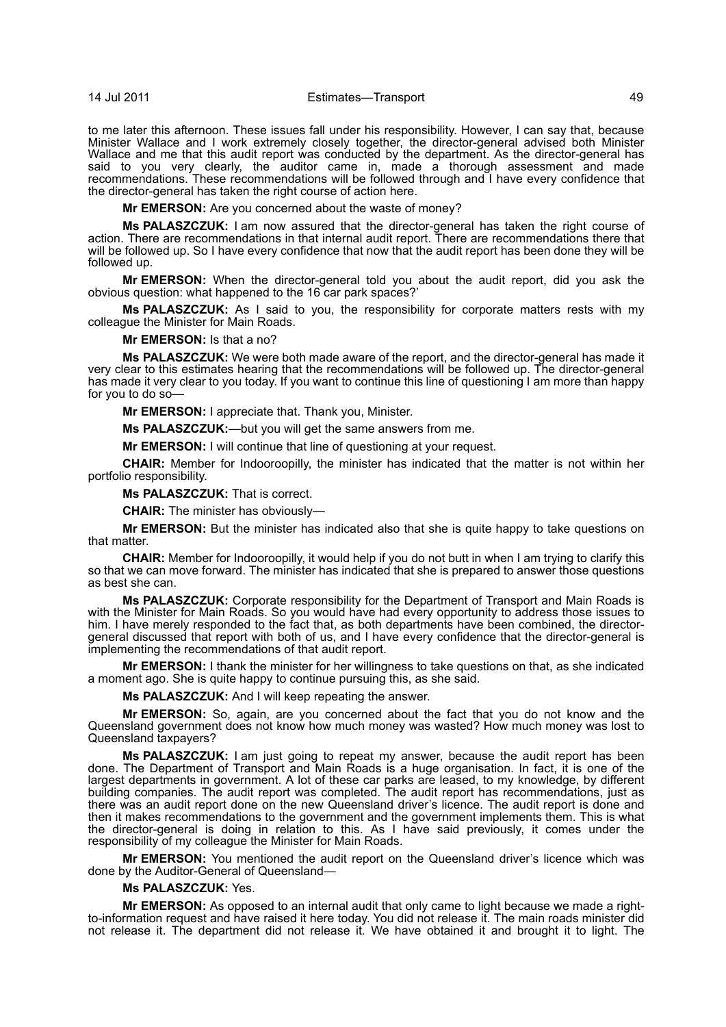to me later this afternoon. These issues fall under his responsibility. However, I can say that, because Minister Wallace and I work extremely closely together, the director-general advised both Minister Wallace and me that this audit report was conducted by the department. As the director-general has said to you very clearly, the auditor came in, made a thorough assessment and made recommendations. These recommendations will be followed through and I have every confidence that the director-general has taken the right course of action here.

**Mr EMERSON:** Are you concerned about the waste of money?

**Ms PALASZCZUK:** I am now assured that the director-general has taken the right course of action. There are recommendations in that internal audit report. There are recommendations there that will be followed up. So I have every confidence that now that the audit report has been done they will be followed up.

**Mr EMERSON:** When the director-general told you about the audit report, did you ask the obvious question: what happened to the 16 car park spaces?'

**Ms PALASZCZUK:** As I said to you, the responsibility for corporate matters rests with my colleague the Minister for Main Roads.

**Mr EMERSON:** Is that a no?

**Ms PALASZCZUK:** We were both made aware of the report, and the director-general has made it very clear to this estimates hearing that the recommendations will be followed up. The director-general has made it very clear to you today. If you want to continue this line of questioning I am more than happy for you to do so—

**Mr EMERSON:** I appreciate that. Thank you, Minister.

**Ms PALASZCZUK:**—but you will get the same answers from me.

**Mr EMERSON:** I will continue that line of questioning at your request.

**CHAIR:** Member for Indooroopilly, the minister has indicated that the matter is not within her portfolio responsibility.

**Ms PALASZCZUK:** That is correct.

**CHAIR:** The minister has obviously—

**Mr EMERSON:** But the minister has indicated also that she is quite happy to take questions on that matter.

**CHAIR:** Member for Indooroopilly, it would help if you do not butt in when I am trying to clarify this so that we can move forward. The minister has indicated that she is prepared to answer those questions as best she can.

**Ms PALASZCZUK:** Corporate responsibility for the Department of Transport and Main Roads is with the Minister for Main Roads. So you would have had every opportunity to address those issues to him. I have merely responded to the fact that, as both departments have been combined, the director-general discussed that report with both of us, and I have every confidence that the director-general is implementing the recommendations of that audit report.

**Mr EMERSON:** I thank the minister for her willingness to take questions on that, as she indicated a moment ago. She is quite happy to continue pursuing this, as she said.

**Ms PALASZCZUK:** And I will keep repeating the answer.

**Mr EMERSON:** So, again, are you concerned about the fact that you do not know and the Queensland government does not know how much money was wasted? How much money was lost to Queensland taxpayers?

**Ms PALASZCZUK:** I am just going to repeat my answer, because the audit report has been done. The Department of Transport and Main Roads is a huge organisation. In fact, it is one of the largest departments in government. A lot of these car parks are leased, to my knowledge, by different building companies. The audit report was completed. The audit report has recommendations, just as there was an audit report done on the new Queensland driver's licence. The audit report is done and then it makes recommendations to the government and the government implements them. This is what the director-general is doing in relation to this. As I have said previously, it comes under the responsibility of my colleague the Minister for Main Roads.

**Mr EMERSON:** You mentioned the audit report on the Queensland driver's licence which was done by the Auditor-General of Queensland—

**Ms PALASZCZUK:** Yes.

**Mr EMERSON:** As opposed to an internal audit that only came to light because we made a right-to-information request and have raised it here today. You did not release it. The main roads minister did not release it. The department did not release it. We have obtained it and brought it to light. The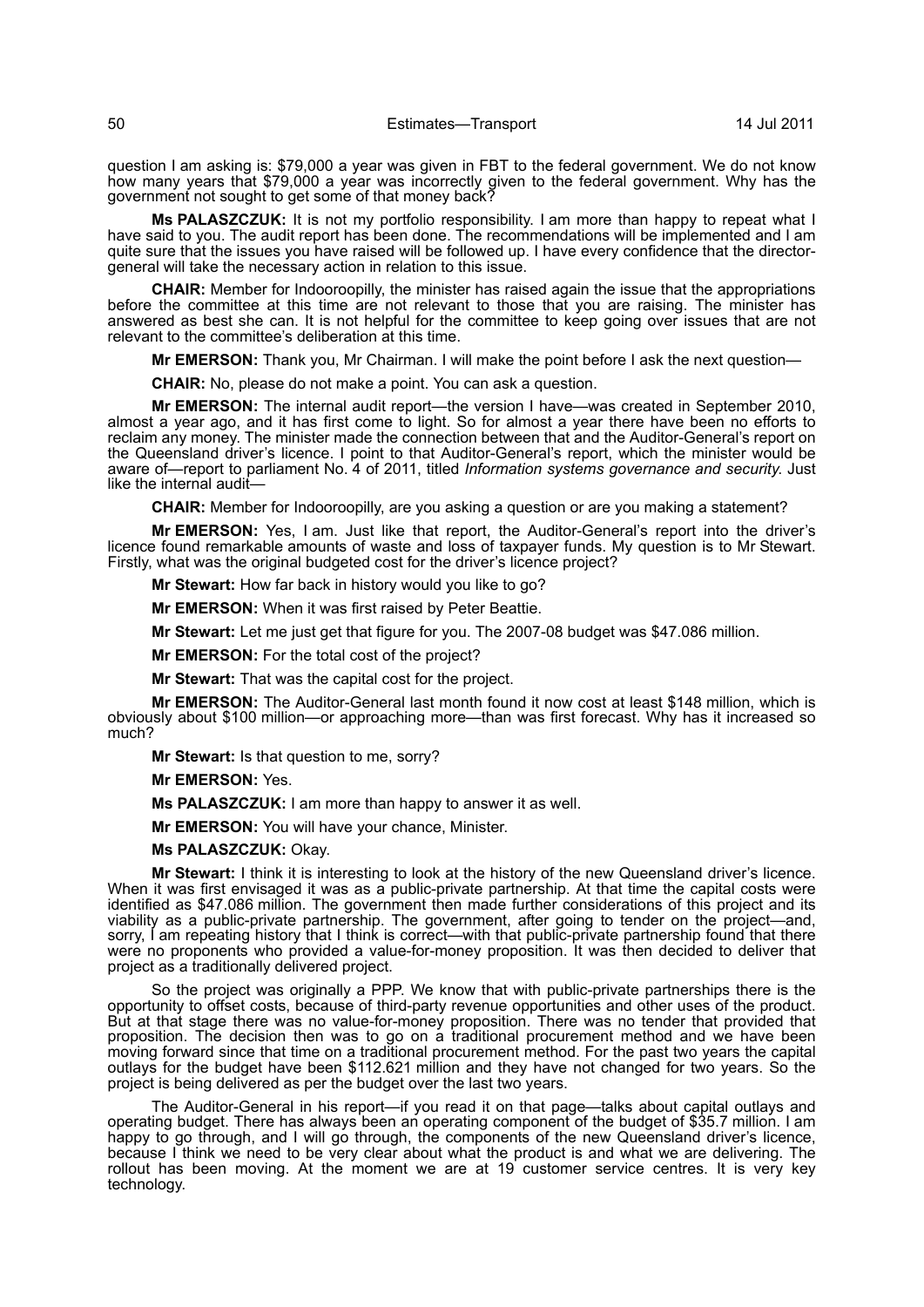question I am asking is: $79,000 a year was given in FBT to the federal government. We do not know how many years that $79,000 a year was incorrectly given to the federal government. Why has the government not sought to get some of that money back?

**Ms PALASZCZUK:** It is not my portfolio responsibility. I am more than happy to repeat what I have said to you. The audit report has been done. The recommendations will be implemented and I am quite sure that the issues you have raised will be followed up. I have every confidence that the director-general will take the necessary action in relation to this issue.

**CHAIR:** Member for Indooroopilly, the minister has raised again the issue that the appropriations before the committee at this time are not relevant to those that you are raising. The minister has answered as best she can. It is not helpful for the committee to keep going over issues that are not relevant to the committee's deliberation at this time.

**Mr EMERSON:** Thank you, Mr Chairman. I will make the point before I ask the next question—

**CHAIR:** No, please do not make a point. You can ask a question.

**Mr EMERSON:** The internal audit report—the version I have—was created in September 2010, almost a year ago, and it has first come to light. So for almost a year there have been no efforts to reclaim any money. The minister made the connection between that and the Auditor-General's report on the Queensland driver's licence. I point to that Auditor-General's report, which the minister would be aware of—report to parliament No. 4 of 2011, titled *Information systems governance and security*. Just like the internal audit—

**CHAIR:** Member for Indooroopilly, are you asking a question or are you making a statement?

**Mr EMERSON:** Yes, I am. Just like that report, the Auditor-General's report into the driver's licence found remarkable amounts of waste and loss of taxpayer funds. My question is to Mr Stewart. Firstly, what was the original budgeted cost for the driver's licence project?

**Mr Stewart:** How far back in history would you like to go?

**Mr EMERSON:** When it was first raised by Peter Beattie.

**Mr Stewart:** Let me just get that figure for you. The 2007-08 budget was $47.086 million.

**Mr EMERSON:** For the total cost of the project?

**Mr Stewart:** That was the capital cost for the project.

**Mr EMERSON:** The Auditor-General last month found it now cost at least $148 million, which is obviously about $100 million—or approaching more—than was first forecast. Why has it increased so much?

**Mr Stewart:** Is that question to me, sorry?

**Mr EMERSON:** Yes.

**Ms PALASZCZUK:** I am more than happy to answer it as well.

**Mr EMERSON:** You will have your chance, Minister.

**Ms PALASZCZUK:** Okay.

**Mr Stewart:** I think it is interesting to look at the history of the new Queensland driver's licence. When it was first envisaged it was as a public-private partnership. At that time the capital costs were identified as $47.086 million. The government then made further considerations of this project and its viability as a public-private partnership. The government, after going to tender on the project—and, sorry, I am repeating history that I think is correct—with that public-private partnership found that there were no proponents who provided a value-for-money proposition. It was then decided to deliver that project as a traditionally delivered project.

So the project was originally a PPP. We know that with public-private partnerships there is the opportunity to offset costs, because of third-party revenue opportunities and other uses of the product. But at that stage there was no value-for-money proposition. There was no tender that provided that proposition. The decision then was to go on a traditional procurement method and we have been moving forward since that time on a traditional procurement method. For the past two years the capital outlays for the budget have been $112.621 million and they have not changed for two years. So the project is being delivered as per the budget over the last two years.

The Auditor-General in his report—if you read it on that page—talks about capital outlays and operating budget. There has always been an operating component of the budget of $35.7 million. I am happy to go through, and I will go through, the components of the new Queensland driver's licence, because I think we need to be very clear about what the product is and what we are delivering. The rollout has been moving. At the moment we are at 19 customer service centres. It is very key technology.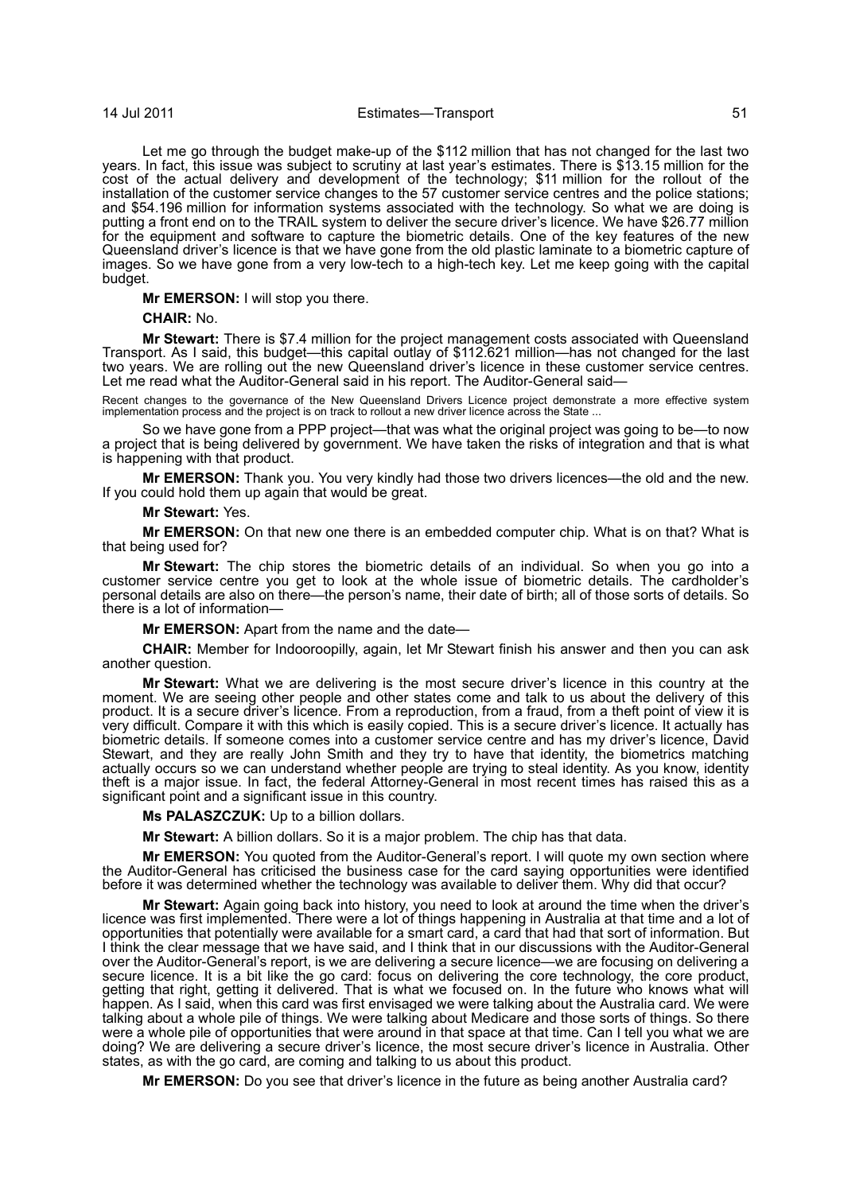Let me go through the budget make-up of the $112 million that has not changed for the last two years. In fact, this issue was subject to scrutiny at last year's estimates. There is $13.15 million for the cost of the actual delivery and development of the technology; $11 million for the rollout of the installation of the customer service changes to the 57 customer service centres and the police stations; and $54.196 million for information systems associated with the technology. So what we are doing is putting a front end on to the TRAIL system to deliver the secure driver's licence. We have $26.77 million for the equipment and software to capture the biometric details. One of the key features of the new Queensland driver's licence is that we have gone from the old plastic laminate to a biometric capture of images. So we have gone from a very low-tech to a high-tech key. Let me keep going with the capital budget.

**Mr EMERSON:** I will stop you there.

**CHAIR:** No.

**Mr Stewart:** There is $7.4 million for the project management costs associated with Queensland Transport. As I said, this budget—this capital outlay of $112.621 million—has not changed for the last two years. We are rolling out the new Queensland driver's licence in these customer service centres. Let me read what the Auditor-General said in his report. The Auditor-General said—

Recent changes to the governance of the New Queensland Drivers Licence project demonstrate a more effective system implementation process and the project is on track to rollout a new driver licence across the State ...

So we have gone from a PPP project—that was what the original project was going to be—to now a project that is being delivered by government. We have taken the risks of integration and that is what is happening with that product.

**Mr EMERSON:** Thank you. You very kindly had those two drivers licences—the old and the new. If you could hold them up again that would be great.

**Mr Stewart:** Yes.

**Mr EMERSON:** On that new one there is an embedded computer chip. What is on that? What is that being used for?

**Mr Stewart:** The chip stores the biometric details of an individual. So when you go into a customer service centre you get to look at the whole issue of biometric details. The cardholder's personal details are also on there—the person's name, their date of birth; all of those sorts of details. So there is a lot of information—

**Mr EMERSON:** Apart from the name and the date—

**CHAIR:** Member for Indooroopilly, again, let Mr Stewart finish his answer and then you can ask another question.

**Mr Stewart:** What we are delivering is the most secure driver's licence in this country at the moment. We are seeing other people and other states come and talk to us about the delivery of this product. It is a secure driver's licence. From a reproduction, from a fraud, from a theft point of view it is very difficult. Compare it with this which is easily copied. This is a secure driver's licence. It actually has biometric details. If someone comes into a customer service centre and has my driver's licence, David Stewart, and they are really John Smith and they try to have that identity, the biometrics matching actually occurs so we can understand whether people are trying to steal identity. As you know, identity theft is a major issue. In fact, the federal Attorney-General in most recent times has raised this as a significant point and a significant issue in this country.

**Ms PALASZCZUK:** Up to a billion dollars.

**Mr Stewart:** A billion dollars. So it is a major problem. The chip has that data.

**Mr EMERSON:** You quoted from the Auditor-General's report. I will quote my own section where the Auditor-General has criticised the business case for the card saying opportunities were identified before it was determined whether the technology was available to deliver them. Why did that occur?

**Mr Stewart:** Again going back into history, you need to look at around the time when the driver's licence was first implemented. There were a lot of things happening in Australia at that time and a lot of opportunities that potentially were available for a smart card, a card that had that sort of information. But I think the clear message that we have said, and I think that in our discussions with the Auditor-General over the Auditor-General's report, is we are delivering a secure licence—we are focusing on delivering a secure licence. It is a bit like the go card: focus on delivering the core technology, the core product, getting that right, getting it delivered. That is what we focused on. In the future who knows what will happen. As I said, when this card was first envisaged we were talking about the Australia card. We were talking about a whole pile of things. We were talking about Medicare and those sorts of things. So there were a whole pile of opportunities that were around in that space at that time. Can I tell you what we are doing? We are delivering a secure driver's licence, the most secure driver's licence in Australia. Other states, as with the go card, are coming and talking to us about this product.

**Mr EMERSON:** Do you see that driver's licence in the future as being another Australia card?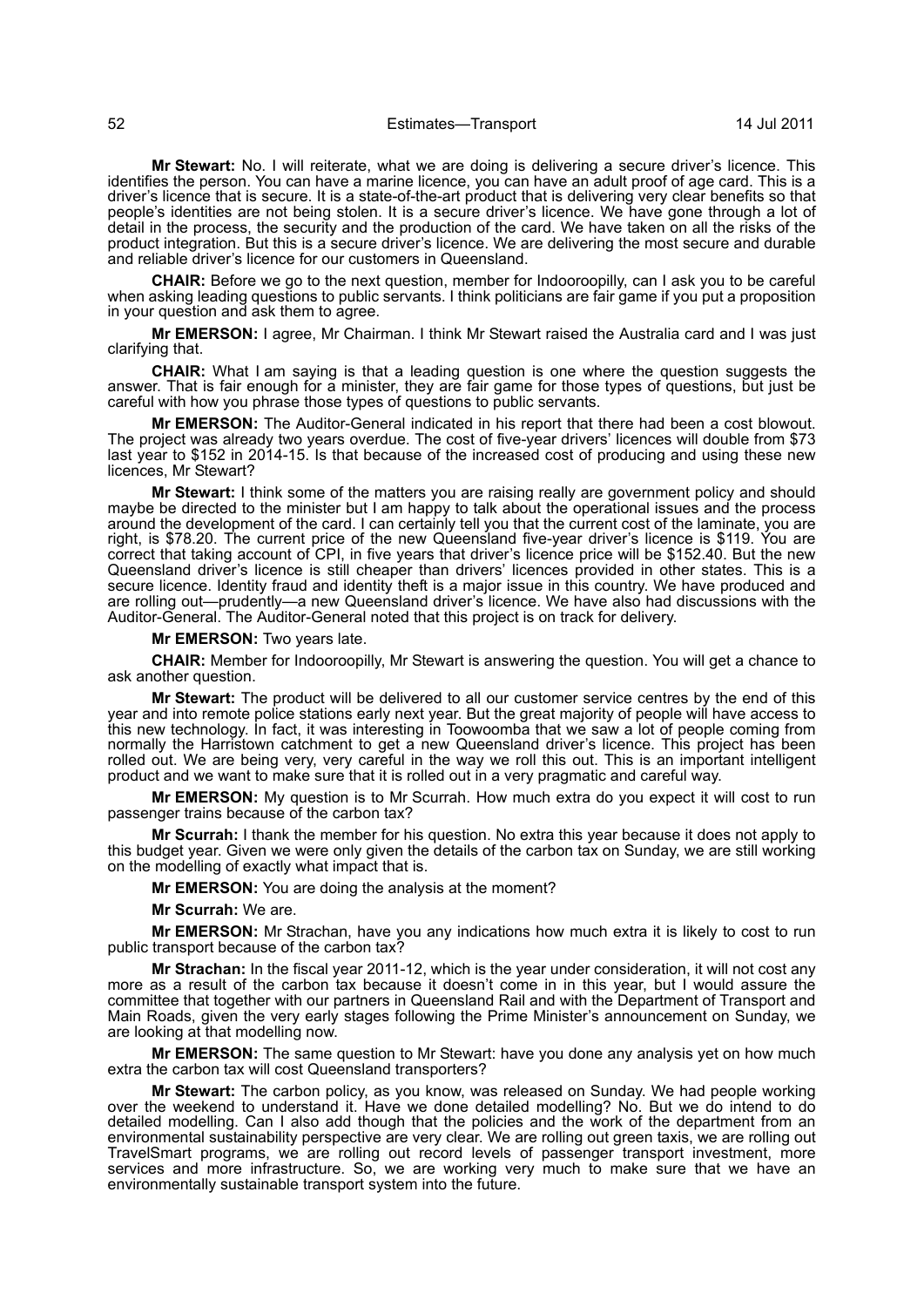**Mr Stewart:** No. I will reiterate, what we are doing is delivering a secure driver's licence. This identifies the person. You can have a marine licence, you can have an adult proof of age card. This is a driver's licence that is secure. It is a state-of-the-art product that is delivering very clear benefits so that people's identities are not being stolen. It is a secure driver's licence. We have gone through a lot of detail in the process, the security and the production of the card. We have taken on all the risks of the product integration. But this is a secure driver's licence. We are delivering the most secure and durable and reliable driver's licence for our customers in Queensland.

**CHAIR:** Before we go to the next question, member for Indooroopilly, can I ask you to be careful when asking leading questions to public servants. I think politicians are fair game if you put a proposition in your question and ask them to agree.

**Mr EMERSON:** I agree, Mr Chairman. I think Mr Stewart raised the Australia card and I was just clarifying that.

**CHAIR:** What I am saying is that a leading question is one where the question suggests the answer. That is fair enough for a minister, they are fair game for those types of questions, but just be careful with how you phrase those types of questions to public servants.

**Mr EMERSON:** The Auditor-General indicated in his report that there had been a cost blowout. The project was already two years overdue. The cost of five-year drivers' licences will double from $73 last year to $152 in 2014-15. Is that because of the increased cost of producing and using these new licences, Mr Stewart?

**Mr Stewart:** I think some of the matters you are raising really are government policy and should maybe be directed to the minister but I am happy to talk about the operational issues and the process around the development of the card. I can certainly tell you that the current cost of the laminate, you are right, is $78.20. The current price of the new Queensland five-year driver's licence is $119. You are correct that taking account of CPI, in five years that driver's licence price will be $152.40. But the new Queensland driver's licence is still cheaper than drivers' licences provided in other states. This is a secure licence. Identity fraud and identity theft is a major issue in this country. We have produced and are rolling out—prudently—a new Queensland driver's licence. We have also had discussions with the Auditor-General. The Auditor-General noted that this project is on track for delivery.

**Mr EMERSON:** Two years late.

**CHAIR:** Member for Indooroopilly, Mr Stewart is answering the question. You will get a chance to ask another question.

**Mr Stewart:** The product will be delivered to all our customer service centres by the end of this year and into remote police stations early next year. But the great majority of people will have access to this new technology. In fact, it was interesting in Toowoomba that we saw a lot of people coming from normally the Harristown catchment to get a new Queensland driver's licence. This project has been rolled out. We are being very, very careful in the way we roll this out. This is an important intelligent product and we want to make sure that it is rolled out in a very pragmatic and careful way.

**Mr EMERSON:** My question is to Mr Scurrah. How much extra do you expect it will cost to run passenger trains because of the carbon tax?

**Mr Scurrah:** I thank the member for his question. No extra this year because it does not apply to this budget year. Given we were only given the details of the carbon tax on Sunday, we are still working on the modelling of exactly what impact that is.

**Mr EMERSON:** You are doing the analysis at the moment?

**Mr Scurrah:** We are.

**Mr EMERSON:** Mr Strachan, have you any indications how much extra it is likely to cost to run public transport because of the carbon tax?

**Mr Strachan:** In the fiscal year 2011-12, which is the year under consideration, it will not cost any more as a result of the carbon tax because it doesn't come in in this year, but I would assure the committee that together with our partners in Queensland Rail and with the Department of Transport and Main Roads, given the very early stages following the Prime Minister's announcement on Sunday, we are looking at that modelling now.

**Mr EMERSON:** The same question to Mr Stewart: have you done any analysis yet on how much extra the carbon tax will cost Queensland transporters?

**Mr Stewart:** The carbon policy, as you know, was released on Sunday. We had people working over the weekend to understand it. Have we done detailed modelling? No. But we do intend to do detailed modelling. Can I also add though that the policies and the work of the department from an environmental sustainability perspective are very clear. We are rolling out green taxis, we are rolling out TravelSmart programs, we are rolling out record levels of passenger transport investment, more services and more infrastructure. So, we are working very much to make sure that we have an environmentally sustainable transport system into the future.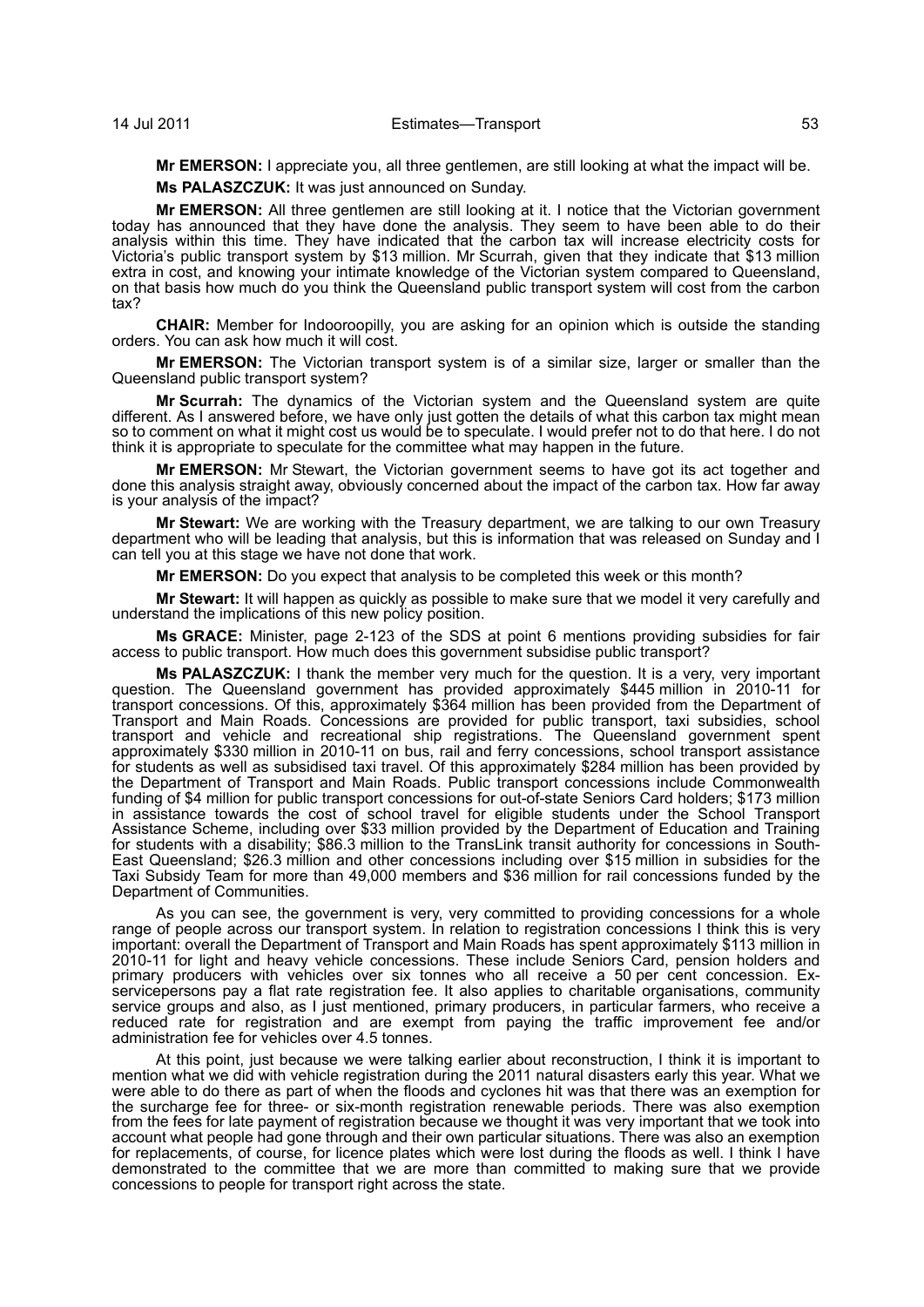**Mr EMERSON:** I appreciate you, all three gentlemen, are still looking at what the impact will be.

**Ms PALASZCZUK:** It was just announced on Sunday.

**Mr EMERSON:** All three gentlemen are still looking at it. I notice that the Victorian government today has announced that they have done the analysis. They seem to have been able to do their analysis within this time. They have indicated that the carbon tax will increase electricity costs for Victoria's public transport system by $13 million. Mr Scurrah, given that they indicate that $13 million extra in cost, and knowing your intimate knowledge of the Victorian system compared to Queensland, on that basis how much do you think the Queensland public transport system will cost from the carbon tax?

**CHAIR:** Member for Indooroopilly, you are asking for an opinion which is outside the standing orders. You can ask how much it will cost.

**Mr EMERSON:** The Victorian transport system is of a similar size, larger or smaller than the Queensland public transport system?

**Mr Scurrah:** The dynamics of the Victorian system and the Queensland system are quite different. As I answered before, we have only just gotten the details of what this carbon tax might mean so to comment on what it might cost us would be to speculate. I would prefer not to do that here. I do not think it is appropriate to speculate for the committee what may happen in the future.

**Mr EMERSON:** Mr Stewart, the Victorian government seems to have got its act together and done this analysis straight away, obviously concerned about the impact of the carbon tax. How far away is your analysis of the impact?

**Mr Stewart:** We are working with the Treasury department, we are talking to our own Treasury department who will be leading that analysis, but this is information that was released on Sunday and I can tell you at this stage we have not done that work.

**Mr EMERSON:** Do you expect that analysis to be completed this week or this month?

**Mr Stewart:** It will happen as quickly as possible to make sure that we model it very carefully and understand the implications of this new policy position.

**Ms GRACE:** Minister, page 2-123 of the SDS at point 6 mentions providing subsidies for fair access to public transport. How much does this government subsidise public transport?

**Ms PALASZCZUK:** I thank the member very much for the question. It is a very, very important question. The Queensland government has provided approximately $445 million in 2010-11 for transport concessions. Of this, approximately $364 million has been provided from the Department of Transport and Main Roads. Concessions are provided for public transport, taxi subsidies, school transport and vehicle and recreational ship registrations. The Queensland government spent approximately $330 million in 2010-11 on bus, rail and ferry concessions, school transport assistance for students as well as subsidised taxi travel. Of this approximately $284 million has been provided by the Department of Transport and Main Roads. Public transport concessions include Commonwealth funding of $4 million for public transport concessions for out-of-state Seniors Card holders; $173 million in assistance towards the cost of school travel for eligible students under the School Transport Assistance Scheme, including over $33 million provided by the Department of Education and Training for students with a disability; $86.3 million to the TransLink transit authority for concessions in South-East Queensland; $26.3 million and other concessions including over $15 million in subsidies for the Taxi Subsidy Team for more than 49,000 members and $36 million for rail concessions funded by the Department of Communities.

As you can see, the government is very, very committed to providing concessions for a whole range of people across our transport system. In relation to registration concessions I think this is very important: overall the Department of Transport and Main Roads has spent approximately $113 million in 2010-11 for light and heavy vehicle concessions. These include Seniors Card, pension holders and primary producers with vehicles over six tonnes who all receive a 50 per cent concession. Ex-servicepersons pay a flat rate registration fee. It also applies to charitable organisations, community service groups and also, as I just mentioned, primary producers, in particular farmers, who receive a reduced rate for registration and are exempt from paying the traffic improvement fee and/or administration fee for vehicles over 4.5 tonnes.

At this point, just because we were talking earlier about reconstruction, I think it is important to mention what we did with vehicle registration during the 2011 natural disasters early this year. What we were able to do there as part of when the floods and cyclones hit was that there was an exemption for the surcharge fee for three- or six-month registration renewable periods. There was also exemption from the fees for late payment of registration because we thought it was very important that we took into account what people had gone through and their own particular situations. There was also an exemption for replacements, of course, for licence plates which were lost during the floods as well. I think I have demonstrated to the committee that we are more than committed to making sure that we provide concessions to people for transport right across the state.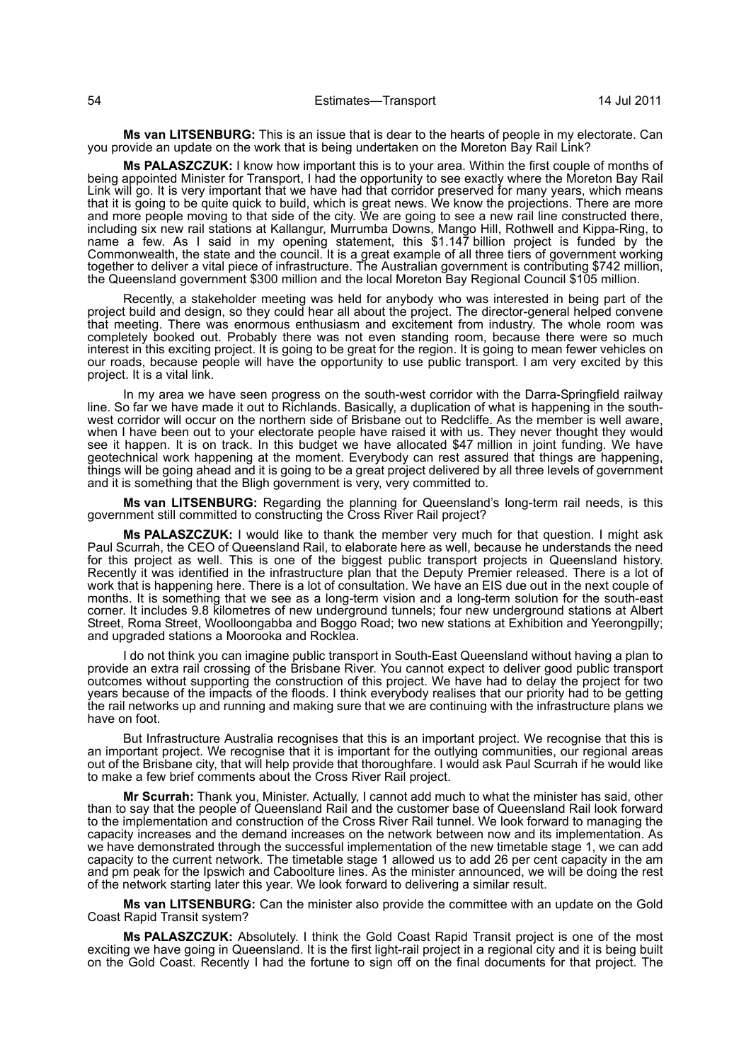**Ms van LITSENBURG:** This is an issue that is dear to the hearts of people in my electorate. Can you provide an update on the work that is being undertaken on the Moreton Bay Rail Link?

**Ms PALASZCZUK:** I know how important this is to your area. Within the first couple of months of being appointed Minister for Transport, I had the opportunity to see exactly where the Moreton Bay Rail Link will go. It is very important that we have had that corridor preserved for many years, which means that it is going to be quite quick to build, which is great news. We know the projections. There are more and more people moving to that side of the city. We are going to see a new rail line constructed there, including six new rail stations at Kallangur, Murrumba Downs, Mango Hill, Rothwell and Kippa-Ring, to name a few. As I said in my opening statement, this $1.147 billion project is funded by the Commonwealth, the state and the council. It is a great example of all three tiers of government working together to deliver a vital piece of infrastructure. The Australian government is contributing $742 million, the Queensland government $300 million and the local Moreton Bay Regional Council $105 million.

Recently, a stakeholder meeting was held for anybody who was interested in being part of the project build and design, so they could hear all about the project. The director-general helped convene that meeting. There was enormous enthusiasm and excitement from industry. The whole room was completely booked out. Probably there was not even standing room, because there were so much interest in this exciting project. It is going to be great for the region. It is going to mean fewer vehicles on our roads, because people will have the opportunity to use public transport. I am very excited by this project. It is a vital link.

In my area we have seen progress on the south-west corridor with the Darra-Springfield railway line. So far we have made it out to Richlands. Basically, a duplication of what is happening in the south-west corridor will occur on the northern side of Brisbane out to Redcliffe. As the member is well aware, when I have been out to your electorate people have raised it with us. They never thought they would see it happen. It is on track. In this budget we have allocated $47 million in joint funding. We have geotechnical work happening at the moment. Everybody can rest assured that things are happening, things will be going ahead and it is going to be a great project delivered by all three levels of government and it is something that the Bligh government is very, very committed to.

**Ms van LITSENBURG:** Regarding the planning for Queensland's long-term rail needs, is this government still committed to constructing the Cross River Rail project?

**Ms PALASZCZUK:** I would like to thank the member very much for that question. I might ask Paul Scurrah, the CEO of Queensland Rail, to elaborate here as well, because he understands the need for this project as well. This is one of the biggest public transport projects in Queensland history. Recently it was identified in the infrastructure plan that the Deputy Premier released. There is a lot of work that is happening here. There is a lot of consultation. We have an EIS due out in the next couple of months. It is something that we see as a long-term vision and a long-term solution for the south-east corner. It includes 9.8 kilometres of new underground tunnels; four new underground stations at Albert Street, Roma Street, Woolloongabba and Boggo Road; two new stations at Exhibition and Yeerongpilly; and upgraded stations a Moorooka and Rocklea.

I do not think you can imagine public transport in South-East Queensland without having a plan to provide an extra rail crossing of the Brisbane River. You cannot expect to deliver good public transport outcomes without supporting the construction of this project. We have had to delay the project for two years because of the impacts of the floods. I think everybody realises that our priority had to be getting the rail networks up and running and making sure that we are continuing with the infrastructure plans we have on foot.

But Infrastructure Australia recognises that this is an important project. We recognise that this is an important project. We recognise that it is important for the outlying communities, our regional areas out of the Brisbane city, that will help provide that thoroughfare. I would ask Paul Scurrah if he would like to make a few brief comments about the Cross River Rail project.

**Mr Scurrah:** Thank you, Minister. Actually, I cannot add much to what the minister has said, other than to say that the people of Queensland Rail and the customer base of Queensland Rail look forward to the implementation and construction of the Cross River Rail tunnel. We look forward to managing the capacity increases and the demand increases on the network between now and its implementation. As we have demonstrated through the successful implementation of the new timetable stage 1, we can add capacity to the current network. The timetable stage 1 allowed us to add 26 per cent capacity in the am and pm peak for the Ipswich and Caboolture lines. As the minister announced, we will be doing the rest of the network starting later this year. We look forward to delivering a similar result.

**Ms van LITSENBURG:** Can the minister also provide the committee with an update on the Gold Coast Rapid Transit system?

**Ms PALASZCZUK:** Absolutely. I think the Gold Coast Rapid Transit project is one of the most exciting we have going in Queensland. It is the first light-rail project in a regional city and it is being built on the Gold Coast. Recently I had the fortune to sign off on the final documents for that project. The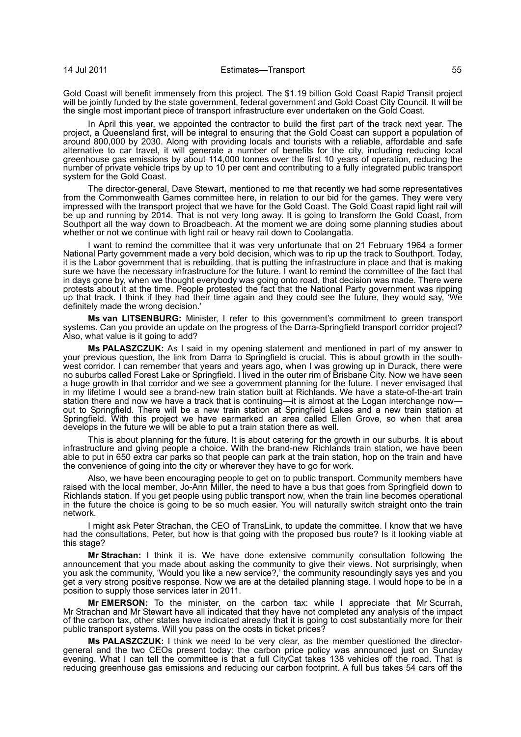Gold Coast will benefit immensely from this project. The $1.19 billion Gold Coast Rapid Transit project will be jointly funded by the state government, federal government and Gold Coast City Council. It will be the single most important piece of transport infrastructure ever undertaken on the Gold Coast.

In April this year, we appointed the contractor to build the first part of the track next year. The project, a Queensland first, will be integral to ensuring that the Gold Coast can support a population of around 800,000 by 2030. Along with providing locals and tourists with a reliable, affordable and safe alternative to car travel, it will generate a number of benefits for the city, including reducing local greenhouse gas emissions by about 114,000 tonnes over the first 10 years of operation, reducing the number of private vehicle trips by up to 10 per cent and contributing to a fully integrated public transport system for the Gold Coast.

The director-general, Dave Stewart, mentioned to me that recently we had some representatives from the Commonwealth Games committee here, in relation to our bid for the games. They were very impressed with the transport project that we have for the Gold Coast. The Gold Coast rapid light rail will be up and running by 2014. That is not very long away. It is going to transform the Gold Coast, from Southport all the way down to Broadbeach. At the moment we are doing some planning studies about whether or not we continue with light rail or heavy rail down to Coolangatta.

I want to remind the committee that it was very unfortunate that on 21 February 1964 a former National Party government made a very bold decision, which was to rip up the track to Southport. Today, it is the Labor government that is rebuilding, that is putting the infrastructure in place and that is making sure we have the necessary infrastructure for the future. I want to remind the committee of the fact that in days gone by, when we thought everybody was going onto road, that decision was made. There were protests about it at the time. People protested the fact that the National Party government was ripping up that track. I think if they had their time again and they could see the future, they would say, 'We definitely made the wrong decision.'

**Ms van LITSENBURG:** Minister, I refer to this government's commitment to green transport systems. Can you provide an update on the progress of the Darra-Springfield transport corridor project? Also, what value is it going to add?

**Ms PALASZCZUK:** As I said in my opening statement and mentioned in part of my answer to your previous question, the link from Darra to Springfield is crucial. This is about growth in the south-west corridor. I can remember that years and years ago, when I was growing up in Durack, there were no suburbs called Forest Lake or Springfield. I lived in the outer rim of Brisbane City. Now we have seen a huge growth in that corridor and we see a government planning for the future. I never envisaged that in my lifetime I would see a brand-new train station built at Richlands. We have a state-of-the-art train station there and now we have a track that is continuing—it is almost at the Logan interchange now—out to Springfield. There will be a new train station at Springfield Lakes and a new train station at Springfield. With this project we have earmarked an area called Ellen Grove, so when that area develops in the future we will be able to put a train station there as well.

This is about planning for the future. It is about catering for the growth in our suburbs. It is about infrastructure and giving people a choice. With the brand-new Richlands train station, we have been able to put in 650 extra car parks so that people can park at the train station, hop on the train and have the convenience of going into the city or wherever they have to go for work.

Also, we have been encouraging people to get on to public transport. Community members have raised with the local member, Jo-Ann Miller, the need to have a bus that goes from Springfield down to Richlands station. If you get people using public transport now, when the train line becomes operational in the future the choice is going to be so much easier. You will naturally switch straight onto the train network.

I might ask Peter Strachan, the CEO of TransLink, to update the committee. I know that we have had the consultations, Peter, but how is that going with the proposed bus route? Is it looking viable at this stage?

**Mr Strachan:** I think it is. We have done extensive community consultation following the announcement that you made about asking the community to give their views. Not surprisingly, when you ask the community, 'Would you like a new service?,' the community resoundingly says yes and you get a very strong positive response. Now we are at the detailed planning stage. I would hope to be in a position to supply those services later in 2011.

**Mr EMERSON:** To the minister, on the carbon tax: while I appreciate that Mr Scurrah, Mr Strachan and Mr Stewart have all indicated that they have not completed any analysis of the impact of the carbon tax, other states have indicated already that it is going to cost substantially more for their public transport systems. Will you pass on the costs in ticket prices?

**Ms PALASZCZUK:** I think we need to be very clear, as the member questioned the director-general and the two CEOs present today: the carbon price policy was announced just on Sunday evening. What I can tell the committee is that a full CityCat takes 138 vehicles off the road. That is reducing greenhouse gas emissions and reducing our carbon footprint. A full bus takes 54 cars off the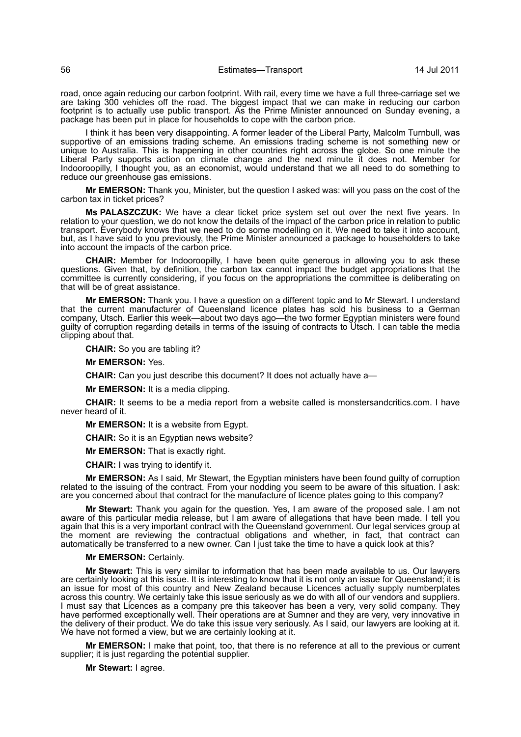road, once again reducing our carbon footprint. With rail, every time we have a full three-carriage set we are taking 300 vehicles off the road. The biggest impact that we can make in reducing our carbon footprint is to actually use public transport. As the Prime Minister announced on Sunday evening, a package has been put in place for households to cope with the carbon price.

I think it has been very disappointing. A former leader of the Liberal Party, Malcolm Turnbull, was supportive of an emissions trading scheme. An emissions trading scheme is not something new or unique to Australia. This is happening in other countries right across the globe. So one minute the Liberal Party supports action on climate change and the next minute it does not. Member for Indooroopilly, I thought you, as an economist, would understand that we all need to do something to reduce our greenhouse gas emissions.

**Mr EMERSON:** Thank you, Minister, but the question I asked was: will you pass on the cost of the carbon tax in ticket prices?

**Ms PALASZCZUK:** We have a clear ticket price system set out over the next five years. In relation to your question, we do not know the details of the impact of the carbon price in relation to public transport. Everybody knows that we need to do some modelling on it. We need to take it into account, but, as I have said to you previously, the Prime Minister announced a package to householders to take into account the impacts of the carbon price.

**CHAIR:** Member for Indooroopilly, I have been quite generous in allowing you to ask these questions. Given that, by definition, the carbon tax cannot impact the budget appropriations that the committee is currently considering, if you focus on the appropriations the committee is deliberating on that will be of great assistance.

**Mr EMERSON:** Thank you. I have a question on a different topic and to Mr Stewart. I understand that the current manufacturer of Queensland licence plates has sold his business to a German company, Utsch. Earlier this week—about two days ago—the two former Egyptian ministers were found guilty of corruption regarding details in terms of the issuing of contracts to Utsch. I can table the media clipping about that.

**CHAIR:** So you are tabling it?

**Mr EMERSON:** Yes.

**CHAIR:** Can you just describe this document? It does not actually have a—

**Mr EMERSON:** It is a media clipping.

**CHAIR:** It seems to be a media report from a website called is monstersandcritics.com. I have never heard of it.

**Mr EMERSON:** It is a website from Egypt.

**CHAIR:** So it is an Egyptian news website?

**Mr EMERSON:** That is exactly right.

**CHAIR:** I was trying to identify it.

**Mr EMERSON:** As I said, Mr Stewart, the Egyptian ministers have been found guilty of corruption related to the issuing of the contract. From your nodding you seem to be aware of this situation. I ask: are you concerned about that contract for the manufacture of licence plates going to this company?

**Mr Stewart:** Thank you again for the question. Yes, I am aware of the proposed sale. I am not aware of this particular media release, but I am aware of allegations that have been made. I tell you again that this is a very important contract with the Queensland government. Our legal services group at the moment are reviewing the contractual obligations and whether, in fact, that contract can automatically be transferred to a new owner. Can I just take the time to have a quick look at this?

**Mr EMERSON:** Certainly.

**Mr Stewart:** This is very similar to information that has been made available to us. Our lawyers are certainly looking at this issue. It is interesting to know that it is not only an issue for Queensland; it is an issue for most of this country and New Zealand because Licences actually supply numberplates across this country. We certainly take this issue seriously as we do with all of our vendors and suppliers. I must say that Licences as a company pre this takeover has been a very, very solid company. They have performed exceptionally well. Their operations are at Sumner and they are very, very innovative in the delivery of their product. We do take this issue very seriously. As I said, our lawyers are looking at it. We have not formed a view, but we are certainly looking at it.

**Mr EMERSON:** I make that point, too, that there is no reference at all to the previous or current supplier; it is just regarding the potential supplier.

**Mr Stewart:** I agree.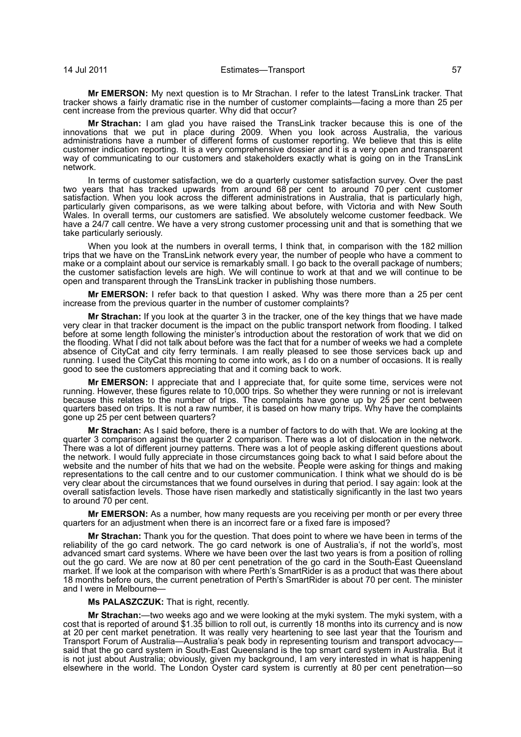**Mr EMERSON:** My next question is to Mr Strachan. I refer to the latest TransLink tracker. That tracker shows a fairly dramatic rise in the number of customer complaints—facing a more than 25 per cent increase from the previous quarter. Why did that occur?

**Mr Strachan:** I am glad you have raised the TransLink tracker because this is one of the innovations that we put in place during 2009. When you look across Australia, the various administrations have a number of different forms of customer reporting. We believe that this is elite customer indication reporting. It is a very comprehensive dossier and it is a very open and transparent way of communicating to our customers and stakeholders exactly what is going on in the TransLink network.

In terms of customer satisfaction, we do a quarterly customer satisfaction survey. Over the past two years that has tracked upwards from around 68 per cent to around 70 per cent customer satisfaction. When you look across the different administrations in Australia, that is particularly high, particularly given comparisons, as we were talking about before, with Victoria and with New South Wales. In overall terms, our customers are satisfied. We absolutely welcome customer feedback. We have a 24/7 call centre. We have a very strong customer processing unit and that is something that we take particularly seriously.

When you look at the numbers in overall terms, I think that, in comparison with the 182 million trips that we have on the TransLink network every year, the number of people who have a comment to make or a complaint about our service is remarkably small. I go back to the overall package of numbers; the customer satisfaction levels are high. We will continue to work at that and we will continue to be open and transparent through the TransLink tracker in publishing those numbers.

**Mr EMERSON:** I refer back to that question I asked. Why was there more than a 25 per cent increase from the previous quarter in the number of customer complaints?

**Mr Strachan:** If you look at the quarter 3 in the tracker, one of the key things that we have made very clear in that tracker document is the impact on the public transport network from flooding. I talked before at some length following the minister's introduction about the restoration of work that we did on the flooding. What I did not talk about before was the fact that for a number of weeks we had a complete absence of CityCat and city ferry terminals. I am really pleased to see those services back up and running. I used the CityCat this morning to come into work, as I do on a number of occasions. It is really good to see the customers appreciating that and it coming back to work.

**Mr EMERSON:** I appreciate that and I appreciate that, for quite some time, services were not running. However, these figures relate to 10,000 trips. So whether they were running or not is irrelevant because this relates to the number of trips. The complaints have gone up by 25 per cent between quarters based on trips. It is not a raw number, it is based on how many trips. Why have the complaints gone up 25 per cent between quarters?

**Mr Strachan:** As I said before, there is a number of factors to do with that. We are looking at the quarter 3 comparison against the quarter 2 comparison. There was a lot of dislocation in the network. There was a lot of different journey patterns. There was a lot of people asking different questions about the network. I would fully appreciate in those circumstances going back to what I said before about the website and the number of hits that we had on the website. People were asking for things and making representations to the call centre and to our customer communication. I think what we should do is be very clear about the circumstances that we found ourselves in during that period. I say again: look at the overall satisfaction levels. Those have risen markedly and statistically significantly in the last two years to around 70 per cent.

**Mr EMERSON:** As a number, how many requests are you receiving per month or per every three quarters for an adjustment when there is an incorrect fare or a fixed fare is imposed?

**Mr Strachan:** Thank you for the question. That does point to where we have been in terms of the reliability of the go card network. The go card network is one of Australia's, if not the world's, most advanced smart card systems. Where we have been over the last two years is from a position of rolling out the go card. We are now at 80 per cent penetration of the go card in the South-East Queensland market. If we look at the comparison with where Perth's SmartRider is as a product that was there about 18 months before ours, the current penetration of Perth's SmartRider is about 70 per cent. The minister and I were in Melbourne—

**Ms PALASZCZUK:** That is right, recently.

**Mr Strachan:**—two weeks ago and we were looking at the myki system. The myki system, with a cost that is reported of around $1.35 billion to roll out, is currently 18 months into its currency and is now at 20 per cent market penetration. It was really very heartening to see last year that the Tourism and Transport Forum of Australia—Australia's peak body in representing tourism and transport advocacy—said that the go card system in South-East Queensland is the top smart card system in Australia. But it is not just about Australia; obviously, given my background, I am very interested in what is happening elsewhere in the world. The London Oyster card system is currently at 80 per cent penetration—so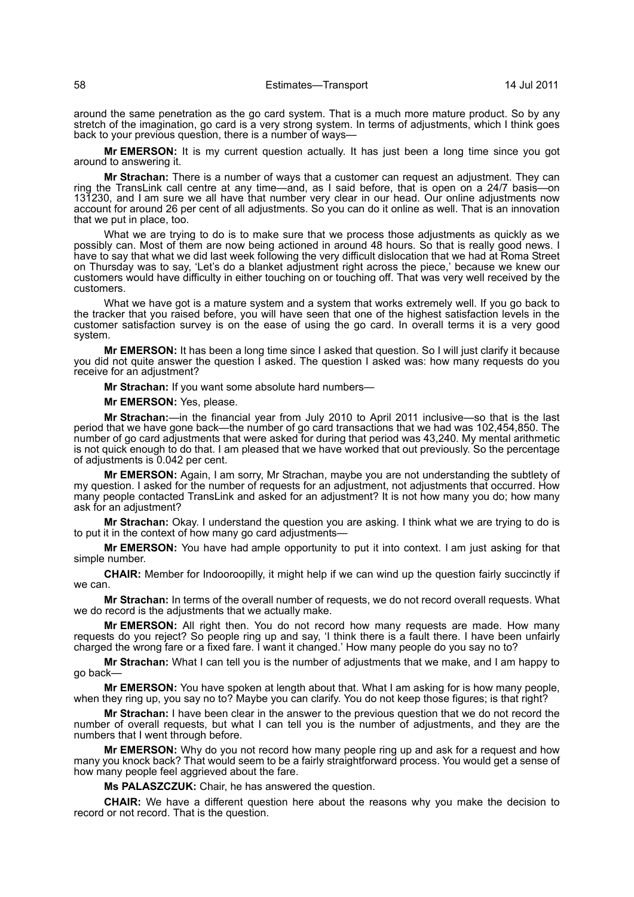around the same penetration as the go card system. That is a much more mature product. So by any stretch of the imagination, go card is a very strong system. In terms of adjustments, which I think goes back to your previous question, there is a number of ways—

**Mr EMERSON:** It is my current question actually. It has just been a long time since you got around to answering it.

**Mr Strachan:** There is a number of ways that a customer can request an adjustment. They can ring the TransLink call centre at any time—and, as I said before, that is open on a 24/7 basis—on 131230, and I am sure we all have that number very clear in our head. Our online adjustments now account for around 26 per cent of all adjustments. So you can do it online as well. That is an innovation that we put in place, too.

What we are trying to do is to make sure that we process those adjustments as quickly as we possibly can. Most of them are now being actioned in around 48 hours. So that is really good news. I have to say that what we did last week following the very difficult dislocation that we had at Roma Street on Thursday was to say, 'Let's do a blanket adjustment right across the piece,' because we knew our customers would have difficulty in either touching on or touching off. That was very well received by the customers.

What we have got is a mature system and a system that works extremely well. If you go back to the tracker that you raised before, you will have seen that one of the highest satisfaction levels in the customer satisfaction survey is on the ease of using the go card. In overall terms it is a very good system.

**Mr EMERSON:** It has been a long time since I asked that question. So I will just clarify it because you did not quite answer the question I asked. The question I asked was: how many requests do you receive for an adjustment?

**Mr Strachan:** If you want some absolute hard numbers—

**Mr EMERSON:** Yes, please.

**Mr Strachan:**—in the financial year from July 2010 to April 2011 inclusive—so that is the last period that we have gone back—the number of go card transactions that we had was 102,454,850. The number of go card adjustments that were asked for during that period was 43,240. My mental arithmetic is not quick enough to do that. I am pleased that we have worked that out previously. So the percentage of adjustments is 0.042 per cent.

**Mr EMERSON:** Again, I am sorry, Mr Strachan, maybe you are not understanding the subtlety of my question. I asked for the number of requests for an adjustment, not adjustments that occurred. How many people contacted TransLink and asked for an adjustment? It is not how many you do; how many ask for an adjustment?

**Mr Strachan:** Okay. I understand the question you are asking. I think what we are trying to do is to put it in the context of how many go card adjustments—

**Mr EMERSON:** You have had ample opportunity to put it into context. I am just asking for that simple number.

**CHAIR:** Member for Indooroopilly, it might help if we can wind up the question fairly succinctly if we can.

**Mr Strachan:** In terms of the overall number of requests, we do not record overall requests. What we do record is the adjustments that we actually make.

**Mr EMERSON:** All right then. You do not record how many requests are made. How many requests do you reject? So people ring up and say, 'I think there is a fault there. I have been unfairly charged the wrong fare or a fixed fare. I want it changed.' How many people do you say no to?

**Mr Strachan:** What I can tell you is the number of adjustments that we make, and I am happy to go back—

**Mr EMERSON:** You have spoken at length about that. What I am asking for is how many people, when they ring up, you say no to? Maybe you can clarify. You do not keep those figures; is that right?

**Mr Strachan:** I have been clear in the answer to the previous question that we do not record the number of overall requests, but what I can tell you is the number of adjustments, and they are the numbers that I went through before.

**Mr EMERSON:** Why do you not record how many people ring up and ask for a request and how many you knock back? That would seem to be a fairly straightforward process. You would get a sense of how many people feel aggrieved about the fare.

**Ms PALASZCZUK:** Chair, he has answered the question.

**CHAIR:** We have a different question here about the reasons why you make the decision to record or not record. That is the question.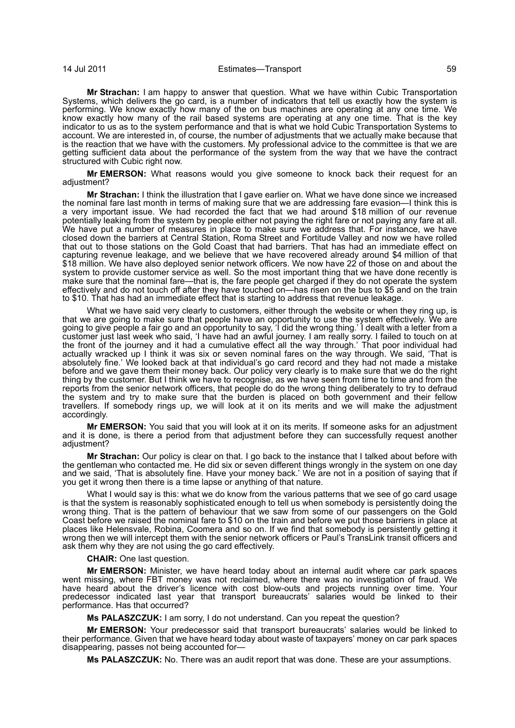**Mr Strachan:** I am happy to answer that question. What we have within Cubic Transportation Systems, which delivers the go card, is a number of indicators that tell us exactly how the system is performing. We know exactly how many of the on bus machines are operating at any one time. We know exactly how many of the rail based systems are operating at any one time. That is the key indicator to us as to the system performance and that is what we hold Cubic Transportation Systems to account. We are interested in, of course, the number of adjustments that we actually make because that is the reaction that we have with the customers. My professional advice to the committee is that we are getting sufficient data about the performance of the system from the way that we have the contract structured with Cubic right now.

**Mr EMERSON:** What reasons would you give someone to knock back their request for an adjustment?

**Mr Strachan:** I think the illustration that I gave earlier on. What we have done since we increased the nominal fare last month in terms of making sure that we are addressing fare evasion—I think this is a very important issue. We had recorded the fact that we had around $18 million of our revenue potentially leaking from the system by people either not paying the right fare or not paying any fare at all. We have put a number of measures in place to make sure we address that. For instance, we have closed down the barriers at Central Station, Roma Street and Fortitude Valley and now we have rolled that out to those stations on the Gold Coast that had barriers. That has had an immediate effect on capturing revenue leakage, and we believe that we have recovered already around $4 million of that $18 million. We have also deployed senior network officers. We now have 22 of those on and about the system to provide customer service as well. So the most important thing that we have done recently is make sure that the nominal fare—that is, the fare people get charged if they do not operate the system effectively and do not touch off after they have touched on—has risen on the bus to $5 and on the train to $10. That has had an immediate effect that is starting to address that revenue leakage.

What we have said very clearly to customers, either through the website or when they ring up, is that we are going to make sure that people have an opportunity to use the system effectively. We are going to give people a fair go and an opportunity to say, 'I did the wrong thing.' I dealt with a letter from a customer just last week who said, 'I have had an awful journey. I am really sorry. I failed to touch on at the front of the journey and it had a cumulative effect all the way through.' That poor individual had actually wracked up I think it was six or seven nominal fares on the way through. We said, 'That is absolutely fine.' We looked back at that individual's go card record and they had not made a mistake before and we gave them their money back. Our policy very clearly is to make sure that we do the right thing by the customer. But I think we have to recognise, as we have seen from time to time and from the reports from the senior network officers, that people do do the wrong thing deliberately to try to defraud the system and try to make sure that the burden is placed on both government and their fellow travellers. If somebody rings up, we will look at it on its merits and we will make the adjustment accordingly.

**Mr EMERSON:** You said that you will look at it on its merits. If someone asks for an adjustment and it is done, is there a period from that adjustment before they can successfully request another adjustment?

**Mr Strachan:** Our policy is clear on that. I go back to the instance that I talked about before with the gentleman who contacted me. He did six or seven different things wrongly in the system on one day and we said, 'That is absolutely fine. Have your money back.' We are not in a position of saying that if you get it wrong then there is a time lapse or anything of that nature.

What I would say is this: what we do know from the various patterns that we see of go card usage is that the system is reasonably sophisticated enough to tell us when somebody is persistently doing the wrong thing. That is the pattern of behaviour that we saw from some of our passengers on the Gold Coast before we raised the nominal fare to $10 on the train and before we put those barriers in place at places like Helensvale, Robina, Coomera and so on. If we find that somebody is persistently getting it wrong then we will intercept them with the senior network officers or Paul's TransLink transit officers and ask them why they are not using the go card effectively.

**CHAIR:** One last question.

**Mr EMERSON:** Minister, we have heard today about an internal audit where car park spaces went missing, where FBT money was not reclaimed, where there was no investigation of fraud. We have heard about the driver's licence with cost blow-outs and projects running over time. Your predecessor indicated last year that transport bureaucrats' salaries would be linked to their performance. Has that occurred?

**Ms PALASZCZUK:** I am sorry, I do not understand. Can you repeat the question?

**Mr EMERSON:** Your predecessor said that transport bureaucrats' salaries would be linked to their performance. Given that we have heard today about waste of taxpayers' money on car park spaces disappearing, passes not being accounted for—

**Ms PALASZCZUK:** No. There was an audit report that was done. These are your assumptions.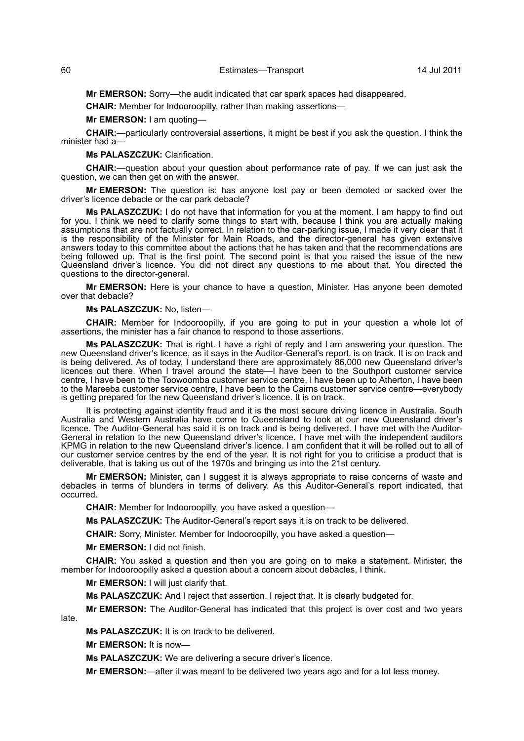**Mr EMERSON:** Sorry—the audit indicated that car spark spaces had disappeared.

**CHAIR:** Member for Indooroopilly, rather than making assertions—

**Mr EMERSON:** I am quoting—

**CHAIR:**—particularly controversial assertions, it might be best if you ask the question. I think the minister had a—

**Ms PALASZCZUK:** Clarification.

**CHAIR:**—question about your question about performance rate of pay. If we can just ask the question, we can then get on with the answer.

**Mr EMERSON:** The question is: has anyone lost pay or been demoted or sacked over the driver's licence debacle or the car park debacle?

**Ms PALASZCZUK:** I do not have that information for you at the moment. I am happy to find out for you. I think we need to clarify some things to start with, because I think you are actually making assumptions that are not factually correct. In relation to the car-parking issue, I made it very clear that it is the responsibility of the Minister for Main Roads, and the director-general has given extensive answers today to this committee about the actions that he has taken and that the recommendations are being followed up. That is the first point. The second point is that you raised the issue of the new Queensland driver's licence. You did not direct any questions to me about that. You directed the questions to the director-general.

**Mr EMERSON:** Here is your chance to have a question, Minister. Has anyone been demoted over that debacle?

**Ms PALASZCZUK:** No, listen—

**CHAIR:** Member for Indooroopilly, if you are going to put in your question a whole lot of assertions, the minister has a fair chance to respond to those assertions.

**Ms PALASZCZUK:** That is right. I have a right of reply and I am answering your question. The new Queensland driver's licence, as it says in the Auditor-General's report, is on track. It is on track and is being delivered. As of today, I understand there are approximately 86,000 new Queensland driver's licences out there. When I travel around the state—I have been to the Southport customer service centre, I have been to the Toowoomba customer service centre, I have been up to Atherton, I have been to the Mareeba customer service centre, I have been to the Cairns customer service centre—everybody is getting prepared for the new Queensland driver's licence. It is on track.

It is protecting against identity fraud and it is the most secure driving licence in Australia. South Australia and Western Australia have come to Queensland to look at our new Queensland driver's licence. The Auditor-General has said it is on track and is being delivered. I have met with the Auditor-General in relation to the new Queensland driver's licence. I have met with the independent auditors KPMG in relation to the new Queensland driver's licence. I am confident that it will be rolled out to all of our customer service centres by the end of the year. It is not right for you to criticise a product that is deliverable, that is taking us out of the 1970s and bringing us into the 21st century.

**Mr EMERSON:** Minister, can I suggest it is always appropriate to raise concerns of waste and debacles in terms of blunders in terms of delivery. As this Auditor-General's report indicated, that occurred.

**CHAIR:** Member for Indooroopilly, you have asked a question—

**Ms PALASZCZUK:** The Auditor-General's report says it is on track to be delivered.

**CHAIR:** Sorry, Minister. Member for Indooroopilly, you have asked a question—

**Mr EMERSON:** I did not finish.

**CHAIR:** You asked a question and then you are going on to make a statement. Minister, the member for Indooroopilly asked a question about a concern about debacles, I think.

**Mr EMERSON:** I will just clarify that.

**Ms PALASZCZUK:** And I reject that assertion. I reject that. It is clearly budgeted for.

**Mr EMERSON:** The Auditor-General has indicated that this project is over cost and two years late.

**Ms PALASZCZUK:** It is on track to be delivered.

**Mr EMERSON:** It is now—

**Ms PALASZCZUK:** We are delivering a secure driver's licence.

**Mr EMERSON:**—after it was meant to be delivered two years ago and for a lot less money.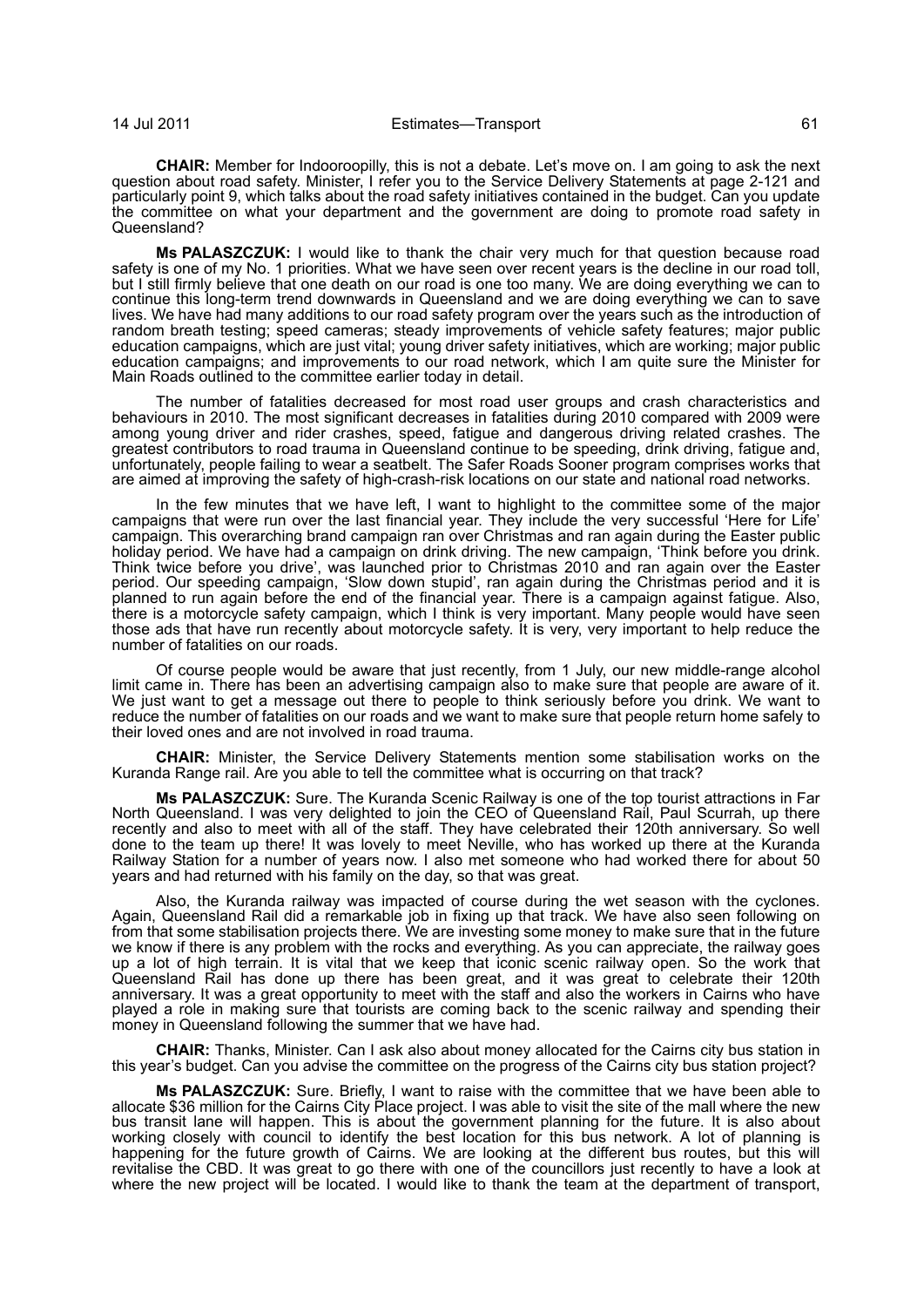**CHAIR:** Member for Indooroopilly, this is not a debate. Let's move on. I am going to ask the next question about road safety. Minister, I refer you to the Service Delivery Statements at page 2-121 and particularly point 9, which talks about the road safety initiatives contained in the budget. Can you update the committee on what your department and the government are doing to promote road safety in Queensland?

**Ms PALASZCZUK:** I would like to thank the chair very much for that question because road safety is one of my No. 1 priorities. What we have seen over recent years is the decline in our road toll, but I still firmly believe that one death on our road is one too many. We are doing everything we can to continue this long-term trend downwards in Queensland and we are doing everything we can to save lives. We have had many additions to our road safety program over the years such as the introduction of random breath testing; speed cameras; steady improvements of vehicle safety features; major public education campaigns, which are just vital; young driver safety initiatives, which are working; major public education campaigns; and improvements to our road network, which I am quite sure the Minister for Main Roads outlined to the committee earlier today in detail.

The number of fatalities decreased for most road user groups and crash characteristics and behaviours in 2010. The most significant decreases in fatalities during 2010 compared with 2009 were among young driver and rider crashes, speed, fatigue and dangerous driving related crashes. The greatest contributors to road trauma in Queensland continue to be speeding, drink driving, fatigue and, unfortunately, people failing to wear a seatbelt. The Safer Roads Sooner program comprises works that are aimed at improving the safety of high-crash-risk locations on our state and national road networks.

In the few minutes that we have left, I want to highlight to the committee some of the major campaigns that were run over the last financial year. They include the very successful 'Here for Life' campaign. This overarching brand campaign ran over Christmas and ran again during the Easter public holiday period. We have had a campaign on drink driving. The new campaign, 'Think before you drink. Think twice before you drive', was launched prior to Christmas 2010 and ran again over the Easter period. Our speeding campaign, 'Slow down stupid', ran again during the Christmas period and it is planned to run again before the end of the financial year. There is a campaign against fatigue. Also, there is a motorcycle safety campaign, which I think is very important. Many people would have seen those ads that have run recently about motorcycle safety. It is very, very important to help reduce the number of fatalities on our roads.

Of course people would be aware that just recently, from 1 July, our new middle-range alcohol limit came in. There has been an advertising campaign also to make sure that people are aware of it. We just want to get a message out there to people to think seriously before you drink. We want to reduce the number of fatalities on our roads and we want to make sure that people return home safely to their loved ones and are not involved in road trauma.

**CHAIR:** Minister, the Service Delivery Statements mention some stabilisation works on the Kuranda Range rail. Are you able to tell the committee what is occurring on that track?

**Ms PALASZCZUK:** Sure. The Kuranda Scenic Railway is one of the top tourist attractions in Far North Queensland. I was very delighted to join the CEO of Queensland Rail, Paul Scurrah, up there recently and also to meet with all of the staff. They have celebrated their 120th anniversary. So well done to the team up there! It was lovely to meet Neville, who has worked up there at the Kuranda Railway Station for a number of years now. I also met someone who had worked there for about 50 years and had returned with his family on the day, so that was great.

Also, the Kuranda railway was impacted of course during the wet season with the cyclones. Again, Queensland Rail did a remarkable job in fixing up that track. We have also seen following on from that some stabilisation projects there. We are investing some money to make sure that in the future we know if there is any problem with the rocks and everything. As you can appreciate, the railway goes up a lot of high terrain. It is vital that we keep that iconic scenic railway open. So the work that Queensland Rail has done up there has been great, and it was great to celebrate their 120th anniversary. It was a great opportunity to meet with the staff and also the workers in Cairns who have played a role in making sure that tourists are coming back to the scenic railway and spending their money in Queensland following the summer that we have had.

**CHAIR:** Thanks, Minister. Can I ask also about money allocated for the Cairns city bus station in this year's budget. Can you advise the committee on the progress of the Cairns city bus station project?

**Ms PALASZCZUK:** Sure. Briefly, I want to raise with the committee that we have been able to allocate $36 million for the Cairns City Place project. I was able to visit the site of the mall where the new bus transit lane will happen. This is about the government planning for the future. It is also about working closely with council to identify the best location for this bus network. A lot of planning is happening for the future growth of Cairns. We are looking at the different bus routes, but this will revitalise the CBD. It was great to go there with one of the councillors just recently to have a look at where the new project will be located. I would like to thank the team at the department of transport,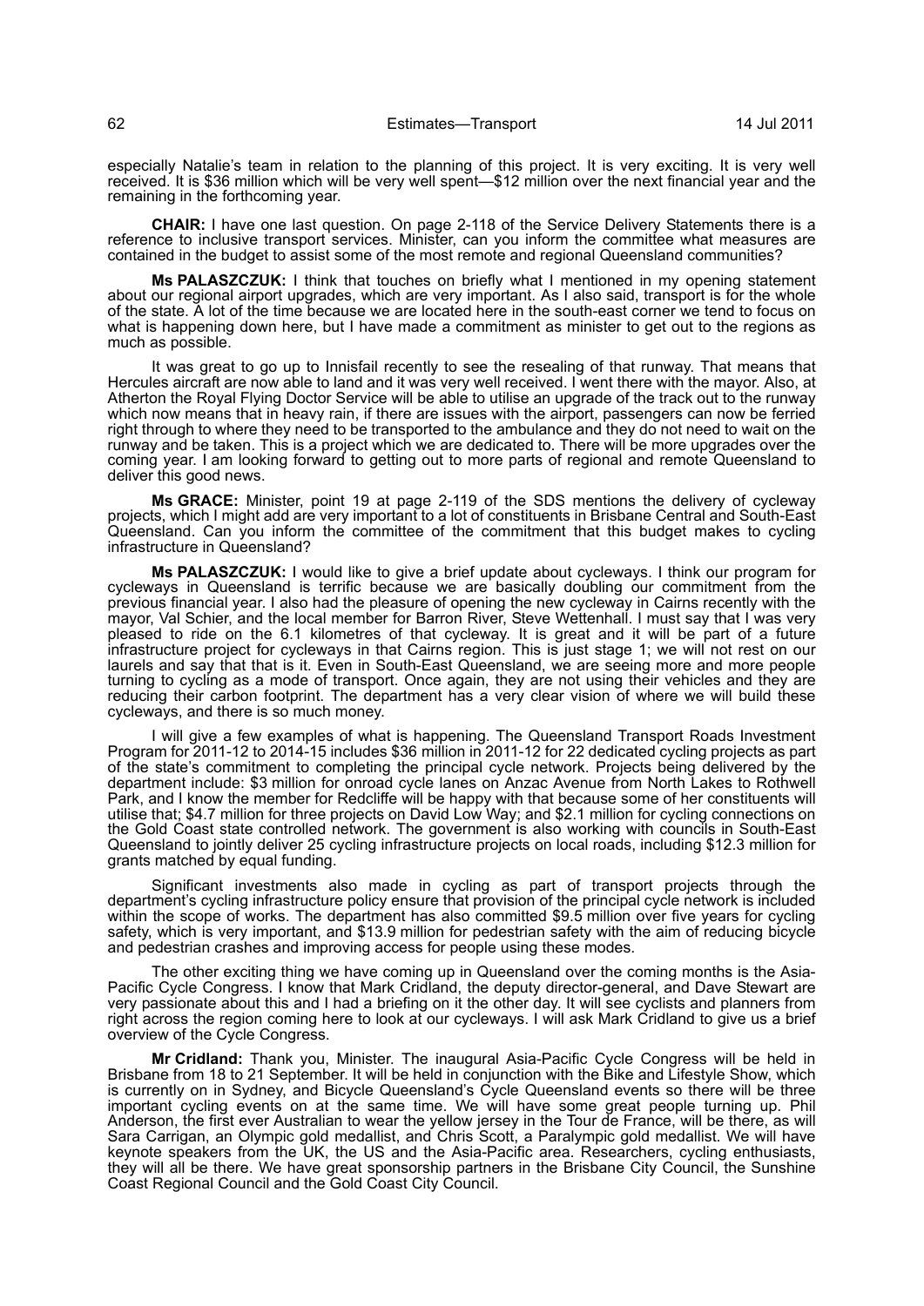especially Natalie's team in relation to the planning of this project. It is very exciting. It is very well received. It is $36 million which will be very well spent—$12 million over the next financial year and the remaining in the forthcoming year.

**CHAIR:** I have one last question. On page 2-118 of the Service Delivery Statements there is a reference to inclusive transport services. Minister, can you inform the committee what measures are contained in the budget to assist some of the most remote and regional Queensland communities?

**Ms PALASZCZUK:** I think that touches on briefly what I mentioned in my opening statement about our regional airport upgrades, which are very important. As I also said, transport is for the whole of the state. A lot of the time because we are located here in the south-east corner we tend to focus on what is happening down here, but I have made a commitment as minister to get out to the regions as much as possible.

It was great to go up to Innisfail recently to see the resealing of that runway. That means that Hercules aircraft are now able to land and it was very well received. I went there with the mayor. Also, at Atherton the Royal Flying Doctor Service will be able to utilise an upgrade of the track out to the runway which now means that in heavy rain, if there are issues with the airport, passengers can now be ferried right through to where they need to be transported to the ambulance and they do not need to wait on the runway and be taken. This is a project which we are dedicated to. There will be more upgrades over the coming year. I am looking forward to getting out to more parts of regional and remote Queensland to deliver this good news.

**Ms GRACE:** Minister, point 19 at page 2-119 of the SDS mentions the delivery of cycleway projects, which I might add are very important to a lot of constituents in Brisbane Central and South-East Queensland. Can you inform the committee of the commitment that this budget makes to cycling infrastructure in Queensland?

**Ms PALASZCZUK:** I would like to give a brief update about cycleways. I think our program for cycleways in Queensland is terrific because we are basically doubling our commitment from the previous financial year. I also had the pleasure of opening the new cycleway in Cairns recently with the mayor, Val Schier, and the local member for Barron River, Steve Wettenhall. I must say that I was very pleased to ride on the 6.1 kilometres of that cycleway. It is great and it will be part of a future infrastructure project for cycleways in that Cairns region. This is just stage 1; we will not rest on our laurels and say that that is it. Even in South-East Queensland, we are seeing more and more people turning to cycling as a mode of transport. Once again, they are not using their vehicles and they are reducing their carbon footprint. The department has a very clear vision of where we will build these cycleways, and there is so much money.

I will give a few examples of what is happening. The Queensland Transport Roads Investment Program for 2011-12 to 2014-15 includes $36 million in 2011-12 for 22 dedicated cycling projects as part of the state's commitment to completing the principal cycle network. Projects being delivered by the department include: $3 million for onroad cycle lanes on Anzac Avenue from North Lakes to Rothwell Park, and I know the member for Redcliffe will be happy with that because some of her constituents will utilise that; $4.7 million for three projects on David Low Way; and $2.1 million for cycling connections on the Gold Coast state controlled network. The government is also working with councils in South-East Queensland to jointly deliver 25 cycling infrastructure projects on local roads, including $12.3 million for grants matched by equal funding.

Significant investments also made in cycling as part of transport projects through the department's cycling infrastructure policy ensure that provision of the principal cycle network is included within the scope of works. The department has also committed $9.5 million over five years for cycling safety, which is very important, and $13.9 million for pedestrian safety with the aim of reducing bicycle and pedestrian crashes and improving access for people using these modes.

The other exciting thing we have coming up in Queensland over the coming months is the Asia-Pacific Cycle Congress. I know that Mark Cridland, the deputy director-general, and Dave Stewart are very passionate about this and I had a briefing on it the other day. It will see cyclists and planners from right across the region coming here to look at our cycleways. I will ask Mark Cridland to give us a brief overview of the Cycle Congress.

**Mr Cridland:** Thank you, Minister. The inaugural Asia-Pacific Cycle Congress will be held in Brisbane from 18 to 21 September. It will be held in conjunction with the Bike and Lifestyle Show, which is currently on in Sydney, and Bicycle Queensland's Cycle Queensland events so there will be three important cycling events on at the same time. We will have some great people turning up. Phil Anderson, the first ever Australian to wear the yellow jersey in the Tour de France, will be there, as will Sara Carrigan, an Olympic gold medallist, and Chris Scott, a Paralympic gold medallist. We will have keynote speakers from the UK, the US and the Asia-Pacific area. Researchers, cycling enthusiasts, they will all be there. We have great sponsorship partners in the Brisbane City Council, the Sunshine Coast Regional Council and the Gold Coast City Council.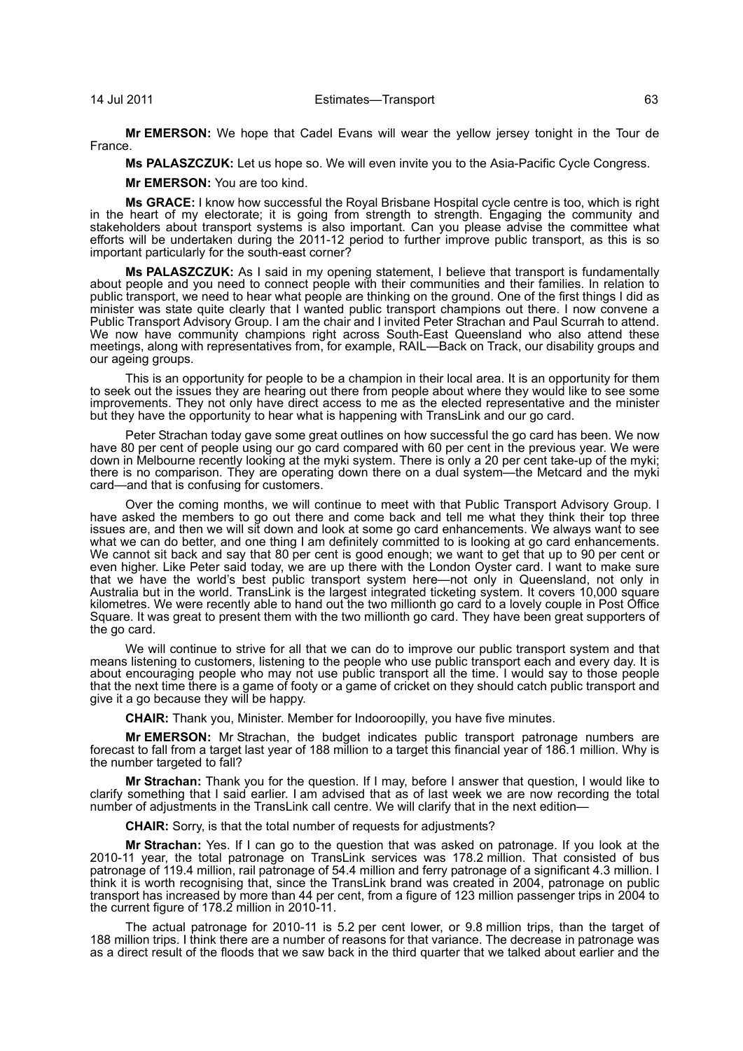**Mr EMERSON:** We hope that Cadel Evans will wear the yellow jersey tonight in the Tour de France.

**Ms PALASZCZUK:** Let us hope so. We will even invite you to the Asia-Pacific Cycle Congress.

**Mr EMERSON:** You are too kind.

**Ms GRACE:** I know how successful the Royal Brisbane Hospital cycle centre is too, which is right in the heart of my electorate; it is going from strength to strength. Engaging the community and stakeholders about transport systems is also important. Can you please advise the committee what efforts will be undertaken during the 2011-12 period to further improve public transport, as this is so important particularly for the south-east corner?

**Ms PALASZCZUK:** As I said in my opening statement, I believe that transport is fundamentally about people and you need to connect people with their communities and their families. In relation to public transport, we need to hear what people are thinking on the ground. One of the first things I did as minister was state quite clearly that I wanted public transport champions out there. I now convene a Public Transport Advisory Group. I am the chair and I invited Peter Strachan and Paul Scurrah to attend. We now have community champions right across South-East Queensland who also attend these meetings, along with representatives from, for example, RAIL—Back on Track, our disability groups and our ageing groups.

This is an opportunity for people to be a champion in their local area. It is an opportunity for them to seek out the issues they are hearing out there from people about where they would like to see some improvements. They not only have direct access to me as the elected representative and the minister but they have the opportunity to hear what is happening with TransLink and our go card.

Peter Strachan today gave some great outlines on how successful the go card has been. We now have 80 per cent of people using our go card compared with 60 per cent in the previous year. We were down in Melbourne recently looking at the myki system. There is only a 20 per cent take-up of the myki; there is no comparison. They are operating down there on a dual system—the Metcard and the myki card—and that is confusing for customers.

Over the coming months, we will continue to meet with that Public Transport Advisory Group. I have asked the members to go out there and come back and tell me what they think their top three issues are, and then we will sit down and look at some go card enhancements. We always want to see what we can do better, and one thing I am definitely committed to is looking at go card enhancements. We cannot sit back and say that 80 per cent is good enough; we want to get that up to 90 per cent or even higher. Like Peter said today, we are up there with the London Oyster card. I want to make sure that we have the world's best public transport system here—not only in Queensland, not only in Australia but in the world. TransLink is the largest integrated ticketing system. It covers 10,000 square kilometres. We were recently able to hand out the two millionth go card to a lovely couple in Post Office Square. It was great to present them with the two millionth go card. They have been great supporters of the go card.

We will continue to strive for all that we can do to improve our public transport system and that means listening to customers, listening to the people who use public transport each and every day. It is about encouraging people who may not use public transport all the time. I would say to those people that the next time there is a game of footy or a game of cricket on they should catch public transport and give it a go because they will be happy.

**CHAIR:** Thank you, Minister. Member for Indooroopilly, you have five minutes.

**Mr EMERSON:** Mr Strachan, the budget indicates public transport patronage numbers are forecast to fall from a target last year of 188 million to a target this financial year of 186.1 million. Why is the number targeted to fall?

**Mr Strachan:** Thank you for the question. If I may, before I answer that question, I would like to clarify something that I said earlier. I am advised that as of last week we are now recording the total number of adjustments in the TransLink call centre. We will clarify that in the next edition—

**CHAIR:** Sorry, is that the total number of requests for adjustments?

**Mr Strachan:** Yes. If I can go to the question that was asked on patronage. If you look at the 2010-11 year, the total patronage on TransLink services was 178.2 million. That consisted of bus patronage of 119.4 million, rail patronage of 54.4 million and ferry patronage of a significant 4.3 million. I think it is worth recognising that, since the TransLink brand was created in 2004, patronage on public transport has increased by more than 44 per cent, from a figure of 123 million passenger trips in 2004 to the current figure of 178.2 million in 2010-11.

The actual patronage for 2010-11 is 5.2 per cent lower, or 9.8 million trips, than the target of 188 million trips. I think there are a number of reasons for that variance. The decrease in patronage was as a direct result of the floods that we saw back in the third quarter that we talked about earlier and the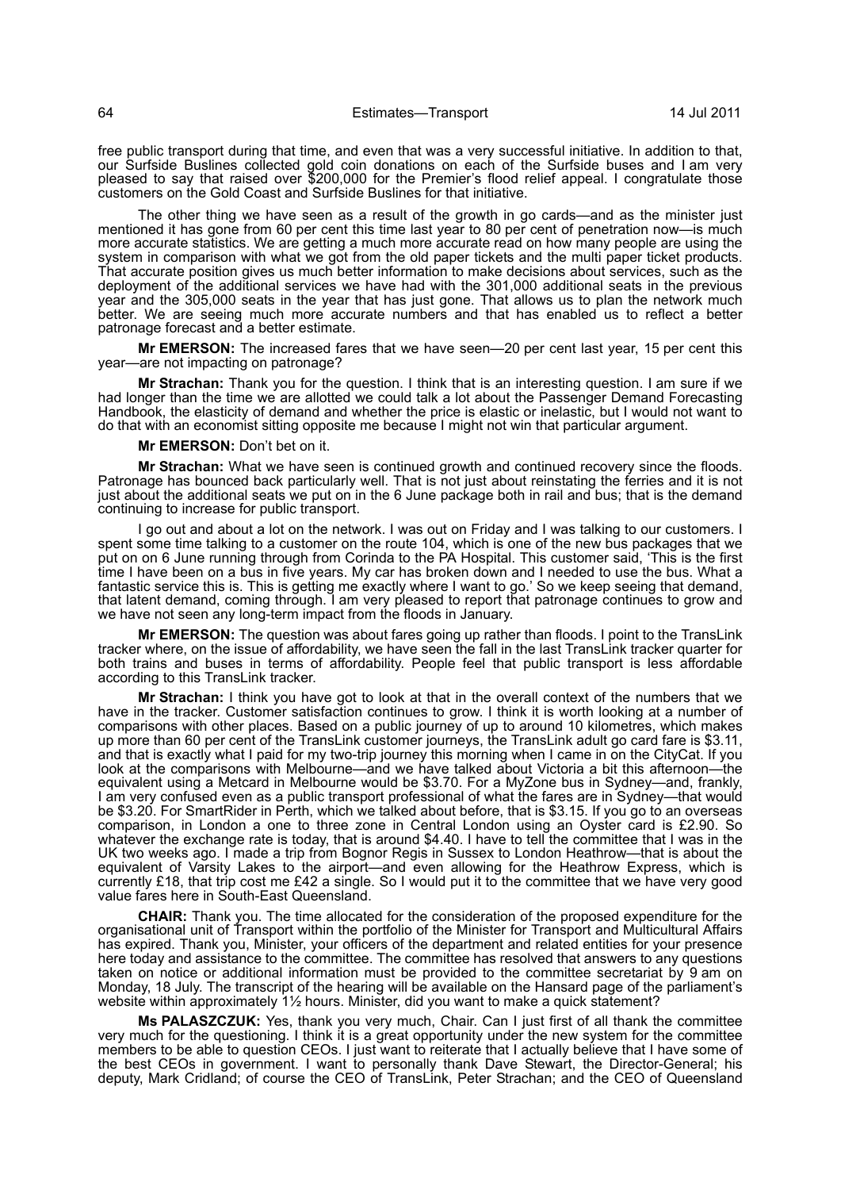free public transport during that time, and even that was a very successful initiative. In addition to that, our Surfside Buslines collected gold coin donations on each of the Surfside buses and I am very pleased to say that raised over $200,000 for the Premier's flood relief appeal. I congratulate those customers on the Gold Coast and Surfside Buslines for that initiative.

The other thing we have seen as a result of the growth in go cards—and as the minister just mentioned it has gone from 60 per cent this time last year to 80 per cent of penetration now—is much more accurate statistics. We are getting a much more accurate read on how many people are using the system in comparison with what we got from the old paper tickets and the multi paper ticket products. That accurate position gives us much better information to make decisions about services, such as the deployment of the additional services we have had with the 301,000 additional seats in the previous year and the 305,000 seats in the year that has just gone. That allows us to plan the network much better. We are seeing much more accurate numbers and that has enabled us to reflect a better patronage forecast and a better estimate.

**Mr EMERSON:** The increased fares that we have seen—20 per cent last year, 15 per cent this year—are not impacting on patronage?

**Mr Strachan:** Thank you for the question. I think that is an interesting question. I am sure if we had longer than the time we are allotted we could talk a lot about the Passenger Demand Forecasting Handbook, the elasticity of demand and whether the price is elastic or inelastic, but I would not want to do that with an economist sitting opposite me because I might not win that particular argument.

**Mr EMERSON:** Don't bet on it.

**Mr Strachan:** What we have seen is continued growth and continued recovery since the floods. Patronage has bounced back particularly well. That is not just about reinstating the ferries and it is not just about the additional seats we put on in the 6 June package both in rail and bus; that is the demand continuing to increase for public transport.

I go out and about a lot on the network. I was out on Friday and I was talking to our customers. I spent some time talking to a customer on the route 104, which is one of the new bus packages that we put on on 6 June running through from Corinda to the PA Hospital. This customer said, 'This is the first time I have been on a bus in five years. My car has broken down and I needed to use the bus. What a fantastic service this is. This is getting me exactly where I want to go.' So we keep seeing that demand, that latent demand, coming through. I am very pleased to report that patronage continues to grow and we have not seen any long-term impact from the floods in January.

**Mr EMERSON:** The question was about fares going up rather than floods. I point to the TransLink tracker where, on the issue of affordability, we have seen the fall in the last TransLink tracker quarter for both trains and buses in terms of affordability. People feel that public transport is less affordable according to this TransLink tracker.

**Mr Strachan:** I think you have got to look at that in the overall context of the numbers that we have in the tracker. Customer satisfaction continues to grow. I think it is worth looking at a number of comparisons with other places. Based on a public journey of up to around 10 kilometres, which makes up more than 60 per cent of the TransLink customer journeys, the TransLink adult go card fare is $3.11, and that is exactly what I paid for my two-trip journey this morning when I came in on the CityCat. If you look at the comparisons with Melbourne—and we have talked about Victoria a bit this afternoon—the equivalent using a Metcard in Melbourne would be $3.70. For a MyZone bus in Sydney—and, frankly, I am very confused even as a public transport professional of what the fares are in Sydney—that would be $3.20. For SmartRider in Perth, which we talked about before, that is $3.15. If you go to an overseas comparison, in London a one to three zone in Central London using an Oyster card is £2.90. So whatever the exchange rate is today, that is around $4.40. I have to tell the committee that I was in the UK two weeks ago. I made a trip from Bognor Regis in Sussex to London Heathrow—that is about the equivalent of Varsity Lakes to the airport—and even allowing for the Heathrow Express, which is currently £18, that trip cost me £42 a single. So I would put it to the committee that we have very good value fares here in South-East Queensland.

**CHAIR:** Thank you. The time allocated for the consideration of the proposed expenditure for the organisational unit of Transport within the portfolio of the Minister for Transport and Multicultural Affairs has expired. Thank you, Minister, your officers of the department and related entities for your presence here today and assistance to the committee. The committee has resolved that answers to any questions taken on notice or additional information must be provided to the committee secretariat by 9 am on Monday, 18 July. The transcript of the hearing will be available on the Hansard page of the parliament's website within approximately 1½ hours. Minister, did you want to make a quick statement?

**Ms PALASZCZUK:** Yes, thank you very much, Chair. Can I just first of all thank the committee very much for the questioning. I think it is a great opportunity under the new system for the committee members to be able to question CEOs. I just want to reiterate that I actually believe that I have some of the best CEOs in government. I want to personally thank Dave Stewart, the Director-General; his deputy, Mark Cridland; of course the CEO of TransLink, Peter Strachan; and the CEO of Queensland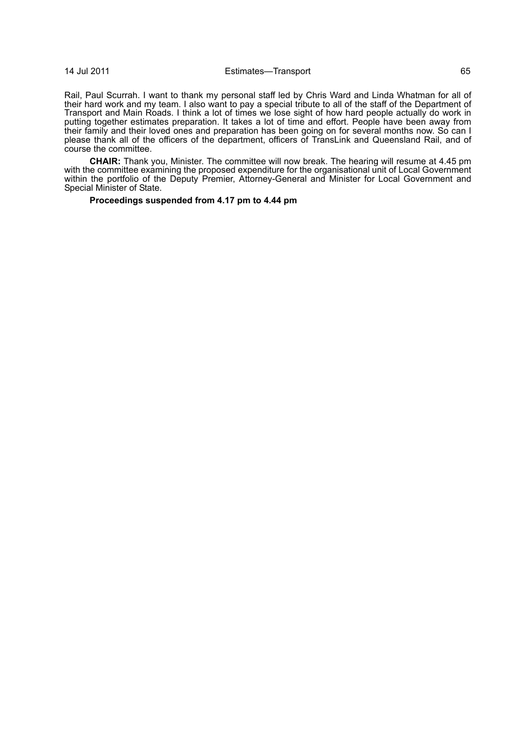Rail, Paul Scurrah. I want to thank my personal staff led by Chris Ward and Linda Whatman for all of their hard work and my team. I also want to pay a special tribute to all of the staff of the Department of Transport and Main Roads. I think a lot of times we lose sight of how hard people actually do work in putting together estimates preparation. It takes a lot of time and effort. People have been away from their family and their loved ones and preparation has been going on for several months now. So can I please thank all of the officers of the department, officers of TransLink and Queensland Rail, and of course the committee.

**CHAIR:** Thank you, Minister. The committee will now break. The hearing will resume at 4.45 pm with the committee examining the proposed expenditure for the organisational unit of Local Government within the portfolio of the Deputy Premier, Attorney-General and Minister for Local Government and Special Minister of State.

**Proceedings suspended from 4.17 pm to 4.44 pm**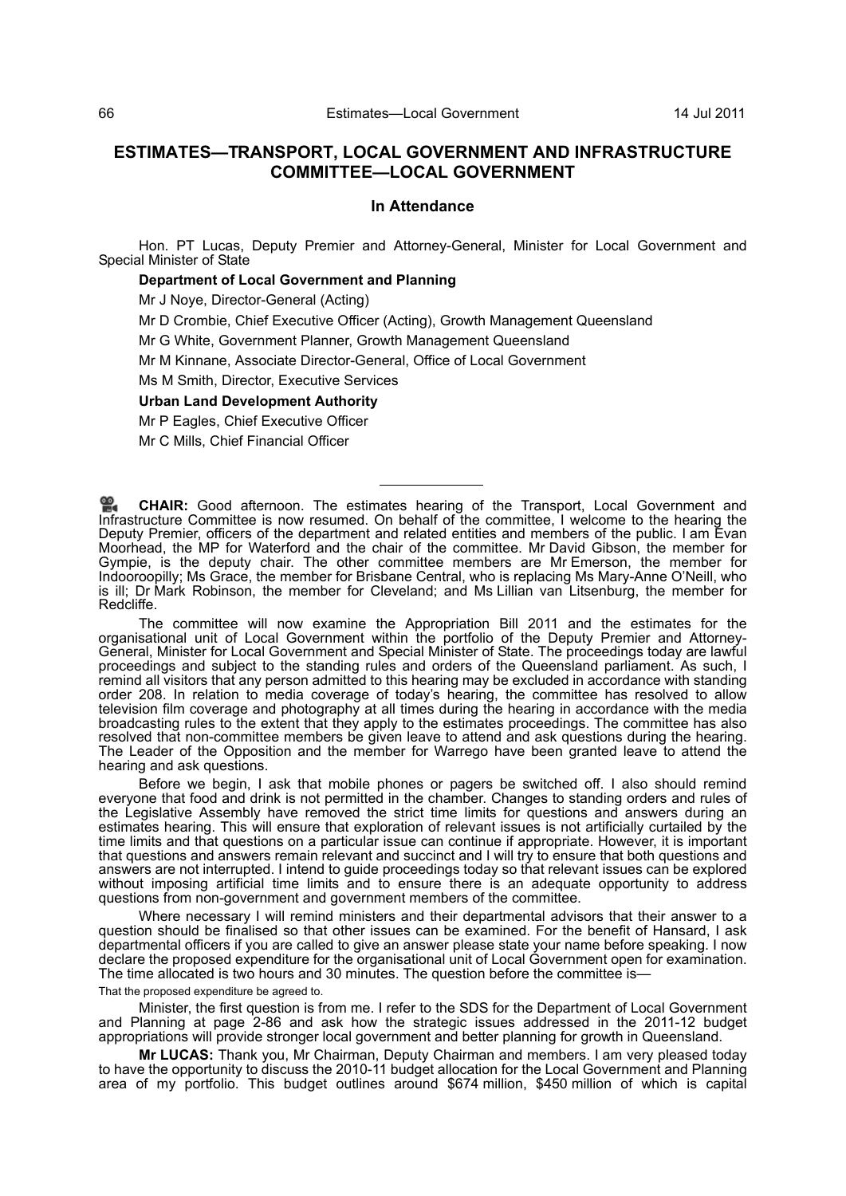## ESTIMATES—TRANSPORT, LOCAL GOVERNMENT AND INFRASTRUCTURE COMMITTEE—LOCAL GOVERNMENT

### In Attendance

Hon. PT Lucas, Deputy Premier and Attorney-General, Minister for Local Government and Special Minister of State

**Department of Local Government and Planning**

Mr J Noye, Director-General (Acting)

Mr D Crombie, Chief Executive Officer (Acting), Growth Management Queensland

Mr G White, Government Planner, Growth Management Queensland

Mr M Kinnane, Associate Director-General, Office of Local Government

Ms M Smith, Director, Executive Services

**Urban Land Development Authority**

Mr P Eagles, Chief Executive Officer

Mr C Mills, Chief Financial Officer

---

**CHAIR:** Good afternoon. The estimates hearing of the Transport, Local Government and Infrastructure Committee is now resumed. On behalf of the committee, I welcome to the hearing the Deputy Premier, officers of the department and related entities and members of the public. I am Evan Moorhead, the MP for Waterford and the chair of the committee. Mr David Gibson, the member for Gympie, is the deputy chair. The other committee members are Mr Emerson, the member for Indooroopilly; Ms Grace, the member for Brisbane Central, who is replacing Ms Mary-Anne O'Neill, who is ill; Dr Mark Robinson, the member for Cleveland; and Ms Lillian van Litsenburg, the member for Redcliffe.

The committee will now examine the Appropriation Bill 2011 and the estimates for the organisational unit of Local Government within the portfolio of the Deputy Premier and Attorney-General, Minister for Local Government and Special Minister of State. The proceedings today are lawful proceedings and subject to the standing rules and orders of the Queensland parliament. As such, I remind all visitors that any person admitted to this hearing may be excluded in accordance with standing order 208. In relation to media coverage of today's hearing, the committee has resolved to allow television film coverage and photography at all times during the hearing in accordance with the media broadcasting rules to the extent that they apply to the estimates proceedings. The committee has also resolved that non-committee members be given leave to attend and ask questions during the hearing. The Leader of the Opposition and the member for Warrego have been granted leave to attend the hearing and ask questions.

Before we begin, I ask that mobile phones or pagers be switched off. I also should remind everyone that food and drink is not permitted in the chamber. Changes to standing orders and rules of the Legislative Assembly have removed the strict time limits for questions and answers during an estimates hearing. This will ensure that exploration of relevant issues is not artificially curtailed by the time limits and that questions on a particular issue can continue if appropriate. However, it is important that questions and answers remain relevant and succinct and I will try to ensure that both questions and answers are not interrupted. I intend to guide proceedings today so that relevant issues can be explored without imposing artificial time limits and to ensure there is an adequate opportunity to address questions from non-government and government members of the committee.

Where necessary I will remind ministers and their departmental advisors that their answer to a question should be finalised so that other issues can be examined. For the benefit of Hansard, I ask departmental officers if you are called to give an answer please state your name before speaking. I now declare the proposed expenditure for the organisational unit of Local Government open for examination. The time allocated is two hours and 30 minutes. The question before the committee is—

That the proposed expenditure be agreed to.

Minister, the first question is from me. I refer to the SDS for the Department of Local Government and Planning at page 2-86 and ask how the strategic issues addressed in the 2011-12 budget appropriations will provide stronger local government and better planning for growth in Queensland.

**Mr LUCAS:** Thank you, Mr Chairman, Deputy Chairman and members. I am very pleased today to have the opportunity to discuss the 2010-11 budget allocation for the Local Government and Planning area of my portfolio. This budget outlines around $674 million, $450 million of which is capital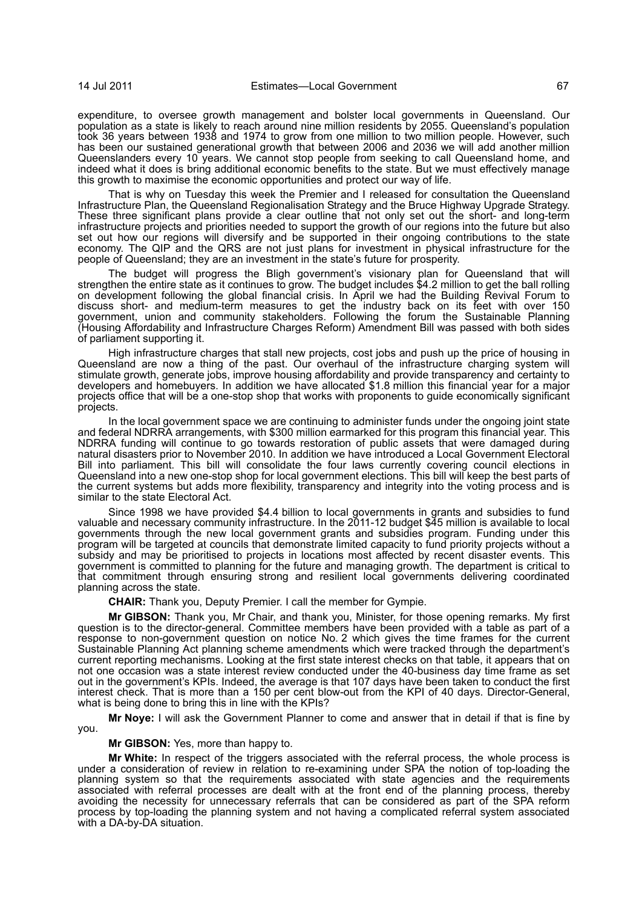expenditure, to oversee growth management and bolster local governments in Queensland. Our population as a state is likely to reach around nine million residents by 2055. Queensland's population took 36 years between 1938 and 1974 to grow from one million to two million people. However, such has been our sustained generational growth that between 2006 and 2036 we will add another million Queenslanders every 10 years. We cannot stop people from seeking to call Queensland home, and indeed what it does is bring additional economic benefits to the state. But we must effectively manage this growth to maximise the economic opportunities and protect our way of life.

That is why on Tuesday this week the Premier and I released for consultation the Queensland Infrastructure Plan, the Queensland Regionalisation Strategy and the Bruce Highway Upgrade Strategy. These three significant plans provide a clear outline that not only set out the short- and long-term infrastructure projects and priorities needed to support the growth of our regions into the future but also set out how our regions will diversify and be supported in their ongoing contributions to the state economy. The QIP and the QRS are not just plans for investment in physical infrastructure for the people of Queensland; they are an investment in the state's future for prosperity.

The budget will progress the Bligh government's visionary plan for Queensland that will strengthen the entire state as it continues to grow. The budget includes $4.2 million to get the ball rolling on development following the global financial crisis. In April we had the Building Revival Forum to discuss short- and medium-term measures to get the industry back on its feet with over 150 government, union and community stakeholders. Following the forum the Sustainable Planning (Housing Affordability and Infrastructure Charges Reform) Amendment Bill was passed with both sides of parliament supporting it.

High infrastructure charges that stall new projects, cost jobs and push up the price of housing in Queensland are now a thing of the past. Our overhaul of the infrastructure charging system will stimulate growth, generate jobs, improve housing affordability and provide transparency and certainty to developers and homebuyers. In addition we have allocated $1.8 million this financial year for a major projects office that will be a one-stop shop that works with proponents to guide economically significant projects.

In the local government space we are continuing to administer funds under the ongoing joint state and federal NDRRA arrangements, with $300 million earmarked for this program this financial year. This NDRRA funding will continue to go towards restoration of public assets that were damaged during natural disasters prior to November 2010. In addition we have introduced a Local Government Electoral Bill into parliament. This bill will consolidate the four laws currently covering council elections in Queensland into a new one-stop shop for local government elections. This bill will keep the best parts of the current systems but adds more flexibility, transparency and integrity into the voting process and is similar to the state Electoral Act.

Since 1998 we have provided $4.4 billion to local governments in grants and subsidies to fund valuable and necessary community infrastructure. In the 2011-12 budget $45 million is available to local governments through the new local government grants and subsidies program. Funding under this program will be targeted at councils that demonstrate limited capacity to fund priority projects without a subsidy and may be prioritised to projects in locations most affected by recent disaster events. This government is committed to planning for the future and managing growth. The department is critical to that commitment through ensuring strong and resilient local governments delivering coordinated planning across the state.

**CHAIR:** Thank you, Deputy Premier. I call the member for Gympie.

**Mr GIBSON:** Thank you, Mr Chair, and thank you, Minister, for those opening remarks. My first question is to the director-general. Committee members have been provided with a table as part of a response to non-government question on notice No. 2 which gives the time frames for the current Sustainable Planning Act planning scheme amendments which were tracked through the department's current reporting mechanisms. Looking at the first state interest checks on that table, it appears that on not one occasion was a state interest review conducted under the 40-business day time frame as set out in the government's KPIs. Indeed, the average is that 107 days have been taken to conduct the first interest check. That is more than a 150 per cent blow-out from the KPI of 40 days. Director-General, what is being done to bring this in line with the KPIs?

**Mr Noye:** I will ask the Government Planner to come and answer that in detail if that is fine by you.

**Mr GIBSON:** Yes, more than happy to.

**Mr White:** In respect of the triggers associated with the referral process, the whole process is under a consideration of review in relation to re-examining under SPA the notion of top-loading the planning system so that the requirements associated with state agencies and the requirements associated with referral processes are dealt with at the front end of the planning process, thereby avoiding the necessity for unnecessary referrals that can be considered as part of the SPA reform process by top-loading the planning system and not having a complicated referral system associated with a DA-by-DA situation.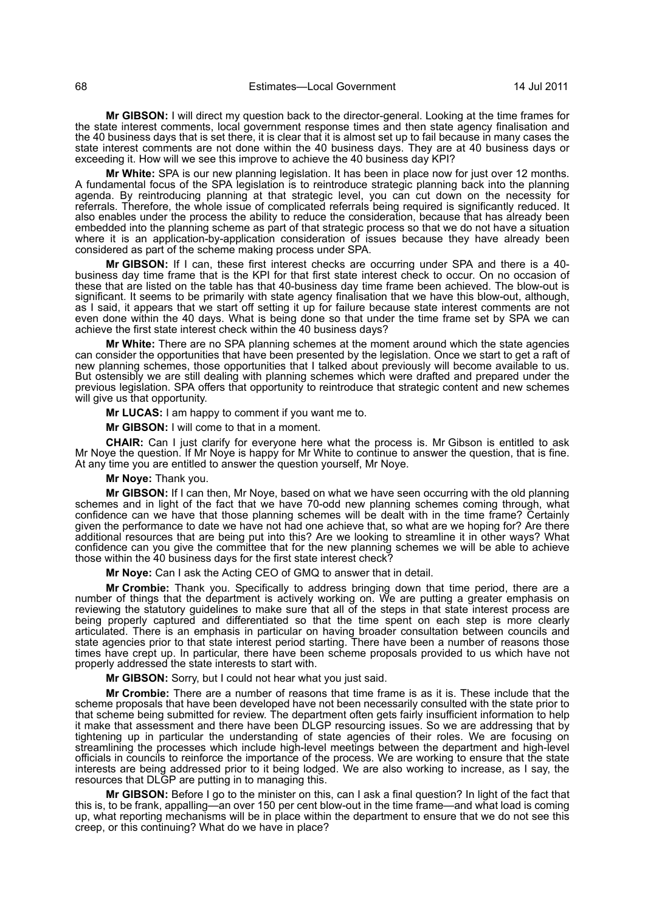**Mr GIBSON:** I will direct my question back to the director-general. Looking at the time frames for the state interest comments, local government response times and then state agency finalisation and the 40 business days that is set there, it is clear that it is almost set up to fail because in many cases the state interest comments are not done within the 40 business days. They are at 40 business days or exceeding it. How will we see this improve to achieve the 40 business day KPI?

**Mr White:** SPA is our new planning legislation. It has been in place now for just over 12 months. A fundamental focus of the SPA legislation is to reintroduce strategic planning back into the planning agenda. By reintroducing planning at that strategic level, you can cut down on the necessity for referrals. Therefore, the whole issue of complicated referrals being required is significantly reduced. It also enables under the process the ability to reduce the consideration, because that has already been embedded into the planning scheme as part of that strategic process so that we do not have a situation where it is an application-by-application consideration of issues because they have already been considered as part of the scheme making process under SPA.

**Mr GIBSON:** If I can, these first interest checks are occurring under SPA and there is a 40-business day time frame that is the KPI for that first state interest check to occur. On no occasion of these that are listed on the table has that 40-business day time frame been achieved. The blow-out is significant. It seems to be primarily with state agency finalisation that we have this blow-out, although, as I said, it appears that we start off setting it up for failure because state interest comments are not even done within the 40 days. What is being done so that under the time frame set by SPA we can achieve the first state interest check within the 40 business days?

**Mr White:** There are no SPA planning schemes at the moment around which the state agencies can consider the opportunities that have been presented by the legislation. Once we start to get a raft of new planning schemes, those opportunities that I talked about previously will become available to us. But ostensibly we are still dealing with planning schemes which were drafted and prepared under the previous legislation. SPA offers that opportunity to reintroduce that strategic content and new schemes will give us that opportunity.

**Mr LUCAS:** I am happy to comment if you want me to.

**Mr GIBSON:** I will come to that in a moment.

**CHAIR:** Can I just clarify for everyone here what the process is. Mr Gibson is entitled to ask Mr Noye the question. If Mr Noye is happy for Mr White to continue to answer the question, that is fine. At any time you are entitled to answer the question yourself, Mr Noye.

**Mr Noye:** Thank you.

**Mr GIBSON:** If I can then, Mr Noye, based on what we have seen occurring with the old planning schemes and in light of the fact that we have 70-odd new planning schemes coming through, what confidence can we have that those planning schemes will be dealt with in the time frame? Certainly given the performance to date we have not had one achieve that, so what are we hoping for? Are there additional resources that are being put into this? Are we looking to streamline it in other ways? What confidence can you give the committee that for the new planning schemes we will be able to achieve those within the 40 business days for the first state interest check?

**Mr Noye:** Can I ask the Acting CEO of GMQ to answer that in detail.

**Mr Crombie:** Thank you. Specifically to address bringing down that time period, there are a number of things that the department is actively working on. We are putting a greater emphasis on reviewing the statutory guidelines to make sure that all of the steps in that state interest process are being properly captured and differentiated so that the time spent on each step is more clearly articulated. There is an emphasis in particular on having broader consultation between councils and state agencies prior to that state interest period starting. There have been a number of reasons those times have crept up. In particular, there have been scheme proposals provided to us which have not properly addressed the state interests to start with.

**Mr GIBSON:** Sorry, but I could not hear what you just said.

**Mr Crombie:** There are a number of reasons that time frame is as it is. These include that the scheme proposals that have been developed have not been necessarily consulted with the state prior to that scheme being submitted for review. The department often gets fairly insufficient information to help it make that assessment and there have been DLGP resourcing issues. So we are addressing that by tightening up in particular the understanding of state agencies of their roles. We are focusing on streamlining the processes which include high-level meetings between the department and high-level officials in councils to reinforce the importance of the process. We are working to ensure that the state interests are being addressed prior to it being lodged. We are also working to increase, as I say, the resources that DLGP are putting in to managing this.

**Mr GIBSON:** Before I go to the minister on this, can I ask a final question? In light of the fact that this is, to be frank, appalling—an over 150 per cent blow-out in the time frame—and what load is coming up, what reporting mechanisms will be in place within the department to ensure that we do not see this creep, or this continuing? What do we have in place?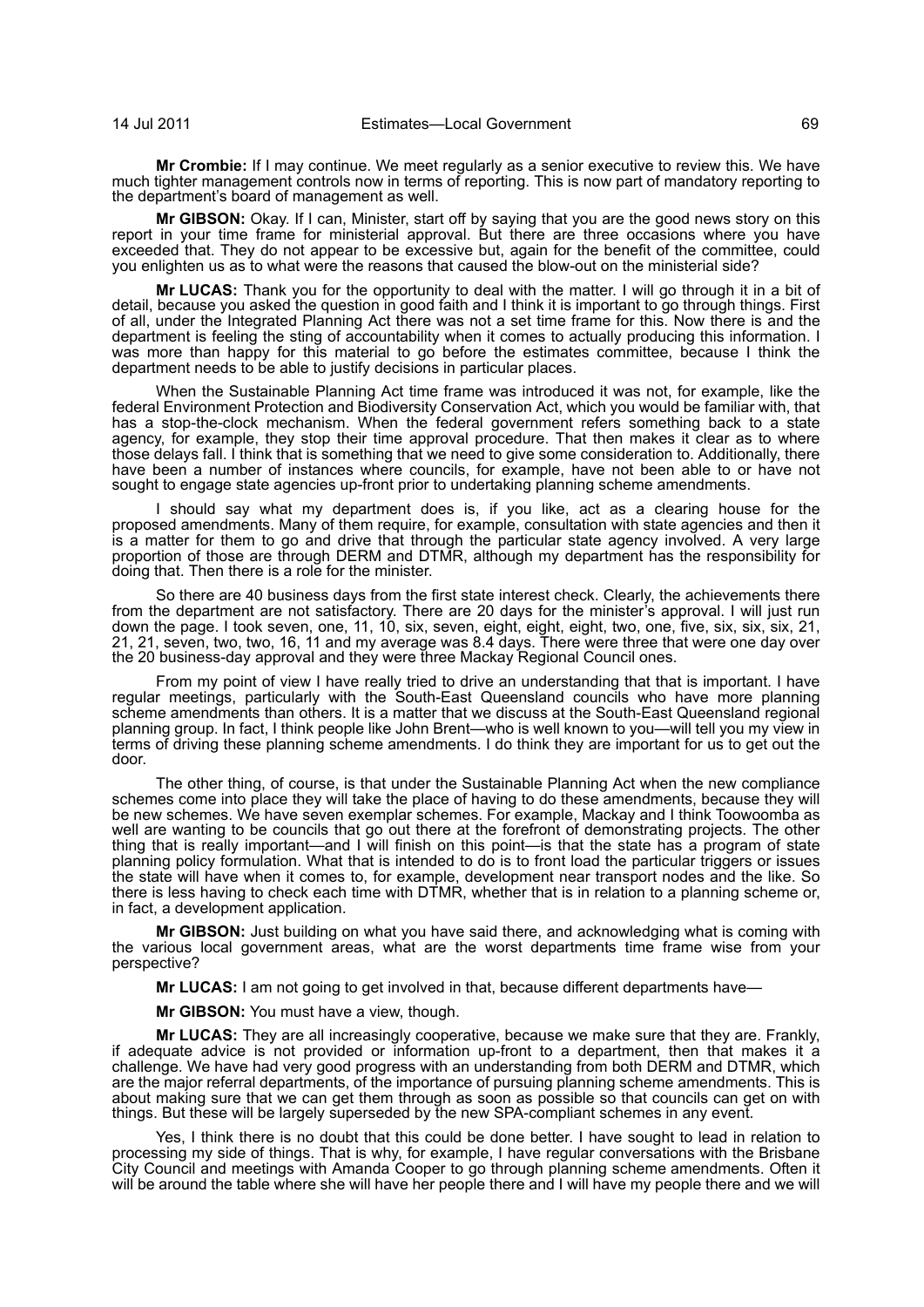**Mr Crombie:** If I may continue. We meet regularly as a senior executive to review this. We have much tighter management controls now in terms of reporting. This is now part of mandatory reporting to the department's board of management as well.

**Mr GIBSON:** Okay. If I can, Minister, start off by saying that you are the good news story on this report in your time frame for ministerial approval. But there are three occasions where you have exceeded that. They do not appear to be excessive but, again for the benefit of the committee, could you enlighten us as to what were the reasons that caused the blow-out on the ministerial side?

**Mr LUCAS:** Thank you for the opportunity to deal with the matter. I will go through it in a bit of detail, because you asked the question in good faith and I think it is important to go through things. First of all, under the Integrated Planning Act there was not a set time frame for this. Now there is and the department is feeling the sting of accountability when it comes to actually producing this information. I was more than happy for this material to go before the estimates committee, because I think the department needs to be able to justify decisions in particular places.

When the Sustainable Planning Act time frame was introduced it was not, for example, like the federal Environment Protection and Biodiversity Conservation Act, which you would be familiar with, that has a stop-the-clock mechanism. When the federal government refers something back to a state agency, for example, they stop their time approval procedure. That then makes it clear as to where those delays fall. I think that is something that we need to give some consideration to. Additionally, there have been a number of instances where councils, for example, have not been able to or have not sought to engage state agencies up-front prior to undertaking planning scheme amendments.

I should say what my department does is, if you like, act as a clearing house for the proposed amendments. Many of them require, for example, consultation with state agencies and then it is a matter for them to go and drive that through the particular state agency involved. A very large proportion of those are through DERM and DTMR, although my department has the responsibility for doing that. Then there is a role for the minister.

So there are 40 business days from the first state interest check. Clearly, the achievements there from the department are not satisfactory. There are 20 days for the minister's approval. I will just run down the page. I took seven, one, 11, 10, six, seven, eight, eight, eight, two, one, five, six, six, six, 21, 21, 21, seven, two, two, 16, 11 and my average was 8.4 days. There were three that were one day over the 20 business-day approval and they were three Mackay Regional Council ones.

From my point of view I have really tried to drive an understanding that that is important. I have regular meetings, particularly with the South-East Queensland councils who have more planning scheme amendments than others. It is a matter that we discuss at the South-East Queensland regional planning group. In fact, I think people like John Brent—who is well known to you—will tell you my view in terms of driving these planning scheme amendments. I do think they are important for us to get out the door.

The other thing, of course, is that under the Sustainable Planning Act when the new compliance schemes come into place they will take the place of having to do these amendments, because they will be new schemes. We have seven exemplar schemes. For example, Mackay and I think Toowoomba as well are wanting to be councils that go out there at the forefront of demonstrating projects. The other thing that is really important—and I will finish on this point—is that the state has a program of state planning policy formulation. What that is intended to do is to front load the particular triggers or issues the state will have when it comes to, for example, development near transport nodes and the like. So there is less having to check each time with DTMR, whether that is in relation to a planning scheme or, in fact, a development application.

**Mr GIBSON:** Just building on what you have said there, and acknowledging what is coming with the various local government areas, what are the worst departments time frame wise from your perspective?

**Mr LUCAS:** I am not going to get involved in that, because different departments have—

**Mr GIBSON:** You must have a view, though.

**Mr LUCAS:** They are all increasingly cooperative, because we make sure that they are. Frankly, if adequate advice is not provided or information up-front to a department, then that makes it a challenge. We have had very good progress with an understanding from both DERM and DTMR, which are the major referral departments, of the importance of pursuing planning scheme amendments. This is about making sure that we can get them through as soon as possible so that councils can get on with things. But these will be largely superseded by the new SPA-compliant schemes in any event.

Yes, I think there is no doubt that this could be done better. I have sought to lead in relation to processing my side of things. That is why, for example, I have regular conversations with the Brisbane City Council and meetings with Amanda Cooper to go through planning scheme amendments. Often it will be around the table where she will have her people there and I will have my people there and we will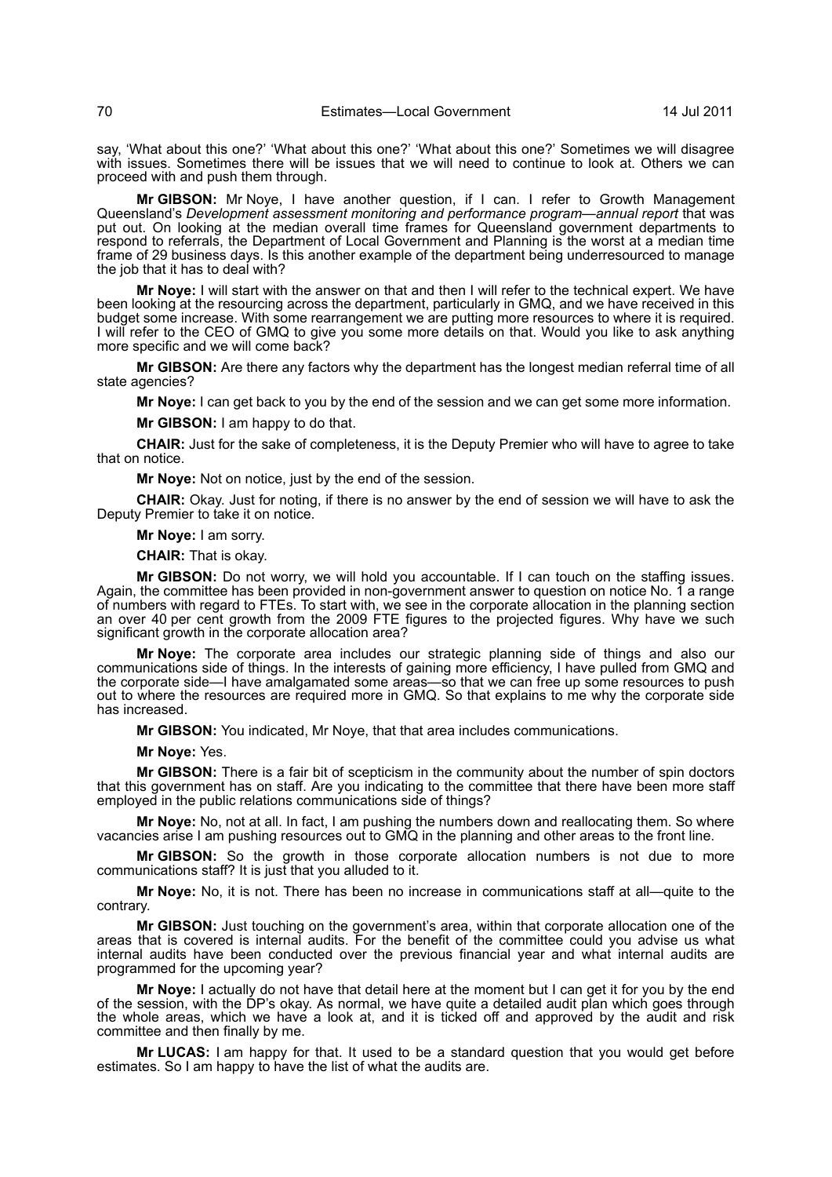say, 'What about this one?' 'What about this one?' 'What about this one?' Sometimes we will disagree with issues. Sometimes there will be issues that we will need to continue to look at. Others we can proceed with and push them through.

**Mr GIBSON:** Mr Noye, I have another question, if I can. I refer to Growth Management Queensland's *Development assessment monitoring and performance program—annual report* that was put out. On looking at the median overall time frames for Queensland government departments to respond to referrals, the Department of Local Government and Planning is the worst at a median time frame of 29 business days. Is this another example of the department being underresourced to manage the job that it has to deal with?

**Mr Noye:** I will start with the answer on that and then I will refer to the technical expert. We have been looking at the resourcing across the department, particularly in GMQ, and we have received in this budget some increase. With some rearrangement we are putting more resources to where it is required. I will refer to the CEO of GMQ to give you some more details on that. Would you like to ask anything more specific and we will come back?

**Mr GIBSON:** Are there any factors why the department has the longest median referral time of all state agencies?

**Mr Noye:** I can get back to you by the end of the session and we can get some more information.

**Mr GIBSON:** I am happy to do that.

**CHAIR:** Just for the sake of completeness, it is the Deputy Premier who will have to agree to take that on notice.

**Mr Noye:** Not on notice, just by the end of the session.

**CHAIR:** Okay. Just for noting, if there is no answer by the end of session we will have to ask the Deputy Premier to take it on notice.

**Mr Noye:** I am sorry.

**CHAIR:** That is okay.

**Mr GIBSON:** Do not worry, we will hold you accountable. If I can touch on the staffing issues. Again, the committee has been provided in non-government answer to question on notice No. 1 a range of numbers with regard to FTEs. To start with, we see in the corporate allocation in the planning section an over 40 per cent growth from the 2009 FTE figures to the projected figures. Why have we such significant growth in the corporate allocation area?

**Mr Noye:** The corporate area includes our strategic planning side of things and also our communications side of things. In the interests of gaining more efficiency, I have pulled from GMQ and the corporate side—I have amalgamated some areas—so that we can free up some resources to push out to where the resources are required more in GMQ. So that explains to me why the corporate side has increased.

**Mr GIBSON:** You indicated, Mr Noye, that that area includes communications.

**Mr Noye:** Yes.

**Mr GIBSON:** There is a fair bit of scepticism in the community about the number of spin doctors that this government has on staff. Are you indicating to the committee that there have been more staff employed in the public relations communications side of things?

**Mr Noye:** No, not at all. In fact, I am pushing the numbers down and reallocating them. So where vacancies arise I am pushing resources out to GMQ in the planning and other areas to the front line.

**Mr GIBSON:** So the growth in those corporate allocation numbers is not due to more communications staff? It is just that you alluded to it.

**Mr Noye:** No, it is not. There has been no increase in communications staff at all—quite to the contrary.

**Mr GIBSON:** Just touching on the government's area, within that corporate allocation one of the areas that is covered is internal audits. For the benefit of the committee could you advise us what internal audits have been conducted over the previous financial year and what internal audits are programmed for the upcoming year?

**Mr Noye:** I actually do not have that detail here at the moment but I can get it for you by the end of the session, with the DP's okay. As normal, we have quite a detailed audit plan which goes through the whole areas, which we have a look at, and it is ticked off and approved by the audit and risk committee and then finally by me.

**Mr LUCAS:** I am happy for that. It used to be a standard question that you would get before estimates. So I am happy to have the list of what the audits are.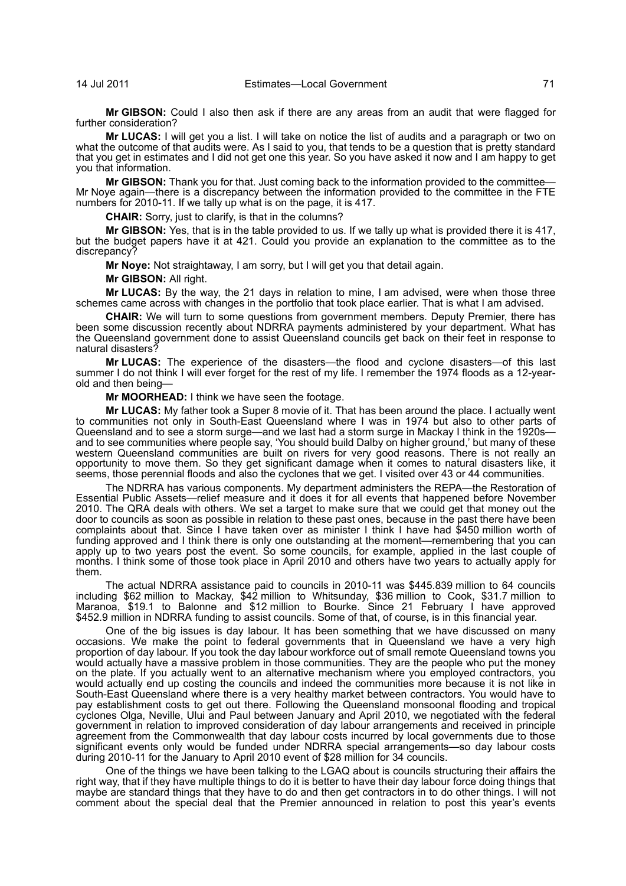**Mr GIBSON:** Could I also then ask if there are any areas from an audit that were flagged for further consideration?

**Mr LUCAS:** I will get you a list. I will take on notice the list of audits and a paragraph or two on what the outcome of that audits were. As I said to you, that tends to be a question that is pretty standard that you get in estimates and I did not get one this year. So you have asked it now and I am happy to get you that information.

**Mr GIBSON:** Thank you for that. Just coming back to the information provided to the committee—Mr Noye again—there is a discrepancy between the information provided to the committee in the FTE numbers for 2010-11. If we tally up what is on the page, it is 417.

**CHAIR:** Sorry, just to clarify, is that in the columns?

**Mr GIBSON:** Yes, that is in the table provided to us. If we tally up what is provided there it is 417, but the budget papers have it at 421. Could you provide an explanation to the committee as to the discrepancy?

**Mr Noye:** Not straightaway, I am sorry, but I will get you that detail again.

**Mr GIBSON:** All right.

**Mr LUCAS:** By the way, the 21 days in relation to mine, I am advised, were when those three schemes came across with changes in the portfolio that took place earlier. That is what I am advised.

**CHAIR:** We will turn to some questions from government members. Deputy Premier, there has been some discussion recently about NDRRA payments administered by your department. What has the Queensland government done to assist Queensland councils get back on their feet in response to natural disasters?

**Mr LUCAS:** The experience of the disasters—the flood and cyclone disasters—of this last summer I do not think I will ever forget for the rest of my life. I remember the 1974 floods as a 12-year-old and then being—

**Mr MOORHEAD:** I think we have seen the footage.

**Mr LUCAS:** My father took a Super 8 movie of it. That has been around the place. I actually went to communities not only in South-East Queensland where I was in 1974 but also to other parts of Queensland and to see a storm surge—and we last had a storm surge in Mackay I think in the 1920s—and to see communities where people say, 'You should build Dalby on higher ground,' but many of these western Queensland communities are built on rivers for very good reasons. There is not really an opportunity to move them. So they get significant damage when it comes to natural disasters like, it seems, those perennial floods and also the cyclones that we get. I visited over 43 or 44 communities.

The NDRRA has various components. My department administers the REPA—the Restoration of Essential Public Assets—relief measure and it does it for all events that happened before November 2010. The QRA deals with others. We set a target to make sure that we could get that money out the door to councils as soon as possible in relation to these past ones, because in the past there have been complaints about that. Since I have taken over as minister I think I have had $450 million worth of funding approved and I think there is only one outstanding at the moment—remembering that you can apply up to two years post the event. So some councils, for example, applied in the last couple of months. I think some of those took place in April 2010 and others have two years to actually apply for them.

The actual NDRRA assistance paid to councils in 2010-11 was $445.839 million to 64 councils including $62 million to Mackay, $42 million to Whitsunday, $36 million to Cook, $31.7 million to Maranoa, $19.1 to Balonne and $12 million to Bourke. Since 21 February I have approved $452.9 million in NDRRA funding to assist councils. Some of that, of course, is in this financial year.

One of the big issues is day labour. It has been something that we have discussed on many occasions. We make the point to federal governments that in Queensland we have a very high proportion of day labour. If you took the day labour workforce out of small remote Queensland towns you would actually have a massive problem in those communities. They are the people who put the money on the plate. If you actually went to an alternative mechanism where you employed contractors, you would actually end up costing the councils and indeed the communities more because it is not like in South-East Queensland where there is a very healthy market between contractors. You would have to pay establishment costs to get out there. Following the Queensland monsoonal flooding and tropical cyclones Olga, Neville, Ului and Paul between January and April 2010, we negotiated with the federal government in relation to improved consideration of day labour arrangements and received in principle agreement from the Commonwealth that day labour costs incurred by local governments due to those significant events only would be funded under NDRRA special arrangements—so day labour costs during 2010-11 for the January to April 2010 event of $28 million for 34 councils.

One of the things we have been talking to the LGAQ about is councils structuring their affairs the right way, that if they have multiple things to do it is better to have their day labour force doing things that maybe are standard things that they have to do and then get contractors in to do other things. I will not comment about the special deal that the Premier announced in relation to post this year's events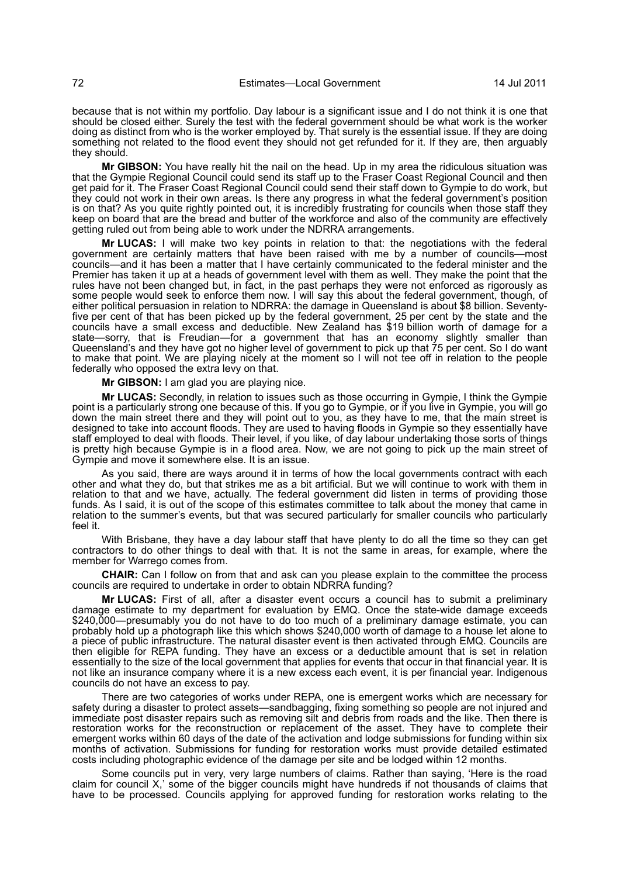because that is not within my portfolio. Day labour is a significant issue and I do not think it is one that should be closed either. Surely the test with the federal government should be what work is the worker doing as distinct from who is the worker employed by. That surely is the essential issue. If they are doing something not related to the flood event they should not get refunded for it. If they are, then arguably they should.

**Mr GIBSON:** You have really hit the nail on the head. Up in my area the ridiculous situation was that the Gympie Regional Council could send its staff up to the Fraser Coast Regional Council and then get paid for it. The Fraser Coast Regional Council could send their staff down to Gympie to do work, but they could not work in their own areas. Is there any progress in what the federal government's position is on that? As you quite rightly pointed out, it is incredibly frustrating for councils when those staff they keep on board that are the bread and butter of the workforce and also of the community are effectively getting ruled out from being able to work under the NDRRA arrangements.

**Mr LUCAS:** I will make two key points in relation to that: the negotiations with the federal government are certainly matters that have been raised with me by a number of councils—most councils—and it has been a matter that I have certainly communicated to the federal minister and the Premier has taken it up at a heads of government level with them as well. They make the point that the rules have not been changed but, in fact, in the past perhaps they were not enforced as rigorously as some people would seek to enforce them now. I will say this about the federal government, though, of either political persuasion in relation to NDRRA: the damage in Queensland is about $8 billion. Seventy-five per cent of that has been picked up by the federal government, 25 per cent by the state and the councils have a small excess and deductible. New Zealand has $19 billion worth of damage for a state—sorry, that is Freudian—for a government that has an economy slightly smaller than Queensland's and they have got no higher level of government to pick up that 75 per cent. So I do want to make that point. We are playing nicely at the moment so I will not tee off in relation to the people federally who opposed the extra levy on that.

**Mr GIBSON:** I am glad you are playing nice.

**Mr LUCAS:** Secondly, in relation to issues such as those occurring in Gympie, I think the Gympie point is a particularly strong one because of this. If you go to Gympie, or if you live in Gympie, you will go down the main street there and they will point out to you, as they have to me, that the main street is designed to take into account floods. They are used to having floods in Gympie so they essentially have staff employed to deal with floods. Their level, if you like, of day labour undertaking those sorts of things is pretty high because Gympie is in a flood area. Now, we are not going to pick up the main street of Gympie and move it somewhere else. It is an issue.

As you said, there are ways around it in terms of how the local governments contract with each other and what they do, but that strikes me as a bit artificial. But we will continue to work with them in relation to that and we have, actually. The federal government did listen in terms of providing those funds. As I said, it is out of the scope of this estimates committee to talk about the money that came in relation to the summer's events, but that was secured particularly for smaller councils who particularly feel it.

With Brisbane, they have a day labour staff that have plenty to do all the time so they can get contractors to do other things to deal with that. It is not the same in areas, for example, where the member for Warrego comes from.

**CHAIR:** Can I follow on from that and ask can you please explain to the committee the process councils are required to undertake in order to obtain NDRRA funding?

**Mr LUCAS:** First of all, after a disaster event occurs a council has to submit a preliminary damage estimate to my department for evaluation by EMQ. Once the state-wide damage exceeds $240,000—presumably you do not have to do too much of a preliminary damage estimate, you can probably hold up a photograph like this which shows $240,000 worth of damage to a house let alone to a piece of public infrastructure. The natural disaster event is then activated through EMQ. Councils are then eligible for REPA funding. They have an excess or a deductible amount that is set in relation essentially to the size of the local government that applies for events that occur in that financial year. It is not like an insurance company where it is a new excess each event, it is per financial year. Indigenous councils do not have an excess to pay.

There are two categories of works under REPA, one is emergent works which are necessary for safety during a disaster to protect assets—sandbagging, fixing something so people are not injured and immediate post disaster repairs such as removing silt and debris from roads and the like. Then there is restoration works for the reconstruction or replacement of the asset. They have to complete their emergent works within 60 days of the date of the activation and lodge submissions for funding within six months of activation. Submissions for funding for restoration works must provide detailed estimated costs including photographic evidence of the damage per site and be lodged within 12 months.

Some councils put in very, very large numbers of claims. Rather than saying, 'Here is the road claim for council X,' some of the bigger councils might have hundreds if not thousands of claims that have to be processed. Councils applying for approved funding for restoration works relating to the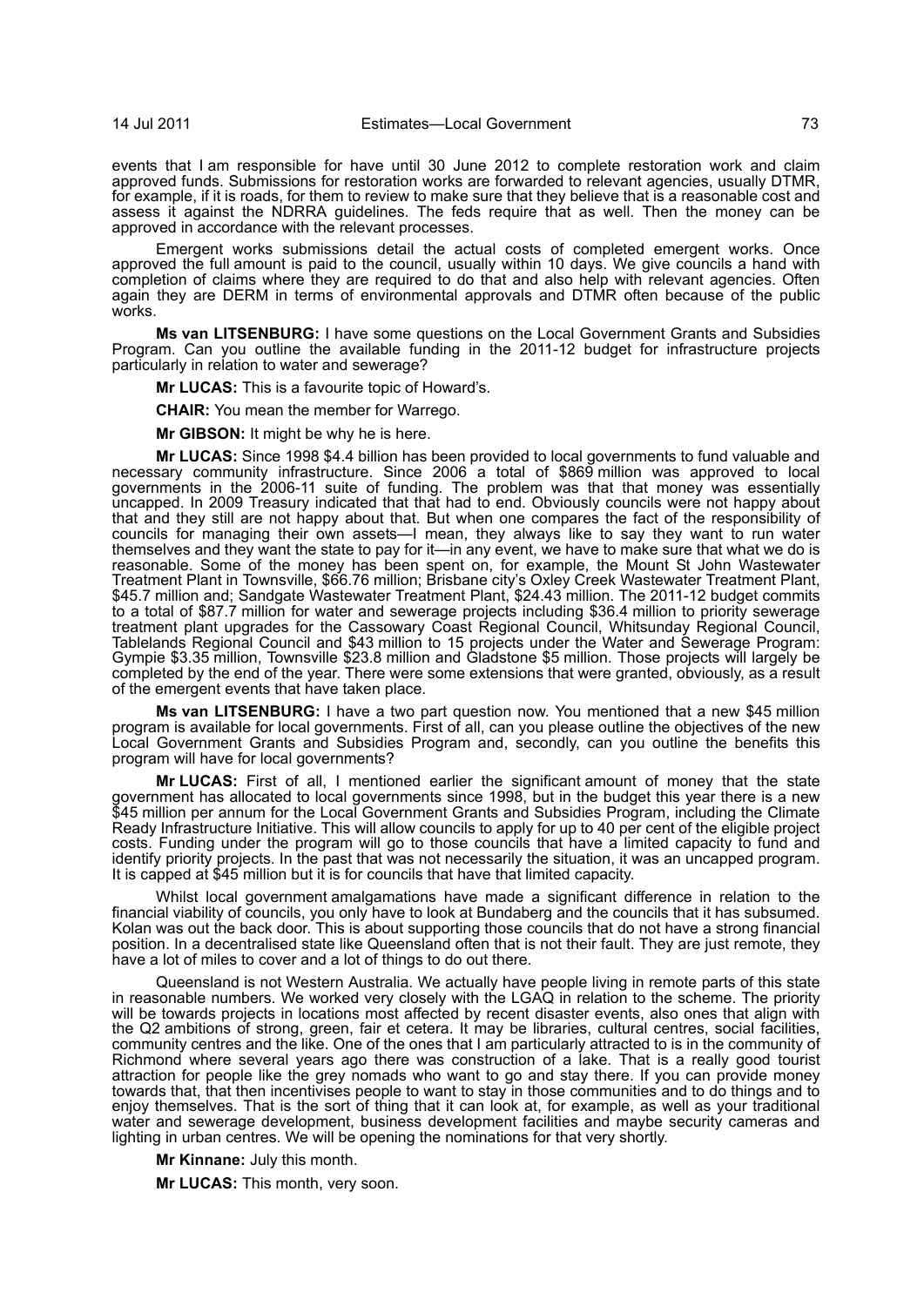events that I am responsible for have until 30 June 2012 to complete restoration work and claim approved funds. Submissions for restoration works are forwarded to relevant agencies, usually DTMR, for example, if it is roads, for them to review to make sure that they believe that is a reasonable cost and assess it against the NDRRA guidelines. The feds require that as well. Then the money can be approved in accordance with the relevant processes.

Emergent works submissions detail the actual costs of completed emergent works. Once approved the full amount is paid to the council, usually within 10 days. We give councils a hand with completion of claims where they are required to do that and also help with relevant agencies. Often again they are DERM in terms of environmental approvals and DTMR often because of the public works.

**Ms van LITSENBURG:** I have some questions on the Local Government Grants and Subsidies Program. Can you outline the available funding in the 2011-12 budget for infrastructure projects particularly in relation to water and sewerage?

**Mr LUCAS:** This is a favourite topic of Howard's.

**CHAIR:** You mean the member for Warrego.

**Mr GIBSON:** It might be why he is here.

**Mr LUCAS:** Since 1998 $4.4 billion has been provided to local governments to fund valuable and necessary community infrastructure. Since 2006 a total of $869 million was approved to local governments in the 2006-11 suite of funding. The problem was that that money was essentially uncapped. In 2009 Treasury indicated that that had to end. Obviously councils were not happy about that and they still are not happy about that. But when one compares the fact of the responsibility of councils for managing their own assets—I mean, they always like to say they want to run water themselves and they want the state to pay for it—in any event, we have to make sure that what we do is reasonable. Some of the money has been spent on, for example, the Mount St John Wastewater Treatment Plant in Townsville, $66.76 million; Brisbane city's Oxley Creek Wastewater Treatment Plant, $45.7 million and; Sandgate Wastewater Treatment Plant, $24.43 million. The 2011-12 budget commits to a total of $87.7 million for water and sewerage projects including $36.4 million to priority sewerage treatment plant upgrades for the Cassowary Coast Regional Council, Whitsunday Regional Council, Tablelands Regional Council and $43 million to 15 projects under the Water and Sewerage Program: Gympie $3.35 million, Townsville $23.8 million and Gladstone $5 million. Those projects will largely be completed by the end of the year. There were some extensions that were granted, obviously, as a result of the emergent events that have taken place.

**Ms van LITSENBURG:** I have a two part question now. You mentioned that a new $45 million program is available for local governments. First of all, can you please outline the objectives of the new Local Government Grants and Subsidies Program and, secondly, can you outline the benefits this program will have for local governments?

**Mr LUCAS:** First of all, I mentioned earlier the significant amount of money that the state government has allocated to local governments since 1998, but in the budget this year there is a new $45 million per annum for the Local Government Grants and Subsidies Program, including the Climate Ready Infrastructure Initiative. This will allow councils to apply for up to 40 per cent of the eligible project costs. Funding under the program will go to those councils that have a limited capacity to fund and identify priority projects. In the past that was not necessarily the situation, it was an uncapped program. It is capped at $45 million but it is for councils that have that limited capacity.

Whilst local government amalgamations have made a significant difference in relation to the financial viability of councils, you only have to look at Bundaberg and the councils that it has subsumed. Kolan was out the back door. This is about supporting those councils that do not have a strong financial position. In a decentralised state like Queensland often that is not their fault. They are just remote, they have a lot of miles to cover and a lot of things to do out there.

Queensland is not Western Australia. We actually have people living in remote parts of this state in reasonable numbers. We worked very closely with the LGAQ in relation to the scheme. The priority will be towards projects in locations most affected by recent disaster events, also ones that align with the Q2 ambitions of strong, green, fair et cetera. It may be libraries, cultural centres, social facilities, community centres and the like. One of the ones that I am particularly attracted to is in the community of Richmond where several years ago there was construction of a lake. That is a really good tourist attraction for people like the grey nomads who want to go and stay there. If you can provide money towards that, that then incentivises people to want to stay in those communities and to do things and to enjoy themselves. That is the sort of thing that it can look at, for example, as well as your traditional water and sewerage development, business development facilities and maybe security cameras and lighting in urban centres. We will be opening the nominations for that very shortly.

**Mr Kinnane:** July this month.

**Mr LUCAS:** This month, very soon.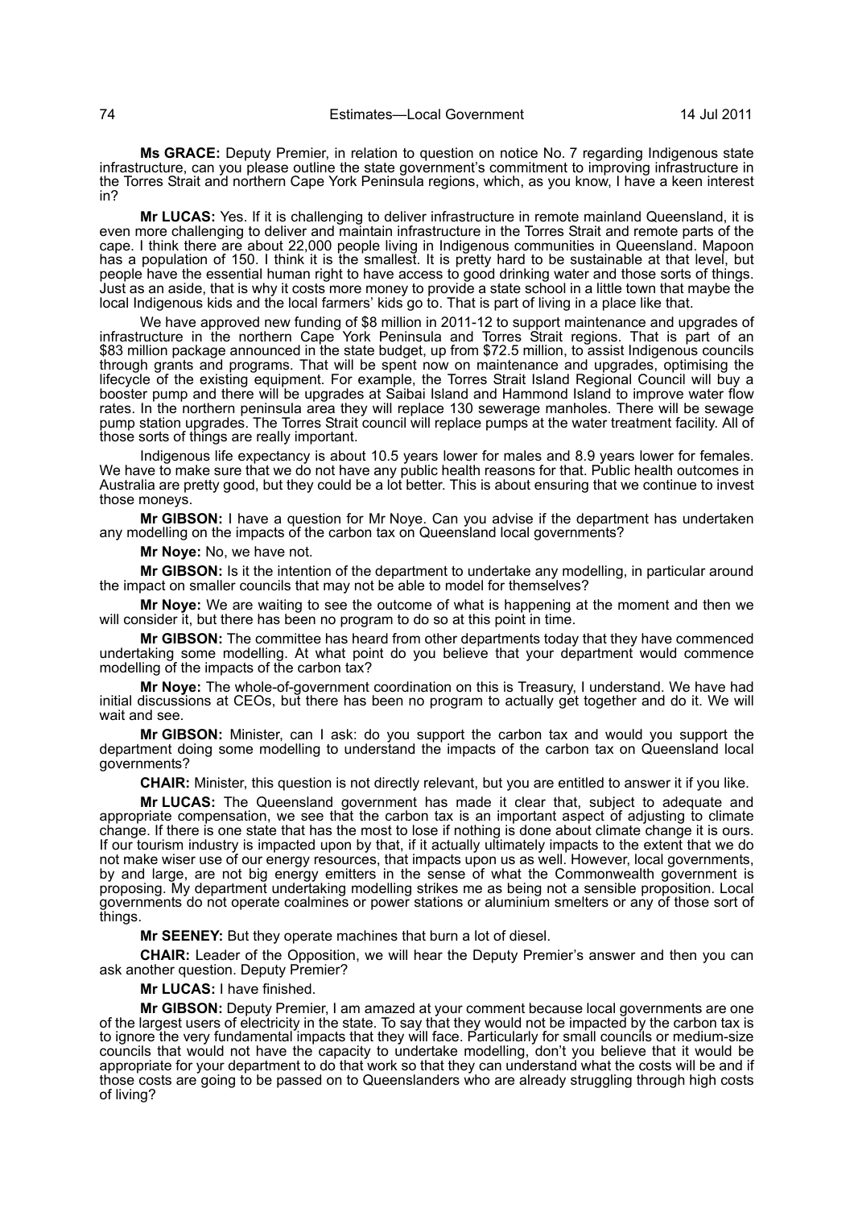**Ms GRACE:** Deputy Premier, in relation to question on notice No. 7 regarding Indigenous state infrastructure, can you please outline the state government's commitment to improving infrastructure in the Torres Strait and northern Cape York Peninsula regions, which, as you know, I have a keen interest in?

**Mr LUCAS:** Yes. If it is challenging to deliver infrastructure in remote mainland Queensland, it is even more challenging to deliver and maintain infrastructure in the Torres Strait and remote parts of the cape. I think there are about 22,000 people living in Indigenous communities in Queensland. Mapoon has a population of 150. I think it is the smallest. It is pretty hard to be sustainable at that level, but people have the essential human right to have access to good drinking water and those sorts of things. Just as an aside, that is why it costs more money to provide a state school in a little town that maybe the local Indigenous kids and the local farmers' kids go to. That is part of living in a place like that.

We have approved new funding of $8 million in 2011-12 to support maintenance and upgrades of infrastructure in the northern Cape York Peninsula and Torres Strait regions. That is part of an $83 million package announced in the state budget, up from $72.5 million, to assist Indigenous councils through grants and programs. That will be spent now on maintenance and upgrades, optimising the lifecycle of the existing equipment. For example, the Torres Strait Island Regional Council will buy a booster pump and there will be upgrades at Saibai Island and Hammond Island to improve water flow rates. In the northern peninsula area they will replace 130 sewerage manholes. There will be sewage pump station upgrades. The Torres Strait council will replace pumps at the water treatment facility. All of those sorts of things are really important.

Indigenous life expectancy is about 10.5 years lower for males and 8.9 years lower for females. We have to make sure that we do not have any public health reasons for that. Public health outcomes in Australia are pretty good, but they could be a lot better. This is about ensuring that we continue to invest those moneys.

**Mr GIBSON:** I have a question for Mr Noye. Can you advise if the department has undertaken any modelling on the impacts of the carbon tax on Queensland local governments?

**Mr Noye:** No, we have not.

**Mr GIBSON:** Is it the intention of the department to undertake any modelling, in particular around the impact on smaller councils that may not be able to model for themselves?

**Mr Noye:** We are waiting to see the outcome of what is happening at the moment and then we will consider it, but there has been no program to do so at this point in time.

**Mr GIBSON:** The committee has heard from other departments today that they have commenced undertaking some modelling. At what point do you believe that your department would commence modelling of the impacts of the carbon tax?

**Mr Noye:** The whole-of-government coordination on this is Treasury, I understand. We have had initial discussions at CEOs, but there has been no program to actually get together and do it. We will wait and see.

**Mr GIBSON:** Minister, can I ask: do you support the carbon tax and would you support the department doing some modelling to understand the impacts of the carbon tax on Queensland local governments?

**CHAIR:** Minister, this question is not directly relevant, but you are entitled to answer it if you like.

**Mr LUCAS:** The Queensland government has made it clear that, subject to adequate and appropriate compensation, we see that the carbon tax is an important aspect of adjusting to climate change. If there is one state that has the most to lose if nothing is done about climate change it is ours. If our tourism industry is impacted upon by that, if it actually ultimately impacts to the extent that we do not make wiser use of our energy resources, that impacts upon us as well. However, local governments, by and large, are not big energy emitters in the sense of what the Commonwealth government is proposing. My department undertaking modelling strikes me as being not a sensible proposition. Local governments do not operate coalmines or power stations or aluminium smelters or any of those sort of things.

**Mr SEENEY:** But they operate machines that burn a lot of diesel.

**CHAIR:** Leader of the Opposition, we will hear the Deputy Premier's answer and then you can ask another question. Deputy Premier?

**Mr LUCAS:** I have finished.

**Mr GIBSON:** Deputy Premier, I am amazed at your comment because local governments are one of the largest users of electricity in the state. To say that they would not be impacted by the carbon tax is to ignore the very fundamental impacts that they will face. Particularly for small councils or medium-size councils that would not have the capacity to undertake modelling, don't you believe that it would be appropriate for your department to do that work so that they can understand what the costs will be and if those costs are going to be passed on to Queenslanders who are already struggling through high costs of living?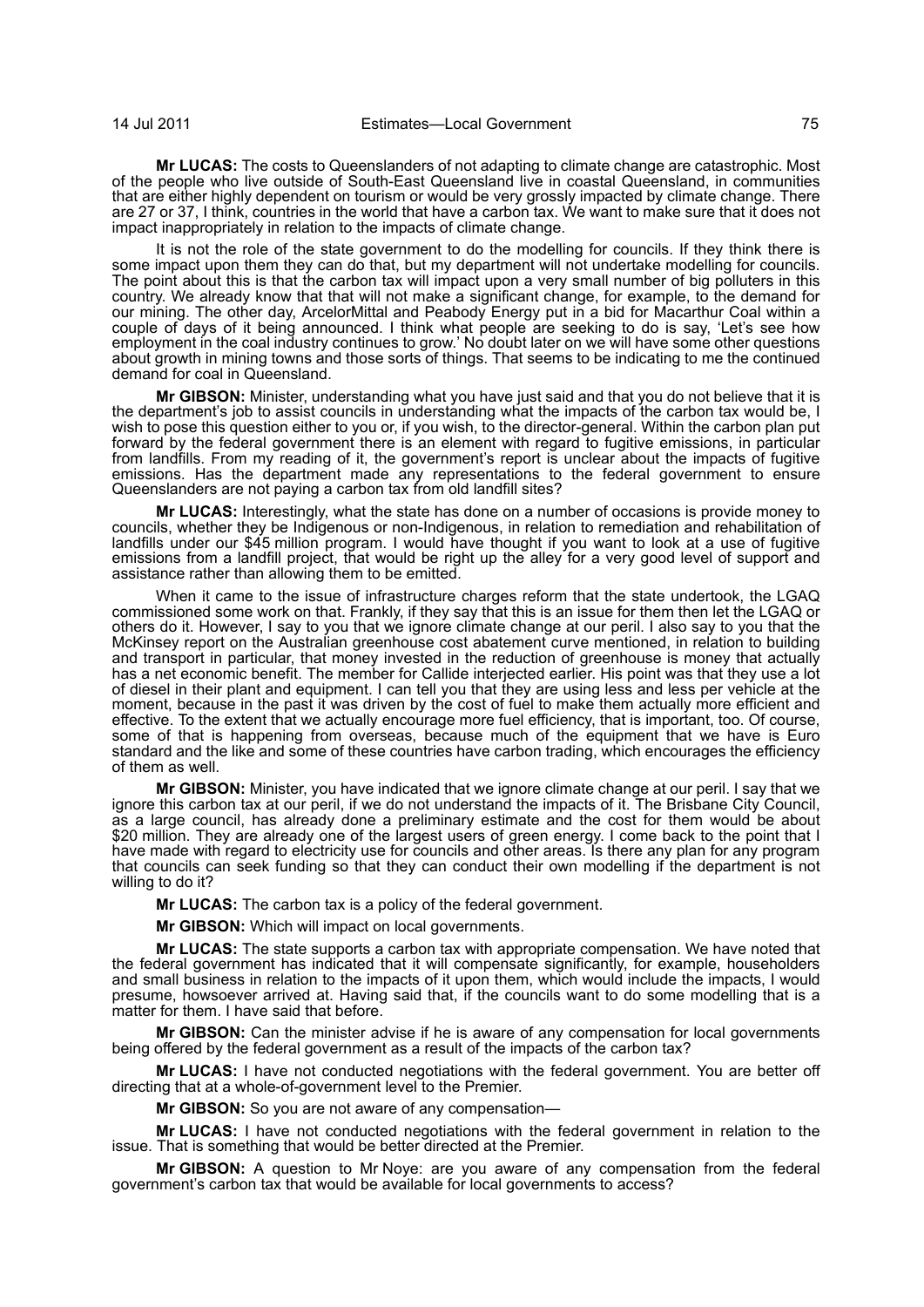**Mr LUCAS:** The costs to Queenslanders of not adapting to climate change are catastrophic. Most of the people who live outside of South-East Queensland live in coastal Queensland, in communities that are either highly dependent on tourism or would be very grossly impacted by climate change. There are 27 or 37, I think, countries in the world that have a carbon tax. We want to make sure that it does not impact inappropriately in relation to the impacts of climate change.

It is not the role of the state government to do the modelling for councils. If they think there is some impact upon them they can do that, but my department will not undertake modelling for councils. The point about this is that the carbon tax will impact upon a very small number of big polluters in this country. We already know that that will not make a significant change, for example, to the demand for our mining. The other day, ArcelorMittal and Peabody Energy put in a bid for Macarthur Coal within a couple of days of it being announced. I think what people are seeking to do is say, 'Let's see how employment in the coal industry continues to grow.' No doubt later on we will have some other questions about growth in mining towns and those sorts of things. That seems to be indicating to me the continued demand for coal in Queensland.

**Mr GIBSON:** Minister, understanding what you have just said and that you do not believe that it is the department's job to assist councils in understanding what the impacts of the carbon tax would be, I wish to pose this question either to you or, if you wish, to the director-general. Within the carbon plan put forward by the federal government there is an element with regard to fugitive emissions, in particular from landfills. From my reading of it, the government's report is unclear about the impacts of fugitive emissions. Has the department made any representations to the federal government to ensure Queenslanders are not paying a carbon tax from old landfill sites?

**Mr LUCAS:** Interestingly, what the state has done on a number of occasions is provide money to councils, whether they be Indigenous or non-Indigenous, in relation to remediation and rehabilitation of landfills under our $45 million program. I would have thought if you want to look at a use of fugitive emissions from a landfill project, that would be right up the alley for a very good level of support and assistance rather than allowing them to be emitted.

When it came to the issue of infrastructure charges reform that the state undertook, the LGAQ commissioned some work on that. Frankly, if they say that this is an issue for them then let the LGAQ or others do it. However, I say to you that we ignore climate change at our peril. I also say to you that the McKinsey report on the Australian greenhouse cost abatement curve mentioned, in relation to building and transport in particular, that money invested in the reduction of greenhouse is money that actually has a net economic benefit. The member for Callide interjected earlier. His point was that they use a lot of diesel in their plant and equipment. I can tell you that they are using less and less per vehicle at the moment, because in the past it was driven by the cost of fuel to make them actually more efficient and effective. To the extent that we actually encourage more fuel efficiency, that is important, too. Of course, some of that is happening from overseas, because much of the equipment that we have is Euro standard and the like and some of these countries have carbon trading, which encourages the efficiency of them as well.

**Mr GIBSON:** Minister, you have indicated that we ignore climate change at our peril. I say that we ignore this carbon tax at our peril, if we do not understand the impacts of it. The Brisbane City Council, as a large council, has already done a preliminary estimate and the cost for them would be about $20 million. They are already one of the largest users of green energy. I come back to the point that I have made with regard to electricity use for councils and other areas. Is there any plan for any program that councils can seek funding so that they can conduct their own modelling if the department is not willing to do it?

**Mr LUCAS:** The carbon tax is a policy of the federal government.

**Mr GIBSON:** Which will impact on local governments.

**Mr LUCAS:** The state supports a carbon tax with appropriate compensation. We have noted that the federal government has indicated that it will compensate significantly, for example, householders and small business in relation to the impacts of it upon them, which would include the impacts, I would presume, howsoever arrived at. Having said that, if the councils want to do some modelling that is a matter for them. I have said that before.

**Mr GIBSON:** Can the minister advise if he is aware of any compensation for local governments being offered by the federal government as a result of the impacts of the carbon tax?

**Mr LUCAS:** I have not conducted negotiations with the federal government. You are better off directing that at a whole-of-government level to the Premier.

**Mr GIBSON:** So you are not aware of any compensation—

**Mr LUCAS:** I have not conducted negotiations with the federal government in relation to the issue. That is something that would be better directed at the Premier.

**Mr GIBSON:** A question to Mr Noye: are you aware of any compensation from the federal government's carbon tax that would be available for local governments to access?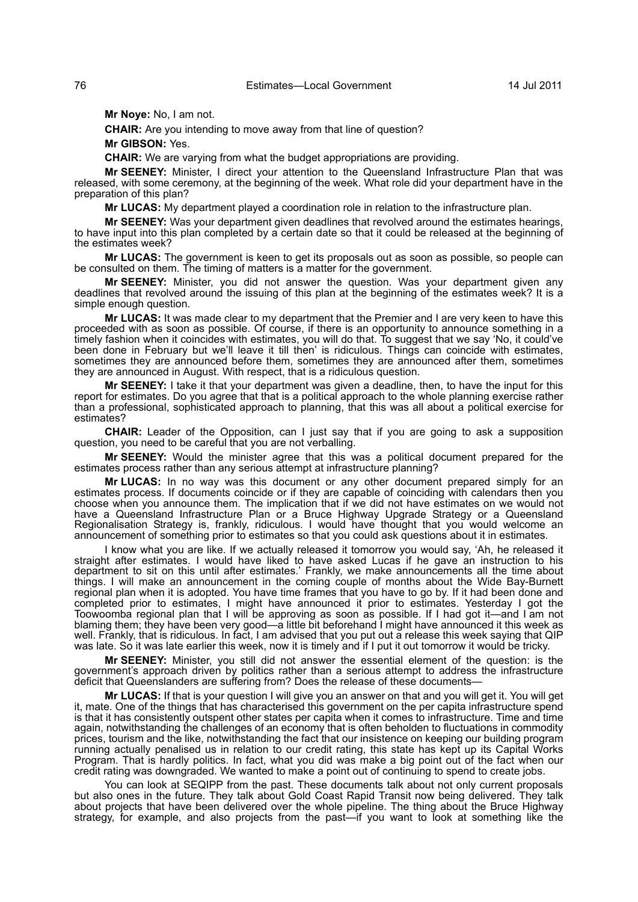**Mr Noye:** No, I am not.

**CHAIR:** Are you intending to move away from that line of question?

**Mr GIBSON:** Yes.

**CHAIR:** We are varying from what the budget appropriations are providing.

**Mr SEENEY:** Minister, I direct your attention to the Queensland Infrastructure Plan that was released, with some ceremony, at the beginning of the week. What role did your department have in the preparation of this plan?

**Mr LUCAS:** My department played a coordination role in relation to the infrastructure plan.

**Mr SEENEY:** Was your department given deadlines that revolved around the estimates hearings, to have input into this plan completed by a certain date so that it could be released at the beginning of the estimates week?

**Mr LUCAS:** The government is keen to get its proposals out as soon as possible, so people can be consulted on them. The timing of matters is a matter for the government.

**Mr SEENEY:** Minister, you did not answer the question. Was your department given any deadlines that revolved around the issuing of this plan at the beginning of the estimates week? It is a simple enough question.

**Mr LUCAS:** It was made clear to my department that the Premier and I are very keen to have this proceeded with as soon as possible. Of course, if there is an opportunity to announce something in a timely fashion when it coincides with estimates, you will do that. To suggest that we say 'No, it could've been done in February but we'll leave it till then' is ridiculous. Things can coincide with estimates, sometimes they are announced before them, sometimes they are announced after them, sometimes they are announced in August. With respect, that is a ridiculous question.

**Mr SEENEY:** I take it that your department was given a deadline, then, to have the input for this report for estimates. Do you agree that that is a political approach to the whole planning exercise rather than a professional, sophisticated approach to planning, that this was all about a political exercise for estimates?

**CHAIR:** Leader of the Opposition, can I just say that if you are going to ask a supposition question, you need to be careful that you are not verballing.

**Mr SEENEY:** Would the minister agree that this was a political document prepared for the estimates process rather than any serious attempt at infrastructure planning?

**Mr LUCAS:** In no way was this document or any other document prepared simply for an estimates process. If documents coincide or if they are capable of coinciding with calendars then you choose when you announce them. The implication that if we did not have estimates on we would not have a Queensland Infrastructure Plan or a Bruce Highway Upgrade Strategy or a Queensland Regionalisation Strategy is, frankly, ridiculous. I would have thought that you would welcome an announcement of something prior to estimates so that you could ask questions about it in estimates.

I know what you are like. If we actually released it tomorrow you would say, 'Ah, he released it straight after estimates. I would have liked to have asked Lucas if he gave an instruction to his department to sit on this until after estimates.' Frankly, we make announcements all the time about things. I will make an announcement in the coming couple of months about the Wide Bay-Burnett regional plan when it is adopted. You have time frames that you have to go by. If it had been done and completed prior to estimates, I might have announced it prior to estimates. Yesterday I got the Toowoomba regional plan that I will be approving as soon as possible. If I had got it—and I am not blaming them; they have been very good—a little bit beforehand I might have announced it this week as well. Frankly, that is ridiculous. In fact, I am advised that you put out a release this week saying that QIP was late. So it was late earlier this week, now it is timely and if I put it out tomorrow it would be tricky.

**Mr SEENEY:** Minister, you still did not answer the essential element of the question: is the government's approach driven by politics rather than a serious attempt to address the infrastructure deficit that Queenslanders are suffering from? Does the release of these documents—

**Mr LUCAS:** If that is your question I will give you an answer on that and you will get it. You will get it, mate. One of the things that has characterised this government on the per capita infrastructure spend is that it has consistently outspent other states per capita when it comes to infrastructure. Time and time again, notwithstanding the challenges of an economy that is often beholden to fluctuations in commodity prices, tourism and the like, notwithstanding the fact that our insistence on keeping our building program running actually penalised us in relation to our credit rating, this state has kept up its Capital Works Program. That is hardly politics. In fact, what you did was make a big point out of the fact when our credit rating was downgraded. We wanted to make a point out of continuing to spend to create jobs.

You can look at SEQIPP from the past. These documents talk about not only current proposals but also ones in the future. They talk about Gold Coast Rapid Transit now being delivered. They talk about projects that have been delivered over the whole pipeline. The thing about the Bruce Highway strategy, for example, and also projects from the past—if you want to look at something like the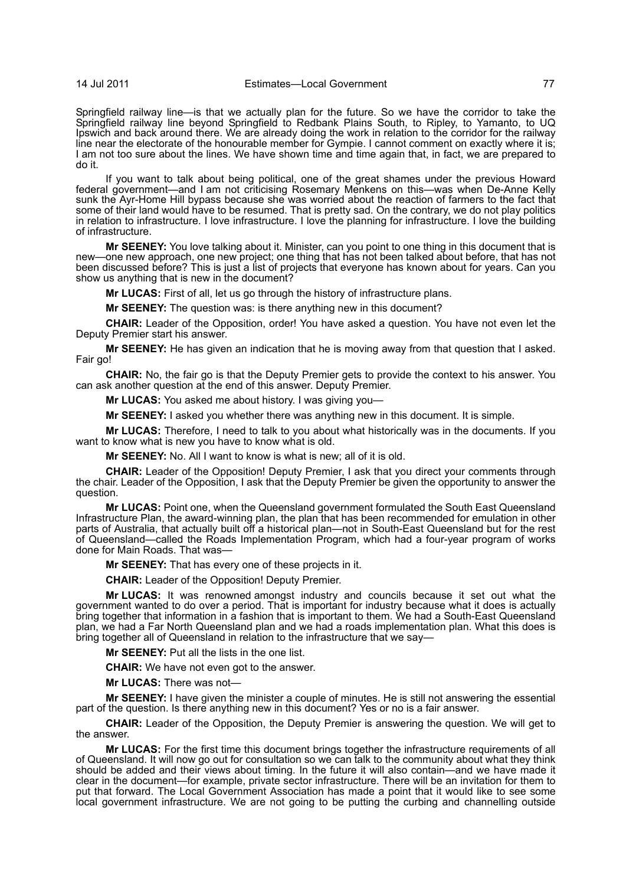Springfield railway line—is that we actually plan for the future. So we have the corridor to take the Springfield railway line beyond Springfield to Redbank Plains South, to Ripley, to Yamanto, to UQ Ipswich and back around there. We are already doing the work in relation to the corridor for the railway line near the electorate of the honourable member for Gympie. I cannot comment on exactly where it is; I am not too sure about the lines. We have shown time and time again that, in fact, we are prepared to do it.

If you want to talk about being political, one of the great shames under the previous Howard federal government—and I am not criticising Rosemary Menkens on this—was when De-Anne Kelly sunk the Ayr-Home Hill bypass because she was worried about the reaction of farmers to the fact that some of their land would have to be resumed. That is pretty sad. On the contrary, we do not play politics in relation to infrastructure. I love infrastructure. I love the planning for infrastructure. I love the building of infrastructure.

**Mr SEENEY:** You love talking about it. Minister, can you point to one thing in this document that is new—one new approach, one new project; one thing that has not been talked about before, that has not been discussed before? This is just a list of projects that everyone has known about for years. Can you show us anything that is new in the document?

**Mr LUCAS:** First of all, let us go through the history of infrastructure plans.

**Mr SEENEY:** The question was: is there anything new in this document?

**CHAIR:** Leader of the Opposition, order! You have asked a question. You have not even let the Deputy Premier start his answer.

**Mr SEENEY:** He has given an indication that he is moving away from that question that I asked. Fair go!

**CHAIR:** No, the fair go is that the Deputy Premier gets to provide the context to his answer. You can ask another question at the end of this answer. Deputy Premier.

**Mr LUCAS:** You asked me about history. I was giving you—

**Mr SEENEY:** I asked you whether there was anything new in this document. It is simple.

**Mr LUCAS:** Therefore, I need to talk to you about what historically was in the documents. If you want to know what is new you have to know what is old.

**Mr SEENEY:** No. All I want to know is what is new; all of it is old.

**CHAIR:** Leader of the Opposition! Deputy Premier, I ask that you direct your comments through the chair. Leader of the Opposition, I ask that the Deputy Premier be given the opportunity to answer the question.

**Mr LUCAS:** Point one, when the Queensland government formulated the South East Queensland Infrastructure Plan, the award-winning plan, the plan that has been recommended for emulation in other parts of Australia, that actually built off a historical plan—not in South-East Queensland but for the rest of Queensland—called the Roads Implementation Program, which had a four-year program of works done for Main Roads. That was—

**Mr SEENEY:** That has every one of these projects in it.

**CHAIR:** Leader of the Opposition! Deputy Premier.

**Mr LUCAS:** It was renowned amongst industry and councils because it set out what the government wanted to do over a period. That is important for industry because what it does is actually bring together that information in a fashion that is important to them. We had a South-East Queensland plan, we had a Far North Queensland plan and we had a roads implementation plan. What this does is bring together all of Queensland in relation to the infrastructure that we say—

**Mr SEENEY:** Put all the lists in the one list.

**CHAIR:** We have not even got to the answer.

**Mr LUCAS:** There was not—

**Mr SEENEY:** I have given the minister a couple of minutes. He is still not answering the essential part of the question. Is there anything new in this document? Yes or no is a fair answer.

**CHAIR:** Leader of the Opposition, the Deputy Premier is answering the question. We will get to the answer.

**Mr LUCAS:** For the first time this document brings together the infrastructure requirements of all of Queensland. It will now go out for consultation so we can talk to the community about what they think should be added and their views about timing. In the future it will also contain—and we have made it clear in the document—for example, private sector infrastructure. There will be an invitation for them to put that forward. The Local Government Association has made a point that it would like to see some local government infrastructure. We are not going to be putting the curbing and channelling outside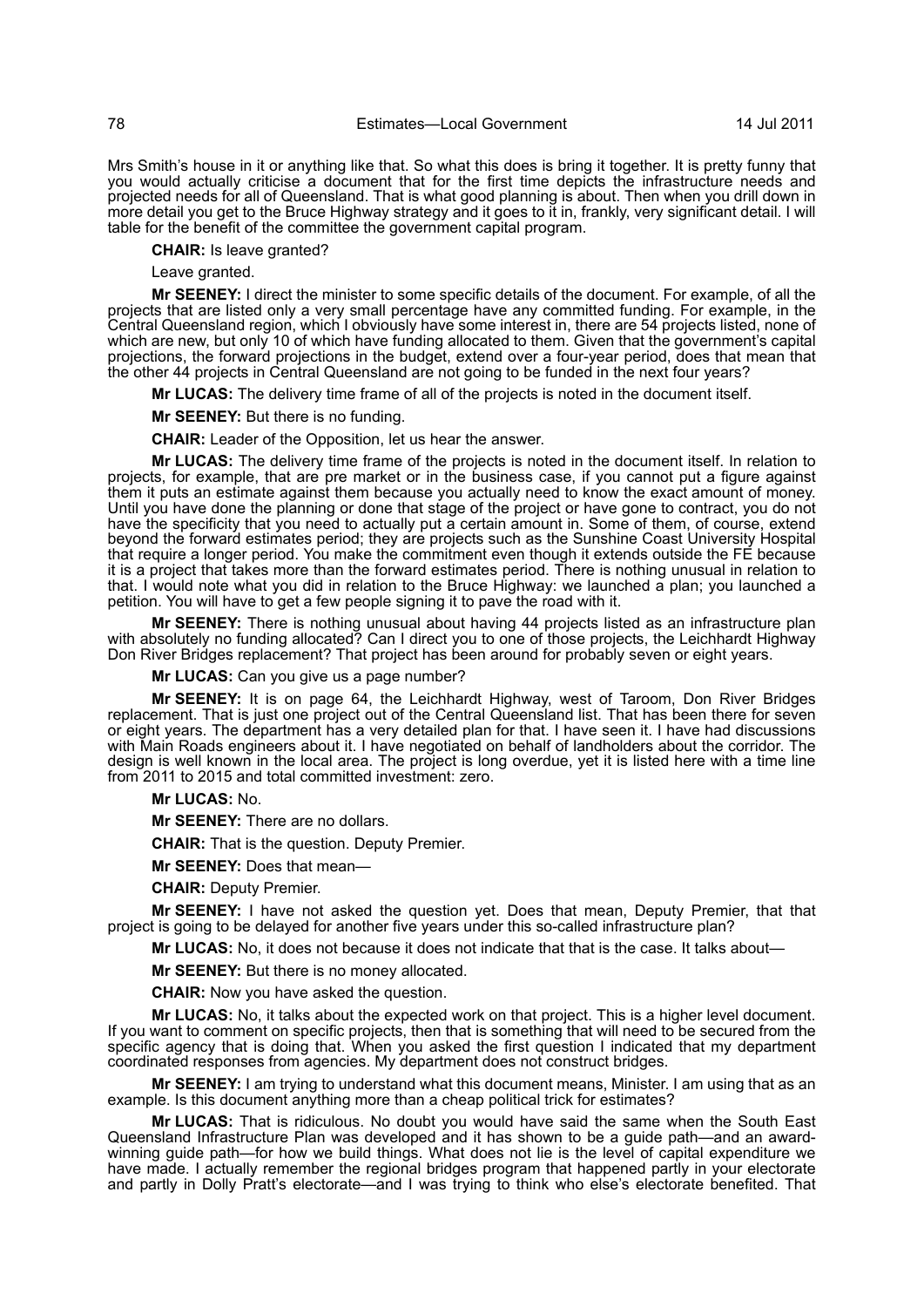Mrs Smith's house in it or anything like that. So what this does is bring it together. It is pretty funny that you would actually criticise a document that for the first time depicts the infrastructure needs and projected needs for all of Queensland. That is what good planning is about. Then when you drill down in more detail you get to the Bruce Highway strategy and it goes to it in, frankly, very significant detail. I will table for the benefit of the committee the government capital program.

**CHAIR:** Is leave granted?

Leave granted.

**Mr SEENEY:** I direct the minister to some specific details of the document. For example, of all the projects that are listed only a very small percentage have any committed funding. For example, in the Central Queensland region, which I obviously have some interest in, there are 54 projects listed, none of which are new, but only 10 of which have funding allocated to them. Given that the government's capital projections, the forward projections in the budget, extend over a four-year period, does that mean that the other 44 projects in Central Queensland are not going to be funded in the next four years?

**Mr LUCAS:** The delivery time frame of all of the projects is noted in the document itself.

**Mr SEENEY:** But there is no funding.

**CHAIR:** Leader of the Opposition, let us hear the answer.

**Mr LUCAS:** The delivery time frame of the projects is noted in the document itself. In relation to projects, for example, that are pre market or in the business case, if you cannot put a figure against them it puts an estimate against them because you actually need to know the exact amount of money. Until you have done the planning or done that stage of the project or have gone to contract, you do not have the specificity that you need to actually put a certain amount in. Some of them, of course, extend beyond the forward estimates period; they are projects such as the Sunshine Coast University Hospital that require a longer period. You make the commitment even though it extends outside the FE because it is a project that takes more than the forward estimates period. There is nothing unusual in relation to that. I would note what you did in relation to the Bruce Highway: we launched a plan; you launched a petition. You will have to get a few people signing it to pave the road with it.

**Mr SEENEY:** There is nothing unusual about having 44 projects listed as an infrastructure plan with absolutely no funding allocated? Can I direct you to one of those projects, the Leichhardt Highway Don River Bridges replacement? That project has been around for probably seven or eight years.

**Mr LUCAS:** Can you give us a page number?

**Mr SEENEY:** It is on page 64, the Leichhardt Highway, west of Taroom, Don River Bridges replacement. That is just one project out of the Central Queensland list. That has been there for seven or eight years. The department has a very detailed plan for that. I have seen it. I have had discussions with Main Roads engineers about it. I have negotiated on behalf of landholders about the corridor. The design is well known in the local area. The project is long overdue, yet it is listed here with a time line from 2011 to 2015 and total committed investment: zero.

**Mr LUCAS:** No.

**Mr SEENEY:** There are no dollars.

**CHAIR:** That is the question. Deputy Premier.

**Mr SEENEY:** Does that mean—

**CHAIR:** Deputy Premier.

**Mr SEENEY:** I have not asked the question yet. Does that mean, Deputy Premier, that that project is going to be delayed for another five years under this so-called infrastructure plan?

**Mr LUCAS:** No, it does not because it does not indicate that that is the case. It talks about—

**Mr SEENEY:** But there is no money allocated.

**CHAIR:** Now you have asked the question.

**Mr LUCAS:** No, it talks about the expected work on that project. This is a higher level document. If you want to comment on specific projects, then that is something that will need to be secured from the specific agency that is doing that. When you asked the first question I indicated that my department coordinated responses from agencies. My department does not construct bridges.

**Mr SEENEY:** I am trying to understand what this document means, Minister. I am using that as an example. Is this document anything more than a cheap political trick for estimates?

**Mr LUCAS:** That is ridiculous. No doubt you would have said the same when the South East Queensland Infrastructure Plan was developed and it has shown to be a guide path—and an award-winning guide path—for how we build things. What does not lie is the level of capital expenditure we have made. I actually remember the regional bridges program that happened partly in your electorate and partly in Dolly Pratt's electorate—and I was trying to think who else's electorate benefited. That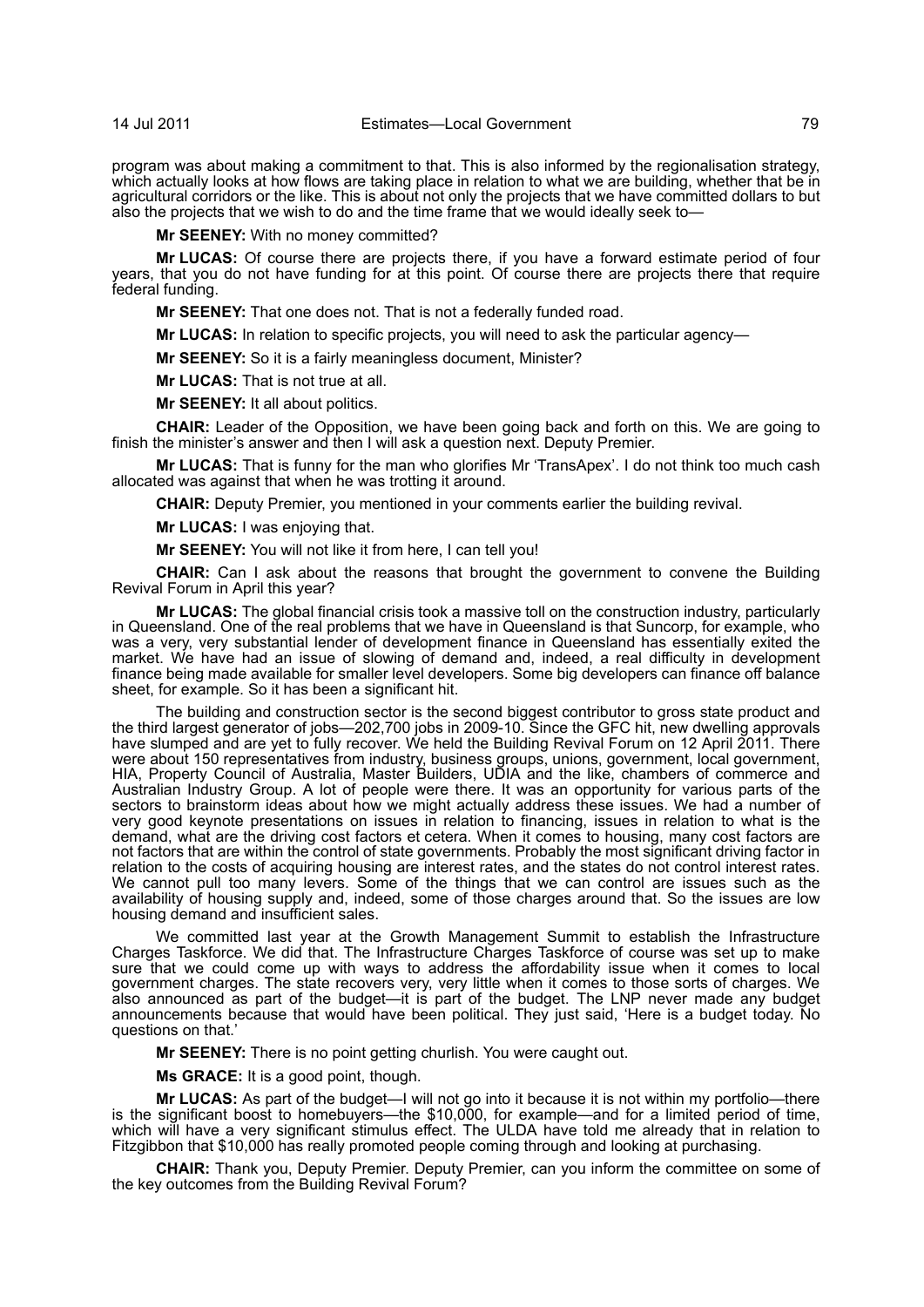program was about making a commitment to that. This is also informed by the regionalisation strategy, which actually looks at how flows are taking place in relation to what we are building, whether that be in agricultural corridors or the like. This is about not only the projects that we have committed dollars to but also the projects that we wish to do and the time frame that we would ideally seek to—

**Mr SEENEY:** With no money committed?

**Mr LUCAS:** Of course there are projects there, if you have a forward estimate period of four years, that you do not have funding for at this point. Of course there are projects there that require federal funding.

**Mr SEENEY:** That one does not. That is not a federally funded road.

**Mr LUCAS:** In relation to specific projects, you will need to ask the particular agency—

**Mr SEENEY:** So it is a fairly meaningless document, Minister?

**Mr LUCAS:** That is not true at all.

**Mr SEENEY:** It all about politics.

**CHAIR:** Leader of the Opposition, we have been going back and forth on this. We are going to finish the minister's answer and then I will ask a question next. Deputy Premier.

**Mr LUCAS:** That is funny for the man who glorifies Mr 'TransApex'. I do not think too much cash allocated was against that when he was trotting it around.

**CHAIR:** Deputy Premier, you mentioned in your comments earlier the building revival.

**Mr LUCAS:** I was enjoying that.

**Mr SEENEY:** You will not like it from here, I can tell you!

**CHAIR:** Can I ask about the reasons that brought the government to convene the Building Revival Forum in April this year?

**Mr LUCAS:** The global financial crisis took a massive toll on the construction industry, particularly in Queensland. One of the real problems that we have in Queensland is that Suncorp, for example, who was a very, very substantial lender of development finance in Queensland has essentially exited the market. We have had an issue of slowing of demand and, indeed, a real difficulty in development finance being made available for smaller level developers. Some big developers can finance off balance sheet, for example. So it has been a significant hit.

The building and construction sector is the second biggest contributor to gross state product and the third largest generator of jobs—202,700 jobs in 2009-10. Since the GFC hit, new dwelling approvals have slumped and are yet to fully recover. We held the Building Revival Forum on 12 April 2011. There were about 150 representatives from industry, business groups, unions, government, local government, HIA, Property Council of Australia, Master Builders, UDIA and the like, chambers of commerce and Australian Industry Group. A lot of people were there. It was an opportunity for various parts of the sectors to brainstorm ideas about how we might actually address these issues. We had a number of very good keynote presentations on issues in relation to financing, issues in relation to what is the demand, what are the driving cost factors et cetera. When it comes to housing, many cost factors are not factors that are within the control of state governments. Probably the most significant driving factor in relation to the costs of acquiring housing are interest rates, and the states do not control interest rates. We cannot pull too many levers. Some of the things that we can control are issues such as the availability of housing supply and, indeed, some of those charges around that. So the issues are low housing demand and insufficient sales.

We committed last year at the Growth Management Summit to establish the Infrastructure Charges Taskforce. We did that. The Infrastructure Charges Taskforce of course was set up to make sure that we could come up with ways to address the affordability issue when it comes to local government charges. The state recovers very, very little when it comes to those sorts of charges. We also announced as part of the budget—it is part of the budget. The LNP never made any budget announcements because that would have been political. They just said, 'Here is a budget today. No questions on that.'

**Mr SEENEY:** There is no point getting churlish. You were caught out.

**Ms GRACE:** It is a good point, though.

**Mr LUCAS:** As part of the budget—I will not go into it because it is not within my portfolio—there is the significant boost to homebuyers—the $10,000, for example—and for a limited period of time, which will have a very significant stimulus effect. The ULDA have told me already that in relation to Fitzgibbon that $10,000 has really promoted people coming through and looking at purchasing.

**CHAIR:** Thank you, Deputy Premier. Deputy Premier, can you inform the committee on some of the key outcomes from the Building Revival Forum?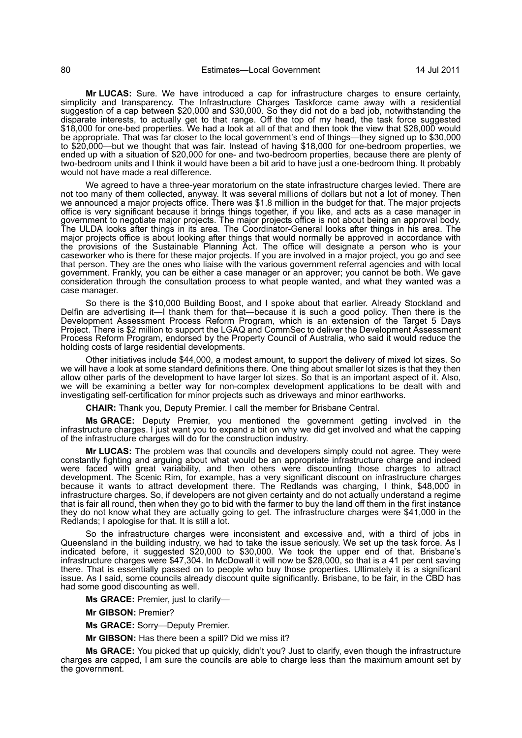**Mr LUCAS:** Sure. We have introduced a cap for infrastructure charges to ensure certainty, simplicity and transparency. The Infrastructure Charges Taskforce came away with a residential suggestion of a cap between $20,000 and $30,000. So they did not do a bad job, notwithstanding the disparate interests, to actually get to that range. Off the top of my head, the task force suggested $18,000 for one-bed properties. We had a look at all of that and then took the view that $28,000 would be appropriate. That was far closer to the local government's end of things—they signed up to $30,000 to $20,000—but we thought that was fair. Instead of having $18,000 for one-bedroom properties, we ended up with a situation of $20,000 for one- and two-bedroom properties, because there are plenty of two-bedroom units and I think it would have been a bit arid to have just a one-bedroom thing. It probably would not have made a real difference.

We agreed to have a three-year moratorium on the state infrastructure charges levied. There are not too many of them collected, anyway. It was several millions of dollars but not a lot of money. Then we announced a major projects office. There was $1.8 million in the budget for that. The major projects office is very significant because it brings things together, if you like, and acts as a case manager in government to negotiate major projects. The major projects office is not about being an approval body. The ULDA looks after things in its area. The Coordinator-General looks after things in his area. The major projects office is about looking after things that would normally be approved in accordance with the provisions of the Sustainable Planning Act. The office will designate a person who is your caseworker who is there for these major projects. If you are involved in a major project, you go and see that person. They are the ones who liaise with the various government referral agencies and with local government. Frankly, you can be either a case manager or an approver; you cannot be both. We gave consideration through the consultation process to what people wanted, and what they wanted was a case manager.

So there is the $10,000 Building Boost, and I spoke about that earlier. Already Stockland and Delfin are advertising it—I thank them for that—because it is such a good policy. Then there is the Development Assessment Process Reform Program, which is an extension of the Target 5 Days Project. There is $2 million to support the LGAQ and CommSec to deliver the Development Assessment Process Reform Program, endorsed by the Property Council of Australia, who said it would reduce the holding costs of large residential developments.

Other initiatives include $44,000, a modest amount, to support the delivery of mixed lot sizes. So we will have a look at some standard definitions there. One thing about smaller lot sizes is that they then allow other parts of the development to have larger lot sizes. So that is an important aspect of it. Also, we will be examining a better way for non-complex development applications to be dealt with and investigating self-certification for minor projects such as driveways and minor earthworks.

**CHAIR:** Thank you, Deputy Premier. I call the member for Brisbane Central.

**Ms GRACE:** Deputy Premier, you mentioned the government getting involved in the infrastructure charges. I just want you to expand a bit on why we did get involved and what the capping of the infrastructure charges will do for the construction industry.

**Mr LUCAS:** The problem was that councils and developers simply could not agree. They were constantly fighting and arguing about what would be an appropriate infrastructure charge and indeed were faced with great variability, and then others were discounting those charges to attract development. The Scenic Rim, for example, has a very significant discount on infrastructure charges because it wants to attract development there. The Redlands was charging, I think, $48,000 in infrastructure charges. So, if developers are not given certainty and do not actually understand a regime that is fair all round, then when they go to bid with the farmer to buy the land off them in the first instance they do not know what they are actually going to get. The infrastructure charges were $41,000 in the Redlands; I apologise for that. It is still a lot.

So the infrastructure charges were inconsistent and excessive and, with a third of jobs in Queensland in the building industry, we had to take the issue seriously. We set up the task force. As I indicated before, it suggested $20,000 to $30,000. We took the upper end of that. Brisbane's infrastructure charges were $47,304. In McDowall it will now be $28,000, so that is a 41 per cent saving there. That is essentially passed on to people who buy those properties. Ultimately it is a significant issue. As I said, some councils already discount quite significantly. Brisbane, to be fair, in the CBD has had some good discounting as well.

**Ms GRACE:** Premier, just to clarify—

**Mr GIBSON:** Premier?

**Ms GRACE:** Sorry—Deputy Premier.

**Mr GIBSON:** Has there been a spill? Did we miss it?

**Ms GRACE:** You picked that up quickly, didn't you? Just to clarify, even though the infrastructure charges are capped, I am sure the councils are able to charge less than the maximum amount set by the government.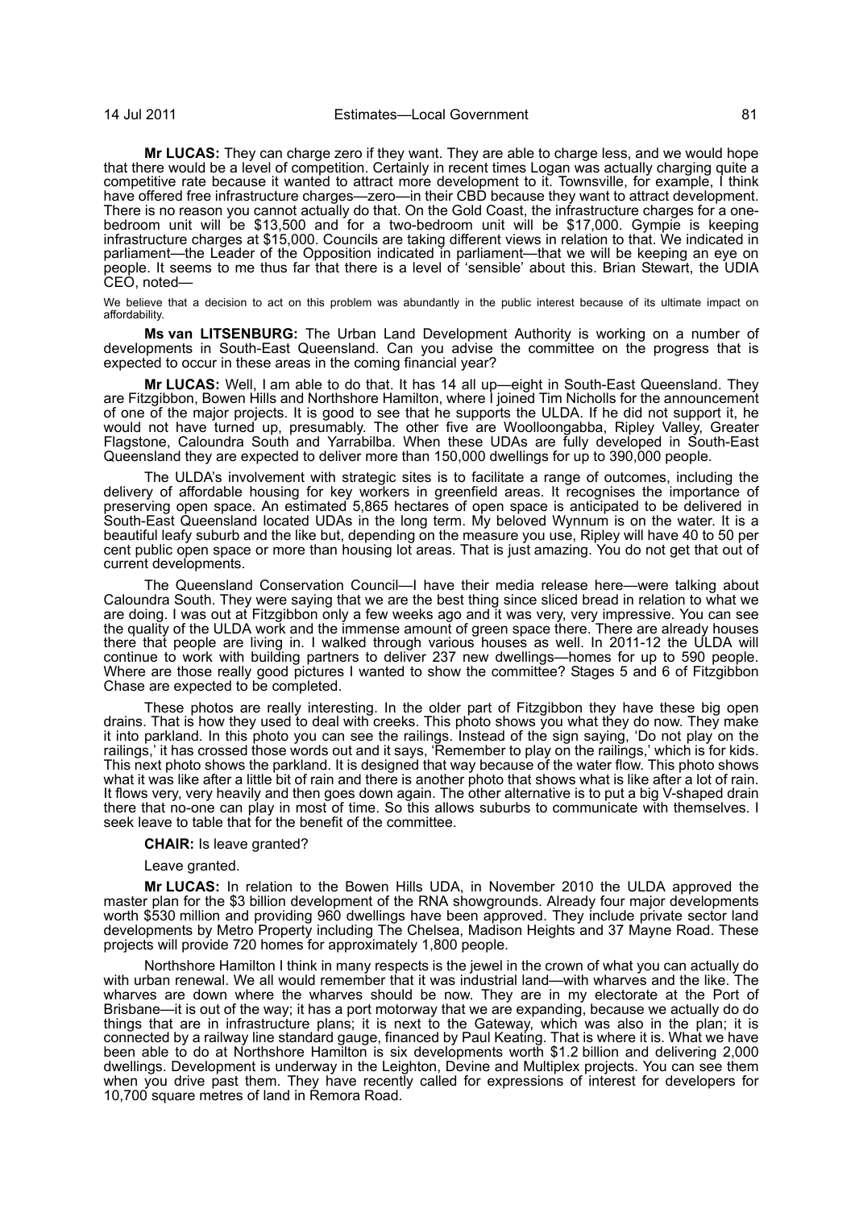**Mr LUCAS:** They can charge zero if they want. They are able to charge less, and we would hope that there would be a level of competition. Certainly in recent times Logan was actually charging quite a competitive rate because it wanted to attract more development to it. Townsville, for example, I think have offered free infrastructure charges—zero—in their CBD because they want to attract development. There is no reason you cannot actually do that. On the Gold Coast, the infrastructure charges for a one-bedroom unit will be $13,500 and for a two-bedroom unit will be $17,000. Gympie is keeping infrastructure charges at $15,000. Councils are taking different views in relation to that. We indicated in parliament—the Leader of the Opposition indicated in parliament—that we will be keeping an eye on people. It seems to me thus far that there is a level of 'sensible' about this. Brian Stewart, the UDIA CEO, noted—

We believe that a decision to act on this problem was abundantly in the public interest because of its ultimate impact on affordability.

**Ms van LITSENBURG:** The Urban Land Development Authority is working on a number of developments in South-East Queensland. Can you advise the committee on the progress that is expected to occur in these areas in the coming financial year?

**Mr LUCAS:** Well, I am able to do that. It has 14 all up—eight in South-East Queensland. They are Fitzgibbon, Bowen Hills and Northshore Hamilton, where I joined Tim Nicholls for the announcement of one of the major projects. It is good to see that he supports the ULDA. If he did not support it, he would not have turned up, presumably. The other five are Woolloongabba, Ripley Valley, Greater Flagstone, Caloundra South and Yarrabilba. When these UDAs are fully developed in South-East Queensland they are expected to deliver more than 150,000 dwellings for up to 390,000 people.

The ULDA's involvement with strategic sites is to facilitate a range of outcomes, including the delivery of affordable housing for key workers in greenfield areas. It recognises the importance of preserving open space. An estimated 5,865 hectares of open space is anticipated to be delivered in South-East Queensland located UDAs in the long term. My beloved Wynnum is on the water. It is a beautiful leafy suburb and the like but, depending on the measure you use, Ripley will have 40 to 50 per cent public open space or more than housing lot areas. That is just amazing. You do not get that out of current developments.

The Queensland Conservation Council—I have their media release here—were talking about Caloundra South. They were saying that we are the best thing since sliced bread in relation to what we are doing. I was out at Fitzgibbon only a few weeks ago and it was very, very impressive. You can see the quality of the ULDA work and the immense amount of green space there. There are already houses there that people are living in. I walked through various houses as well. In 2011-12 the ULDA will continue to work with building partners to deliver 237 new dwellings—homes for up to 590 people. Where are those really good pictures I wanted to show the committee? Stages 5 and 6 of Fitzgibbon Chase are expected to be completed.

These photos are really interesting. In the older part of Fitzgibbon they have these big open drains. That is how they used to deal with creeks. This photo shows you what they do now. They make it into parkland. In this photo you can see the railings. Instead of the sign saying, 'Do not play on the railings,' it has crossed those words out and it says, 'Remember to play on the railings,' which is for kids. This next photo shows the parkland. It is designed that way because of the water flow. This photo shows what it was like after a little bit of rain and there is another photo that shows what is like after a lot of rain. It flows very, very heavily and then goes down again. The other alternative is to put a big V-shaped drain there that no-one can play in most of time. So this allows suburbs to communicate with themselves. I seek leave to table that for the benefit of the committee.

**CHAIR:** Is leave granted?

Leave granted.

**Mr LUCAS:** In relation to the Bowen Hills UDA, in November 2010 the ULDA approved the master plan for the $3 billion development of the RNA showgrounds. Already four major developments worth $530 million and providing 960 dwellings have been approved. They include private sector land developments by Metro Property including The Chelsea, Madison Heights and 37 Mayne Road. These projects will provide 720 homes for approximately 1,800 people.

Northshore Hamilton I think in many respects is the jewel in the crown of what you can actually do with urban renewal. We all would remember that it was industrial land—with wharves and the like. The wharves are down where the wharves should be now. They are in my electorate at the Port of Brisbane—it is out of the way; it has a port motorway that we are expanding, because we actually do do things that are in infrastructure plans; it is next to the Gateway, which was also in the plan; it is connected by a railway line standard gauge, financed by Paul Keating. That is where it is. What we have been able to do at Northshore Hamilton is six developments worth $1.2 billion and delivering 2,000 dwellings. Development is underway in the Leighton, Devine and Multiplex projects. You can see them when you drive past them. They have recently called for expressions of interest for developers for 10,700 square metres of land in Remora Road.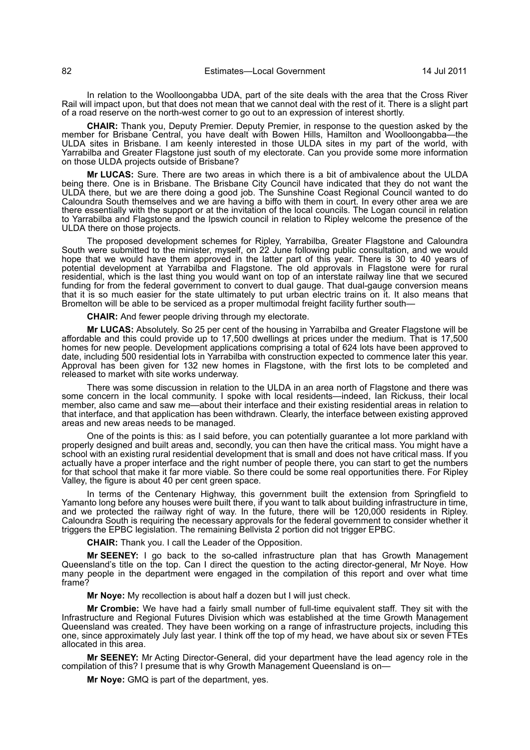In relation to the Woolloongabba UDA, part of the site deals with the area that the Cross River Rail will impact upon, but that does not mean that we cannot deal with the rest of it. There is a slight part of a road reserve on the north-west corner to go out to an expression of interest shortly.

**CHAIR:** Thank you, Deputy Premier. Deputy Premier, in response to the question asked by the member for Brisbane Central, you have dealt with Bowen Hills, Hamilton and Woolloongabba—the ULDA sites in Brisbane. I am keenly interested in those ULDA sites in my part of the world, with Yarrabilba and Greater Flagstone just south of my electorate. Can you provide some more information on those ULDA projects outside of Brisbane?

**Mr LUCAS:** Sure. There are two areas in which there is a bit of ambivalence about the ULDA being there. One is in Brisbane. The Brisbane City Council have indicated that they do not want the ULDA there, but we are there doing a good job. The Sunshine Coast Regional Council wanted to do Caloundra South themselves and we are having a biffo with them in court. In every other area we are there essentially with the support or at the invitation of the local councils. The Logan council in relation to Yarrabilba and Flagstone and the Ipswich council in relation to Ripley welcome the presence of the ULDA there on those projects.

The proposed development schemes for Ripley, Yarrabilba, Greater Flagstone and Caloundra South were submitted to the minister, myself, on 22 June following public consultation, and we would hope that we would have them approved in the latter part of this year. There is 30 to 40 years of potential development at Yarrabilba and Flagstone. The old approvals in Flagstone were for rural residential, which is the last thing you would want on top of an interstate railway line that we secured funding for from the federal government to convert to dual gauge. That dual-gauge conversion means that it is so much easier for the state ultimately to put urban electric trains on it. It also means that Bromelton will be able to be serviced as a proper multimodal freight facility further south—

**CHAIR:** And fewer people driving through my electorate.

**Mr LUCAS:** Absolutely. So 25 per cent of the housing in Yarrabilba and Greater Flagstone will be affordable and this could provide up to 17,500 dwellings at prices under the medium. That is 17,500 homes for new people. Development applications comprising a total of 624 lots have been approved to date, including 500 residential lots in Yarrabilba with construction expected to commence later this year. Approval has been given for 132 new homes in Flagstone, with the first lots to be completed and released to market with site works underway.

There was some discussion in relation to the ULDA in an area north of Flagstone and there was some concern in the local community. I spoke with local residents—indeed, Ian Rickuss, their local member, also came and saw me—about their interface and their existing residential areas in relation to that interface, and that application has been withdrawn. Clearly, the interface between existing approved areas and new areas needs to be managed.

One of the points is this: as I said before, you can potentially guarantee a lot more parkland with properly designed and built areas and, secondly, you can then have the critical mass. You might have a school with an existing rural residential development that is small and does not have critical mass. If you actually have a proper interface and the right number of people there, you can start to get the numbers for that school that make it far more viable. So there could be some real opportunities there. For Ripley Valley, the figure is about 40 per cent green space.

In terms of the Centenary Highway, this government built the extension from Springfield to Yamanto long before any houses were built there, if you want to talk about building infrastructure in time, and we protected the railway right of way. In the future, there will be 120,000 residents in Ripley. Caloundra South is requiring the necessary approvals for the federal government to consider whether it triggers the EPBC legislation. The remaining Bellvista 2 portion did not trigger EPBC.

**CHAIR:** Thank you. I call the Leader of the Opposition.

**Mr SEENEY:** I go back to the so-called infrastructure plan that has Growth Management Queensland's title on the top. Can I direct the question to the acting director-general, Mr Noye. How many people in the department were engaged in the compilation of this report and over what time frame?

**Mr Noye:** My recollection is about half a dozen but I will just check.

**Mr Crombie:** We have had a fairly small number of full-time equivalent staff. They sit with the Infrastructure and Regional Futures Division which was established at the time Growth Management Queensland was created. They have been working on a range of infrastructure projects, including this one, since approximately July last year. I think off the top of my head, we have about six or seven FTEs allocated in this area.

**Mr SEENEY:** Mr Acting Director-General, did your department have the lead agency role in the compilation of this? I presume that is why Growth Management Queensland is on—

**Mr Noye:** GMQ is part of the department, yes.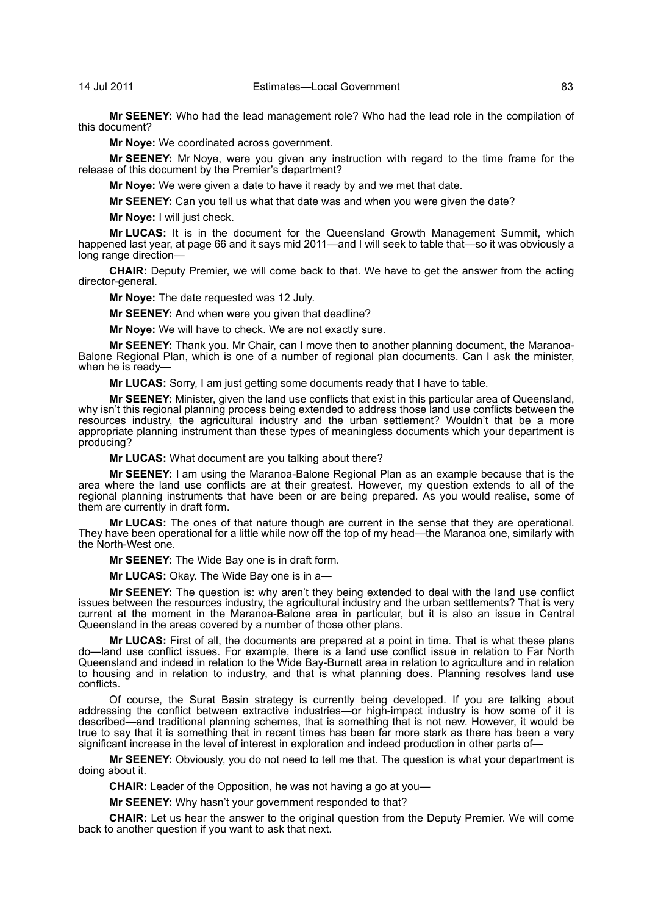**Mr SEENEY:** Who had the lead management role? Who had the lead role in the compilation of this document?

**Mr Noye:** We coordinated across government.

**Mr SEENEY:** Mr Noye, were you given any instruction with regard to the time frame for the release of this document by the Premier's department?

**Mr Noye:** We were given a date to have it ready by and we met that date.

**Mr SEENEY:** Can you tell us what that date was and when you were given the date?

**Mr Noye:** I will just check.

**Mr LUCAS:** It is in the document for the Queensland Growth Management Summit, which happened last year, at page 66 and it says mid 2011—and I will seek to table that—so it was obviously a long range direction—

**CHAIR:** Deputy Premier, we will come back to that. We have to get the answer from the acting director-general.

**Mr Noye:** The date requested was 12 July.

**Mr SEENEY:** And when were you given that deadline?

**Mr Noye:** We will have to check. We are not exactly sure.

**Mr SEENEY:** Thank you. Mr Chair, can I move then to another planning document, the Maranoa-Balone Regional Plan, which is one of a number of regional plan documents. Can I ask the minister, when he is ready—

**Mr LUCAS:** Sorry, I am just getting some documents ready that I have to table.

**Mr SEENEY:** Minister, given the land use conflicts that exist in this particular area of Queensland, why isn't this regional planning process being extended to address those land use conflicts between the resources industry, the agricultural industry and the urban settlement? Wouldn't that be a more appropriate planning instrument than these types of meaningless documents which your department is producing?

**Mr LUCAS:** What document are you talking about there?

**Mr SEENEY:** I am using the Maranoa-Balone Regional Plan as an example because that is the area where the land use conflicts are at their greatest. However, my question extends to all of the regional planning instruments that have been or are being prepared. As you would realise, some of them are currently in draft form.

**Mr LUCAS:** The ones of that nature though are current in the sense that they are operational. They have been operational for a little while now off the top of my head—the Maranoa one, similarly with the North-West one.

**Mr SEENEY:** The Wide Bay one is in draft form.

**Mr LUCAS:** Okay. The Wide Bay one is in a—

**Mr SEENEY:** The question is: why aren't they being extended to deal with the land use conflict issues between the resources industry, the agricultural industry and the urban settlements? That is very current at the moment in the Maranoa-Balone area in particular, but it is also an issue in Central Queensland in the areas covered by a number of those other plans.

**Mr LUCAS:** First of all, the documents are prepared at a point in time. That is what these plans do—land use conflict issues. For example, there is a land use conflict issue in relation to Far North Queensland and indeed in relation to the Wide Bay-Burnett area in relation to agriculture and in relation to housing and in relation to industry, and that is what planning does. Planning resolves land use conflicts.

Of course, the Surat Basin strategy is currently being developed. If you are talking about addressing the conflict between extractive industries—or high-impact industry is how some of it is described—and traditional planning schemes, that is something that is not new. However, it would be true to say that it is something that in recent times has been far more stark as there has been a very significant increase in the level of interest in exploration and indeed production in other parts of—

**Mr SEENEY:** Obviously, you do not need to tell me that. The question is what your department is doing about it.

**CHAIR:** Leader of the Opposition, he was not having a go at you—

**Mr SEENEY:** Why hasn't your government responded to that?

**CHAIR:** Let us hear the answer to the original question from the Deputy Premier. We will come back to another question if you want to ask that next.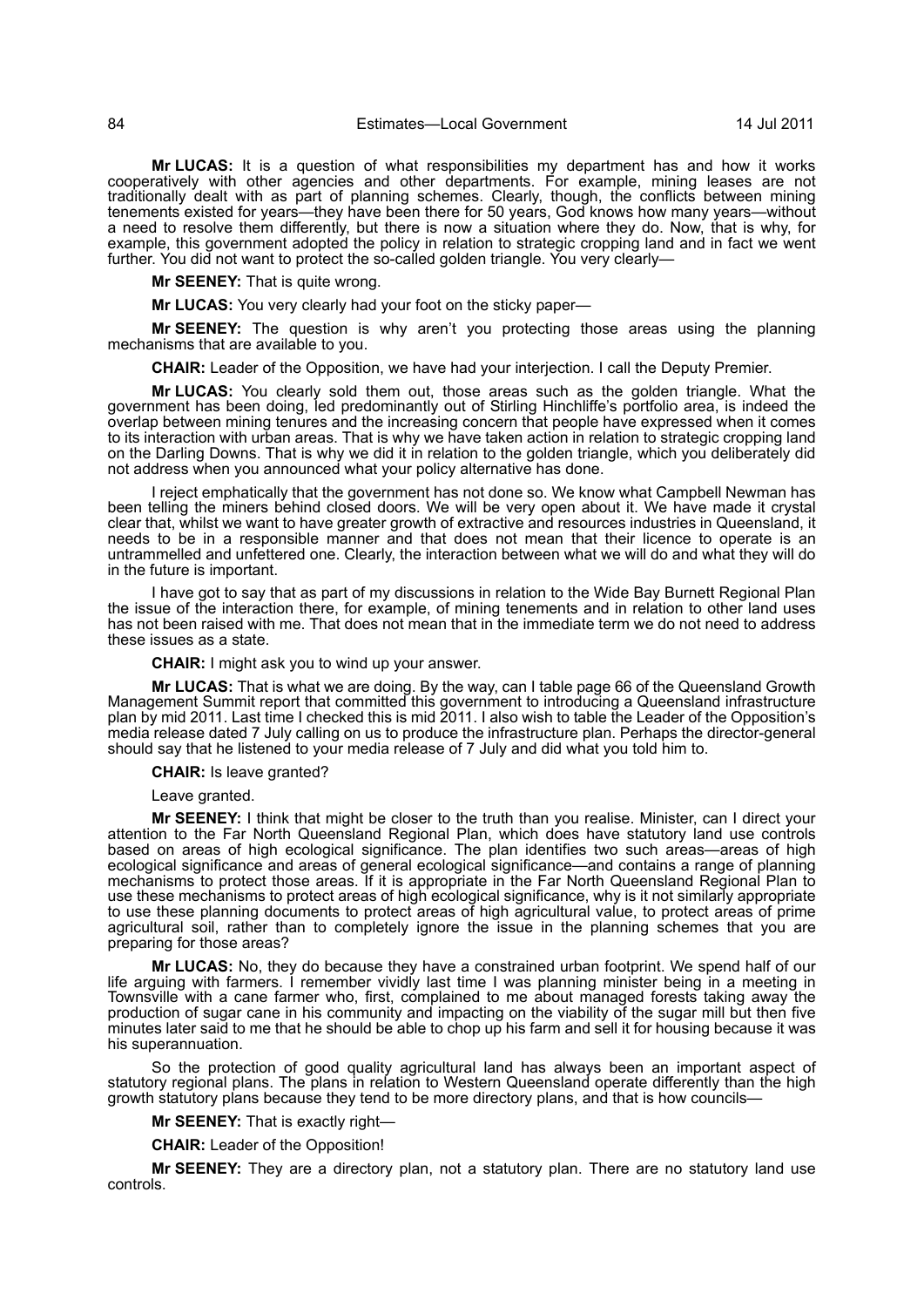**Mr LUCAS:** It is a question of what responsibilities my department has and how it works cooperatively with other agencies and other departments. For example, mining leases are not traditionally dealt with as part of planning schemes. Clearly, though, the conflicts between mining tenements existed for years—they have been there for 50 years, God knows how many years—without a need to resolve them differently, but there is now a situation where they do. Now, that is why, for example, this government adopted the policy in relation to strategic cropping land and in fact we went further. You did not want to protect the so-called golden triangle. You very clearly—

**Mr SEENEY:** That is quite wrong.

**Mr LUCAS:** You very clearly had your foot on the sticky paper—

**Mr SEENEY:** The question is why aren't you protecting those areas using the planning mechanisms that are available to you.

**CHAIR:** Leader of the Opposition, we have had your interjection. I call the Deputy Premier.

**Mr LUCAS:** You clearly sold them out, those areas such as the golden triangle. What the government has been doing, led predominantly out of Stirling Hinchliffe's portfolio area, is indeed the overlap between mining tenures and the increasing concern that people have expressed when it comes to its interaction with urban areas. That is why we have taken action in relation to strategic cropping land on the Darling Downs. That is why we did it in relation to the golden triangle, which you deliberately did not address when you announced what your policy alternative has done.

I reject emphatically that the government has not done so. We know what Campbell Newman has been telling the miners behind closed doors. We will be very open about it. We have made it crystal clear that, whilst we want to have greater growth of extractive and resources industries in Queensland, it needs to be in a responsible manner and that does not mean that their licence to operate is an untrammelled and unfettered one. Clearly, the interaction between what we will do and what they will do in the future is important.

I have got to say that as part of my discussions in relation to the Wide Bay Burnett Regional Plan the issue of the interaction there, for example, of mining tenements and in relation to other land uses has not been raised with me. That does not mean that in the immediate term we do not need to address these issues as a state.

**CHAIR:** I might ask you to wind up your answer.

**Mr LUCAS:** That is what we are doing. By the way, can I table page 66 of the Queensland Growth Management Summit report that committed this government to introducing a Queensland infrastructure plan by mid 2011. Last time I checked this is mid 2011. I also wish to table the Leader of the Opposition's media release dated 7 July calling on us to produce the infrastructure plan. Perhaps the director-general should say that he listened to your media release of 7 July and did what you told him to.

**CHAIR:** Is leave granted?

Leave granted.

**Mr SEENEY:** I think that might be closer to the truth than you realise. Minister, can I direct your attention to the Far North Queensland Regional Plan, which does have statutory land use controls based on areas of high ecological significance. The plan identifies two such areas—areas of high ecological significance and areas of general ecological significance—and contains a range of planning mechanisms to protect those areas. If it is appropriate in the Far North Queensland Regional Plan to use these mechanisms to protect areas of high ecological significance, why is it not similarly appropriate to use these planning documents to protect areas of high agricultural value, to protect areas of prime agricultural soil, rather than to completely ignore the issue in the planning schemes that you are preparing for those areas?

**Mr LUCAS:** No, they do because they have a constrained urban footprint. We spend half of our life arguing with farmers. I remember vividly last time I was planning minister being in a meeting in Townsville with a cane farmer who, first, complained to me about managed forests taking away the production of sugar cane in his community and impacting on the viability of the sugar mill but then five minutes later said to me that he should be able to chop up his farm and sell it for housing because it was his superannuation.

So the protection of good quality agricultural land has always been an important aspect of statutory regional plans. The plans in relation to Western Queensland operate differently than the high growth statutory plans because they tend to be more directory plans, and that is how councils—

**Mr SEENEY:** That is exactly right—

**CHAIR:** Leader of the Opposition!

**Mr SEENEY:** They are a directory plan, not a statutory plan. There are no statutory land use controls.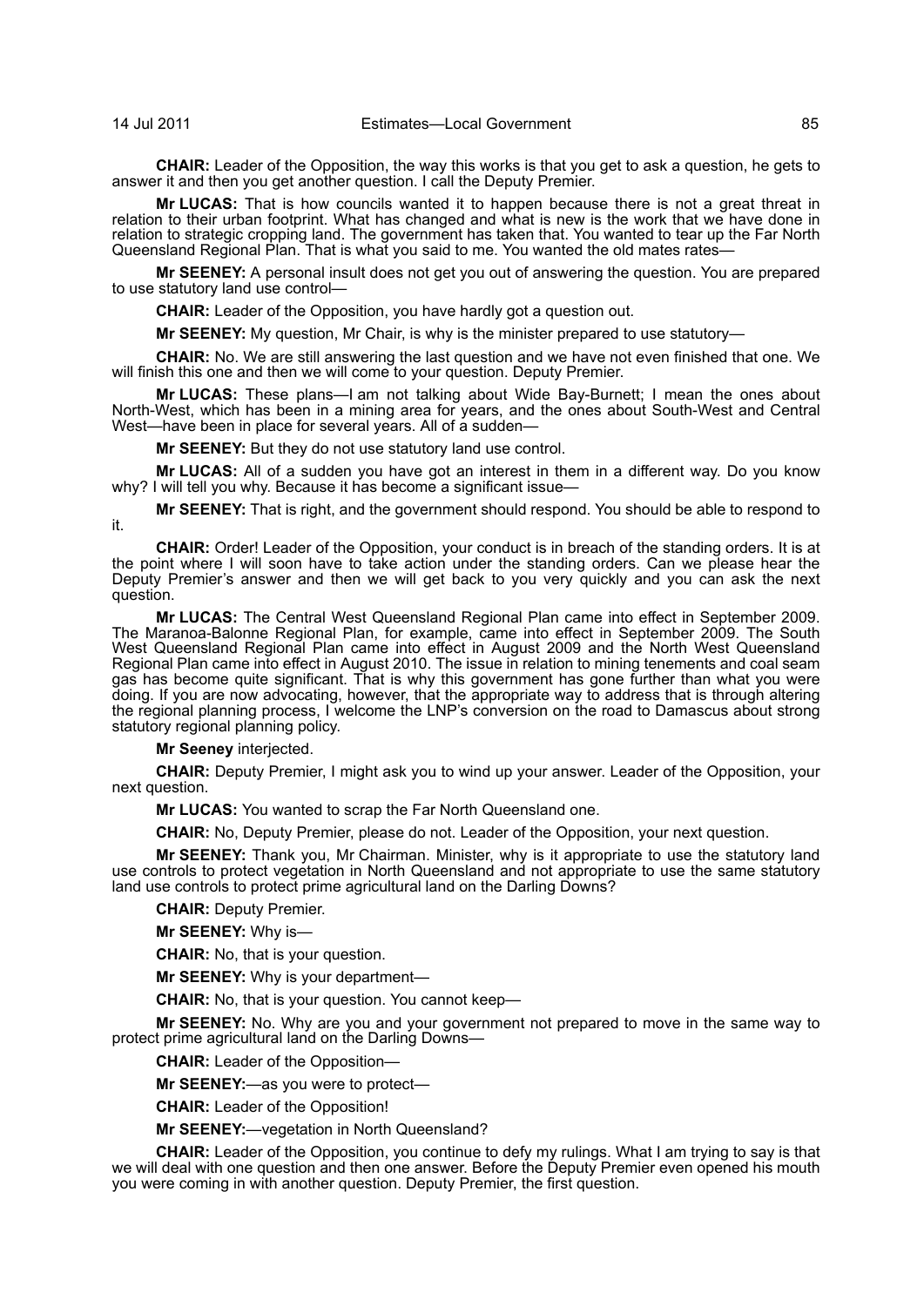**CHAIR:** Leader of the Opposition, the way this works is that you get to ask a question, he gets to answer it and then you get another question. I call the Deputy Premier.

**Mr LUCAS:** That is how councils wanted it to happen because there is not a great threat in relation to their urban footprint. What has changed and what is new is the work that we have done in relation to strategic cropping land. The government has taken that. You wanted to tear up the Far North Queensland Regional Plan. That is what you said to me. You wanted the old mates rates—

**Mr SEENEY:** A personal insult does not get you out of answering the question. You are prepared to use statutory land use control—

**CHAIR:** Leader of the Opposition, you have hardly got a question out.

**Mr SEENEY:** My question, Mr Chair, is why is the minister prepared to use statutory—

**CHAIR:** No. We are still answering the last question and we have not even finished that one. We will finish this one and then we will come to your question. Deputy Premier.

**Mr LUCAS:** These plans—I am not talking about Wide Bay-Burnett; I mean the ones about North-West, which has been in a mining area for years, and the ones about South-West and Central West—have been in place for several years. All of a sudden—

**Mr SEENEY:** But they do not use statutory land use control.

**Mr LUCAS:** All of a sudden you have got an interest in them in a different way. Do you know why? I will tell you why. Because it has become a significant issue—

**Mr SEENEY:** That is right, and the government should respond. You should be able to respond to it.

**CHAIR:** Order! Leader of the Opposition, your conduct is in breach of the standing orders. It is at the point where I will soon have to take action under the standing orders. Can we please hear the Deputy Premier's answer and then we will get back to you very quickly and you can ask the next question.

**Mr LUCAS:** The Central West Queensland Regional Plan came into effect in September 2009. The Maranoa-Balonne Regional Plan, for example, came into effect in September 2009. The South West Queensland Regional Plan came into effect in August 2009 and the North West Queensland Regional Plan came into effect in August 2010. The issue in relation to mining tenements and coal seam gas has become quite significant. That is why this government has gone further than what you were doing. If you are now advocating, however, that the appropriate way to address that is through altering the regional planning process, I welcome the LNP's conversion on the road to Damascus about strong statutory regional planning policy.

**Mr Seeney** interjected.

**CHAIR:** Deputy Premier, I might ask you to wind up your answer. Leader of the Opposition, your next question.

**Mr LUCAS:** You wanted to scrap the Far North Queensland one.

**CHAIR:** No, Deputy Premier, please do not. Leader of the Opposition, your next question.

**Mr SEENEY:** Thank you, Mr Chairman. Minister, why is it appropriate to use the statutory land use controls to protect vegetation in North Queensland and not appropriate to use the same statutory land use controls to protect prime agricultural land on the Darling Downs?

**CHAIR:** Deputy Premier.

**Mr SEENEY:** Why is—

**CHAIR:** No, that is your question.

**Mr SEENEY:** Why is your department—

**CHAIR:** No, that is your question. You cannot keep—

**Mr SEENEY:** No. Why are you and your government not prepared to move in the same way to protect prime agricultural land on the Darling Downs—

**CHAIR:** Leader of the Opposition—

**Mr SEENEY:**—as you were to protect—

**CHAIR:** Leader of the Opposition!

**Mr SEENEY:**—vegetation in North Queensland?

**CHAIR:** Leader of the Opposition, you continue to defy my rulings. What I am trying to say is that we will deal with one question and then one answer. Before the Deputy Premier even opened his mouth you were coming in with another question. Deputy Premier, the first question.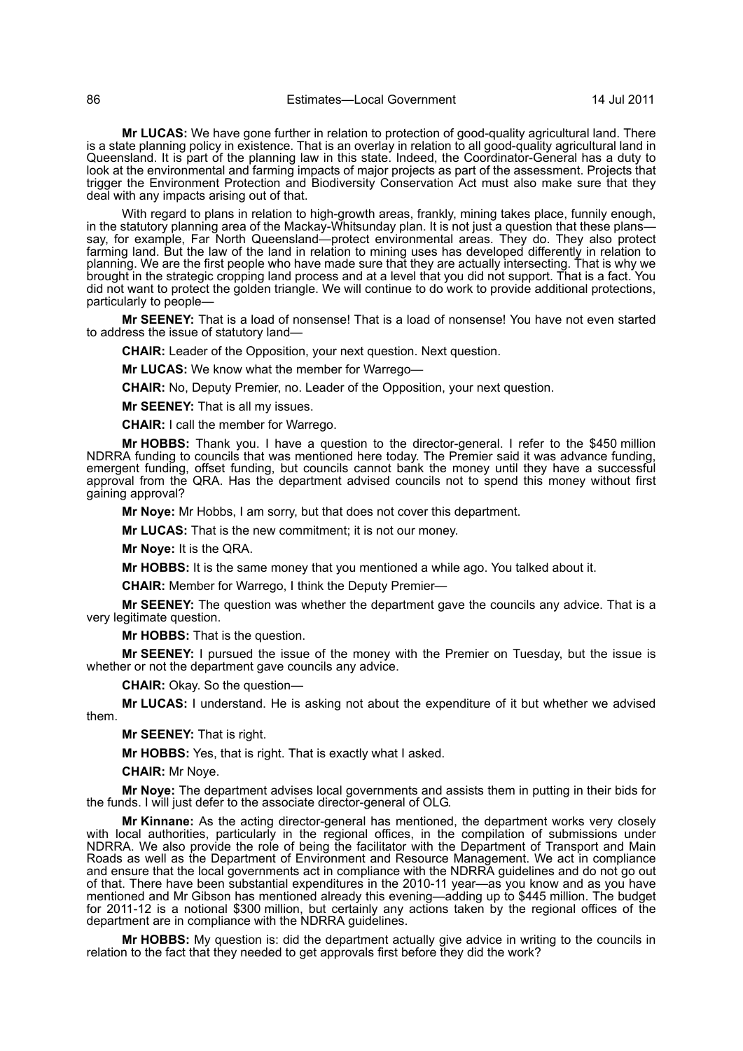**Mr LUCAS:** We have gone further in relation to protection of good-quality agricultural land. There is a state planning policy in existence. That is an overlay in relation to all good-quality agricultural land in Queensland. It is part of the planning law in this state. Indeed, the Coordinator-General has a duty to look at the environmental and farming impacts of major projects as part of the assessment. Projects that trigger the Environment Protection and Biodiversity Conservation Act must also make sure that they deal with any impacts arising out of that.

With regard to plans in relation to high-growth areas, frankly, mining takes place, funnily enough, in the statutory planning area of the Mackay-Whitsunday plan. It is not just a question that these plans—say, for example, Far North Queensland—protect environmental areas. They do. They also protect farming land. But the law of the land in relation to mining uses has developed differently in relation to planning. We are the first people who have made sure that they are actually intersecting. That is why we brought in the strategic cropping land process and at a level that you did not support. That is a fact. You did not want to protect the golden triangle. We will continue to do work to provide additional protections, particularly to people—

**Mr SEENEY:** That is a load of nonsense! That is a load of nonsense! You have not even started to address the issue of statutory land—

**CHAIR:** Leader of the Opposition, your next question. Next question.

**Mr LUCAS:** We know what the member for Warrego—

**CHAIR:** No, Deputy Premier, no. Leader of the Opposition, your next question.

**Mr SEENEY:** That is all my issues.

**CHAIR:** I call the member for Warrego.

**Mr HOBBS:** Thank you. I have a question to the director-general. I refer to the $450 million NDRRA funding to councils that was mentioned here today. The Premier said it was advance funding, emergent funding, offset funding, but councils cannot bank the money until they have a successful approval from the QRA. Has the department advised councils not to spend this money without first gaining approval?

**Mr Noye:** Mr Hobbs, I am sorry, but that does not cover this department.

**Mr LUCAS:** That is the new commitment; it is not our money.

**Mr Noye:** It is the QRA.

**Mr HOBBS:** It is the same money that you mentioned a while ago. You talked about it.

**CHAIR:** Member for Warrego, I think the Deputy Premier—

**Mr SEENEY:** The question was whether the department gave the councils any advice. That is a very legitimate question.

**Mr HOBBS:** That is the question.

**Mr SEENEY:** I pursued the issue of the money with the Premier on Tuesday, but the issue is whether or not the department gave councils any advice.

**CHAIR:** Okay. So the question—

**Mr LUCAS:** I understand. He is asking not about the expenditure of it but whether we advised them.

**Mr SEENEY:** That is right.

**Mr HOBBS:** Yes, that is right. That is exactly what I asked.

**CHAIR:** Mr Noye.

**Mr Noye:** The department advises local governments and assists them in putting in their bids for the funds. I will just defer to the associate director-general of OLG.

**Mr Kinnane:** As the acting director-general has mentioned, the department works very closely with local authorities, particularly in the regional offices, in the compilation of submissions under NDRRA. We also provide the role of being the facilitator with the Department of Transport and Main Roads as well as the Department of Environment and Resource Management. We act in compliance and ensure that the local governments act in compliance with the NDRRA guidelines and do not go out of that. There have been substantial expenditures in the 2010-11 year—as you know and as you have mentioned and Mr Gibson has mentioned already this evening—adding up to $445 million. The budget for 2011-12 is a notional $300 million, but certainly any actions taken by the regional offices of the department are in compliance with the NDRRA guidelines.

**Mr HOBBS:** My question is: did the department actually give advice in writing to the councils in relation to the fact that they needed to get approvals first before they did the work?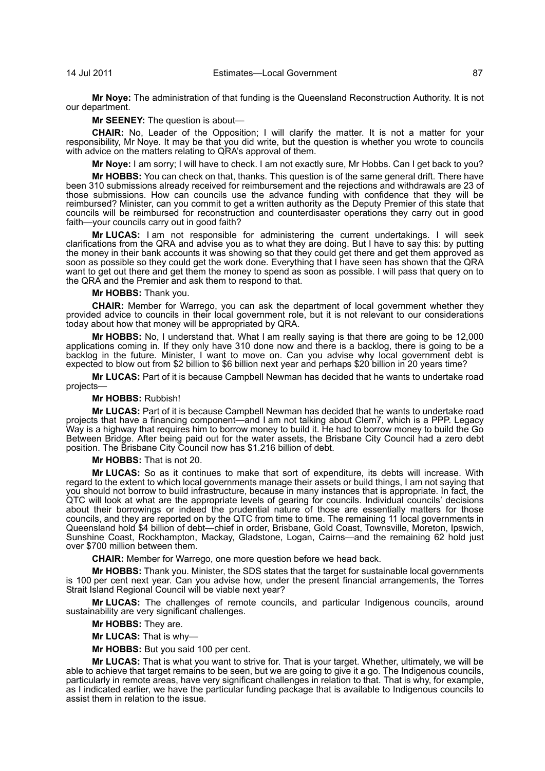**Mr Noye:** The administration of that funding is the Queensland Reconstruction Authority. It is not our department.

**Mr SEENEY:** The question is about—

**CHAIR:** No, Leader of the Opposition; I will clarify the matter. It is not a matter for your responsibility, Mr Noye. It may be that you did write, but the question is whether you wrote to councils with advice on the matters relating to QRA's approval of them.

**Mr Noye:** I am sorry; I will have to check. I am not exactly sure, Mr Hobbs. Can I get back to you?

**Mr HOBBS:** You can check on that, thanks. This question is of the same general drift. There have been 310 submissions already received for reimbursement and the rejections and withdrawals are 23 of those submissions. How can councils use the advance funding with confidence that they will be reimbursed? Minister, can you commit to get a written authority as the Deputy Premier of this state that councils will be reimbursed for reconstruction and counterdisaster operations they carry out in good faith—your councils carry out in good faith?

**Mr LUCAS:** I am not responsible for administering the current undertakings. I will seek clarifications from the QRA and advise you as to what they are doing. But I have to say this: by putting the money in their bank accounts it was showing so that they could get there and get them approved as soon as possible so they could get the work done. Everything that I have seen has shown that the QRA want to get out there and get them the money to spend as soon as possible. I will pass that query on to the QRA and the Premier and ask them to respond to that.

**Mr HOBBS:** Thank you.

**CHAIR:** Member for Warrego, you can ask the department of local government whether they provided advice to councils in their local government role, but it is not relevant to our considerations today about how that money will be appropriated by QRA.

**Mr HOBBS:** No, I understand that. What I am really saying is that there are going to be 12,000 applications coming in. If they only have 310 done now and there is a backlog, there is going to be a backlog in the future. Minister, I want to move on. Can you advise why local government debt is expected to blow out from $2 billion to $6 billion next year and perhaps $20 billion in 20 years time?

**Mr LUCAS:** Part of it is because Campbell Newman has decided that he wants to undertake road projects—

**Mr HOBBS:** Rubbish!

**Mr LUCAS:** Part of it is because Campbell Newman has decided that he wants to undertake road projects that have a financing component—and I am not talking about Clem7, which is a PPP. Legacy Way is a highway that requires him to borrow money to build it. He had to borrow money to build the Go Between Bridge. After being paid out for the water assets, the Brisbane City Council had a zero debt position. The Brisbane City Council now has $1.216 billion of debt.

**Mr HOBBS:** That is not 20.

**Mr LUCAS:** So as it continues to make that sort of expenditure, its debts will increase. With regard to the extent to which local governments manage their assets or build things, I am not saying that you should not borrow to build infrastructure, because in many instances that is appropriate. In fact, the QTC will look at what are the appropriate levels of gearing for councils. Individual councils' decisions about their borrowings or indeed the prudential nature of those are essentially matters for those councils, and they are reported on by the QTC from time to time. The remaining 11 local governments in Queensland hold $4 billion of debt—chief in order, Brisbane, Gold Coast, Townsville, Moreton, Ipswich, Sunshine Coast, Rockhampton, Mackay, Gladstone, Logan, Cairns—and the remaining 62 hold just over $700 million between them.

**CHAIR:** Member for Warrego, one more question before we head back.

**Mr HOBBS:** Thank you. Minister, the SDS states that the target for sustainable local governments is 100 per cent next year. Can you advise how, under the present financial arrangements, the Torres Strait Island Regional Council will be viable next year?

**Mr LUCAS:** The challenges of remote councils, and particular Indigenous councils, around sustainability are very significant challenges.

**Mr HOBBS:** They are.

**Mr LUCAS:** That is why—

**Mr HOBBS:** But you said 100 per cent.

**Mr LUCAS:** That is what you want to strive for. That is your target. Whether, ultimately, we will be able to achieve that target remains to be seen, but we are going to give it a go. The Indigenous councils, particularly in remote areas, have very significant challenges in relation to that. That is why, for example, as I indicated earlier, we have the particular funding package that is available to Indigenous councils to assist them in relation to the issue.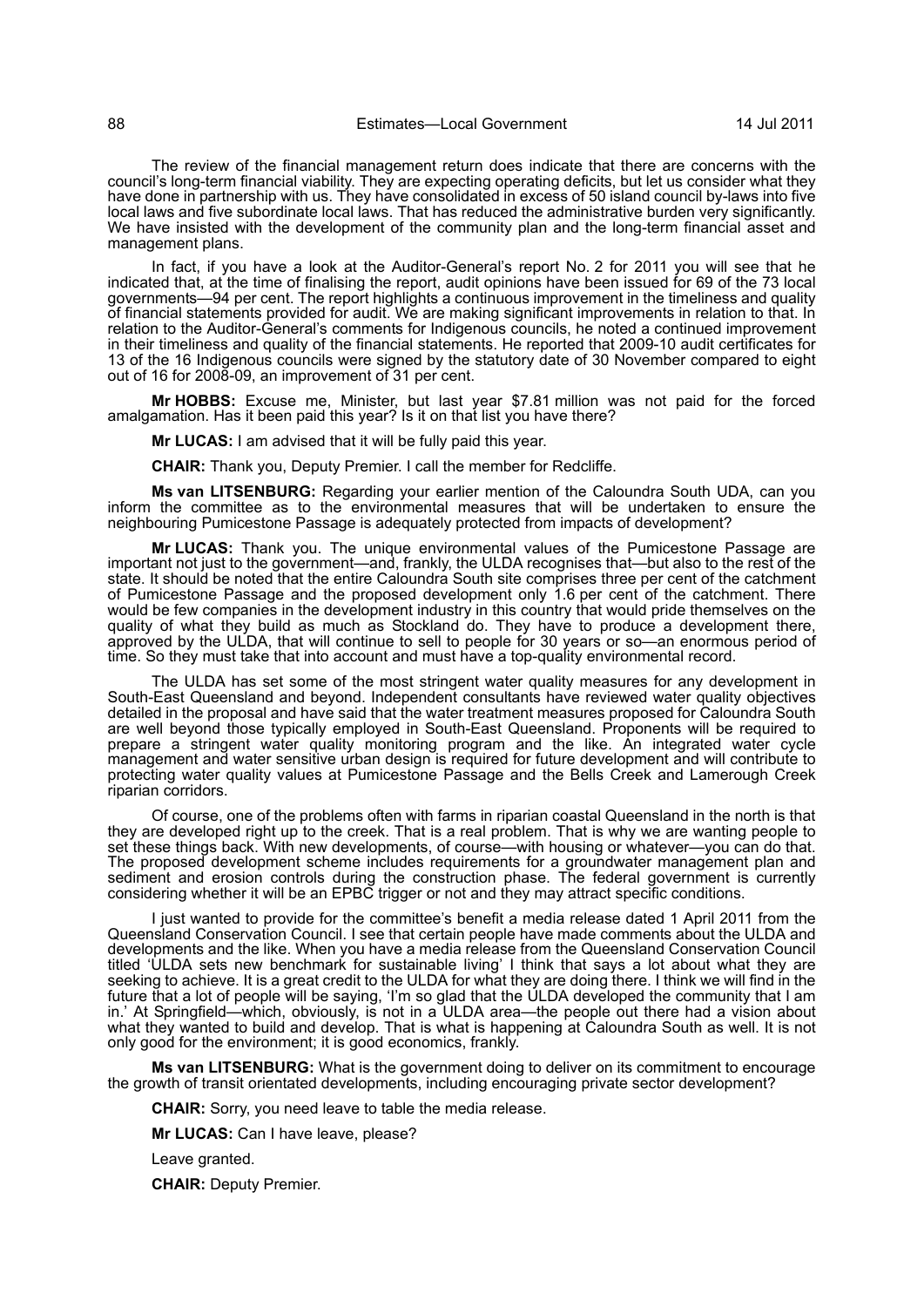The review of the financial management return does indicate that there are concerns with the council's long-term financial viability. They are expecting operating deficits, but let us consider what they have done in partnership with us. They have consolidated in excess of 50 island council by-laws into five local laws and five subordinate local laws. That has reduced the administrative burden very significantly. We have insisted with the development of the community plan and the long-term financial asset and management plans.

In fact, if you have a look at the Auditor-General's report No. 2 for 2011 you will see that he indicated that, at the time of finalising the report, audit opinions have been issued for 69 of the 73 local governments—94 per cent. The report highlights a continuous improvement in the timeliness and quality of financial statements provided for audit. We are making significant improvements in relation to that. In relation to the Auditor-General's comments for Indigenous councils, he noted a continued improvement in their timeliness and quality of the financial statements. He reported that 2009-10 audit certificates for 13 of the 16 Indigenous councils were signed by the statutory date of 30 November compared to eight out of 16 for 2008-09, an improvement of 31 per cent.

**Mr HOBBS:** Excuse me, Minister, but last year \$7.81 million was not paid for the forced amalgamation. Has it been paid this year? Is it on that list you have there?

**Mr LUCAS:** I am advised that it will be fully paid this year.

**CHAIR:** Thank you, Deputy Premier. I call the member for Redcliffe.

**Ms van LITSENBURG:** Regarding your earlier mention of the Caloundra South UDA, can you inform the committee as to the environmental measures that will be undertaken to ensure the neighbouring Pumicestone Passage is adequately protected from impacts of development?

**Mr LUCAS:** Thank you. The unique environmental values of the Pumicestone Passage are important not just to the government—and, frankly, the ULDA recognises that—but also to the rest of the state. It should be noted that the entire Caloundra South site comprises three per cent of the catchment of Pumicestone Passage and the proposed development only 1.6 per cent of the catchment. There would be few companies in the development industry in this country that would pride themselves on the quality of what they build as much as Stockland do. They have to produce a development there, approved by the ULDA, that will continue to sell to people for 30 years or so—an enormous period of time. So they must take that into account and must have a top-quality environmental record.

The ULDA has set some of the most stringent water quality measures for any development in South-East Queensland and beyond. Independent consultants have reviewed water quality objectives detailed in the proposal and have said that the water treatment measures proposed for Caloundra South are well beyond those typically employed in South-East Queensland. Proponents will be required to prepare a stringent water quality monitoring program and the like. An integrated water cycle management and water sensitive urban design is required for future development and will contribute to protecting water quality values at Pumicestone Passage and the Bells Creek and Lamerough Creek riparian corridors.

Of course, one of the problems often with farms in riparian coastal Queensland in the north is that they are developed right up to the creek. That is a real problem. That is why we are wanting people to set these things back. With new developments, of course—with housing or whatever—you can do that. The proposed development scheme includes requirements for a groundwater management plan and sediment and erosion controls during the construction phase. The federal government is currently considering whether it will be an EPBC trigger or not and they may attract specific conditions.

I just wanted to provide for the committee's benefit a media release dated 1 April 2011 from the Queensland Conservation Council. I see that certain people have made comments about the ULDA and developments and the like. When you have a media release from the Queensland Conservation Council titled 'ULDA sets new benchmark for sustainable living' I think that says a lot about what they are seeking to achieve. It is a great credit to the ULDA for what they are doing there. I think we will find in the future that a lot of people will be saying, 'I'm so glad that the ULDA developed the community that I am in.' At Springfield—which, obviously, is not in a ULDA area—the people out there had a vision about what they wanted to build and develop. That is what is happening at Caloundra South as well. It is not only good for the environment; it is good economics, frankly.

**Ms van LITSENBURG:** What is the government doing to deliver on its commitment to encourage the growth of transit orientated developments, including encouraging private sector development?

**CHAIR:** Sorry, you need leave to table the media release.

**Mr LUCAS:** Can I have leave, please?

Leave granted.

**CHAIR:** Deputy Premier.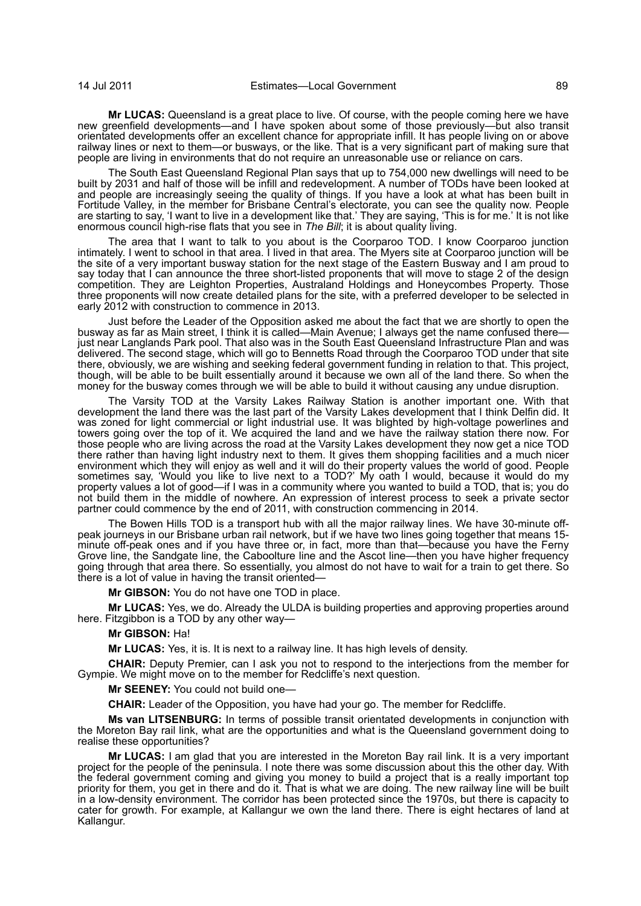**Mr LUCAS:** Queensland is a great place to live. Of course, with the people coming here we have new greenfield developments—and I have spoken about some of those previously—but also transit orientated developments offer an excellent chance for appropriate infill. It has people living on or above railway lines or next to them—or busways, or the like. That is a very significant part of making sure that people are living in environments that do not require an unreasonable use or reliance on cars.

The South East Queensland Regional Plan says that up to 754,000 new dwellings will need to be built by 2031 and half of those will be infill and redevelopment. A number of TODs have been looked at and people are increasingly seeing the quality of things. If you have a look at what has been built in Fortitude Valley, in the member for Brisbane Central's electorate, you can see the quality now. People are starting to say, 'I want to live in a development like that.' They are saying, 'This is for me.' It is not like enormous council high-rise flats that you see in *The Bill*; it is about quality living.

The area that I want to talk to you about is the Coorparoo TOD. I know Coorparoo junction intimately. I went to school in that area. I lived in that area. The Myers site at Coorparoo junction will be the site of a very important busway station for the next stage of the Eastern Busway and I am proud to say today that I can announce the three short-listed proponents that will move to stage 2 of the design competition. They are Leighton Properties, Australand Holdings and Honeycombes Property. Those three proponents will now create detailed plans for the site, with a preferred developer to be selected in early 2012 with construction to commence in 2013.

Just before the Leader of the Opposition asked me about the fact that we are shortly to open the busway as far as Main street, I think it is called—Main Avenue; I always get the name confused there—just near Langlands Park pool. That also was in the South East Queensland Infrastructure Plan and was delivered. The second stage, which will go to Bennetts Road through the Coorparoo TOD under that site there, obviously, we are wishing and seeking federal government funding in relation to that. This project, though, will be able to be built essentially around it because we own all of the land there. So when the money for the busway comes through we will be able to build it without causing any undue disruption.

The Varsity TOD at the Varsity Lakes Railway Station is another important one. With that development the land there was the last part of the Varsity Lakes development that I think Delfin did. It was zoned for light commercial or light industrial use. It was blighted by high-voltage powerlines and towers going over the top of it. We acquired the land and we have the railway station there now. For those people who are living across the road at the Varsity Lakes development they now get a nice TOD there rather than having light industry next to them. It gives them shopping facilities and a much nicer environment which they will enjoy as well and it will do their property values the world of good. People sometimes say, 'Would you like to live next to a TOD?' My oath I would, because it would do my property values a lot of good—if I was in a community where you wanted to build a TOD, that is; you do not build them in the middle of nowhere. An expression of interest process to seek a private sector partner could commence by the end of 2011, with construction commencing in 2014.

The Bowen Hills TOD is a transport hub with all the major railway lines. We have 30-minute off-peak journeys in our Brisbane urban rail network, but if we have two lines going together that means 15-minute off-peak ones and if you have three or, in fact, more than that—because you have the Ferny Grove line, the Sandgate line, the Caboolture line and the Ascot line—then you have higher frequency going through that area there. So essentially, you almost do not have to wait for a train to get there. So there is a lot of value in having the transit oriented—

**Mr GIBSON:** You do not have one TOD in place.

**Mr LUCAS:** Yes, we do. Already the ULDA is building properties and approving properties around here. Fitzgibbon is a TOD by any other way—

**Mr GIBSON:** Ha!

**Mr LUCAS:** Yes, it is. It is next to a railway line. It has high levels of density.

**CHAIR:** Deputy Premier, can I ask you not to respond to the interjections from the member for Gympie. We might move on to the member for Redcliffe's next question.

**Mr SEENEY:** You could not build one—

**CHAIR:** Leader of the Opposition, you have had your go. The member for Redcliffe.

**Ms van LITSENBURG:** In terms of possible transit orientated developments in conjunction with the Moreton Bay rail link, what are the opportunities and what is the Queensland government doing to realise these opportunities?

**Mr LUCAS:** I am glad that you are interested in the Moreton Bay rail link. It is a very important project for the people of the peninsula. I note there was some discussion about this the other day. With the federal government coming and giving you money to build a project that is a really important top priority for them, you get in there and do it. That is what we are doing. The new railway line will be built in a low-density environment. The corridor has been protected since the 1970s, but there is capacity to cater for growth. For example, at Kallangur we own the land there. There is eight hectares of land at Kallangur.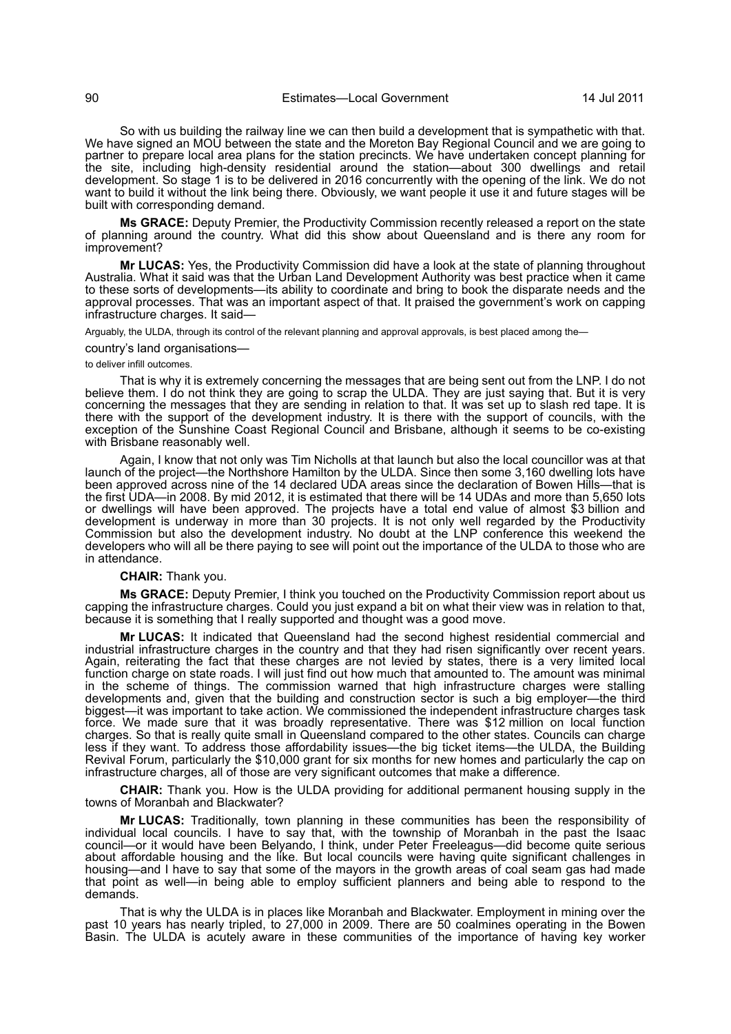So with us building the railway line we can then build a development that is sympathetic with that. We have signed an MOU between the state and the Moreton Bay Regional Council and we are going to partner to prepare local area plans for the station precincts. We have undertaken concept planning for the site, including high-density residential around the station—about 300 dwellings and retail development. So stage 1 is to be delivered in 2016 concurrently with the opening of the link. We do not want to build it without the link being there. Obviously, we want people it use it and future stages will be built with corresponding demand.

**Ms GRACE:** Deputy Premier, the Productivity Commission recently released a report on the state of planning around the country. What did this show about Queensland and is there any room for improvement?

**Mr LUCAS:** Yes, the Productivity Commission did have a look at the state of planning throughout Australia. What it said was that the Urban Land Development Authority was best practice when it came to these sorts of developments—its ability to coordinate and bring to book the disparate needs and the approval processes. That was an important aspect of that. It praised the government's work on capping infrastructure charges. It said—

Arguably, the ULDA, through its control of the relevant planning and approval approvals, is best placed among the—

country's land organisations—

to deliver infill outcomes.

That is why it is extremely concerning the messages that are being sent out from the LNP. I do not believe them. I do not think they are going to scrap the ULDA. They are just saying that. But it is very concerning the messages that they are sending in relation to that. It was set up to slash red tape. It is there with the support of the development industry. It is there with the support of councils, with the exception of the Sunshine Coast Regional Council and Brisbane, although it seems to be co-existing with Brisbane reasonably well.

Again, I know that not only was Tim Nicholls at that launch but also the local councillor was at that launch of the project—the Northshore Hamilton by the ULDA. Since then some 3,160 dwelling lots have been approved across nine of the 14 declared UDA areas since the declaration of Bowen Hills—that is the first UDA—in 2008. By mid 2012, it is estimated that there will be 14 UDAs and more than 5,650 lots or dwellings will have been approved. The projects have a total end value of almost $3 billion and development is underway in more than 30 projects. It is not only well regarded by the Productivity Commission but also the development industry. No doubt at the LNP conference this weekend the developers who will all be there paying to see will point out the importance of the ULDA to those who are in attendance.

**CHAIR:** Thank you.

**Ms GRACE:** Deputy Premier, I think you touched on the Productivity Commission report about us capping the infrastructure charges. Could you just expand a bit on what their view was in relation to that, because it is something that I really supported and thought was a good move.

**Mr LUCAS:** It indicated that Queensland had the second highest residential commercial and industrial infrastructure charges in the country and that they had risen significantly over recent years. Again, reiterating the fact that these charges are not levied by states, there is a very limited local function charge on state roads. I will just find out how much that amounted to. The amount was minimal in the scheme of things. The commission warned that high infrastructure charges were stalling developments and, given that the building and construction sector is such a big employer—the third biggest—it was important to take action. We commissioned the independent infrastructure charges task force. We made sure that it was broadly representative. There was $12 million on local function charges. So that is really quite small in Queensland compared to the other states. Councils can charge less if they want. To address those affordability issues—the big ticket items—the ULDA, the Building Revival Forum, particularly the $10,000 grant for six months for new homes and particularly the cap on infrastructure charges, all of those are very significant outcomes that make a difference.

**CHAIR:** Thank you. How is the ULDA providing for additional permanent housing supply in the towns of Moranbah and Blackwater?

**Mr LUCAS:** Traditionally, town planning in these communities has been the responsibility of individual local councils. I have to say that, with the township of Moranbah in the past the Isaac council—or it would have been Belyando, I think, under Peter Freeleagus—did become quite serious about affordable housing and the like. But local councils were having quite significant challenges in housing—and I have to say that some of the mayors in the growth areas of coal seam gas had made that point as well—in being able to employ sufficient planners and being able to respond to the demands.

That is why the ULDA is in places like Moranbah and Blackwater. Employment in mining over the past 10 years has nearly tripled, to 27,000 in 2009. There are 50 coalmines operating in the Bowen Basin. The ULDA is acutely aware in these communities of the importance of having key worker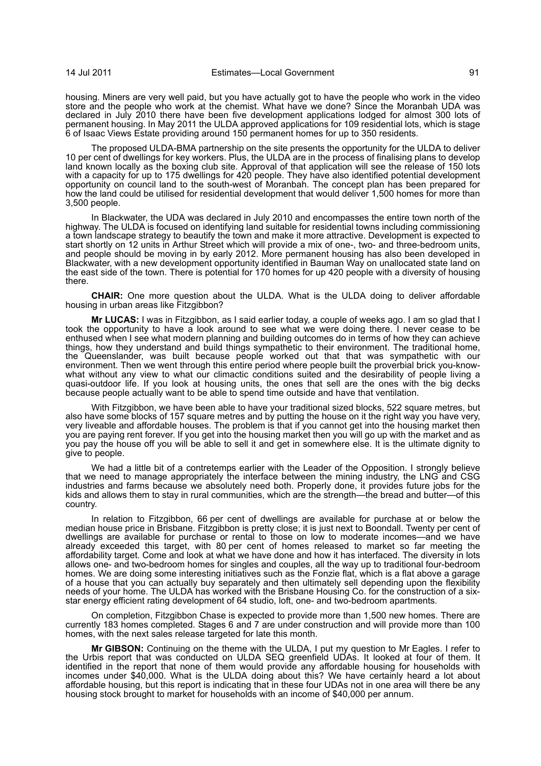housing. Miners are very well paid, but you have actually got to have the people who work in the video store and the people who work at the chemist. What have we done? Since the Moranbah UDA was declared in July 2010 there have been five development applications lodged for almost 300 lots of permanent housing. In May 2011 the ULDA approved applications for 109 residential lots, which is stage 6 of Isaac Views Estate providing around 150 permanent homes for up to 350 residents.

The proposed ULDA-BMA partnership on the site presents the opportunity for the ULDA to deliver 10 per cent of dwellings for key workers. Plus, the ULDA are in the process of finalising plans to develop land known locally as the boxing club site. Approval of that application will see the release of 150 lots with a capacity for up to 175 dwellings for 420 people. They have also identified potential development opportunity on council land to the south-west of Moranbah. The concept plan has been prepared for how the land could be utilised for residential development that would deliver 1,500 homes for more than 3,500 people.

In Blackwater, the UDA was declared in July 2010 and encompasses the entire town north of the highway. The ULDA is focused on identifying land suitable for residential towns including commissioning a town landscape strategy to beautify the town and make it more attractive. Development is expected to start shortly on 12 units in Arthur Street which will provide a mix of one-, two- and three-bedroom units, and people should be moving in by early 2012. More permanent housing has also been developed in Blackwater, with a new development opportunity identified in Bauman Way on unallocated state land on the east side of the town. There is potential for 170 homes for up 420 people with a diversity of housing there.

**CHAIR:** One more question about the ULDA. What is the ULDA doing to deliver affordable housing in urban areas like Fitzgibbon?

**Mr LUCAS:** I was in Fitzgibbon, as I said earlier today, a couple of weeks ago. I am so glad that I took the opportunity to have a look around to see what we were doing there. I never cease to be enthused when I see what modern planning and building outcomes do in terms of how they can achieve things, how they understand and build things sympathetic to their environment. The traditional home, the Queenslander, was built because people worked out that that was sympathetic with our environment. Then we went through this entire period where people built the proverbial brick you-know-what without any view to what our climactic conditions suited and the desirability of people living a quasi-outdoor life. If you look at housing units, the ones that sell are the ones with the big decks because people actually want to be able to spend time outside and have that ventilation.

With Fitzgibbon, we have been able to have your traditional sized blocks, 522 square metres, but also have some blocks of 157 square metres and by putting the house on it the right way you have very, very liveable and affordable houses. The problem is that if you cannot get into the housing market then you are paying rent forever. If you get into the housing market then you will go up with the market and as you pay the house off you will be able to sell it and get in somewhere else. It is the ultimate dignity to give to people.

We had a little bit of a contretemps earlier with the Leader of the Opposition. I strongly believe that we need to manage appropriately the interface between the mining industry, the LNG and CSG industries and farms because we absolutely need both. Properly done, it provides future jobs for the kids and allows them to stay in rural communities, which are the strength—the bread and butter—of this country.

In relation to Fitzgibbon, 66 per cent of dwellings are available for purchase at or below the median house price in Brisbane. Fitzgibbon is pretty close; it is just next to Boondall. Twenty per cent of dwellings are available for purchase or rental to those on low to moderate incomes—and we have already exceeded this target, with 80 per cent of homes released to market so far meeting the affordability target. Come and look at what we have done and how it has interfaced. The diversity in lots allows one- and two-bedroom homes for singles and couples, all the way up to traditional four-bedroom homes. We are doing some interesting initiatives such as the Fonzie flat, which is a flat above a garage of a house that you can actually buy separately and then ultimately sell depending upon the flexibility needs of your home. The ULDA has worked with the Brisbane Housing Co. for the construction of a six-star energy efficient rating development of 64 studio, loft, one- and two-bedroom apartments.

On completion, Fitzgibbon Chase is expected to provide more than 1,500 new homes. There are currently 183 homes completed. Stages 6 and 7 are under construction and will provide more than 100 homes, with the next sales release targeted for late this month.

**Mr GIBSON:** Continuing on the theme with the ULDA, I put my question to Mr Eagles. I refer to the Urbis report that was conducted on ULDA SEQ greenfield UDAs. It looked at four of them. It identified in the report that none of them would provide any affordable housing for households with incomes under $40,000. What is the ULDA doing about this? We have certainly heard a lot about affordable housing, but this report is indicating that in these four UDAs not in one area will there be any housing stock brought to market for households with an income of $40,000 per annum.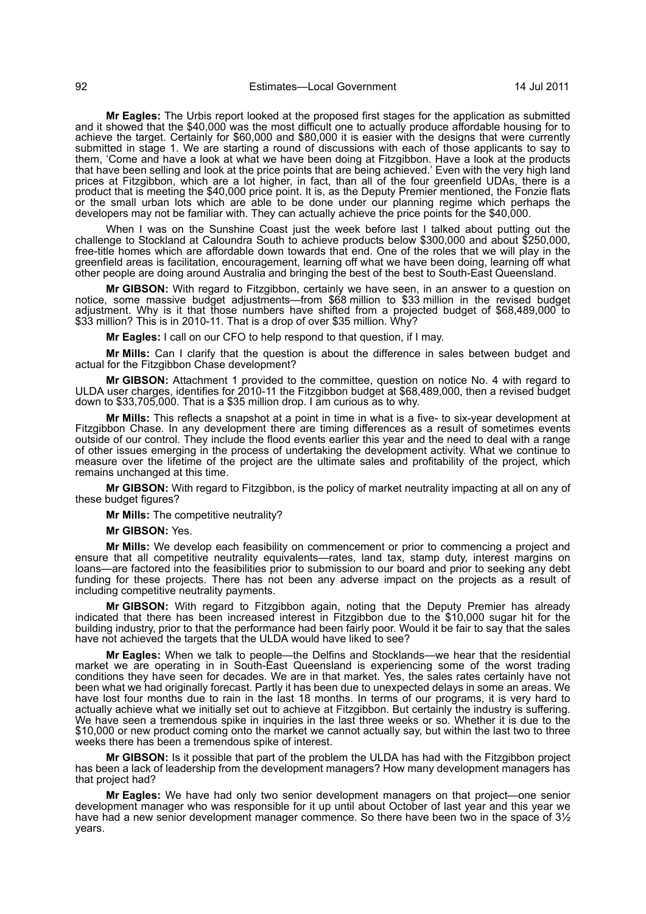**Mr Eagles:** The Urbis report looked at the proposed first stages for the application as submitted and it showed that the $40,000 was the most difficult one to actually produce affordable housing for to achieve the target. Certainly for $60,000 and $80,000 it is easier with the designs that were currently submitted in stage 1. We are starting a round of discussions with each of those applicants to say to them, 'Come and have a look at what we have been doing at Fitzgibbon. Have a look at the products that have been selling and look at the price points that are being achieved.' Even with the very high land prices at Fitzgibbon, which are a lot higher, in fact, than all of the four greenfield UDAs, there is a product that is meeting the $40,000 price point. It is, as the Deputy Premier mentioned, the Fonzie flats or the small urban lots which are able to be done under our planning regime which perhaps the developers may not be familiar with. They can actually achieve the price points for the $40,000.

When I was on the Sunshine Coast just the week before last I talked about putting out the challenge to Stockland at Caloundra South to achieve products below $300,000 and about $250,000, free-title homes which are affordable down towards that end. One of the roles that we will play in the greenfield areas is facilitation, encouragement, learning off what we have been doing, learning off what other people are doing around Australia and bringing the best of the best to South-East Queensland.

**Mr GIBSON:** With regard to Fitzgibbon, certainly we have seen, in an answer to a question on notice, some massive budget adjustments—from $68 million to $33 million in the revised budget adjustment. Why is it that those numbers have shifted from a projected budget of $68,489,000 to $33 million? This is in 2010-11. That is a drop of over $35 million. Why?

**Mr Eagles:** I call on our CFO to help respond to that question, if I may.

**Mr Mills:** Can I clarify that the question is about the difference in sales between budget and actual for the Fitzgibbon Chase development?

**Mr GIBSON:** Attachment 1 provided to the committee, question on notice No. 4 with regard to ULDA user charges, identifies for 2010-11 the Fitzgibbon budget at $68,489,000, then a revised budget down to $33,705,000. That is a $35 million drop. I am curious as to why.

**Mr Mills:** This reflects a snapshot at a point in time in what is a five- to six-year development at Fitzgibbon Chase. In any development there are timing differences as a result of sometimes events outside of our control. They include the flood events earlier this year and the need to deal with a range of other issues emerging in the process of undertaking the development activity. What we continue to measure over the lifetime of the project are the ultimate sales and profitability of the project, which remains unchanged at this time.

**Mr GIBSON:** With regard to Fitzgibbon, is the policy of market neutrality impacting at all on any of these budget figures?

**Mr Mills:** The competitive neutrality?

**Mr GIBSON:** Yes.

**Mr Mills:** We develop each feasibility on commencement or prior to commencing a project and ensure that all competitive neutrality equivalents—rates, land tax, stamp duty, interest margins on loans—are factored into the feasibilities prior to submission to our board and prior to seeking any debt funding for these projects. There has not been any adverse impact on the projects as a result of including competitive neutrality payments.

**Mr GIBSON:** With regard to Fitzgibbon again, noting that the Deputy Premier has already indicated that there has been increased interest in Fitzgibbon due to the $10,000 sugar hit for the building industry, prior to that the performance had been fairly poor. Would it be fair to say that the sales have not achieved the targets that the ULDA would have liked to see?

**Mr Eagles:** When we talk to people—the Delfins and Stocklands—we hear that the residential market we are operating in in South-East Queensland is experiencing some of the worst trading conditions they have seen for decades. We are in that market. Yes, the sales rates certainly have not been what we had originally forecast. Partly it has been due to unexpected delays in some areas. We have lost four months due to rain in the last 18 months. In terms of our programs, it is very hard to actually achieve what we initially set out to achieve at Fitzgibbon. But certainly the industry is suffering. We have seen a tremendous spike in inquiries in the last three weeks or so. Whether it is due to the $10,000 or new product coming onto the market we cannot actually say, but within the last two to three weeks there has been a tremendous spike of interest.

**Mr GIBSON:** Is it possible that part of the problem the ULDA has had with the Fitzgibbon project has been a lack of leadership from the development managers? How many development managers has that project had?

**Mr Eagles:** We have had only two senior development managers on that project—one senior development manager who was responsible for it up until about October of last year and this year we have had a new senior development manager commence. So there have been two in the space of 3½ years.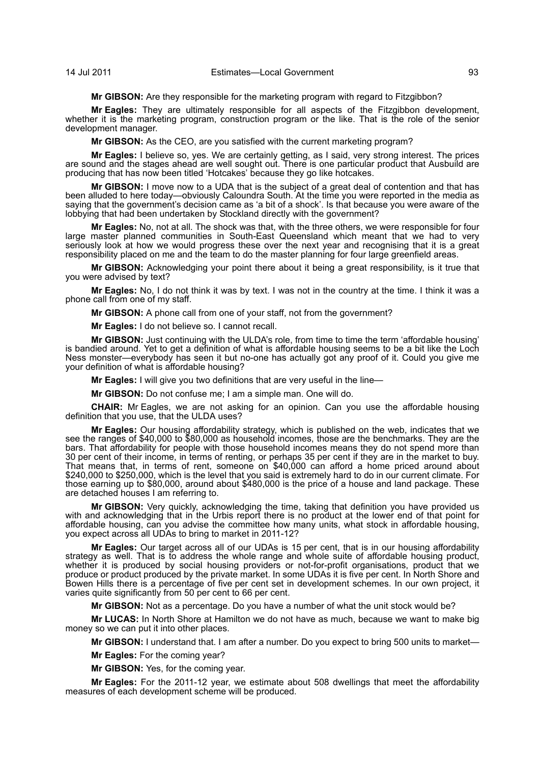**Mr GIBSON:** Are they responsible for the marketing program with regard to Fitzgibbon?

**Mr Eagles:** They are ultimately responsible for all aspects of the Fitzgibbon development, whether it is the marketing program, construction program or the like. That is the role of the senior development manager.

**Mr GIBSON:** As the CEO, are you satisfied with the current marketing program?

**Mr Eagles:** I believe so, yes. We are certainly getting, as I said, very strong interest. The prices are sound and the stages ahead are well sought out. There is one particular product that Ausbuild are producing that has now been titled 'Hotcakes' because they go like hotcakes.

**Mr GIBSON:** I move now to a UDA that is the subject of a great deal of contention and that has been alluded to here today—obviously Caloundra South. At the time you were reported in the media as saying that the government's decision came as 'a bit of a shock'. Is that because you were aware of the lobbying that had been undertaken by Stockland directly with the government?

**Mr Eagles:** No, not at all. The shock was that, with the three others, we were responsible for four large master planned communities in South-East Queensland which meant that we had to very seriously look at how we would progress these over the next year and recognising that it is a great responsibility placed on me and the team to do the master planning for four large greenfield areas.

**Mr GIBSON:** Acknowledging your point there about it being a great responsibility, is it true that you were advised by text?

**Mr Eagles:** No, I do not think it was by text. I was not in the country at the time. I think it was a phone call from one of my staff.

**Mr GIBSON:** A phone call from one of your staff, not from the government?

**Mr Eagles:** I do not believe so. I cannot recall.

**Mr GIBSON:** Just continuing with the ULDA's role, from time to time the term 'affordable housing' is bandied around. Yet to get a definition of what is affordable housing seems to be a bit like the Loch Ness monster—everybody has seen it but no-one has actually got any proof of it. Could you give me your definition of what is affordable housing?

**Mr Eagles:** I will give you two definitions that are very useful in the line—

**Mr GIBSON:** Do not confuse me; I am a simple man. One will do.

**CHAIR:** Mr Eagles, we are not asking for an opinion. Can you use the affordable housing definition that you use, that the ULDA uses?

**Mr Eagles:** Our housing affordability strategy, which is published on the web, indicates that we see the ranges of $40,000 to $80,000 as household incomes, those are the benchmarks. They are the bars. That affordability for people with those household incomes means they do not spend more than 30 per cent of their income, in terms of renting, or perhaps 35 per cent if they are in the market to buy. That means that, in terms of rent, someone on $40,000 can afford a home priced around about $240,000 to $250,000, which is the level that you said is extremely hard to do in our current climate. For those earning up to $80,000, around about $480,000 is the price of a house and land package. These are detached houses I am referring to.

**Mr GIBSON:** Very quickly, acknowledging the time, taking that definition you have provided us with and acknowledging that in the Urbis report there is no product at the lower end of that point for affordable housing, can you advise the committee how many units, what stock in affordable housing, you expect across all UDAs to bring to market in 2011-12?

**Mr Eagles:** Our target across all of our UDAs is 15 per cent, that is in our housing affordability strategy as well. That is to address the whole range and whole suite of affordable housing product, whether it is produced by social housing providers or not-for-profit organisations, product that we produce or product produced by the private market. In some UDAs it is five per cent. In North Shore and Bowen Hills there is a percentage of five per cent set in development schemes. In our own project, it varies quite significantly from 50 per cent to 66 per cent.

**Mr GIBSON:** Not as a percentage. Do you have a number of what the unit stock would be?

**Mr LUCAS:** In North Shore at Hamilton we do not have as much, because we want to make big money so we can put it into other places.

**Mr GIBSON:** I understand that. I am after a number. Do you expect to bring 500 units to market—

**Mr Eagles:** For the coming year?

**Mr GIBSON:** Yes, for the coming year.

**Mr Eagles:** For the 2011-12 year, we estimate about 508 dwellings that meet the affordability measures of each development scheme will be produced.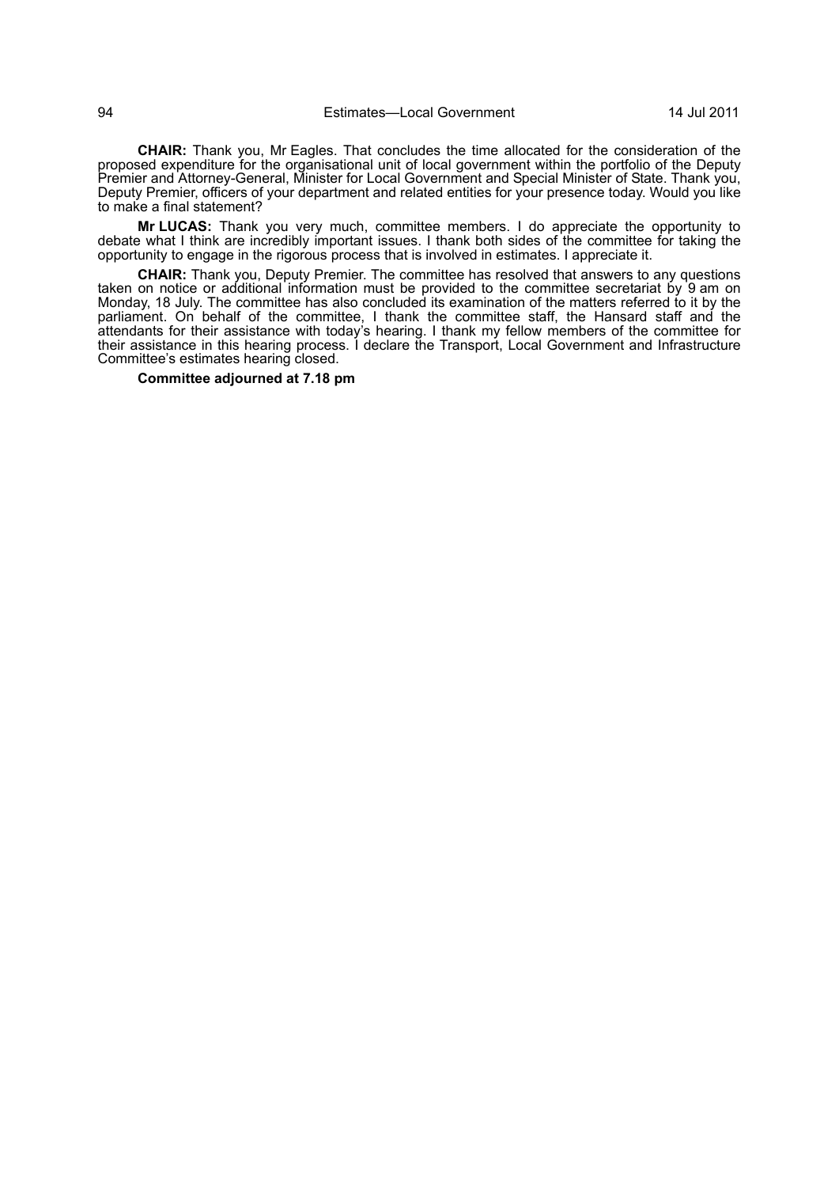**CHAIR:** Thank you, Mr Eagles. That concludes the time allocated for the consideration of the proposed expenditure for the organisational unit of local government within the portfolio of the Deputy Premier and Attorney-General, Minister for Local Government and Special Minister of State. Thank you, Deputy Premier, officers of your department and related entities for your presence today. Would you like to make a final statement?

**Mr LUCAS:** Thank you very much, committee members. I do appreciate the opportunity to debate what I think are incredibly important issues. I thank both sides of the committee for taking the opportunity to engage in the rigorous process that is involved in estimates. I appreciate it.

**CHAIR:** Thank you, Deputy Premier. The committee has resolved that answers to any questions taken on notice or additional information must be provided to the committee secretariat by 9 am on Monday, 18 July. The committee has also concluded its examination of the matters referred to it by the parliament. On behalf of the committee, I thank the committee staff, the Hansard staff and the attendants for their assistance with today's hearing. I thank my fellow members of the committee for their assistance in this hearing process. I declare the Transport, Local Government and Infrastructure Committee's estimates hearing closed.

**Committee adjourned at 7.18 pm**